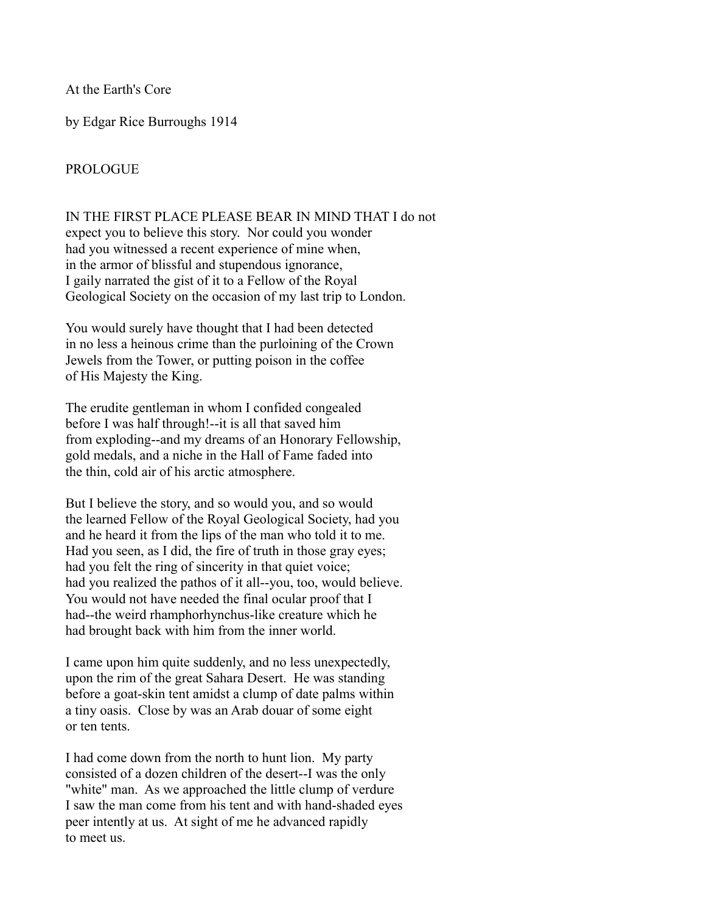# At the Earth's Core

by Edgar Rice Burroughs 1914

## PROLOGUE

IN THE FIRST PLACE PLEASE BEAR IN MIND THAT I do not expect you to believe this story. Nor could you wonder had you witnessed a recent experience of mine when, in the armor of blissful and stupendous ignorance, I gaily narrated the gist of it to a Fellow of the Royal Geological Society on the occasion of my last trip to London.

You would surely have thought that I had been detected in no less a heinous crime than the purloining of the Crown Jewels from the Tower, or putting poison in the coffee of His Majesty the King.

The erudite gentleman in whom I confided congealed before I was half through!--it is all that saved him from exploding--and my dreams of an Honorary Fellowship, gold medals, and a niche in the Hall of Fame faded into the thin, cold air of his arctic atmosphere.

But I believe the story, and so would you, and so would the learned Fellow of the Royal Geological Society, had you and he heard it from the lips of the man who told it to me. Had you seen, as I did, the fire of truth in those gray eyes; had you felt the ring of sincerity in that quiet voice; had you realized the pathos of it all--you, too, would believe. You would not have needed the final ocular proof that I had--the weird rhamphorhynchus-like creature which he had brought back with him from the inner world.

I came upon him quite suddenly, and no less unexpectedly, upon the rim of the great Sahara Desert. He was standing before a goat-skin tent amidst a clump of date palms within a tiny oasis. Close by was an Arab douar of some eight or ten tents.

I had come down from the north to hunt lion. My party consisted of a dozen children of the desert--I was the only "white" man. As we approached the little clump of verdure I saw the man come from his tent and with hand-shaded eyes peer intently at us. At sight of me he advanced rapidly to meet us.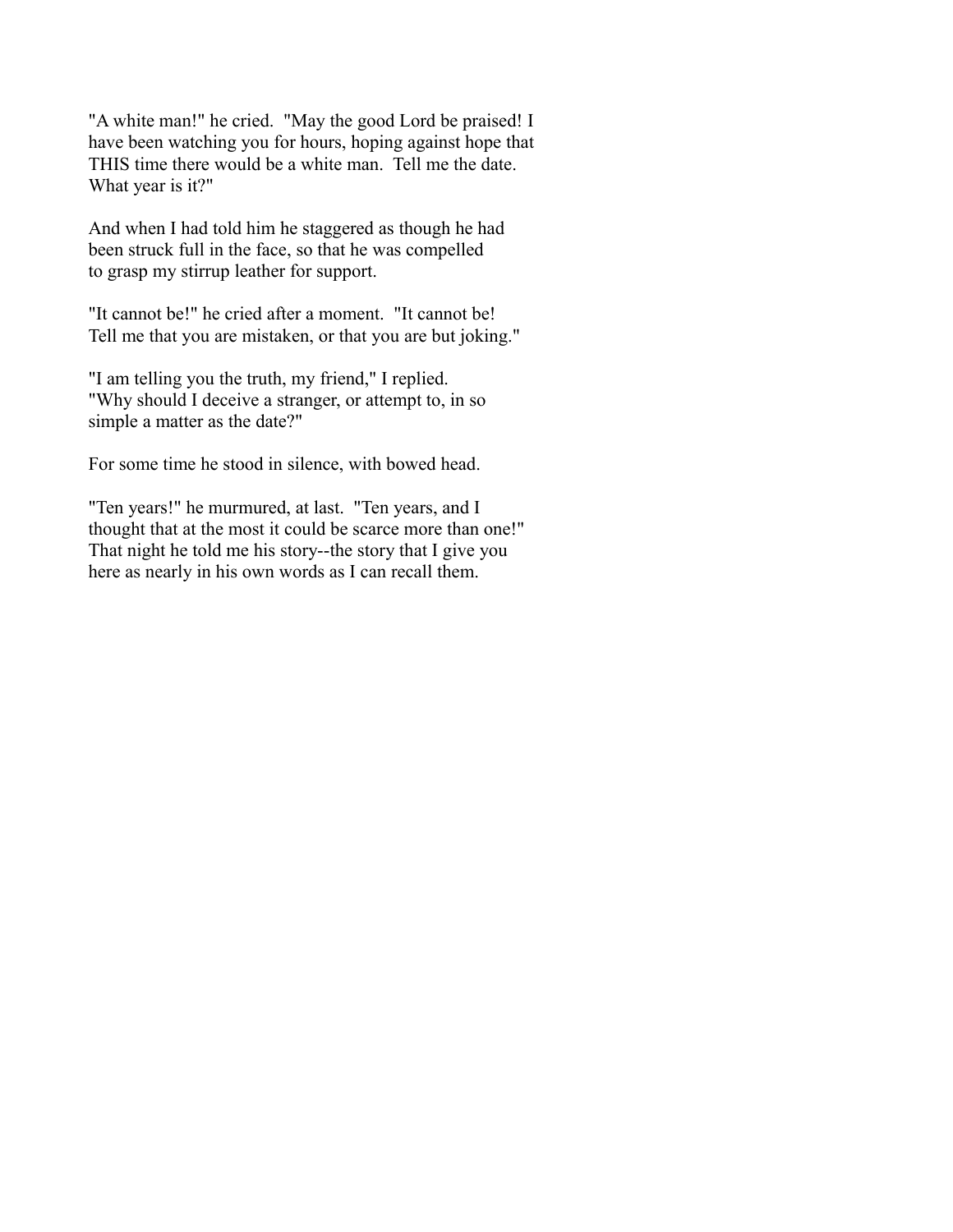"A white man!" he cried. "May the good Lord be praised! I have been watching you for hours, hoping against hope that THIS time there would be a white man. Tell me the date. What year is it?"

And when I had told him he staggered as though he had been struck full in the face, so that he was compelled to grasp my stirrup leather for support.

"It cannot be!" he cried after a moment. "It cannot be! Tell me that you are mistaken, or that you are but joking."

"I am telling you the truth, my friend," I replied. "Why should I deceive a stranger, or attempt to, in so simple a matter as the date?"

For some time he stood in silence, with bowed head.

"Ten years!" he murmured, at last. "Ten years, and I thought that at the most it could be scarce more than one!" That night he told me his story--the story that I give you here as nearly in his own words as I can recall them.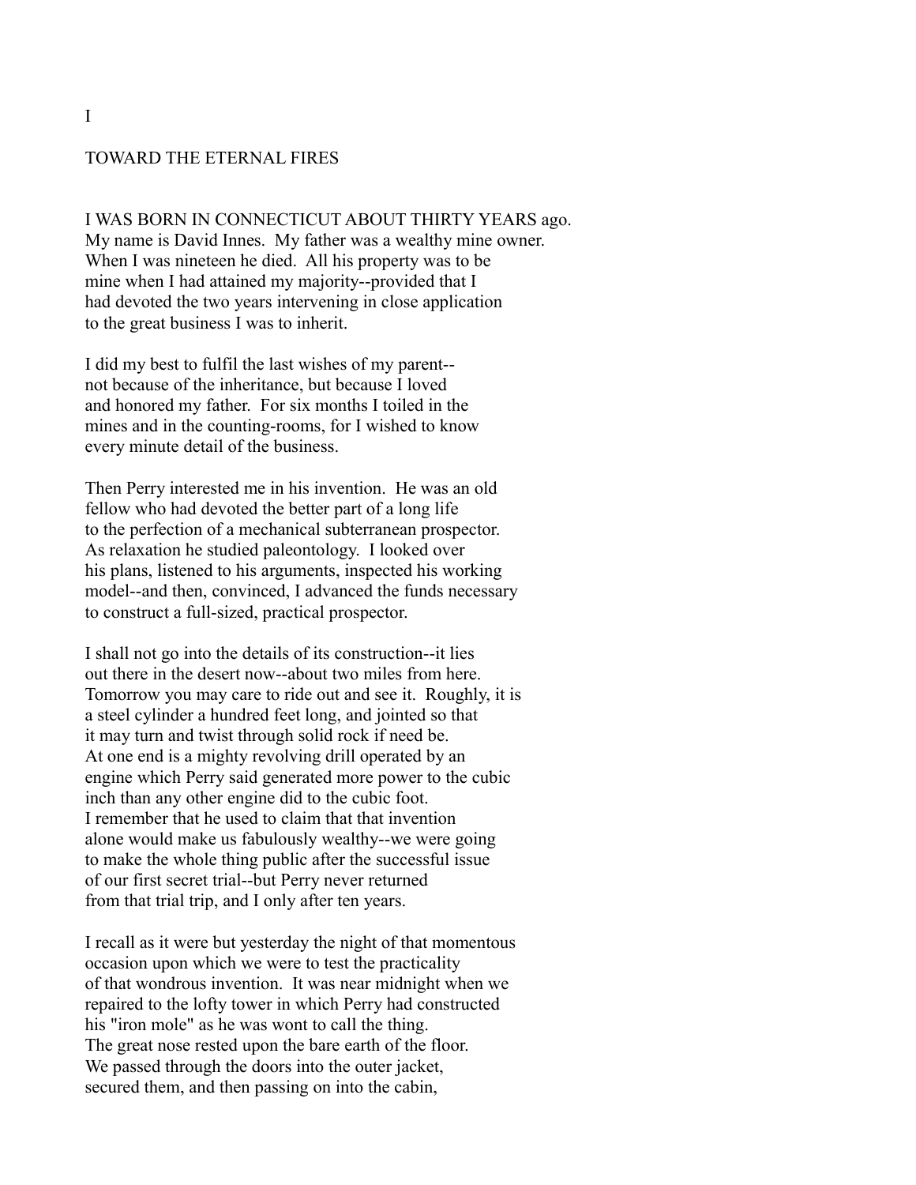# I

## TOWARD THE ETERNAL FIRES

I WAS BORN IN CONNECTICUT ABOUT THIRTY YEARS ago. My name is David Innes. My father was a wealthy mine owner. When I was nineteen he died. All his property was to be mine when I had attained my majority--provided that I had devoted the two years intervening in close application to the great business I was to inherit.

I did my best to fulfil the last wishes of my parent--not because of the inheritance, but because I loved and honored my father. For six months I toiled in the mines and in the counting-rooms, for I wished to know every minute detail of the business.

Then Perry interested me in his invention. He was an old fellow who had devoted the better part of a long life to the perfection of a mechanical subterranean prospector. As relaxation he studied paleontology. I looked over his plans, listened to his arguments, inspected his working model--and then, convinced, I advanced the funds necessary to construct a full-sized, practical prospector.

I shall not go into the details of its construction--it lies out there in the desert now--about two miles from here. Tomorrow you may care to ride out and see it. Roughly, it is a steel cylinder a hundred feet long, and jointed so that it may turn and twist through solid rock if need be. At one end is a mighty revolving drill operated by an engine which Perry said generated more power to the cubic inch than any other engine did to the cubic foot. I remember that he used to claim that that invention alone would make us fabulously wealthy--we were going to make the whole thing public after the successful issue of our first secret trial--but Perry never returned from that trial trip, and I only after ten years.

I recall as it were but yesterday the night of that momentous occasion upon which we were to test the practicality of that wondrous invention. It was near midnight when we repaired to the lofty tower in which Perry had constructed his "iron mole" as he was wont to call the thing. The great nose rested upon the bare earth of the floor. We passed through the doors into the outer jacket, secured them, and then passing on into the cabin,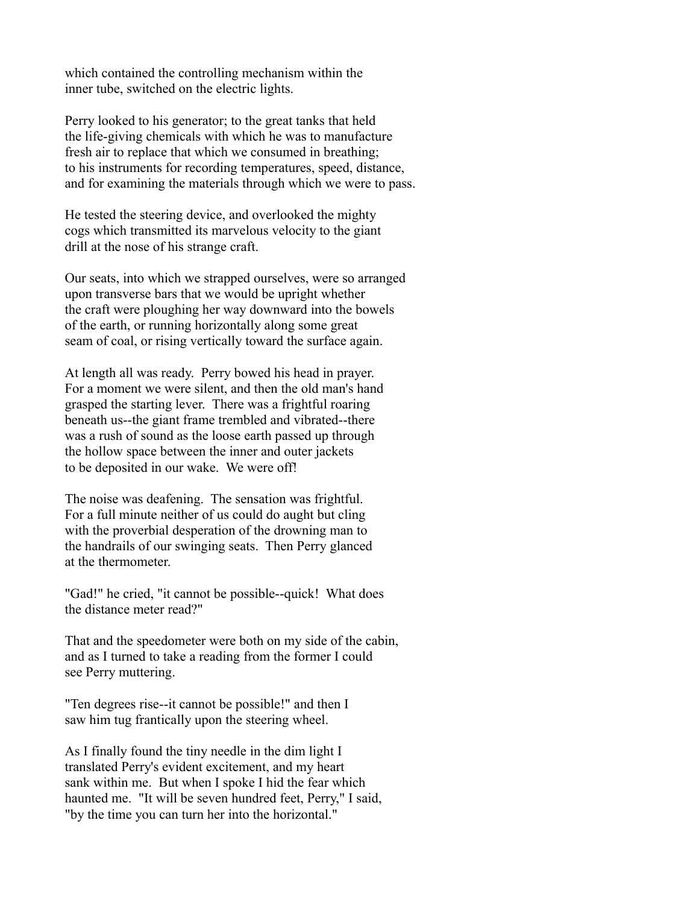which contained the controlling mechanism within the inner tube, switched on the electric lights.

Perry looked to his generator; to the great tanks that held the life-giving chemicals with which he was to manufacture fresh air to replace that which we consumed in breathing; to his instruments for recording temperatures, speed, distance, and for examining the materials through which we were to pass.

He tested the steering device, and overlooked the mighty cogs which transmitted its marvelous velocity to the giant drill at the nose of his strange craft.

Our seats, into which we strapped ourselves, were so arranged upon transverse bars that we would be upright whether the craft were ploughing her way downward into the bowels of the earth, or running horizontally along some great seam of coal, or rising vertically toward the surface again.

At length all was ready. Perry bowed his head in prayer. For a moment we were silent, and then the old man's hand grasped the starting lever. There was a frightful roaring beneath us--the giant frame trembled and vibrated--there was a rush of sound as the loose earth passed up through the hollow space between the inner and outer jackets to be deposited in our wake. We were off!

The noise was deafening. The sensation was frightful. For a full minute neither of us could do aught but cling with the proverbial desperation of the drowning man to the handrails of our swinging seats. Then Perry glanced at the thermometer.

"Gad!" he cried, "it cannot be possible--quick! What does the distance meter read?"

That and the speedometer were both on my side of the cabin, and as I turned to take a reading from the former I could see Perry muttering.

"Ten degrees rise--it cannot be possible!" and then I saw him tug frantically upon the steering wheel.

As I finally found the tiny needle in the dim light I translated Perry's evident excitement, and my heart sank within me. But when I spoke I hid the fear which haunted me. "It will be seven hundred feet, Perry," I said, "by the time you can turn her into the horizontal."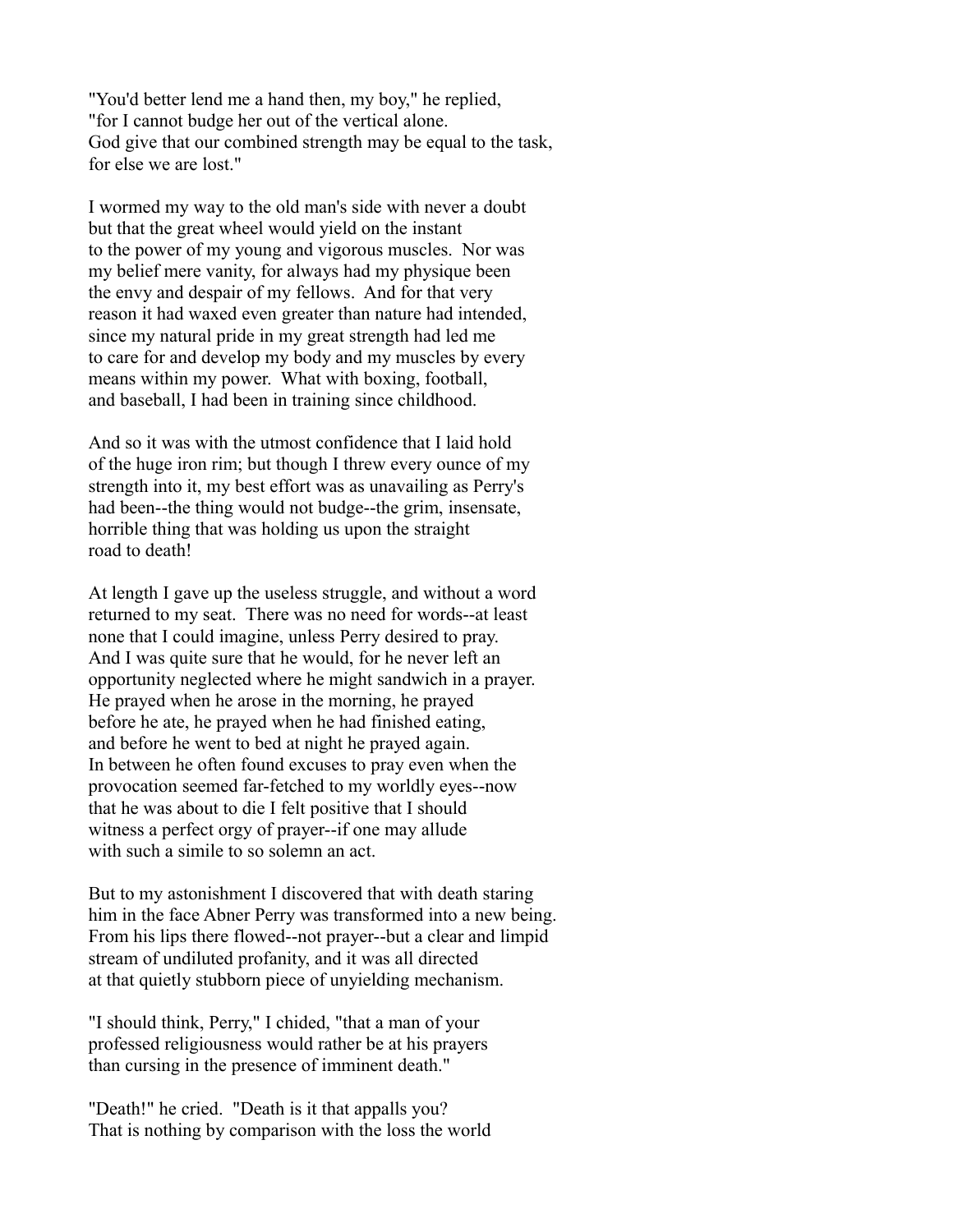"You'd better lend me a hand then, my boy," he replied, "for I cannot budge her out of the vertical alone. God give that our combined strength may be equal to the task, for else we are lost."

I wormed my way to the old man's side with never a doubt but that the great wheel would yield on the instant to the power of my young and vigorous muscles. Nor was my belief mere vanity, for always had my physique been the envy and despair of my fellows. And for that very reason it had waxed even greater than nature had intended, since my natural pride in my great strength had led me to care for and develop my body and my muscles by every means within my power. What with boxing, football, and baseball, I had been in training since childhood.

And so it was with the utmost confidence that I laid hold of the huge iron rim; but though I threw every ounce of my strength into it, my best effort was as unavailing as Perry's had been--the thing would not budge--the grim, insensate, horrible thing that was holding us upon the straight road to death!

At length I gave up the useless struggle, and without a word returned to my seat. There was no need for words--at least none that I could imagine, unless Perry desired to pray. And I was quite sure that he would, for he never left an opportunity neglected where he might sandwich in a prayer. He prayed when he arose in the morning, he prayed before he ate, he prayed when he had finished eating, and before he went to bed at night he prayed again. In between he often found excuses to pray even when the provocation seemed far-fetched to my worldly eyes--now that he was about to die I felt positive that I should witness a perfect orgy of prayer--if one may allude with such a simile to so solemn an act.

But to my astonishment I discovered that with death staring him in the face Abner Perry was transformed into a new being. From his lips there flowed--not prayer--but a clear and limpid stream of undiluted profanity, and it was all directed at that quietly stubborn piece of unyielding mechanism.

"I should think, Perry," I chided, "that a man of your professed religiousness would rather be at his prayers than cursing in the presence of imminent death."

"Death!" he cried. "Death is it that appalls you? That is nothing by comparison with the loss the world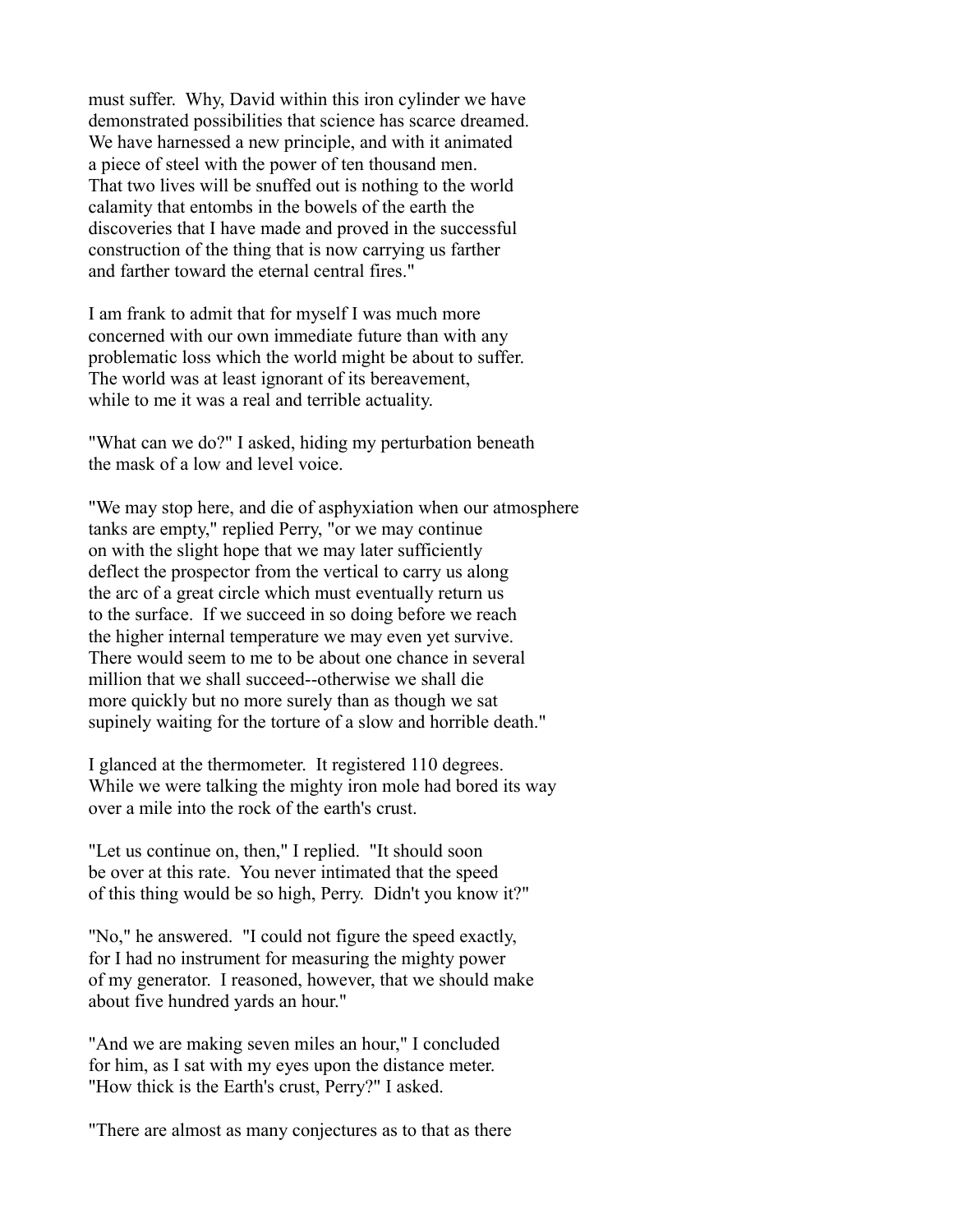must suffer. Why, David within this iron cylinder we have demonstrated possibilities that science has scarce dreamed. We have harnessed a new principle, and with it animated a piece of steel with the power of ten thousand men. That two lives will be snuffed out is nothing to the world calamity that entombs in the bowels of the earth the discoveries that I have made and proved in the successful construction of the thing that is now carrying us farther and farther toward the eternal central fires."

I am frank to admit that for myself I was much more concerned with our own immediate future than with any problematic loss which the world might be about to suffer. The world was at least ignorant of its bereavement, while to me it was a real and terrible actuality.

"What can we do?" I asked, hiding my perturbation beneath the mask of a low and level voice.

"We may stop here, and die of asphyxiation when our atmosphere tanks are empty," replied Perry, "or we may continue on with the slight hope that we may later sufficiently deflect the prospector from the vertical to carry us along the arc of a great circle which must eventually return us to the surface. If we succeed in so doing before we reach the higher internal temperature we may even yet survive. There would seem to me to be about one chance in several million that we shall succeed--otherwise we shall die more quickly but no more surely than as though we sat supinely waiting for the torture of a slow and horrible death."

I glanced at the thermometer. It registered 110 degrees. While we were talking the mighty iron mole had bored its way over a mile into the rock of the earth's crust.

"Let us continue on, then," I replied. "It should soon be over at this rate. You never intimated that the speed of this thing would be so high, Perry. Didn't you know it?"

"No," he answered. "I could not figure the speed exactly, for I had no instrument for measuring the mighty power of my generator. I reasoned, however, that we should make about five hundred yards an hour."

"And we are making seven miles an hour," I concluded for him, as I sat with my eyes upon the distance meter. "How thick is the Earth's crust, Perry?" I asked.

"There are almost as many conjectures as to that as there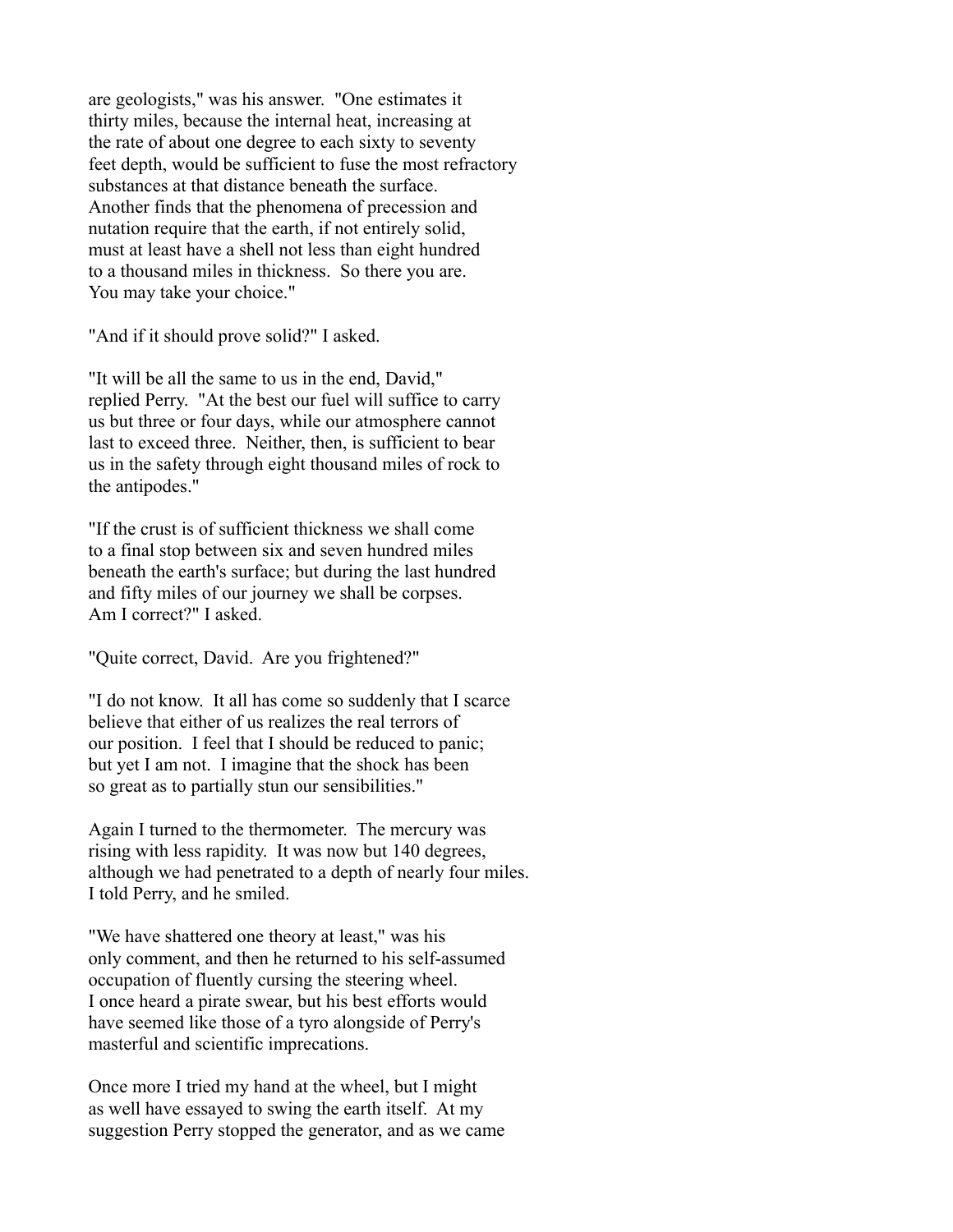are geologists," was his answer. "One estimates it thirty miles, because the internal heat, increasing at the rate of about one degree to each sixty to seventy feet depth, would be sufficient to fuse the most refractory substances at that distance beneath the surface. Another finds that the phenomena of precession and nutation require that the earth, if not entirely solid, must at least have a shell not less than eight hundred to a thousand miles in thickness. So there you are. You may take your choice."

"And if it should prove solid?" I asked.

"It will be all the same to us in the end, David," replied Perry. "At the best our fuel will suffice to carry us but three or four days, while our atmosphere cannot last to exceed three. Neither, then, is sufficient to bear us in the safety through eight thousand miles of rock to the antipodes."

"If the crust is of sufficient thickness we shall come to a final stop between six and seven hundred miles beneath the earth's surface; but during the last hundred and fifty miles of our journey we shall be corpses. Am I correct?" I asked.

"Quite correct, David. Are you frightened?"

"I do not know. It all has come so suddenly that I scarce believe that either of us realizes the real terrors of our position. I feel that I should be reduced to panic; but yet I am not. I imagine that the shock has been so great as to partially stun our sensibilities."

Again I turned to the thermometer. The mercury was rising with less rapidity. It was now but 140 degrees, although we had penetrated to a depth of nearly four miles. I told Perry, and he smiled.

"We have shattered one theory at least," was his only comment, and then he returned to his self-assumed occupation of fluently cursing the steering wheel. I once heard a pirate swear, but his best efforts would have seemed like those of a tyro alongside of Perry's masterful and scientific imprecations.

Once more I tried my hand at the wheel, but I might as well have essayed to swing the earth itself. At my suggestion Perry stopped the generator, and as we came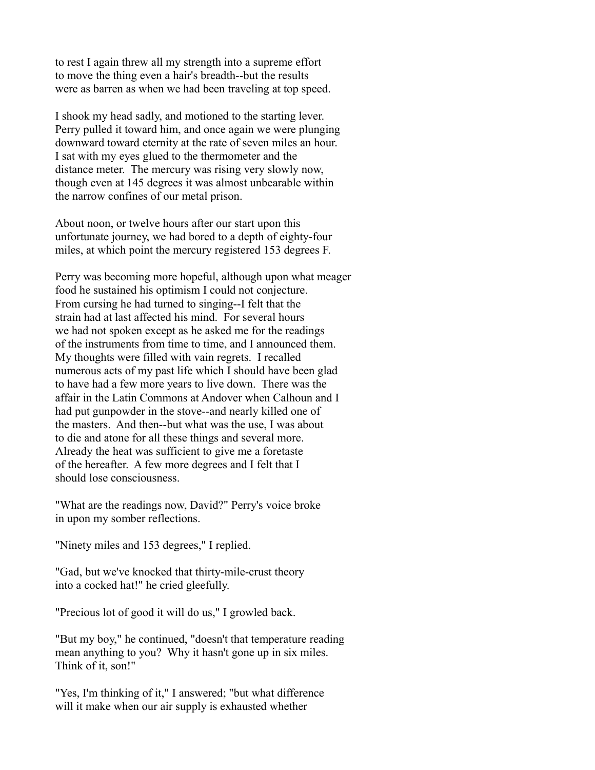to rest I again threw all my strength into a supreme effort to move the thing even a hair's breadth--but the results were as barren as when we had been traveling at top speed.

I shook my head sadly, and motioned to the starting lever. Perry pulled it toward him, and once again we were plunging downward toward eternity at the rate of seven miles an hour. I sat with my eyes glued to the thermometer and the distance meter. The mercury was rising very slowly now, though even at 145 degrees it was almost unbearable within the narrow confines of our metal prison.

About noon, or twelve hours after our start upon this unfortunate journey, we had bored to a depth of eighty-four miles, at which point the mercury registered 153 degrees F.

Perry was becoming more hopeful, although upon what meager food he sustained his optimism I could not conjecture. From cursing he had turned to singing--I felt that the strain had at last affected his mind. For several hours we had not spoken except as he asked me for the readings of the instruments from time to time, and I announced them. My thoughts were filled with vain regrets. I recalled numerous acts of my past life which I should have been glad to have had a few more years to live down. There was the affair in the Latin Commons at Andover when Calhoun and I had put gunpowder in the stove--and nearly killed one of the masters. And then--but what was the use, I was about to die and atone for all these things and several more. Already the heat was sufficient to give me a foretaste of the hereafter. A few more degrees and I felt that I should lose consciousness.

"What are the readings now, David?" Perry's voice broke in upon my somber reflections.

"Ninety miles and 153 degrees," I replied.

"Gad, but we've knocked that thirty-mile-crust theory into a cocked hat!" he cried gleefully.

"Precious lot of good it will do us," I growled back.

"But my boy," he continued, "doesn't that temperature reading mean anything to you? Why it hasn't gone up in six miles. Think of it, son!"

"Yes, I'm thinking of it," I answered; "but what difference will it make when our air supply is exhausted whether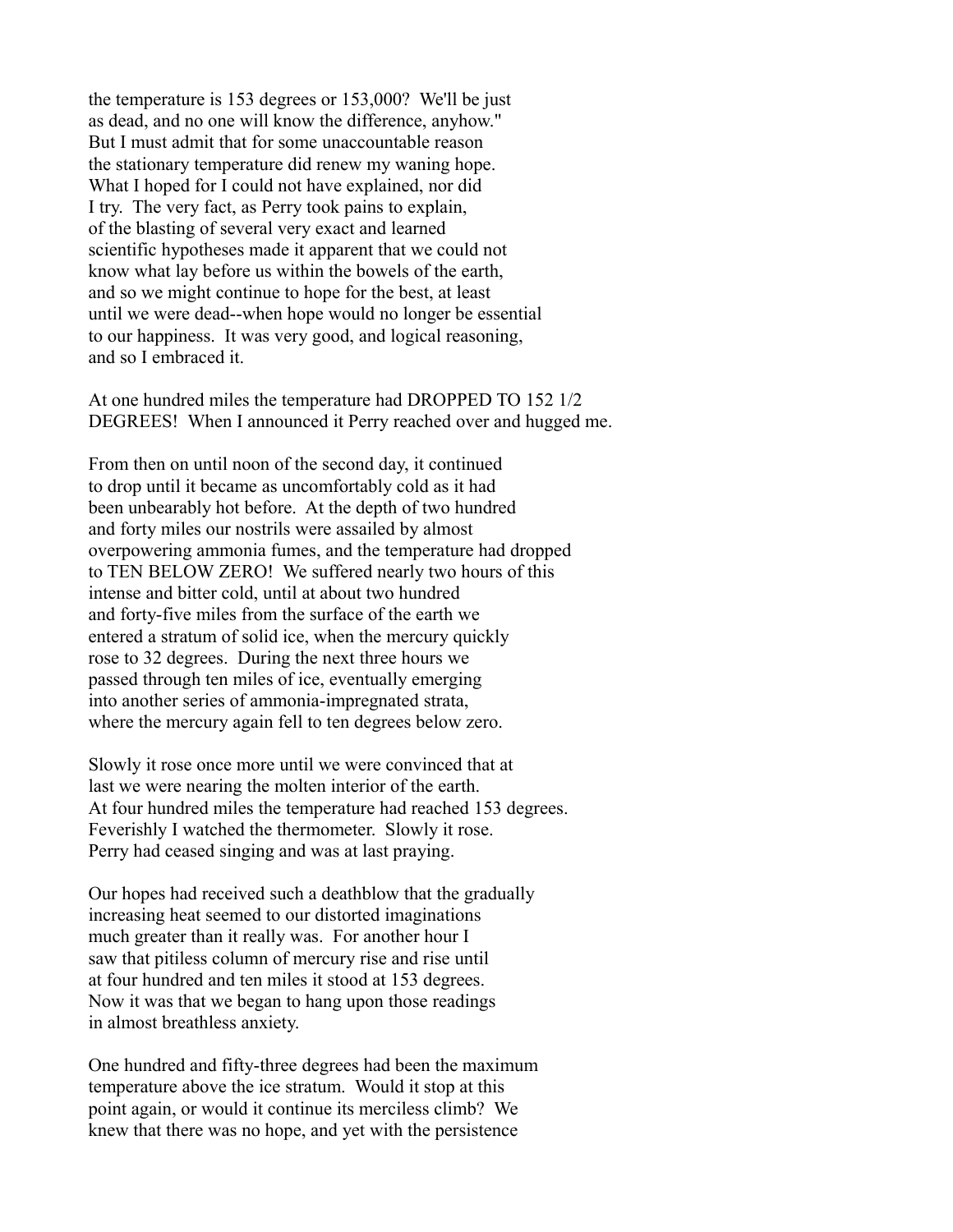the temperature is 153 degrees or 153,000? We'll be just as dead, and no one will know the difference, anyhow." But I must admit that for some unaccountable reason the stationary temperature did renew my waning hope. What I hoped for I could not have explained, nor did I try. The very fact, as Perry took pains to explain, of the blasting of several very exact and learned scientific hypotheses made it apparent that we could not know what lay before us within the bowels of the earth, and so we might continue to hope for the best, at least until we were dead--when hope would no longer be essential to our happiness. It was very good, and logical reasoning, and so I embraced it.

At one hundred miles the temperature had DROPPED TO 152 1/2 DEGREES! When I announced it Perry reached over and hugged me.

From then on until noon of the second day, it continued to drop until it became as uncomfortably cold as it had been unbearably hot before. At the depth of two hundred and forty miles our nostrils were assailed by almost overpowering ammonia fumes, and the temperature had dropped to TEN BELOW ZERO! We suffered nearly two hours of this intense and bitter cold, until at about two hundred and forty-five miles from the surface of the earth we entered a stratum of solid ice, when the mercury quickly rose to 32 degrees. During the next three hours we passed through ten miles of ice, eventually emerging into another series of ammonia-impregnated strata, where the mercury again fell to ten degrees below zero.

Slowly it rose once more until we were convinced that at last we were nearing the molten interior of the earth. At four hundred miles the temperature had reached 153 degrees. Feverishly I watched the thermometer. Slowly it rose. Perry had ceased singing and was at last praying.

Our hopes had received such a deathblow that the gradually increasing heat seemed to our distorted imaginations much greater than it really was. For another hour I saw that pitiless column of mercury rise and rise until at four hundred and ten miles it stood at 153 degrees. Now it was that we began to hang upon those readings in almost breathless anxiety.

One hundred and fifty-three degrees had been the maximum temperature above the ice stratum. Would it stop at this point again, or would it continue its merciless climb? We knew that there was no hope, and yet with the persistence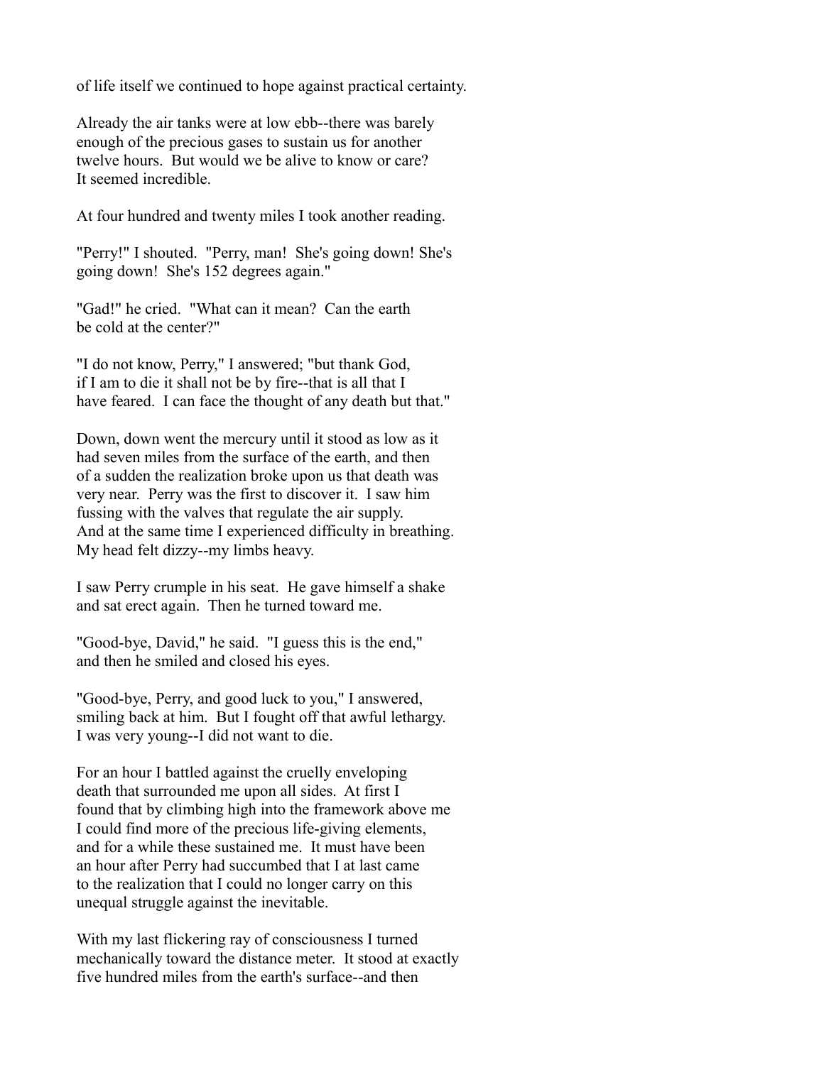of life itself we continued to hope against practical certainty.

Already the air tanks were at low ebb--there was barely enough of the precious gases to sustain us for another twelve hours. But would we be alive to know or care? It seemed incredible.

At four hundred and twenty miles I took another reading.

"Perry!" I shouted. "Perry, man! She's going down! She's going down! She's 152 degrees again."

"Gad!" he cried. "What can it mean? Can the earth be cold at the center?"

"I do not know, Perry," I answered; "but thank God, if I am to die it shall not be by fire--that is all that I have feared. I can face the thought of any death but that."

Down, down went the mercury until it stood as low as it had seven miles from the surface of the earth, and then of a sudden the realization broke upon us that death was very near. Perry was the first to discover it. I saw him fussing with the valves that regulate the air supply. And at the same time I experienced difficulty in breathing. My head felt dizzy--my limbs heavy.

I saw Perry crumple in his seat. He gave himself a shake and sat erect again. Then he turned toward me.

"Good-bye, David," he said. "I guess this is the end," and then he smiled and closed his eyes.

"Good-bye, Perry, and good luck to you," I answered, smiling back at him. But I fought off that awful lethargy. I was very young--I did not want to die.

For an hour I battled against the cruelly enveloping death that surrounded me upon all sides. At first I found that by climbing high into the framework above me I could find more of the precious life-giving elements, and for a while these sustained me. It must have been an hour after Perry had succumbed that I at last came to the realization that I could no longer carry on this unequal struggle against the inevitable.

With my last flickering ray of consciousness I turned mechanically toward the distance meter. It stood at exactly five hundred miles from the earth's surface--and then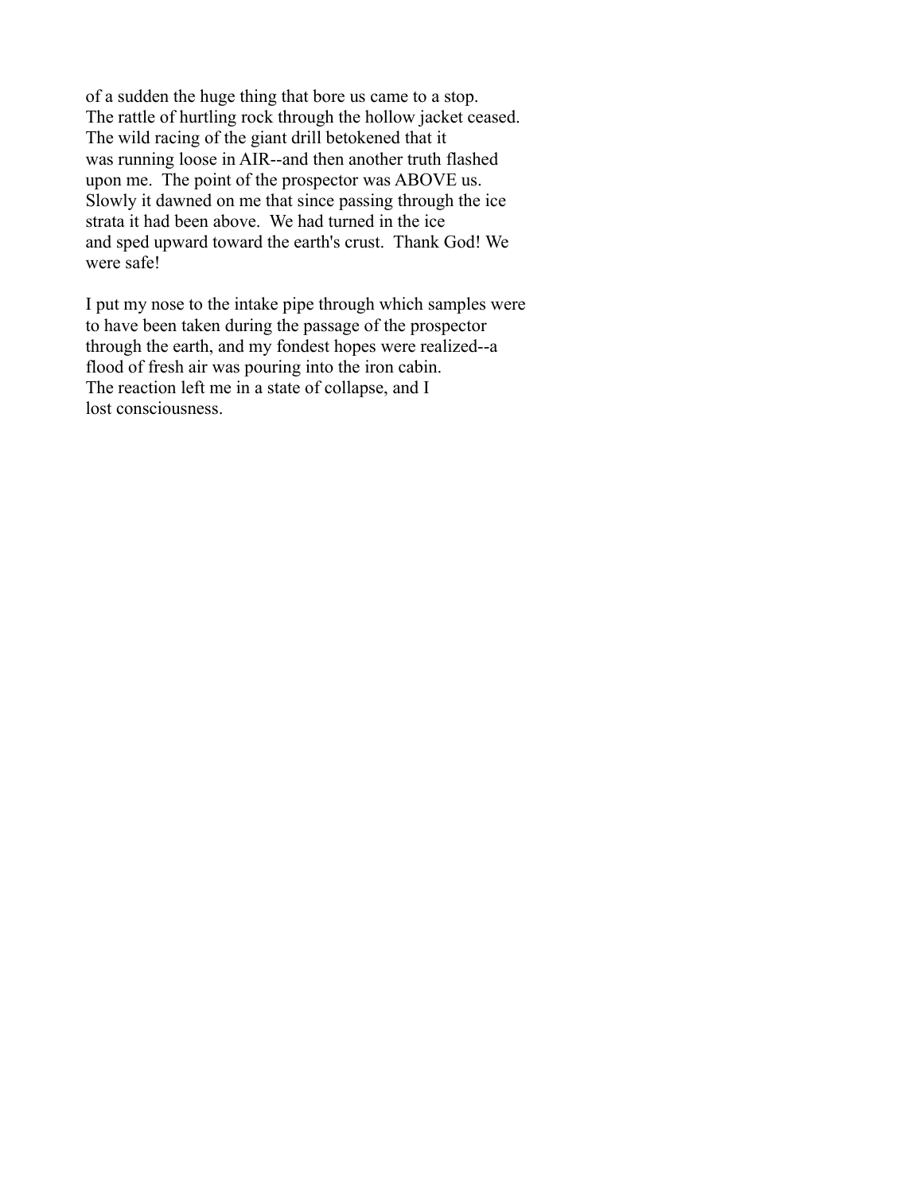of a sudden the huge thing that bore us came to a stop. The rattle of hurtling rock through the hollow jacket ceased. The wild racing of the giant drill betokened that it was running loose in AIR--and then another truth flashed upon me. The point of the prospector was ABOVE us. Slowly it dawned on me that since passing through the ice strata it had been above. We had turned in the ice and sped upward toward the earth's crust. Thank God! We were safe!

I put my nose to the intake pipe through which samples were to have been taken during the passage of the prospector through the earth, and my fondest hopes were realized--a flood of fresh air was pouring into the iron cabin. The reaction left me in a state of collapse, and I lost consciousness.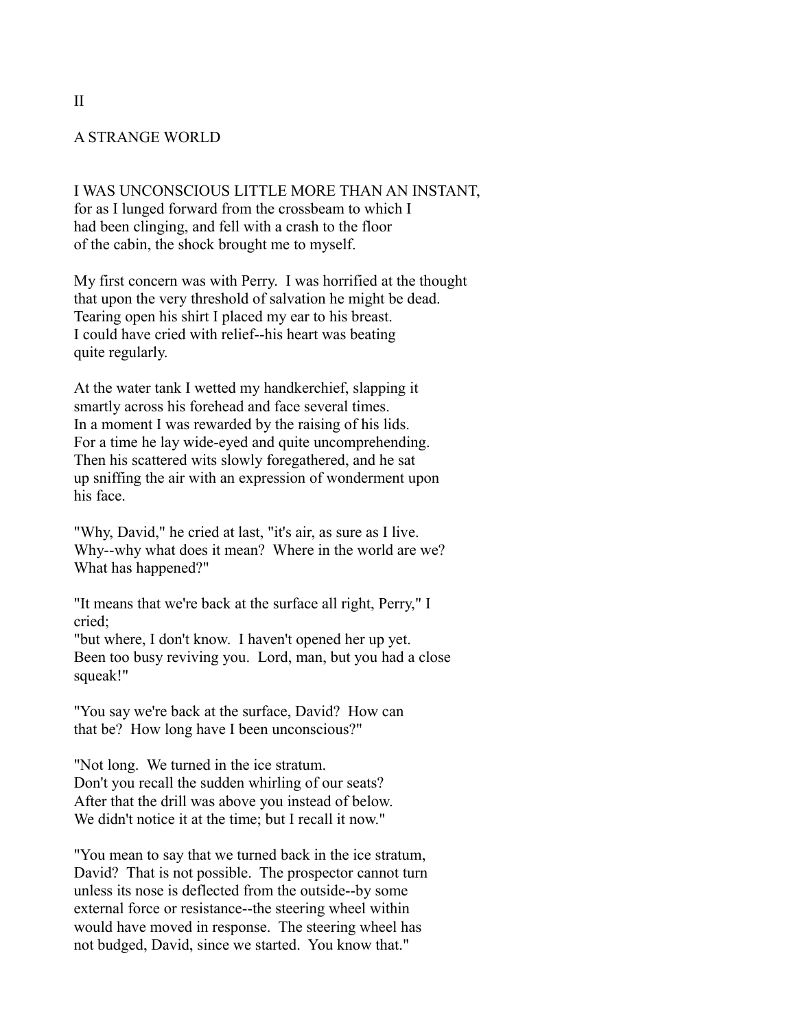# II

## A STRANGE WORLD

I WAS UNCONSCIOUS LITTLE MORE THAN AN INSTANT, for as I lunged forward from the crossbeam to which I had been clinging, and fell with a crash to the floor of the cabin, the shock brought me to myself.

My first concern was with Perry. I was horrified at the thought that upon the very threshold of salvation he might be dead. Tearing open his shirt I placed my ear to his breast. I could have cried with relief--his heart was beating quite regularly.

At the water tank I wetted my handkerchief, slapping it smartly across his forehead and face several times. In a moment I was rewarded by the raising of his lids. For a time he lay wide-eyed and quite uncomprehending. Then his scattered wits slowly foregathered, and he sat up sniffing the air with an expression of wonderment upon his face.

"Why, David," he cried at last, "it's air, as sure as I live. Why--why what does it mean? Where in the world are we? What has happened?"

"It means that we're back at the surface all right, Perry," I cried; "but where, I don't know. I haven't opened her up yet. Been too busy reviving you. Lord, man, but you had a close squeak!"

"You say we're back at the surface, David? How can that be? How long have I been unconscious?"

"Not long. We turned in the ice stratum. Don't you recall the sudden whirling of our seats? After that the drill was above you instead of below. We didn't notice it at the time; but I recall it now."

"You mean to say that we turned back in the ice stratum, David? That is not possible. The prospector cannot turn unless its nose is deflected from the outside--by some external force or resistance--the steering wheel within would have moved in response. The steering wheel has not budged, David, since we started. You know that."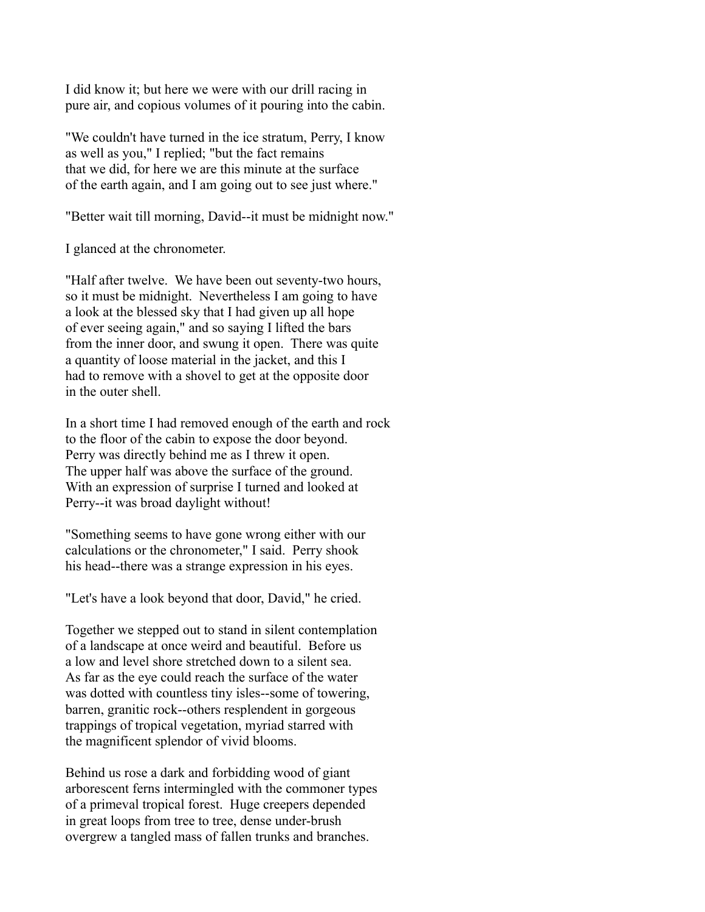I did know it; but here we were with our drill racing in pure air, and copious volumes of it pouring into the cabin.

"We couldn't have turned in the ice stratum, Perry, I know as well as you," I replied; "but the fact remains that we did, for here we are this minute at the surface of the earth again, and I am going out to see just where."

"Better wait till morning, David--it must be midnight now."

I glanced at the chronometer.

"Half after twelve. We have been out seventy-two hours, so it must be midnight. Nevertheless I am going to have a look at the blessed sky that I had given up all hope of ever seeing again," and so saying I lifted the bars from the inner door, and swung it open. There was quite a quantity of loose material in the jacket, and this I had to remove with a shovel to get at the opposite door in the outer shell.

In a short time I had removed enough of the earth and rock to the floor of the cabin to expose the door beyond. Perry was directly behind me as I threw it open. The upper half was above the surface of the ground. With an expression of surprise I turned and looked at Perry--it was broad daylight without!

"Something seems to have gone wrong either with our calculations or the chronometer," I said. Perry shook his head--there was a strange expression in his eyes.

"Let's have a look beyond that door, David," he cried.

Together we stepped out to stand in silent contemplation of a landscape at once weird and beautiful. Before us a low and level shore stretched down to a silent sea. As far as the eye could reach the surface of the water was dotted with countless tiny isles--some of towering, barren, granitic rock--others resplendent in gorgeous trappings of tropical vegetation, myriad starred with the magnificent splendor of vivid blooms.

Behind us rose a dark and forbidding wood of giant arborescent ferns intermingled with the commoner types of a primeval tropical forest. Huge creepers depended in great loops from tree to tree, dense under-brush overgrew a tangled mass of fallen trunks and branches.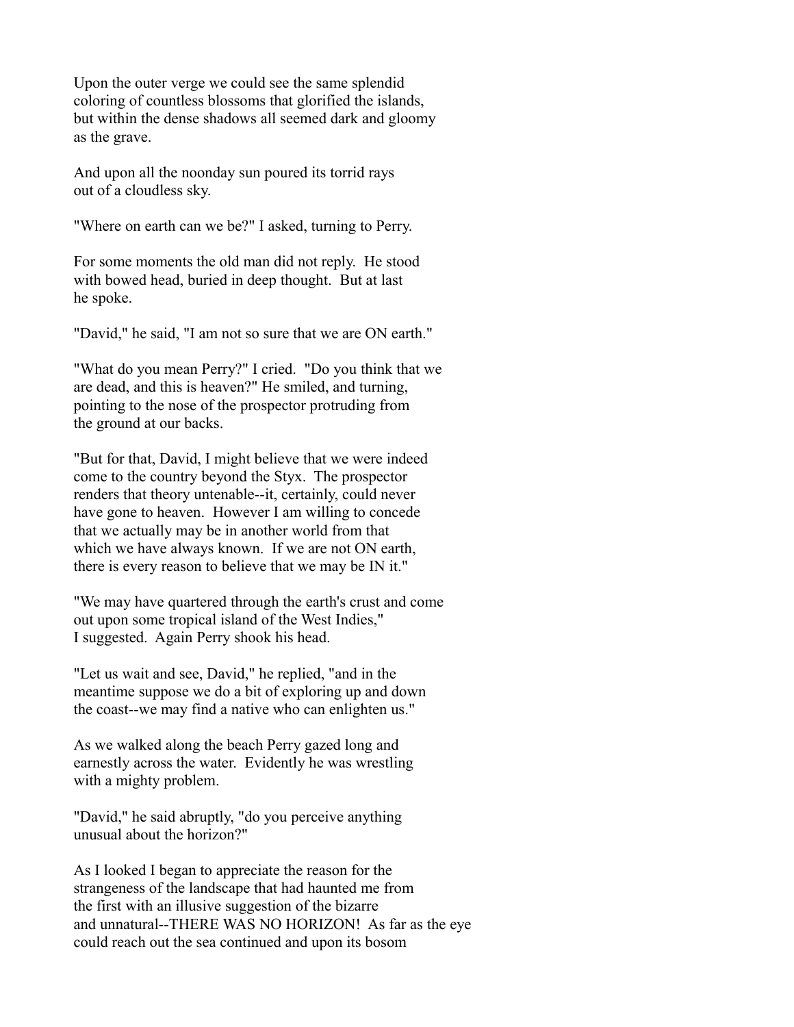Upon the outer verge we could see the same splendid coloring of countless blossoms that glorified the islands, but within the dense shadows all seemed dark and gloomy as the grave.

And upon all the noonday sun poured its torrid rays out of a cloudless sky.

"Where on earth can we be?" I asked, turning to Perry.

For some moments the old man did not reply. He stood with bowed head, buried in deep thought. But at last he spoke.

"David," he said, "I am not so sure that we are ON earth."

"What do you mean Perry?" I cried. "Do you think that we are dead, and this is heaven?" He smiled, and turning, pointing to the nose of the prospector protruding from the ground at our backs.

"But for that, David, I might believe that we were indeed come to the country beyond the Styx. The prospector renders that theory untenable--it, certainly, could never have gone to heaven. However I am willing to concede that we actually may be in another world from that which we have always known. If we are not ON earth, there is every reason to believe that we may be IN it."

"We may have quartered through the earth's crust and come out upon some tropical island of the West Indies," I suggested. Again Perry shook his head.

"Let us wait and see, David," he replied, "and in the meantime suppose we do a bit of exploring up and down the coast--we may find a native who can enlighten us."

As we walked along the beach Perry gazed long and earnestly across the water. Evidently he was wrestling with a mighty problem.

"David," he said abruptly, "do you perceive anything unusual about the horizon?"

As I looked I began to appreciate the reason for the strangeness of the landscape that had haunted me from the first with an illusive suggestion of the bizarre and unnatural--THERE WAS NO HORIZON! As far as the eye could reach out the sea continued and upon its bosom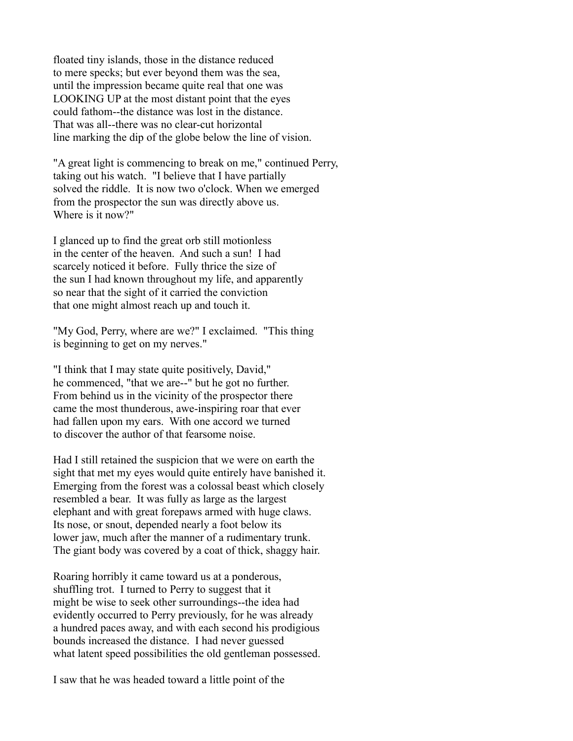floated tiny islands, those in the distance reduced to mere specks; but ever beyond them was the sea, until the impression became quite real that one was LOOKING UP at the most distant point that the eyes could fathom--the distance was lost in the distance. That was all--there was no clear-cut horizontal line marking the dip of the globe below the line of vision.

"A great light is commencing to break on me," continued Perry, taking out his watch. "I believe that I have partially solved the riddle. It is now two o'clock. When we emerged from the prospector the sun was directly above us. Where is it now?"

I glanced up to find the great orb still motionless in the center of the heaven. And such a sun! I had scarcely noticed it before. Fully thrice the size of the sun I had known throughout my life, and apparently so near that the sight of it carried the conviction that one might almost reach up and touch it.

"My God, Perry, where are we?" I exclaimed. "This thing is beginning to get on my nerves."

"I think that I may state quite positively, David," he commenced, "that we are--" but he got no further. From behind us in the vicinity of the prospector there came the most thunderous, awe-inspiring roar that ever had fallen upon my ears. With one accord we turned to discover the author of that fearsome noise.

Had I still retained the suspicion that we were on earth the sight that met my eyes would quite entirely have banished it. Emerging from the forest was a colossal beast which closely resembled a bear. It was fully as large as the largest elephant and with great forepaws armed with huge claws. Its nose, or snout, depended nearly a foot below its lower jaw, much after the manner of a rudimentary trunk. The giant body was covered by a coat of thick, shaggy hair.

Roaring horribly it came toward us at a ponderous, shuffling trot. I turned to Perry to suggest that it might be wise to seek other surroundings--the idea had evidently occurred to Perry previously, for he was already a hundred paces away, and with each second his prodigious bounds increased the distance. I had never guessed what latent speed possibilities the old gentleman possessed.

I saw that he was headed toward a little point of the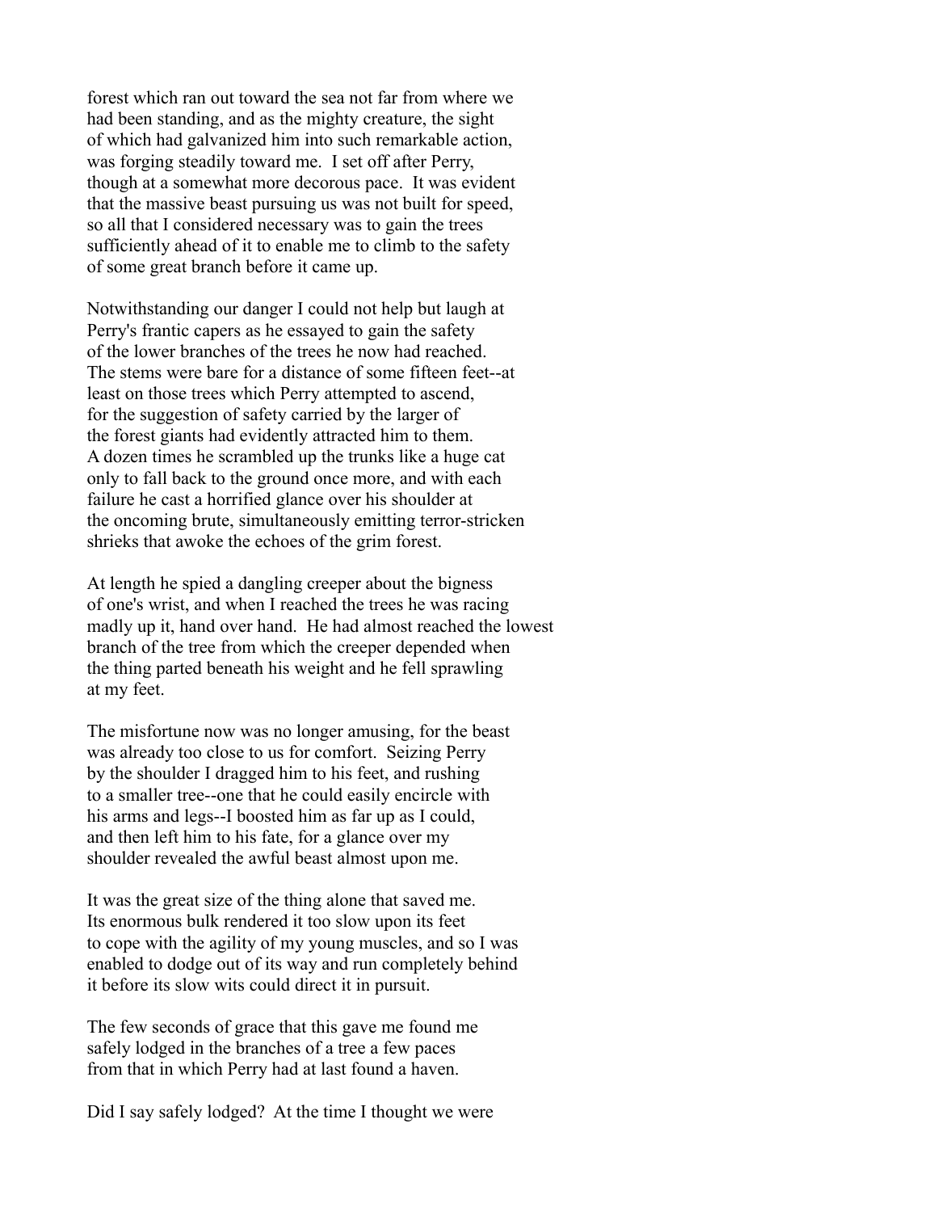forest which ran out toward the sea not far from where we had been standing, and as the mighty creature, the sight of which had galvanized him into such remarkable action, was forging steadily toward me. I set off after Perry, though at a somewhat more decorous pace. It was evident that the massive beast pursuing us was not built for speed, so all that I considered necessary was to gain the trees sufficiently ahead of it to enable me to climb to the safety of some great branch before it came up.

Notwithstanding our danger I could not help but laugh at Perry's frantic capers as he essayed to gain the safety of the lower branches of the trees he now had reached. The stems were bare for a distance of some fifteen feet--at least on those trees which Perry attempted to ascend, for the suggestion of safety carried by the larger of the forest giants had evidently attracted him to them. A dozen times he scrambled up the trunks like a huge cat only to fall back to the ground once more, and with each failure he cast a horrified glance over his shoulder at the oncoming brute, simultaneously emitting terror-stricken shrieks that awoke the echoes of the grim forest.

At length he spied a dangling creeper about the bigness of one's wrist, and when I reached the trees he was racing madly up it, hand over hand. He had almost reached the lowest branch of the tree from which the creeper depended when the thing parted beneath his weight and he fell sprawling at my feet.

The misfortune now was no longer amusing, for the beast was already too close to us for comfort. Seizing Perry by the shoulder I dragged him to his feet, and rushing to a smaller tree--one that he could easily encircle with his arms and legs--I boosted him as far up as I could, and then left him to his fate, for a glance over my shoulder revealed the awful beast almost upon me.

It was the great size of the thing alone that saved me. Its enormous bulk rendered it too slow upon its feet to cope with the agility of my young muscles, and so I was enabled to dodge out of its way and run completely behind it before its slow wits could direct it in pursuit.

The few seconds of grace that this gave me found me safely lodged in the branches of a tree a few paces from that in which Perry had at last found a haven.

Did I say safely lodged? At the time I thought we were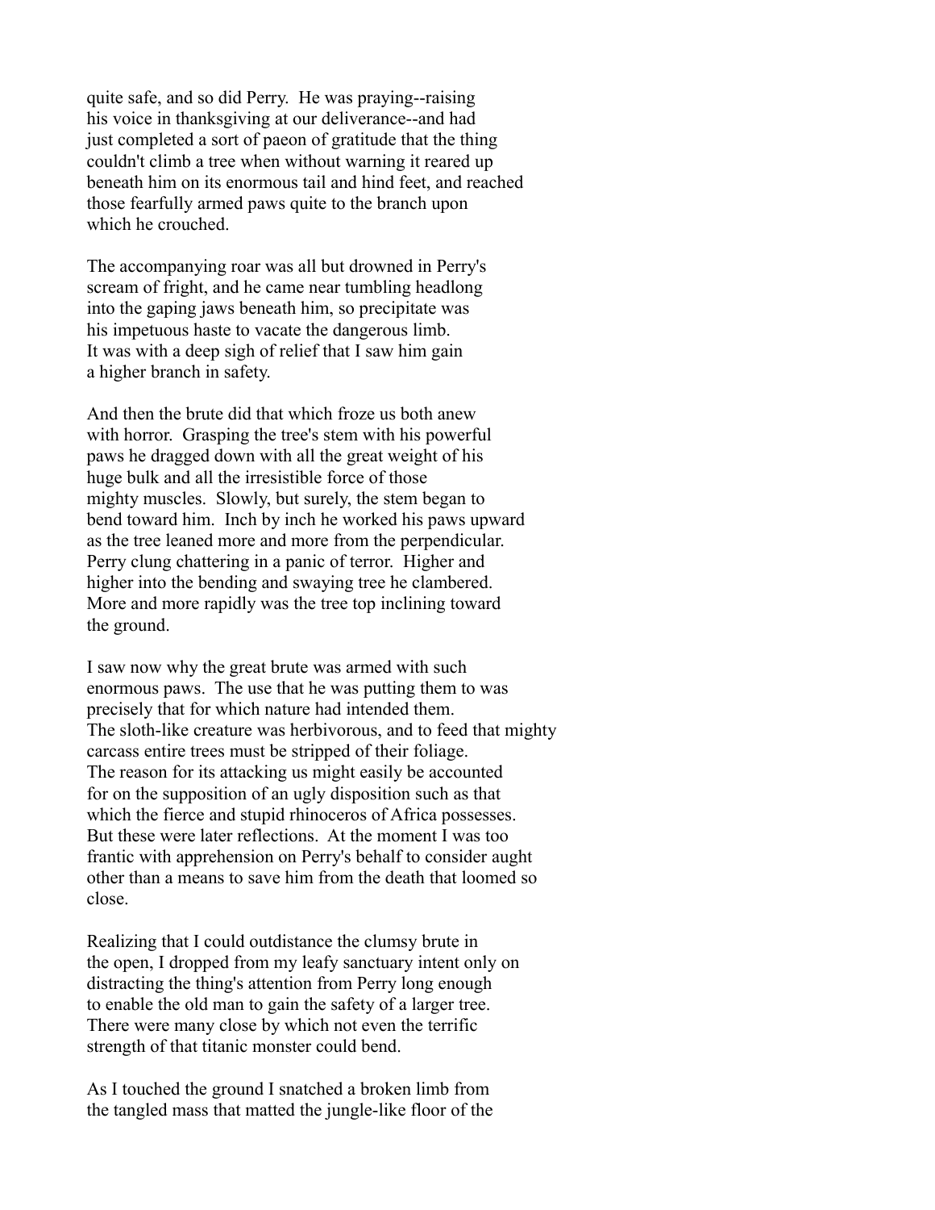quite safe, and so did Perry. He was praying--raising his voice in thanksgiving at our deliverance--and had just completed a sort of paeon of gratitude that the thing couldn't climb a tree when without warning it reared up beneath him on its enormous tail and hind feet, and reached those fearfully armed paws quite to the branch upon which he crouched.

The accompanying roar was all but drowned in Perry's scream of fright, and he came near tumbling headlong into the gaping jaws beneath him, so precipitate was his impetuous haste to vacate the dangerous limb. It was with a deep sigh of relief that I saw him gain a higher branch in safety.

And then the brute did that which froze us both anew with horror. Grasping the tree's stem with his powerful paws he dragged down with all the great weight of his huge bulk and all the irresistible force of those mighty muscles. Slowly, but surely, the stem began to bend toward him. Inch by inch he worked his paws upward as the tree leaned more and more from the perpendicular. Perry clung chattering in a panic of terror. Higher and higher into the bending and swaying tree he clambered. More and more rapidly was the tree top inclining toward the ground.

I saw now why the great brute was armed with such enormous paws. The use that he was putting them to was precisely that for which nature had intended them. The sloth-like creature was herbivorous, and to feed that mighty carcass entire trees must be stripped of their foliage. The reason for its attacking us might easily be accounted for on the supposition of an ugly disposition such as that which the fierce and stupid rhinoceros of Africa possesses. But these were later reflections. At the moment I was too frantic with apprehension on Perry's behalf to consider aught other than a means to save him from the death that loomed so close.

Realizing that I could outdistance the clumsy brute in the open, I dropped from my leafy sanctuary intent only on distracting the thing's attention from Perry long enough to enable the old man to gain the safety of a larger tree. There were many close by which not even the terrific strength of that titanic monster could bend.

As I touched the ground I snatched a broken limb from the tangled mass that matted the jungle-like floor of the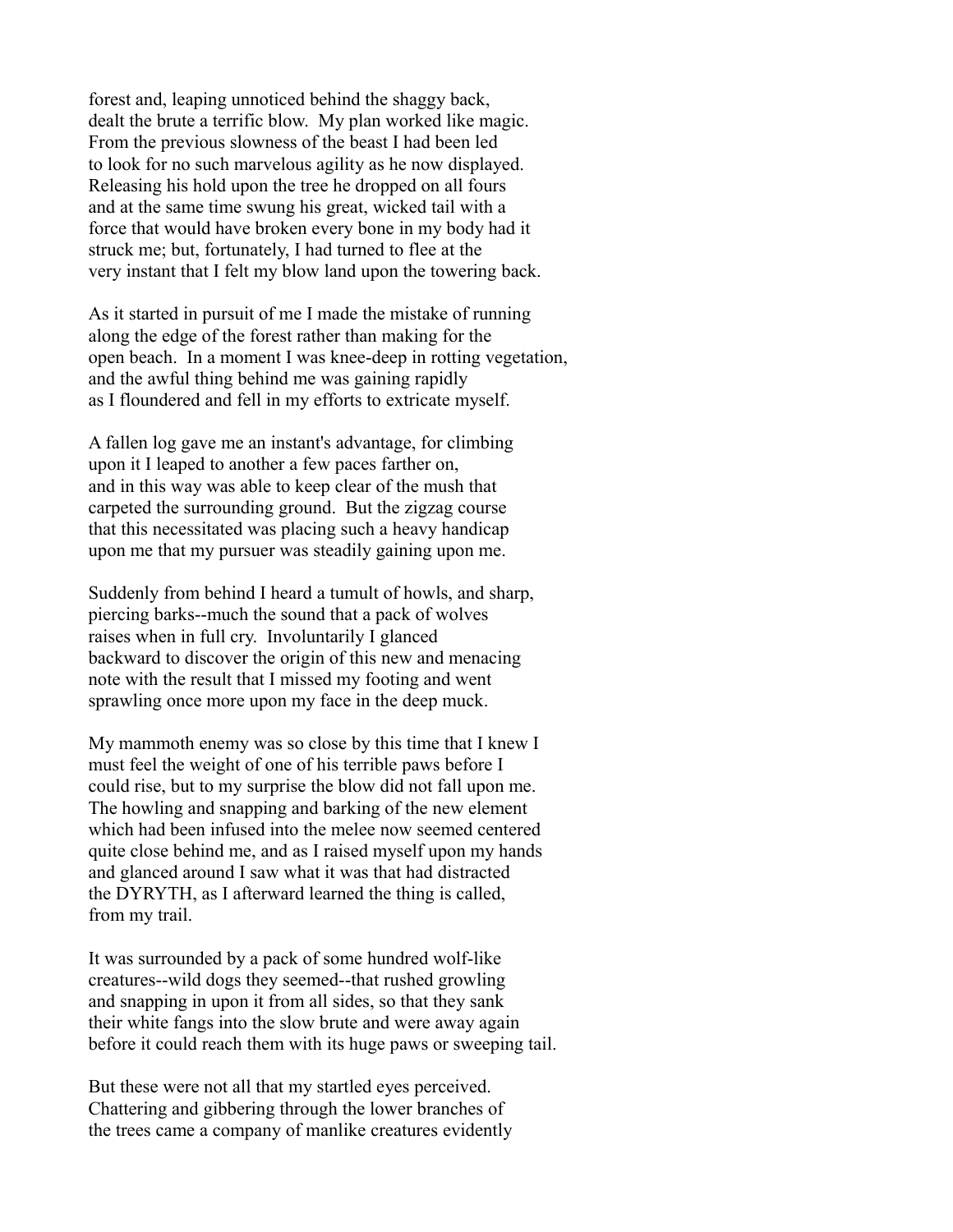forest and, leaping unnoticed behind the shaggy back, dealt the brute a terrific blow. My plan worked like magic. From the previous slowness of the beast I had been led to look for no such marvelous agility as he now displayed. Releasing his hold upon the tree he dropped on all fours and at the same time swung his great, wicked tail with a force that would have broken every bone in my body had it struck me; but, fortunately, I had turned to flee at the very instant that I felt my blow land upon the towering back.

As it started in pursuit of me I made the mistake of running along the edge of the forest rather than making for the open beach. In a moment I was knee-deep in rotting vegetation, and the awful thing behind me was gaining rapidly as I floundered and fell in my efforts to extricate myself.

A fallen log gave me an instant's advantage, for climbing upon it I leaped to another a few paces farther on, and in this way was able to keep clear of the mush that carpeted the surrounding ground. But the zigzag course that this necessitated was placing such a heavy handicap upon me that my pursuer was steadily gaining upon me.

Suddenly from behind I heard a tumult of howls, and sharp, piercing barks--much the sound that a pack of wolves raises when in full cry. Involuntarily I glanced backward to discover the origin of this new and menacing note with the result that I missed my footing and went sprawling once more upon my face in the deep muck.

My mammoth enemy was so close by this time that I knew I must feel the weight of one of his terrible paws before I could rise, but to my surprise the blow did not fall upon me. The howling and snapping and barking of the new element which had been infused into the melee now seemed centered quite close behind me, and as I raised myself upon my hands and glanced around I saw what it was that had distracted the DYRYTH, as I afterward learned the thing is called, from my trail.

It was surrounded by a pack of some hundred wolf-like creatures--wild dogs they seemed--that rushed growling and snapping in upon it from all sides, so that they sank their white fangs into the slow brute and were away again before it could reach them with its huge paws or sweeping tail.

But these were not all that my startled eyes perceived. Chattering and gibbering through the lower branches of the trees came a company of manlike creatures evidently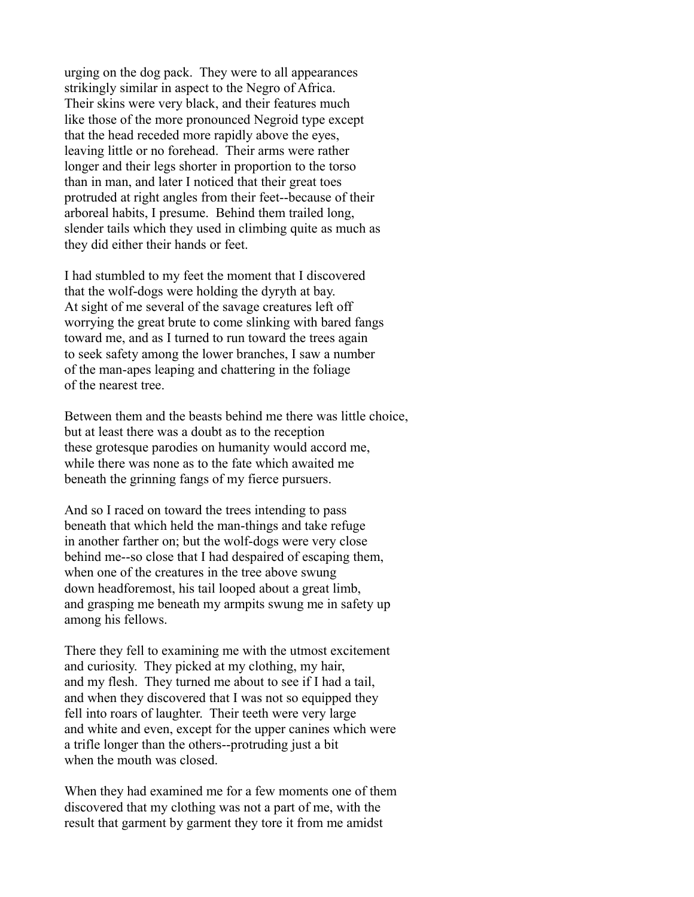urging on the dog pack. They were to all appearances strikingly similar in aspect to the Negro of Africa. Their skins were very black, and their features much like those of the more pronounced Negroid type except that the head receded more rapidly above the eyes, leaving little or no forehead. Their arms were rather longer and their legs shorter in proportion to the torso than in man, and later I noticed that their great toes protruded at right angles from their feet--because of their arboreal habits, I presume. Behind them trailed long, slender tails which they used in climbing quite as much as they did either their hands or feet.

I had stumbled to my feet the moment that I discovered that the wolf-dogs were holding the dyryth at bay. At sight of me several of the savage creatures left off worrying the great brute to come slinking with bared fangs toward me, and as I turned to run toward the trees again to seek safety among the lower branches, I saw a number of the man-apes leaping and chattering in the foliage of the nearest tree.

Between them and the beasts behind me there was little choice, but at least there was a doubt as to the reception these grotesque parodies on humanity would accord me, while there was none as to the fate which awaited me beneath the grinning fangs of my fierce pursuers.

And so I raced on toward the trees intending to pass beneath that which held the man-things and take refuge in another farther on; but the wolf-dogs were very close behind me--so close that I had despaired of escaping them, when one of the creatures in the tree above swung down headforemost, his tail looped about a great limb, and grasping me beneath my armpits swung me in safety up among his fellows.

There they fell to examining me with the utmost excitement and curiosity. They picked at my clothing, my hair, and my flesh. They turned me about to see if I had a tail, and when they discovered that I was not so equipped they fell into roars of laughter. Their teeth were very large and white and even, except for the upper canines which were a trifle longer than the others--protruding just a bit when the mouth was closed.

When they had examined me for a few moments one of them discovered that my clothing was not a part of me, with the result that garment by garment they tore it from me amidst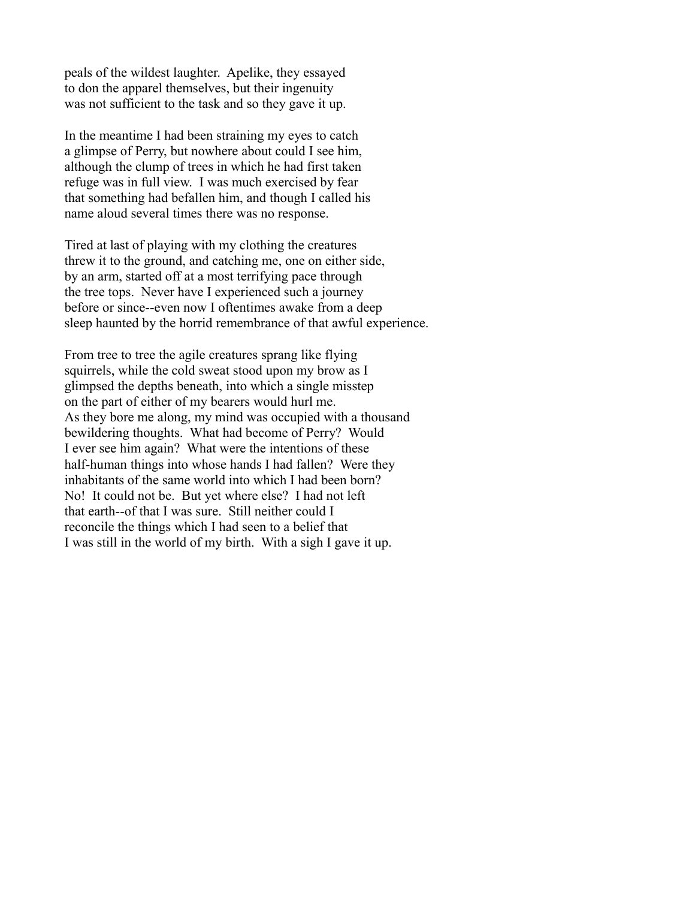peals of the wildest laughter. Apelike, they essayed
to don the apparel themselves, but their ingenuity
was not sufficient to the task and so they gave it up.

In the meantime I had been straining my eyes to catch
a glimpse of Perry, but nowhere about could I see him,
although the clump of trees in which he had first taken
refuge was in full view. I was much exercised by fear
that something had befallen him, and though I called his
name aloud several times there was no response.

Tired at last of playing with my clothing the creatures
threw it to the ground, and catching me, one on either side,
by an arm, started off at a most terrifying pace through
the tree tops. Never have I experienced such a journey
before or since--even now I oftentimes awake from a deep
sleep haunted by the horrid remembrance of that awful experience.

From tree to tree the agile creatures sprang like flying
squirrels, while the cold sweat stood upon my brow as I
glimpsed the depths beneath, into which a single misstep
on the part of either of my bearers would hurl me.
As they bore me along, my mind was occupied with a thousand
bewildering thoughts. What had become of Perry? Would
I ever see him again? What were the intentions of these
half-human things into whose hands I had fallen? Were they
inhabitants of the same world into which I had been born?
No! It could not be. But yet where else? I had not left
that earth--of that I was sure. Still neither could I
reconcile the things which I had seen to a belief that
I was still in the world of my birth. With a sigh I gave it up.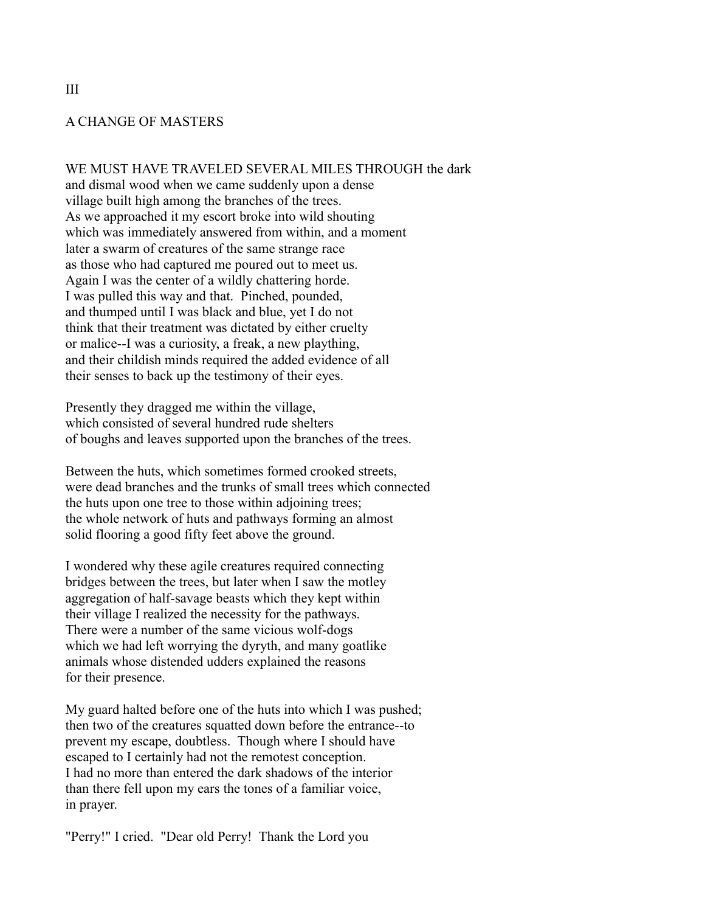## III

## A CHANGE OF MASTERS

WE MUST HAVE TRAVELED SEVERAL MILES THROUGH the dark and dismal wood when we came suddenly upon a dense village built high among the branches of the trees. As we approached it my escort broke into wild shouting which was immediately answered from within, and a moment later a swarm of creatures of the same strange race as those who had captured me poured out to meet us. Again I was the center of a wildly chattering horde. I was pulled this way and that. Pinched, pounded, and thumped until I was black and blue, yet I do not think that their treatment was dictated by either cruelty or malice--I was a curiosity, a freak, a new plaything, and their childish minds required the added evidence of all their senses to back up the testimony of their eyes.

Presently they dragged me within the village, which consisted of several hundred rude shelters of boughs and leaves supported upon the branches of the trees.

Between the huts, which sometimes formed crooked streets, were dead branches and the trunks of small trees which connected the huts upon one tree to those within adjoining trees; the whole network of huts and pathways forming an almost solid flooring a good fifty feet above the ground.

I wondered why these agile creatures required connecting bridges between the trees, but later when I saw the motley aggregation of half-savage beasts which they kept within their village I realized the necessity for the pathways. There were a number of the same vicious wolf-dogs which we had left worrying the dyryth, and many goatlike animals whose distended udders explained the reasons for their presence.

My guard halted before one of the huts into which I was pushed; then two of the creatures squatted down before the entrance--to prevent my escape, doubtless. Though where I should have escaped to I certainly had not the remotest conception. I had no more than entered the dark shadows of the interior than there fell upon my ears the tones of a familiar voice, in prayer.

"Perry!" I cried. "Dear old Perry! Thank the Lord you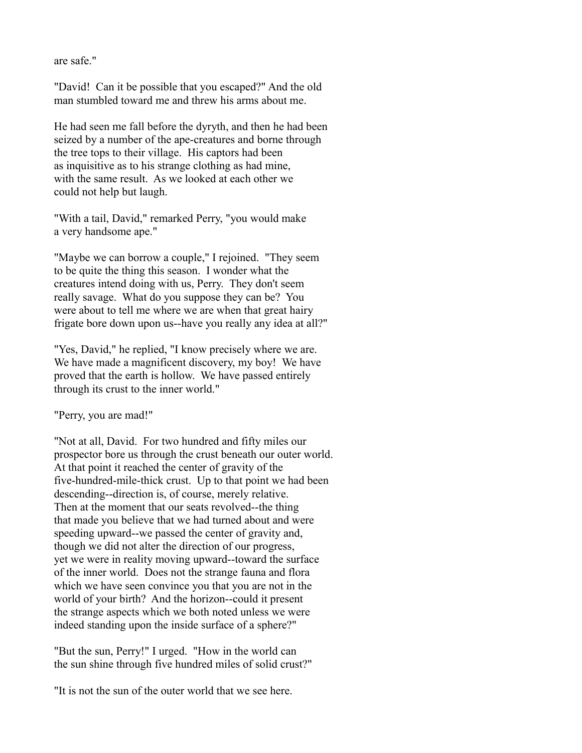are safe."

"David! Can it be possible that you escaped?" And the old man stumbled toward me and threw his arms about me.

He had seen me fall before the dyryth, and then he had been seized by a number of the ape-creatures and borne through the tree tops to their village. His captors had been as inquisitive as to his strange clothing as had mine, with the same result. As we looked at each other we could not help but laugh.

"With a tail, David," remarked Perry, "you would make a very handsome ape."

"Maybe we can borrow a couple," I rejoined. "They seem to be quite the thing this season. I wonder what the creatures intend doing with us, Perry. They don't seem really savage. What do you suppose they can be? You were about to tell me where we are when that great hairy frigate bore down upon us--have you really any idea at all?"

"Yes, David," he replied, "I know precisely where we are. We have made a magnificent discovery, my boy! We have proved that the earth is hollow. We have passed entirely through its crust to the inner world."

"Perry, you are mad!"

"Not at all, David. For two hundred and fifty miles our prospector bore us through the crust beneath our outer world. At that point it reached the center of gravity of the five-hundred-mile-thick crust. Up to that point we had been descending--direction is, of course, merely relative. Then at the moment that our seats revolved--the thing that made you believe that we had turned about and were speeding upward--we passed the center of gravity and, though we did not alter the direction of our progress, yet we were in reality moving upward--toward the surface of the inner world. Does not the strange fauna and flora which we have seen convince you that you are not in the world of your birth? And the horizon--could it present the strange aspects which we both noted unless we were indeed standing upon the inside surface of a sphere?"

"But the sun, Perry!" I urged. "How in the world can the sun shine through five hundred miles of solid crust?"

"It is not the sun of the outer world that we see here.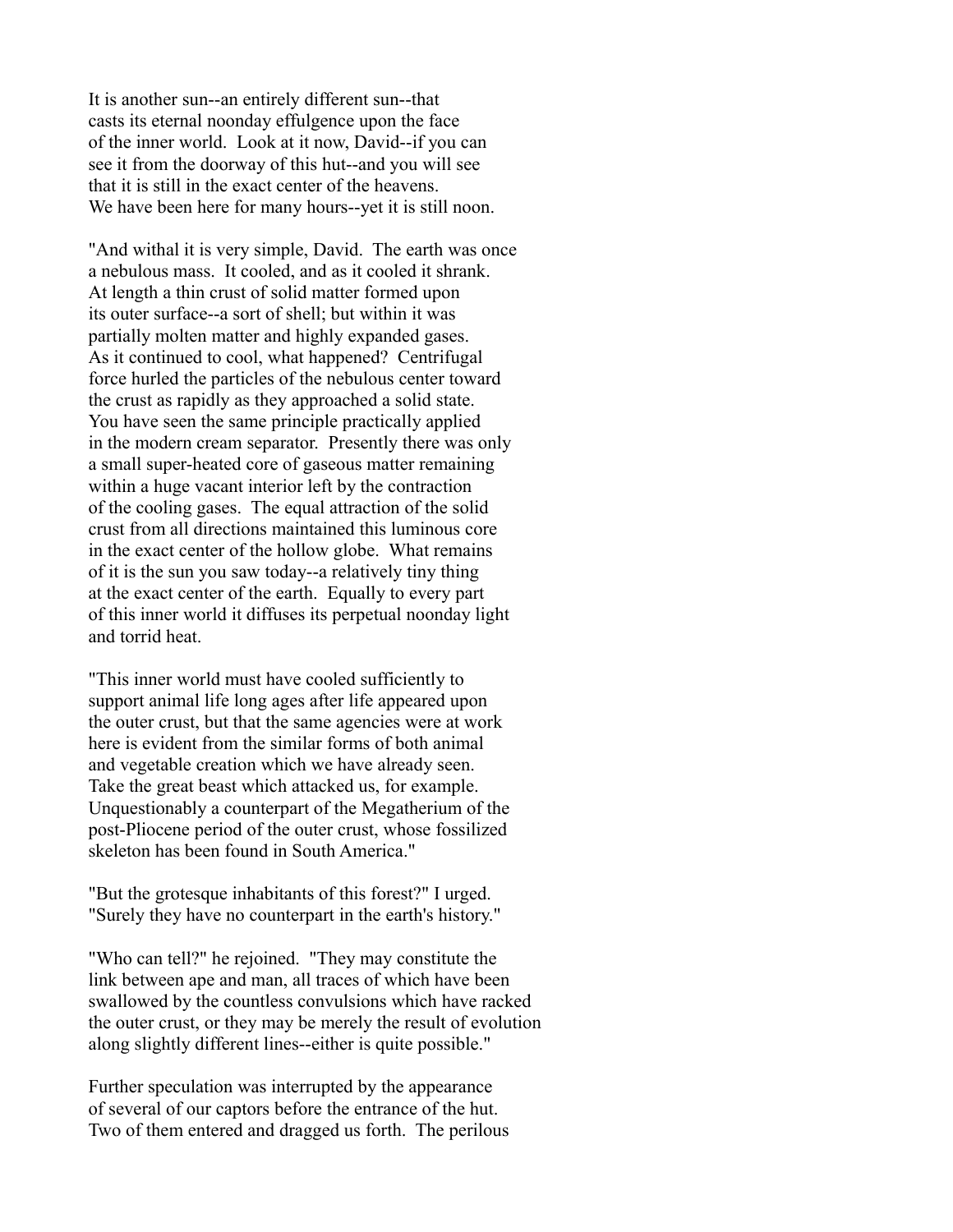It is another sun--an entirely different sun--that casts its eternal noonday effulgence upon the face of the inner world. Look at it now, David--if you can see it from the doorway of this hut--and you will see that it is still in the exact center of the heavens. We have been here for many hours--yet it is still noon.

"And withal it is very simple, David. The earth was once a nebulous mass. It cooled, and as it cooled it shrank. At length a thin crust of solid matter formed upon its outer surface--a sort of shell; but within it was partially molten matter and highly expanded gases. As it continued to cool, what happened? Centrifugal force hurled the particles of the nebulous center toward the crust as rapidly as they approached a solid state. You have seen the same principle practically applied in the modern cream separator. Presently there was only a small super-heated core of gaseous matter remaining within a huge vacant interior left by the contraction of the cooling gases. The equal attraction of the solid crust from all directions maintained this luminous core in the exact center of the hollow globe. What remains of it is the sun you saw today--a relatively tiny thing at the exact center of the earth. Equally to every part of this inner world it diffuses its perpetual noonday light and torrid heat.

"This inner world must have cooled sufficiently to support animal life long ages after life appeared upon the outer crust, but that the same agencies were at work here is evident from the similar forms of both animal and vegetable creation which we have already seen. Take the great beast which attacked us, for example. Unquestionably a counterpart of the Megatherium of the post-Pliocene period of the outer crust, whose fossilized skeleton has been found in South America."

"But the grotesque inhabitants of this forest?" I urged. "Surely they have no counterpart in the earth's history."

"Who can tell?" he rejoined. "They may constitute the link between ape and man, all traces of which have been swallowed by the countless convulsions which have racked the outer crust, or they may be merely the result of evolution along slightly different lines--either is quite possible."

Further speculation was interrupted by the appearance of several of our captors before the entrance of the hut. Two of them entered and dragged us forth. The perilous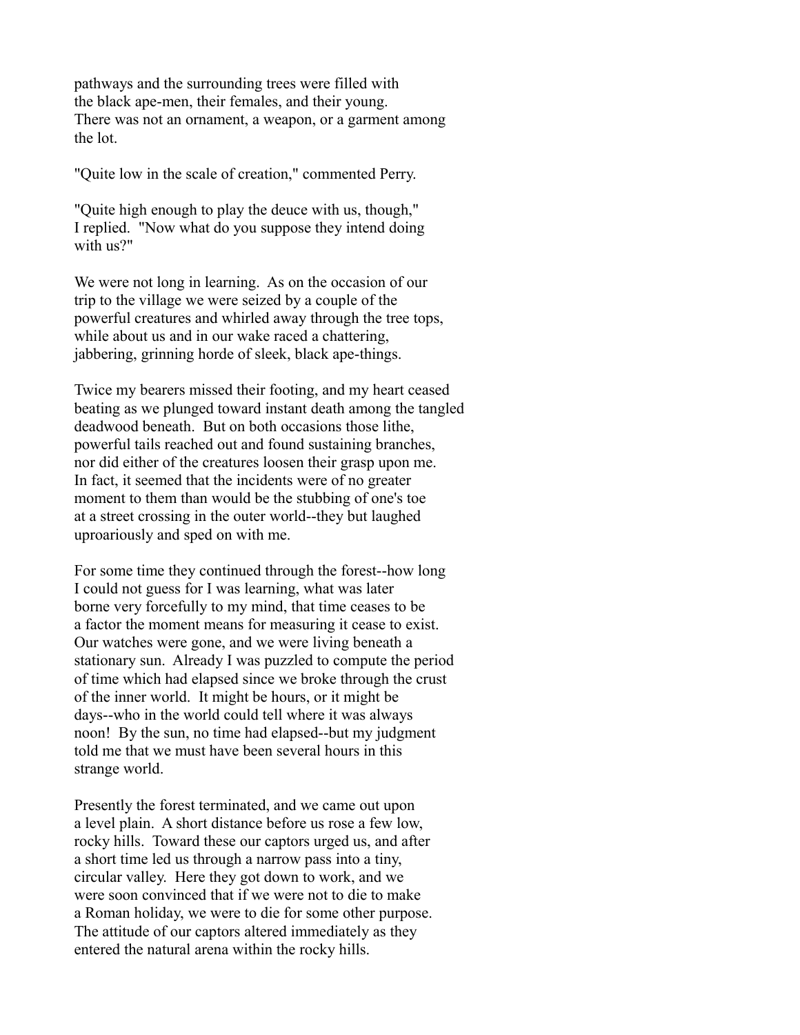pathways and the surrounding trees were filled with the black ape-men, their females, and their young. There was not an ornament, a weapon, or a garment among the lot.

"Quite low in the scale of creation," commented Perry.

"Quite high enough to play the deuce with us, though," I replied. "Now what do you suppose they intend doing with us?"

We were not long in learning. As on the occasion of our trip to the village we were seized by a couple of the powerful creatures and whirled away through the tree tops, while about us and in our wake raced a chattering, jabbering, grinning horde of sleek, black ape-things.

Twice my bearers missed their footing, and my heart ceased beating as we plunged toward instant death among the tangled deadwood beneath. But on both occasions those lithe, powerful tails reached out and found sustaining branches, nor did either of the creatures loosen their grasp upon me. In fact, it seemed that the incidents were of no greater moment to them than would be the stubbing of one's toe at a street crossing in the outer world--they but laughed uproariously and sped on with me.

For some time they continued through the forest--how long I could not guess for I was learning, what was later borne very forcefully to my mind, that time ceases to be a factor the moment means for measuring it cease to exist. Our watches were gone, and we were living beneath a stationary sun. Already I was puzzled to compute the period of time which had elapsed since we broke through the crust of the inner world. It might be hours, or it might be days--who in the world could tell where it was always noon! By the sun, no time had elapsed--but my judgment told me that we must have been several hours in this strange world.

Presently the forest terminated, and we came out upon a level plain. A short distance before us rose a few low, rocky hills. Toward these our captors urged us, and after a short time led us through a narrow pass into a tiny, circular valley. Here they got down to work, and we were soon convinced that if we were not to die to make a Roman holiday, we were to die for some other purpose. The attitude of our captors altered immediately as they entered the natural arena within the rocky hills.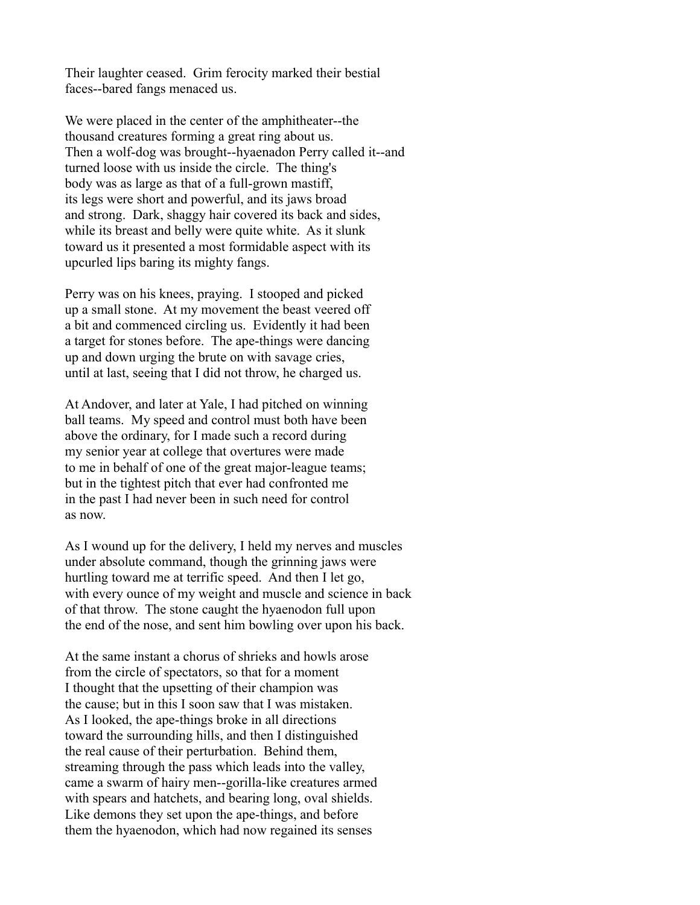Their laughter ceased. Grim ferocity marked their bestial faces--bared fangs menaced us.

We were placed in the center of the amphitheater--the thousand creatures forming a great ring about us. Then a wolf-dog was brought--hyaenadon Perry called it--and turned loose with us inside the circle. The thing's body was as large as that of a full-grown mastiff, its legs were short and powerful, and its jaws broad and strong. Dark, shaggy hair covered its back and sides, while its breast and belly were quite white. As it slunk toward us it presented a most formidable aspect with its upcurled lips baring its mighty fangs.

Perry was on his knees, praying. I stooped and picked up a small stone. At my movement the beast veered off a bit and commenced circling us. Evidently it had been a target for stones before. The ape-things were dancing up and down urging the brute on with savage cries, until at last, seeing that I did not throw, he charged us.

At Andover, and later at Yale, I had pitched on winning ball teams. My speed and control must both have been above the ordinary, for I made such a record during my senior year at college that overtures were made to me in behalf of one of the great major-league teams; but in the tightest pitch that ever had confronted me in the past I had never been in such need for control as now.

As I wound up for the delivery, I held my nerves and muscles under absolute command, though the grinning jaws were hurtling toward me at terrific speed. And then I let go, with every ounce of my weight and muscle and science in back of that throw. The stone caught the hyaenodon full upon the end of the nose, and sent him bowling over upon his back.

At the same instant a chorus of shrieks and howls arose from the circle of spectators, so that for a moment I thought that the upsetting of their champion was the cause; but in this I soon saw that I was mistaken. As I looked, the ape-things broke in all directions toward the surrounding hills, and then I distinguished the real cause of their perturbation. Behind them, streaming through the pass which leads into the valley, came a swarm of hairy men--gorilla-like creatures armed with spears and hatchets, and bearing long, oval shields. Like demons they set upon the ape-things, and before them the hyaenodon, which had now regained its senses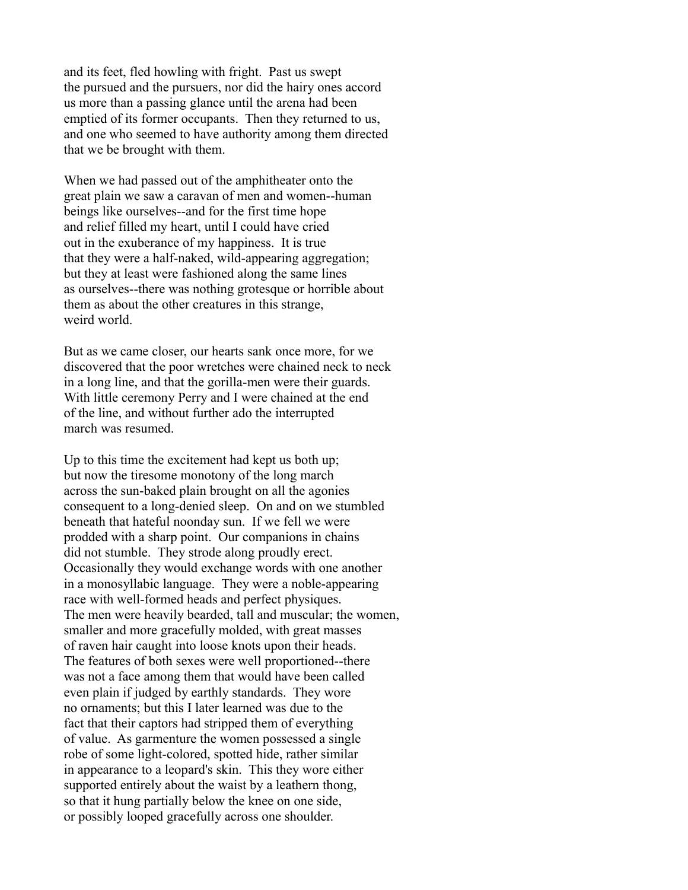and its feet, fled howling with fright. Past us swept the pursued and the pursuers, nor did the hairy ones accord us more than a passing glance until the arena had been emptied of its former occupants. Then they returned to us, and one who seemed to have authority among them directed that we be brought with them.

When we had passed out of the amphitheater onto the great plain we saw a caravan of men and women--human beings like ourselves--and for the first time hope and relief filled my heart, until I could have cried out in the exuberance of my happiness. It is true that they were a half-naked, wild-appearing aggregation; but they at least were fashioned along the same lines as ourselves--there was nothing grotesque or horrible about them as about the other creatures in this strange, weird world.

But as we came closer, our hearts sank once more, for we discovered that the poor wretches were chained neck to neck in a long line, and that the gorilla-men were their guards. With little ceremony Perry and I were chained at the end of the line, and without further ado the interrupted march was resumed.

Up to this time the excitement had kept us both up; but now the tiresome monotony of the long march across the sun-baked plain brought on all the agonies consequent to a long-denied sleep. On and on we stumbled beneath that hateful noonday sun. If we fell we were prodded with a sharp point. Our companions in chains did not stumble. They strode along proudly erect. Occasionally they would exchange words with one another in a monosyllabic language. They were a noble-appearing race with well-formed heads and perfect physiques. The men were heavily bearded, tall and muscular; the women, smaller and more gracefully molded, with great masses of raven hair caught into loose knots upon their heads. The features of both sexes were well proportioned--there was not a face among them that would have been called even plain if judged by earthly standards. They wore no ornaments; but this I later learned was due to the fact that their captors had stripped them of everything of value. As garmenture the women possessed a single robe of some light-colored, spotted hide, rather similar in appearance to a leopard's skin. This they wore either supported entirely about the waist by a leathern thong, so that it hung partially below the knee on one side, or possibly looped gracefully across one shoulder.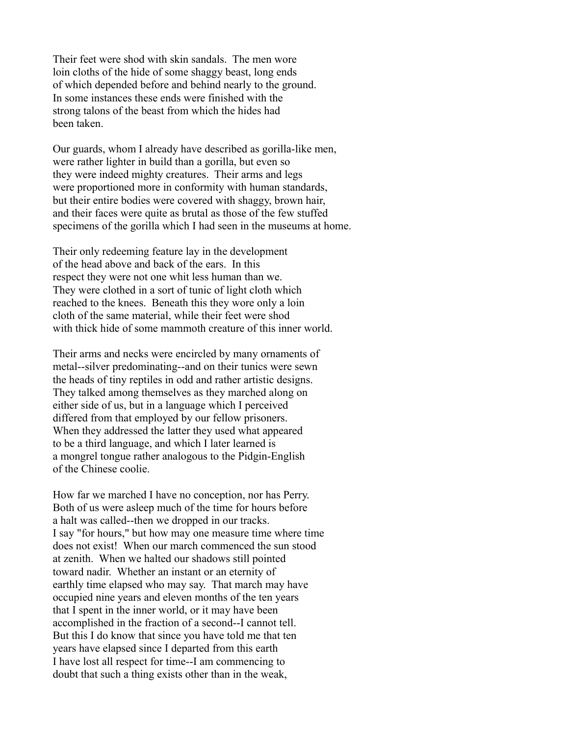Their feet were shod with skin sandals. The men wore loin cloths of the hide of some shaggy beast, long ends of which depended before and behind nearly to the ground. In some instances these ends were finished with the strong talons of the beast from which the hides had been taken.

Our guards, whom I already have described as gorilla-like men, were rather lighter in build than a gorilla, but even so they were indeed mighty creatures. Their arms and legs were proportioned more in conformity with human standards, but their entire bodies were covered with shaggy, brown hair, and their faces were quite as brutal as those of the few stuffed specimens of the gorilla which I had seen in the museums at home.

Their only redeeming feature lay in the development of the head above and back of the ears. In this respect they were not one whit less human than we. They were clothed in a sort of tunic of light cloth which reached to the knees. Beneath this they wore only a loin cloth of the same material, while their feet were shod with thick hide of some mammoth creature of this inner world.

Their arms and necks were encircled by many ornaments of metal--silver predominating--and on their tunics were sewn the heads of tiny reptiles in odd and rather artistic designs. They talked among themselves as they marched along on either side of us, but in a language which I perceived differed from that employed by our fellow prisoners. When they addressed the latter they used what appeared to be a third language, and which I later learned is a mongrel tongue rather analogous to the Pidgin-English of the Chinese coolie.

How far we marched I have no conception, nor has Perry. Both of us were asleep much of the time for hours before a halt was called--then we dropped in our tracks. I say "for hours," but how may one measure time where time does not exist! When our march commenced the sun stood at zenith. When we halted our shadows still pointed toward nadir. Whether an instant or an eternity of earthly time elapsed who may say. That march may have occupied nine years and eleven months of the ten years that I spent in the inner world, or it may have been accomplished in the fraction of a second--I cannot tell. But this I do know that since you have told me that ten years have elapsed since I departed from this earth I have lost all respect for time--I am commencing to doubt that such a thing exists other than in the weak,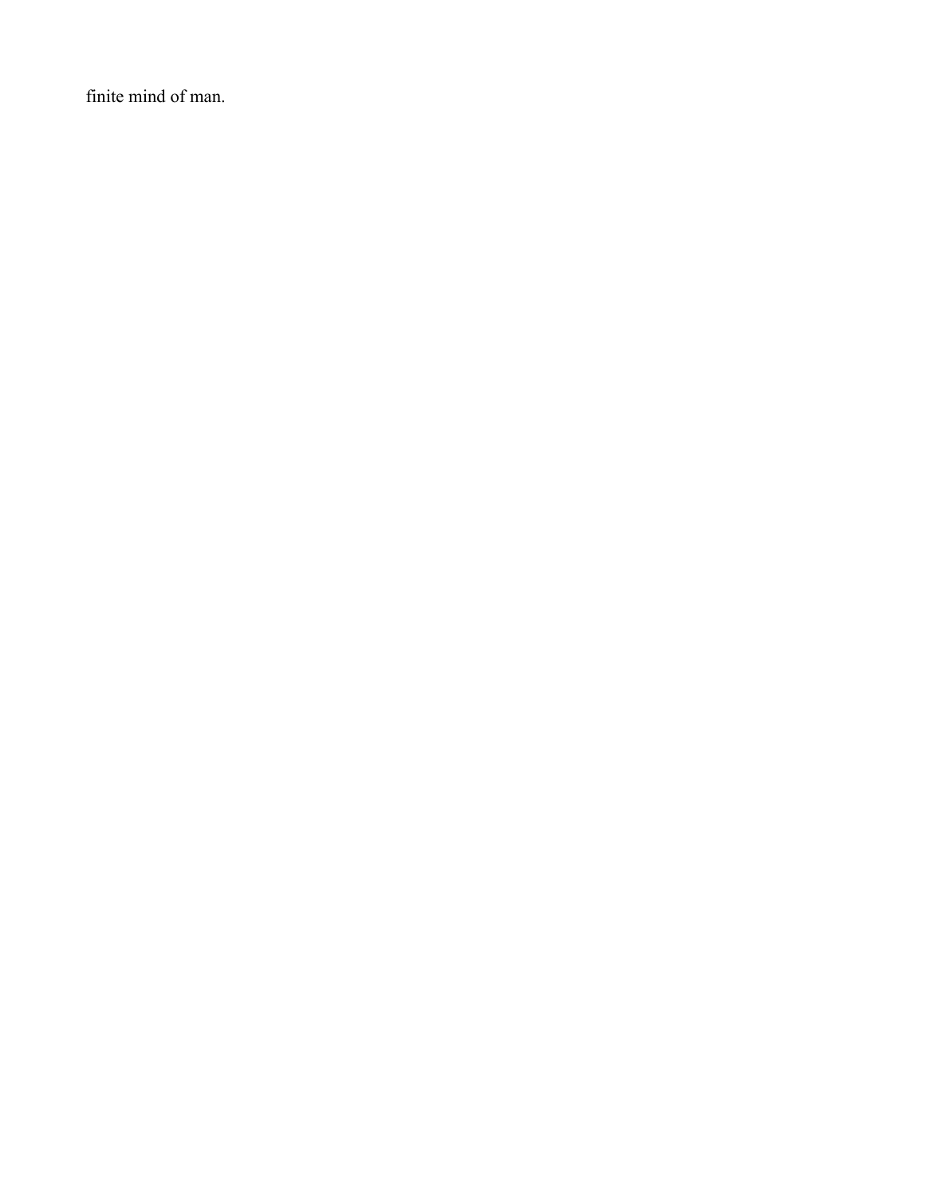finite mind of man.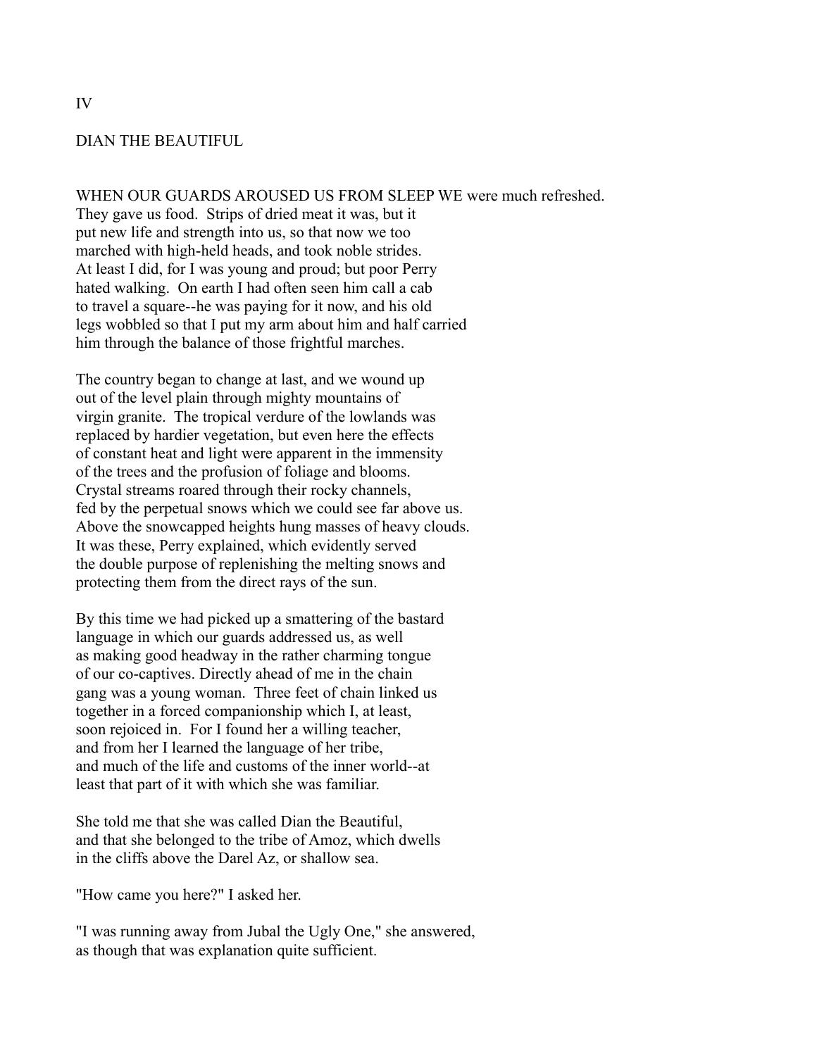# IV

## DIAN THE BEAUTIFUL

WHEN OUR GUARDS AROUSED US FROM SLEEP WE were much refreshed. They gave us food. Strips of dried meat it was, but it put new life and strength into us, so that now we too marched with high-held heads, and took noble strides. At least I did, for I was young and proud; but poor Perry hated walking. On earth I had often seen him call a cab to travel a square--he was paying for it now, and his old legs wobbled so that I put my arm about him and half carried him through the balance of those frightful marches.

The country began to change at last, and we wound up out of the level plain through mighty mountains of virgin granite. The tropical verdure of the lowlands was replaced by hardier vegetation, but even here the effects of constant heat and light were apparent in the immensity of the trees and the profusion of foliage and blooms. Crystal streams roared through their rocky channels, fed by the perpetual snows which we could see far above us. Above the snowcapped heights hung masses of heavy clouds. It was these, Perry explained, which evidently served the double purpose of replenishing the melting snows and protecting them from the direct rays of the sun.

By this time we had picked up a smattering of the bastard language in which our guards addressed us, as well as making good headway in the rather charming tongue of our co-captives. Directly ahead of me in the chain gang was a young woman. Three feet of chain linked us together in a forced companionship which I, at least, soon rejoiced in. For I found her a willing teacher, and from her I learned the language of her tribe, and much of the life and customs of the inner world--at least that part of it with which she was familiar.

She told me that she was called Dian the Beautiful, and that she belonged to the tribe of Amoz, which dwells in the cliffs above the Darel Az, or shallow sea.

"How came you here?" I asked her.

"I was running away from Jubal the Ugly One," she answered, as though that was explanation quite sufficient.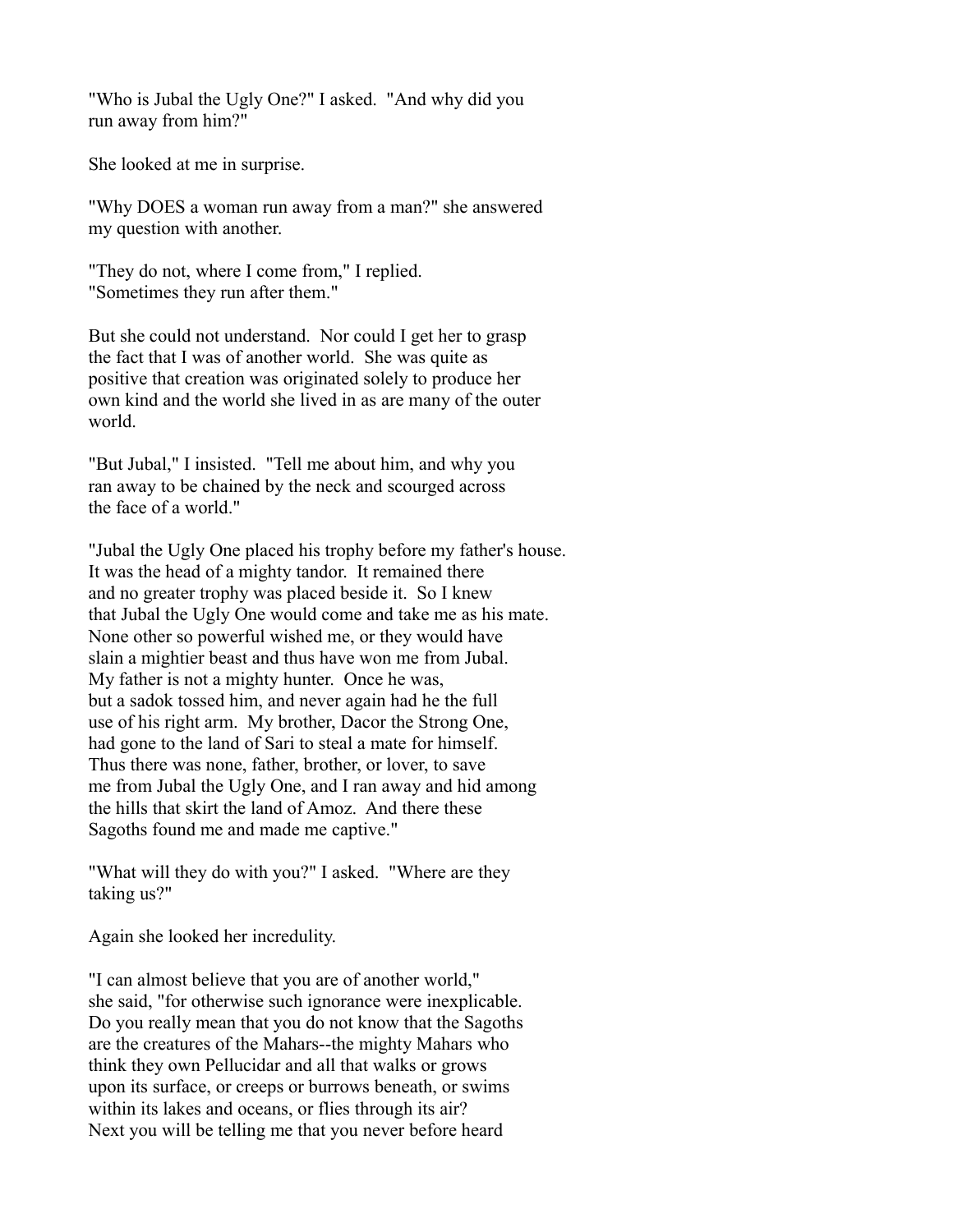"Who is Jubal the Ugly One?" I asked. "And why did you run away from him?"

She looked at me in surprise.

"Why DOES a woman run away from a man?" she answered my question with another.

"They do not, where I come from," I replied. "Sometimes they run after them."

But she could not understand. Nor could I get her to grasp the fact that I was of another world. She was quite as positive that creation was originated solely to produce her own kind and the world she lived in as are many of the outer world.

"But Jubal," I insisted. "Tell me about him, and why you ran away to be chained by the neck and scourged across the face of a world."

"Jubal the Ugly One placed his trophy before my father's house. It was the head of a mighty tandor. It remained there and no greater trophy was placed beside it. So I knew that Jubal the Ugly One would come and take me as his mate. None other so powerful wished me, or they would have slain a mightier beast and thus have won me from Jubal. My father is not a mighty hunter. Once he was, but a sadok tossed him, and never again had he the full use of his right arm. My brother, Dacor the Strong One, had gone to the land of Sari to steal a mate for himself. Thus there was none, father, brother, or lover, to save me from Jubal the Ugly One, and I ran away and hid among the hills that skirt the land of Amoz. And there these Sagoths found me and made me captive."

"What will they do with you?" I asked. "Where are they taking us?"

Again she looked her incredulity.

"I can almost believe that you are of another world," she said, "for otherwise such ignorance were inexplicable. Do you really mean that you do not know that the Sagoths are the creatures of the Mahars--the mighty Mahars who think they own Pellucidar and all that walks or grows upon its surface, or creeps or burrows beneath, or swims within its lakes and oceans, or flies through its air? Next you will be telling me that you never before heard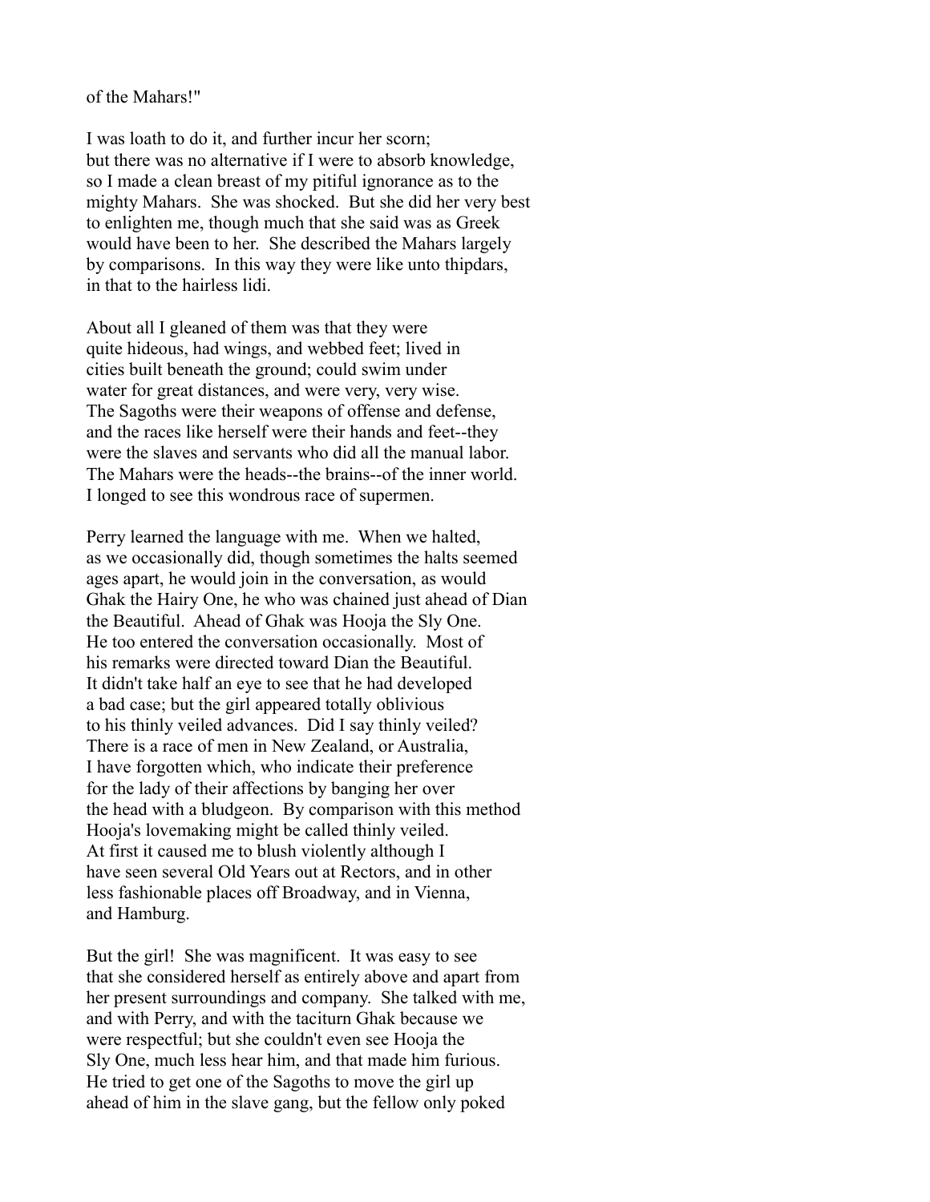of the Mahars!"

I was loath to do it, and further incur her scorn; but there was no alternative if I were to absorb knowledge, so I made a clean breast of my pitiful ignorance as to the mighty Mahars. She was shocked. But she did her very best to enlighten me, though much that she said was as Greek would have been to her. She described the Mahars largely by comparisons. In this way they were like unto thipdars, in that to the hairless lidi.

About all I gleaned of them was that they were quite hideous, had wings, and webbed feet; lived in cities built beneath the ground; could swim under water for great distances, and were very, very wise. The Sagoths were their weapons of offense and defense, and the races like herself were their hands and feet--they were the slaves and servants who did all the manual labor. The Mahars were the heads--the brains--of the inner world. I longed to see this wondrous race of supermen.

Perry learned the language with me. When we halted, as we occasionally did, though sometimes the halts seemed ages apart, he would join in the conversation, as would Ghak the Hairy One, he who was chained just ahead of Dian the Beautiful. Ahead of Ghak was Hooja the Sly One. He too entered the conversation occasionally. Most of his remarks were directed toward Dian the Beautiful. It didn't take half an eye to see that he had developed a bad case; but the girl appeared totally oblivious to his thinly veiled advances. Did I say thinly veiled? There is a race of men in New Zealand, or Australia, I have forgotten which, who indicate their preference for the lady of their affections by banging her over the head with a bludgeon. By comparison with this method Hooja's lovemaking might be called thinly veiled. At first it caused me to blush violently although I have seen several Old Years out at Rectors, and in other less fashionable places off Broadway, and in Vienna, and Hamburg.

But the girl! She was magnificent. It was easy to see that she considered herself as entirely above and apart from her present surroundings and company. She talked with me, and with Perry, and with the taciturn Ghak because we were respectful; but she couldn't even see Hooja the Sly One, much less hear him, and that made him furious. He tried to get one of the Sagoths to move the girl up ahead of him in the slave gang, but the fellow only poked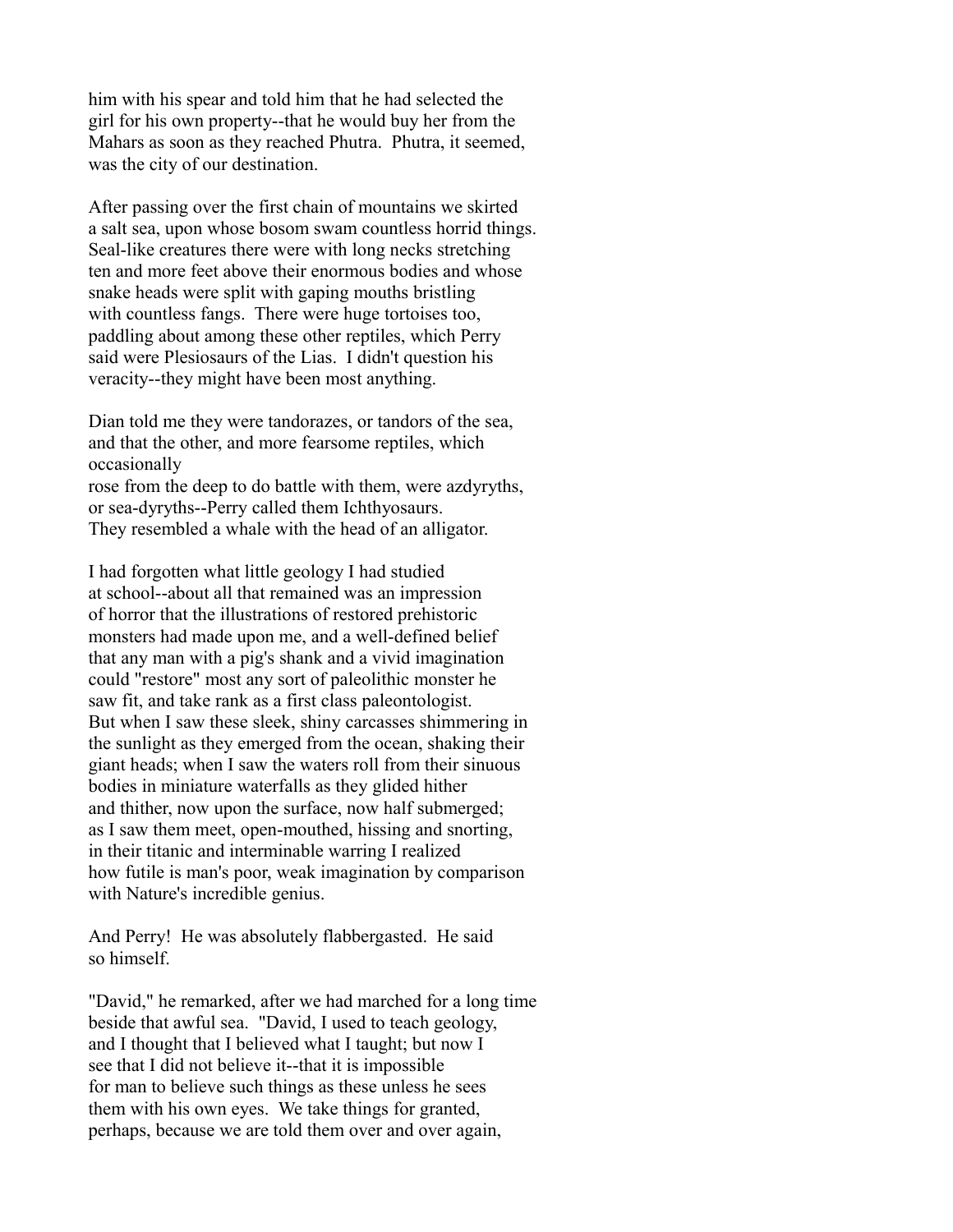him with his spear and told him that he had selected the girl for his own property--that he would buy her from the Mahars as soon as they reached Phutra. Phutra, it seemed, was the city of our destination.

After passing over the first chain of mountains we skirted a salt sea, upon whose bosom swam countless horrid things. Seal-like creatures there were with long necks stretching ten and more feet above their enormous bodies and whose snake heads were split with gaping mouths bristling with countless fangs. There were huge tortoises too, paddling about among these other reptiles, which Perry said were Plesiosaurs of the Lias. I didn't question his veracity--they might have been most anything.

Dian told me they were tandorazes, or tandors of the sea, and that the other, and more fearsome reptiles, which occasionally rose from the deep to do battle with them, were azdyryths, or sea-dyryths--Perry called them Ichthyosaurs. They resembled a whale with the head of an alligator.

I had forgotten what little geology I had studied at school--about all that remained was an impression of horror that the illustrations of restored prehistoric monsters had made upon me, and a well-defined belief that any man with a pig's shank and a vivid imagination could "restore" most any sort of paleolithic monster he saw fit, and take rank as a first class paleontologist. But when I saw these sleek, shiny carcasses shimmering in the sunlight as they emerged from the ocean, shaking their giant heads; when I saw the waters roll from their sinuous bodies in miniature waterfalls as they glided hither and thither, now upon the surface, now half submerged; as I saw them meet, open-mouthed, hissing and snorting, in their titanic and interminable warring I realized how futile is man's poor, weak imagination by comparison with Nature's incredible genius.

And Perry! He was absolutely flabbergasted. He said so himself.

"David," he remarked, after we had marched for a long time beside that awful sea. "David, I used to teach geology, and I thought that I believed what I taught; but now I see that I did not believe it--that it is impossible for man to believe such things as these unless he sees them with his own eyes. We take things for granted, perhaps, because we are told them over and over again,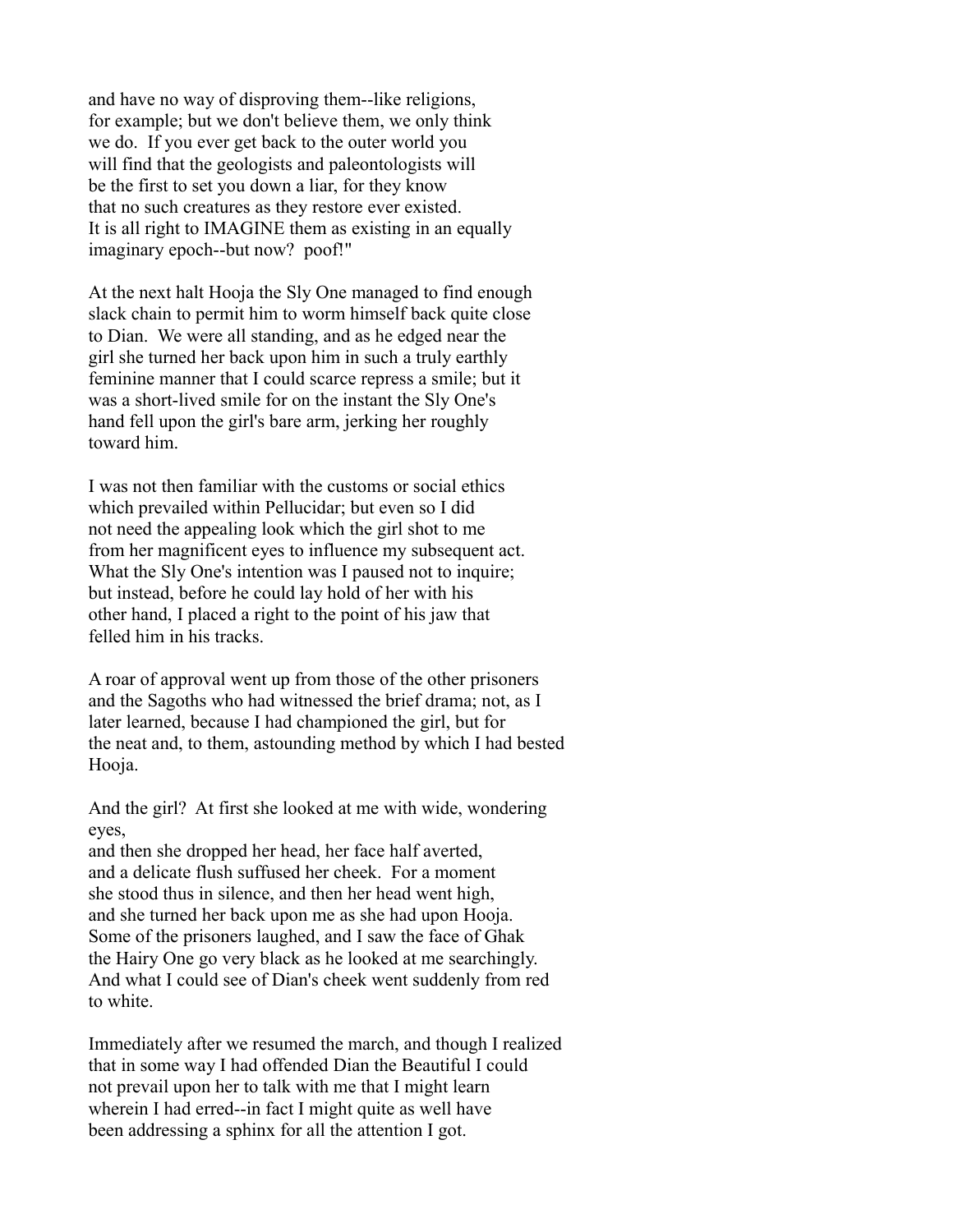and have no way of disproving them--like religions, for example; but we don't believe them, we only think we do. If you ever get back to the outer world you will find that the geologists and paleontologists will be the first to set you down a liar, for they know that no such creatures as they restore ever existed. It is all right to IMAGINE them as existing in an equally imaginary epoch--but now? poof!"

At the next halt Hooja the Sly One managed to find enough slack chain to permit him to worm himself back quite close to Dian. We were all standing, and as he edged near the girl she turned her back upon him in such a truly earthly feminine manner that I could scarce repress a smile; but it was a short-lived smile for on the instant the Sly One's hand fell upon the girl's bare arm, jerking her roughly toward him.

I was not then familiar with the customs or social ethics which prevailed within Pellucidar; but even so I did not need the appealing look which the girl shot to me from her magnificent eyes to influence my subsequent act. What the Sly One's intention was I paused not to inquire; but instead, before he could lay hold of her with his other hand, I placed a right to the point of his jaw that felled him in his tracks.

A roar of approval went up from those of the other prisoners and the Sagoths who had witnessed the brief drama; not, as I later learned, because I had championed the girl, but for the neat and, to them, astounding method by which I had bested Hooja.

And the girl? At first she looked at me with wide, wondering eyes, and then she dropped her head, her face half averted, and a delicate flush suffused her cheek. For a moment she stood thus in silence, and then her head went high, and she turned her back upon me as she had upon Hooja. Some of the prisoners laughed, and I saw the face of Ghak the Hairy One go very black as he looked at me searchingly. And what I could see of Dian's cheek went suddenly from red to white.

Immediately after we resumed the march, and though I realized that in some way I had offended Dian the Beautiful I could not prevail upon her to talk with me that I might learn wherein I had erred--in fact I might quite as well have been addressing a sphinx for all the attention I got.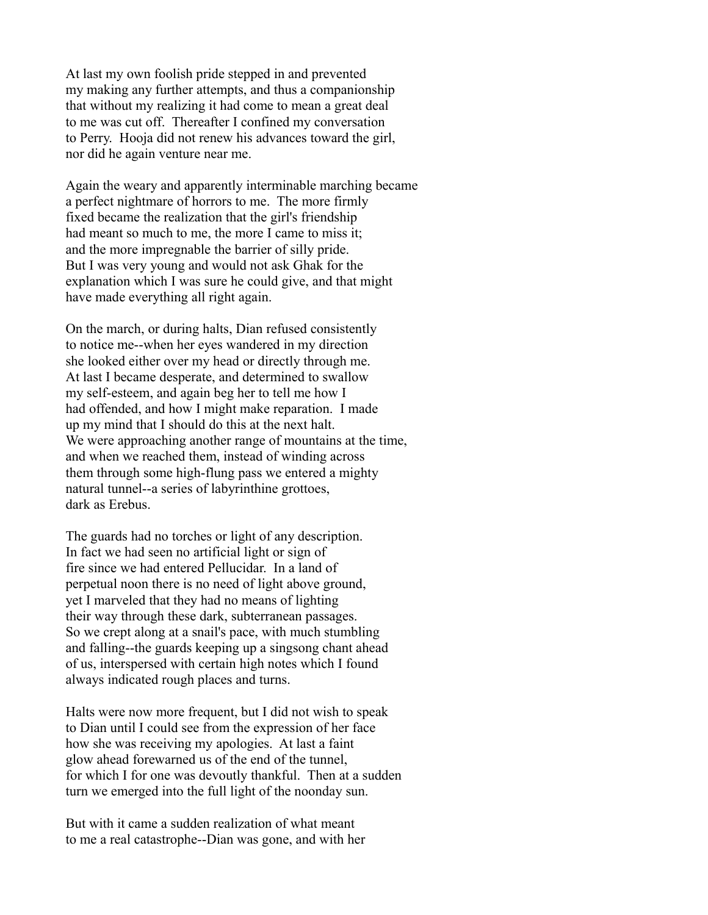At last my own foolish pride stepped in and prevented my making any further attempts, and thus a companionship that without my realizing it had come to mean a great deal to me was cut off. Thereafter I confined my conversation to Perry. Hooja did not renew his advances toward the girl, nor did he again venture near me.

Again the weary and apparently interminable marching became a perfect nightmare of horrors to me. The more firmly fixed became the realization that the girl's friendship had meant so much to me, the more I came to miss it; and the more impregnable the barrier of silly pride. But I was very young and would not ask Ghak for the explanation which I was sure he could give, and that might have made everything all right again.

On the march, or during halts, Dian refused consistently to notice me--when her eyes wandered in my direction she looked either over my head or directly through me. At last I became desperate, and determined to swallow my self-esteem, and again beg her to tell me how I had offended, and how I might make reparation. I made up my mind that I should do this at the next halt. We were approaching another range of mountains at the time, and when we reached them, instead of winding across them through some high-flung pass we entered a mighty natural tunnel--a series of labyrinthine grottoes, dark as Erebus.

The guards had no torches or light of any description. In fact we had seen no artificial light or sign of fire since we had entered Pellucidar. In a land of perpetual noon there is no need of light above ground, yet I marveled that they had no means of lighting their way through these dark, subterranean passages. So we crept along at a snail's pace, with much stumbling and falling--the guards keeping up a singsong chant ahead of us, interspersed with certain high notes which I found always indicated rough places and turns.

Halts were now more frequent, but I did not wish to speak to Dian until I could see from the expression of her face how she was receiving my apologies. At last a faint glow ahead forewarned us of the end of the tunnel, for which I for one was devoutly thankful. Then at a sudden turn we emerged into the full light of the noonday sun.

But with it came a sudden realization of what meant to me a real catastrophe--Dian was gone, and with her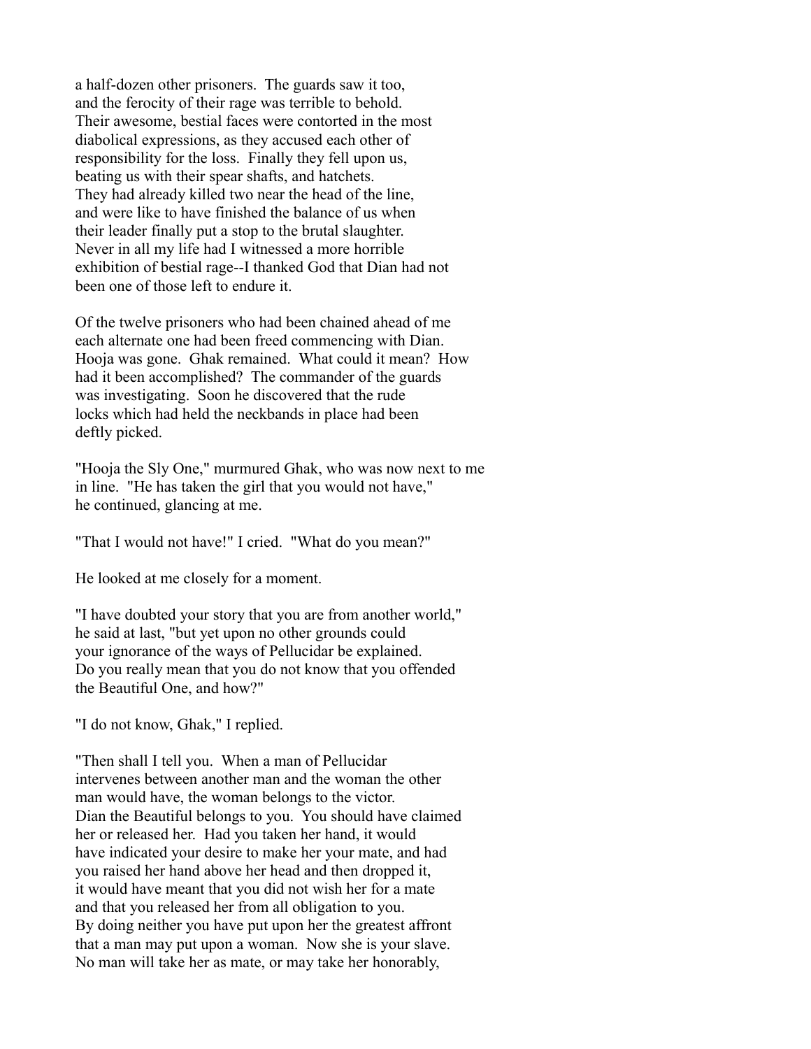a half-dozen other prisoners. The guards saw it too, and the ferocity of their rage was terrible to behold. Their awesome, bestial faces were contorted in the most diabolical expressions, as they accused each other of responsibility for the loss. Finally they fell upon us, beating us with their spear shafts, and hatchets. They had already killed two near the head of the line, and were like to have finished the balance of us when their leader finally put a stop to the brutal slaughter. Never in all my life had I witnessed a more horrible exhibition of bestial rage--I thanked God that Dian had not been one of those left to endure it.

Of the twelve prisoners who had been chained ahead of me each alternate one had been freed commencing with Dian. Hooja was gone. Ghak remained. What could it mean? How had it been accomplished? The commander of the guards was investigating. Soon he discovered that the rude locks which had held the neckbands in place had been deftly picked.

"Hooja the Sly One," murmured Ghak, who was now next to me in line. "He has taken the girl that you would not have," he continued, glancing at me.

"That I would not have!" I cried. "What do you mean?"

He looked at me closely for a moment.

"I have doubted your story that you are from another world," he said at last, "but yet upon no other grounds could your ignorance of the ways of Pellucidar be explained. Do you really mean that you do not know that you offended the Beautiful One, and how?"

"I do not know, Ghak," I replied.

"Then shall I tell you. When a man of Pellucidar intervenes between another man and the woman the other man would have, the woman belongs to the victor. Dian the Beautiful belongs to you. You should have claimed her or released her. Had you taken her hand, it would have indicated your desire to make her your mate, and had you raised her hand above her head and then dropped it, it would have meant that you did not wish her for a mate and that you released her from all obligation to you. By doing neither you have put upon her the greatest affront that a man may put upon a woman. Now she is your slave. No man will take her as mate, or may take her honorably,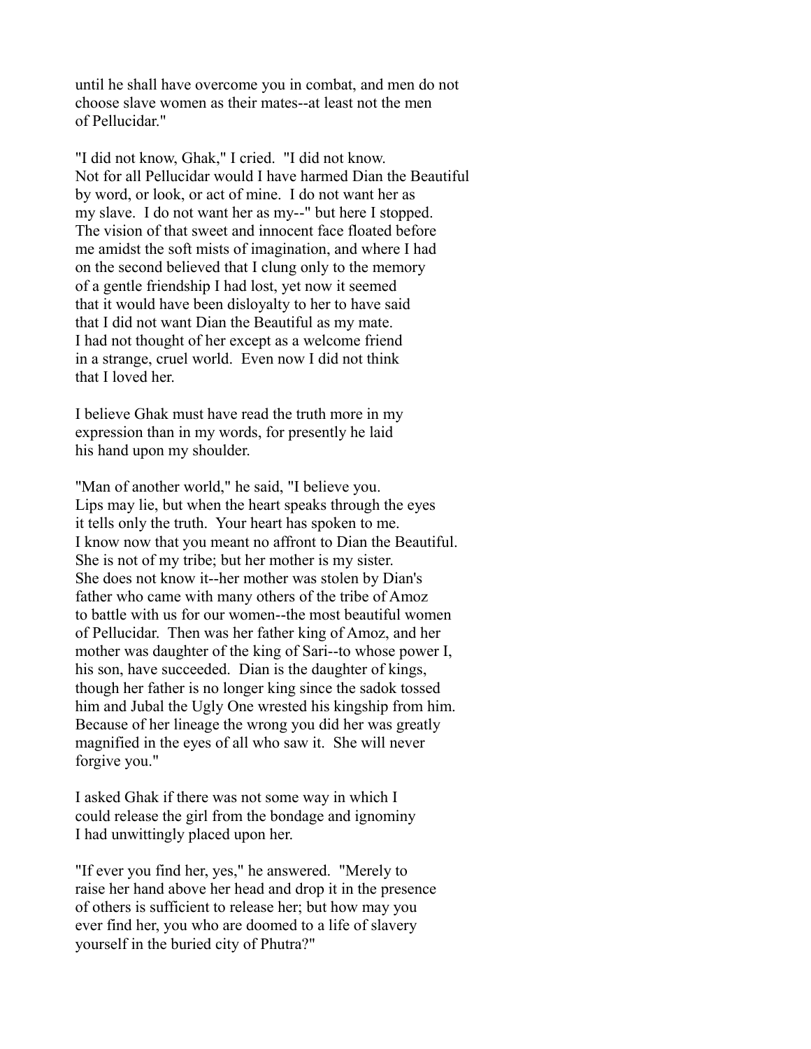until he shall have overcome you in combat, and men do not choose slave women as their mates--at least not the men of Pellucidar."

"I did not know, Ghak," I cried. "I did not know. Not for all Pellucidar would I have harmed Dian the Beautiful by word, or look, or act of mine. I do not want her as my slave. I do not want her as my--" but here I stopped. The vision of that sweet and innocent face floated before me amidst the soft mists of imagination, and where I had on the second believed that I clung only to the memory of a gentle friendship I had lost, yet now it seemed that it would have been disloyalty to her to have said that I did not want Dian the Beautiful as my mate. I had not thought of her except as a welcome friend in a strange, cruel world. Even now I did not think that I loved her.

I believe Ghak must have read the truth more in my expression than in my words, for presently he laid his hand upon my shoulder.

"Man of another world," he said, "I believe you. Lips may lie, but when the heart speaks through the eyes it tells only the truth. Your heart has spoken to me. I know now that you meant no affront to Dian the Beautiful. She is not of my tribe; but her mother is my sister. She does not know it--her mother was stolen by Dian's father who came with many others of the tribe of Amoz to battle with us for our women--the most beautiful women of Pellucidar. Then was her father king of Amoz, and her mother was daughter of the king of Sari--to whose power I, his son, have succeeded. Dian is the daughter of kings, though her father is no longer king since the sadok tossed him and Jubal the Ugly One wrested his kingship from him. Because of her lineage the wrong you did her was greatly magnified in the eyes of all who saw it. She will never forgive you."

I asked Ghak if there was not some way in which I could release the girl from the bondage and ignominy I had unwittingly placed upon her.

"If ever you find her, yes," he answered. "Merely to raise her hand above her head and drop it in the presence of others is sufficient to release her; but how may you ever find her, you who are doomed to a life of slavery yourself in the buried city of Phutra?"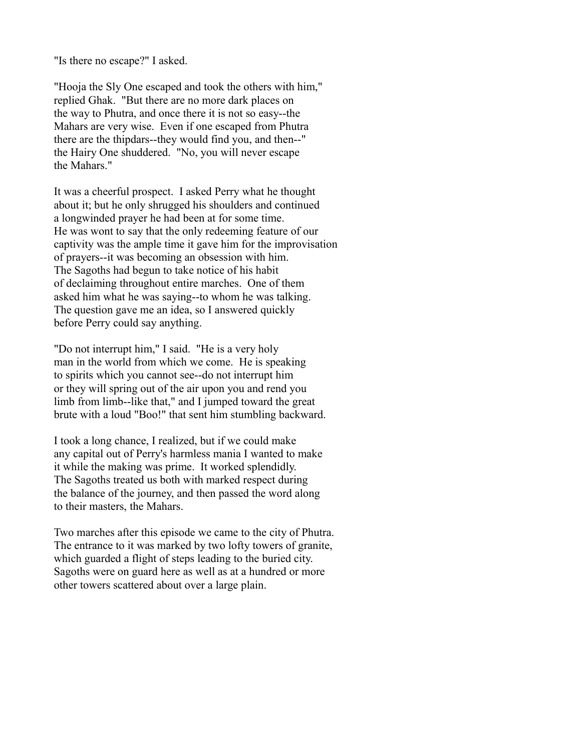"Is there no escape?" I asked.

"Hooja the Sly One escaped and took the others with him," replied Ghak. "But there are no more dark places on the way to Phutra, and once there it is not so easy--the Mahars are very wise. Even if one escaped from Phutra there are the thipdars--they would find you, and then--" the Hairy One shuddered. "No, you will never escape the Mahars."

It was a cheerful prospect. I asked Perry what he thought about it; but he only shrugged his shoulders and continued a longwinded prayer he had been at for some time. He was wont to say that the only redeeming feature of our captivity was the ample time it gave him for the improvisation of prayers--it was becoming an obsession with him. The Sagoths had begun to take notice of his habit of declaiming throughout entire marches. One of them asked him what he was saying--to whom he was talking. The question gave me an idea, so I answered quickly before Perry could say anything.

"Do not interrupt him," I said. "He is a very holy man in the world from which we come. He is speaking to spirits which you cannot see--do not interrupt him or they will spring out of the air upon you and rend you limb from limb--like that," and I jumped toward the great brute with a loud "Boo!" that sent him stumbling backward.

I took a long chance, I realized, but if we could make any capital out of Perry's harmless mania I wanted to make it while the making was prime. It worked splendidly. The Sagoths treated us both with marked respect during the balance of the journey, and then passed the word along to their masters, the Mahars.

Two marches after this episode we came to the city of Phutra. The entrance to it was marked by two lofty towers of granite, which guarded a flight of steps leading to the buried city. Sagoths were on guard here as well as at a hundred or more other towers scattered about over a large plain.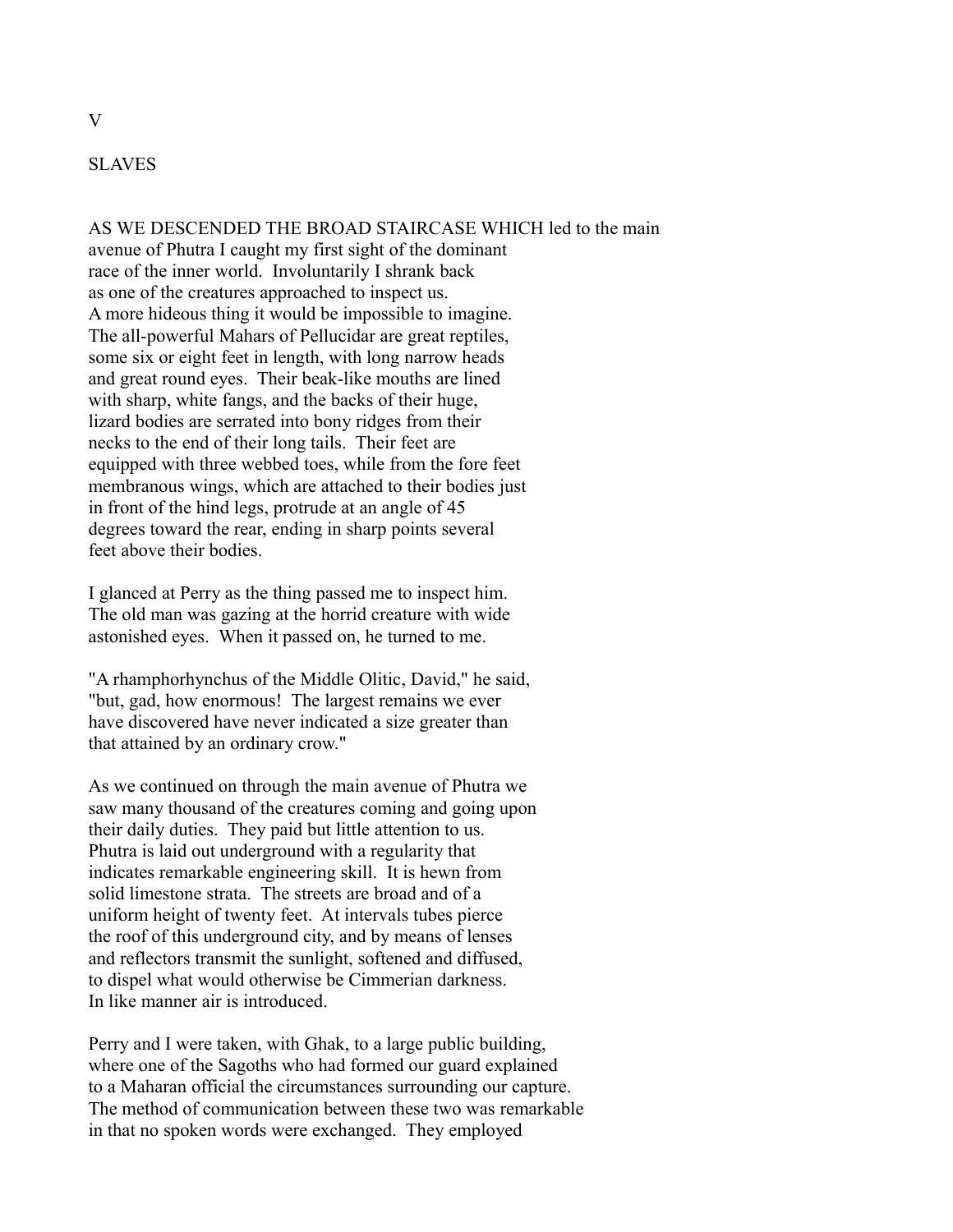# V

## SLAVES

AS WE DESCENDED THE BROAD STAIRCASE WHICH led to the main avenue of Phutra I caught my first sight of the dominant race of the inner world. Involuntarily I shrank back as one of the creatures approached to inspect us. A more hideous thing it would be impossible to imagine. The all-powerful Mahars of Pellucidar are great reptiles, some six or eight feet in length, with long narrow heads and great round eyes. Their beak-like mouths are lined with sharp, white fangs, and the backs of their huge, lizard bodies are serrated into bony ridges from their necks to the end of their long tails. Their feet are equipped with three webbed toes, while from the fore feet membranous wings, which are attached to their bodies just in front of the hind legs, protrude at an angle of 45 degrees toward the rear, ending in sharp points several feet above their bodies.

I glanced at Perry as the thing passed me to inspect him. The old man was gazing at the horrid creature with wide astonished eyes. When it passed on, he turned to me.

"A rhamphorhynchus of the Middle Olitic, David," he said, "but, gad, how enormous! The largest remains we ever have discovered have never indicated a size greater than that attained by an ordinary crow."

As we continued on through the main avenue of Phutra we saw many thousand of the creatures coming and going upon their daily duties. They paid but little attention to us. Phutra is laid out underground with a regularity that indicates remarkable engineering skill. It is hewn from solid limestone strata. The streets are broad and of a uniform height of twenty feet. At intervals tubes pierce the roof of this underground city, and by means of lenses and reflectors transmit the sunlight, softened and diffused, to dispel what would otherwise be Cimmerian darkness. In like manner air is introduced.

Perry and I were taken, with Ghak, to a large public building, where one of the Sagoths who had formed our guard explained to a Maharan official the circumstances surrounding our capture. The method of communication between these two was remarkable in that no spoken words were exchanged. They employed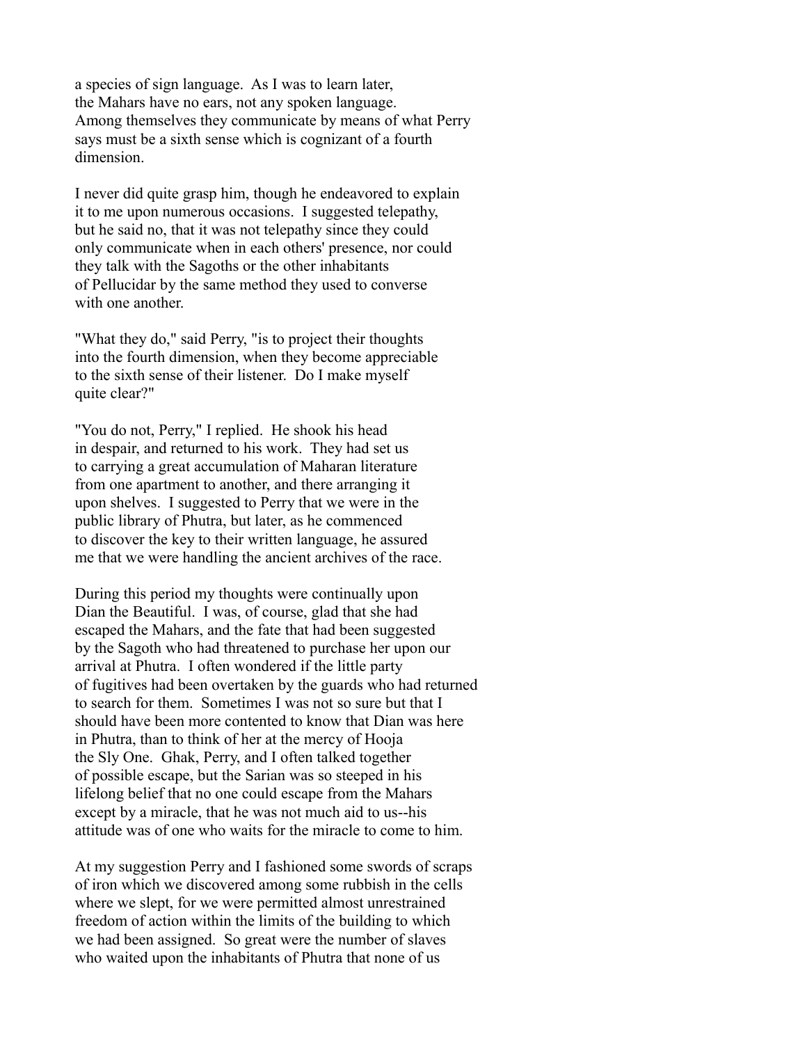a species of sign language. As I was to learn later, the Mahars have no ears, not any spoken language. Among themselves they communicate by means of what Perry says must be a sixth sense which is cognizant of a fourth dimension.

I never did quite grasp him, though he endeavored to explain it to me upon numerous occasions. I suggested telepathy, but he said no, that it was not telepathy since they could only communicate when in each others' presence, nor could they talk with the Sagoths or the other inhabitants of Pellucidar by the same method they used to converse with one another.

"What they do," said Perry, "is to project their thoughts into the fourth dimension, when they become appreciable to the sixth sense of their listener. Do I make myself quite clear?"

"You do not, Perry," I replied. He shook his head in despair, and returned to his work. They had set us to carrying a great accumulation of Maharan literature from one apartment to another, and there arranging it upon shelves. I suggested to Perry that we were in the public library of Phutra, but later, as he commenced to discover the key to their written language, he assured me that we were handling the ancient archives of the race.

During this period my thoughts were continually upon Dian the Beautiful. I was, of course, glad that she had escaped the Mahars, and the fate that had been suggested by the Sagoth who had threatened to purchase her upon our arrival at Phutra. I often wondered if the little party of fugitives had been overtaken by the guards who had returned to search for them. Sometimes I was not so sure but that I should have been more contented to know that Dian was here in Phutra, than to think of her at the mercy of Hooja the Sly One. Ghak, Perry, and I often talked together of possible escape, but the Sarian was so steeped in his lifelong belief that no one could escape from the Mahars except by a miracle, that he was not much aid to us--his attitude was of one who waits for the miracle to come to him.

At my suggestion Perry and I fashioned some swords of scraps of iron which we discovered among some rubbish in the cells where we slept, for we were permitted almost unrestrained freedom of action within the limits of the building to which we had been assigned. So great were the number of slaves who waited upon the inhabitants of Phutra that none of us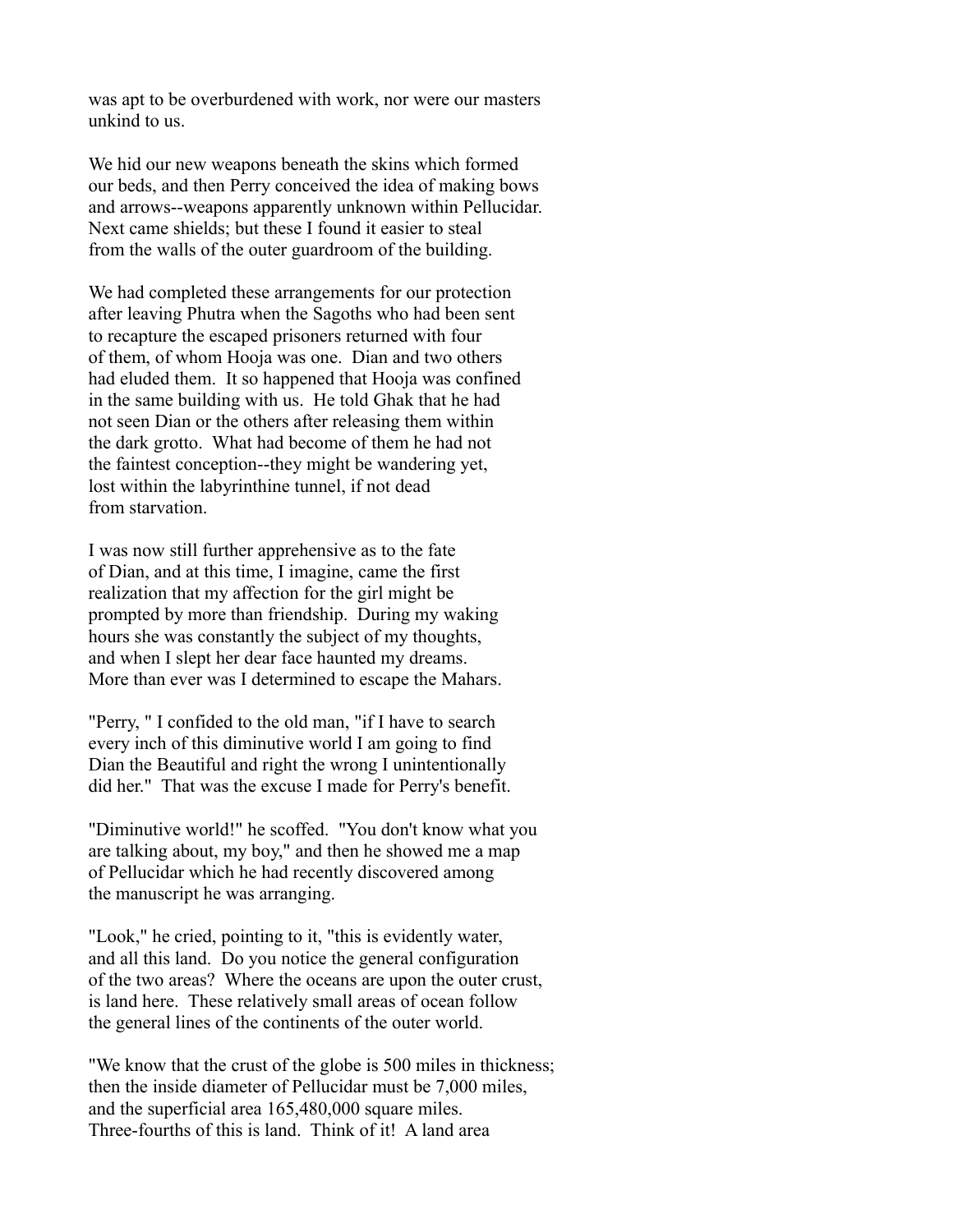was apt to be overburdened with work, nor were our masters unkind to us.

We hid our new weapons beneath the skins which formed our beds, and then Perry conceived the idea of making bows and arrows--weapons apparently unknown within Pellucidar. Next came shields; but these I found it easier to steal from the walls of the outer guardroom of the building.

We had completed these arrangements for our protection after leaving Phutra when the Sagoths who had been sent to recapture the escaped prisoners returned with four of them, of whom Hooja was one. Dian and two others had eluded them. It so happened that Hooja was confined in the same building with us. He told Ghak that he had not seen Dian or the others after releasing them within the dark grotto. What had become of them he had not the faintest conception--they might be wandering yet, lost within the labyrinthine tunnel, if not dead from starvation.

I was now still further apprehensive as to the fate of Dian, and at this time, I imagine, came the first realization that my affection for the girl might be prompted by more than friendship. During my waking hours she was constantly the subject of my thoughts, and when I slept her dear face haunted my dreams. More than ever was I determined to escape the Mahars.

"Perry, " I confided to the old man, "if I have to search every inch of this diminutive world I am going to find Dian the Beautiful and right the wrong I unintentionally did her." That was the excuse I made for Perry's benefit.

"Diminutive world!" he scoffed. "You don't know what you are talking about, my boy," and then he showed me a map of Pellucidar which he had recently discovered among the manuscript he was arranging.

"Look," he cried, pointing to it, "this is evidently water, and all this land. Do you notice the general configuration of the two areas? Where the oceans are upon the outer crust, is land here. These relatively small areas of ocean follow the general lines of the continents of the outer world.

"We know that the crust of the globe is 500 miles in thickness; then the inside diameter of Pellucidar must be 7,000 miles, and the superficial area 165,480,000 square miles. Three-fourths of this is land. Think of it! A land area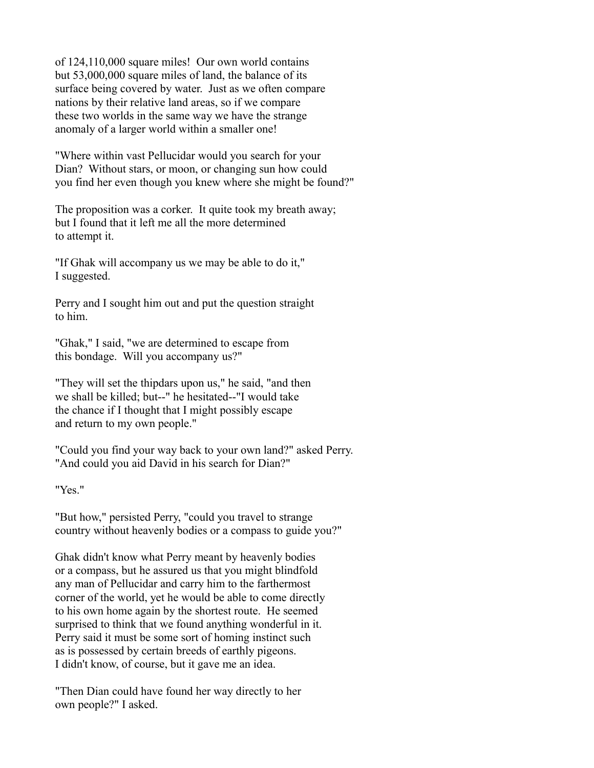of 124,110,000 square miles! Our own world contains but 53,000,000 square miles of land, the balance of its surface being covered by water. Just as we often compare nations by their relative land areas, so if we compare these two worlds in the same way we have the strange anomaly of a larger world within a smaller one!

"Where within vast Pellucidar would you search for your Dian? Without stars, or moon, or changing sun how could you find her even though you knew where she might be found?"

The proposition was a corker. It quite took my breath away; but I found that it left me all the more determined to attempt it.

"If Ghak will accompany us we may be able to do it," I suggested.

Perry and I sought him out and put the question straight to him.

"Ghak," I said, "we are determined to escape from this bondage. Will you accompany us?"

"They will set the thipdars upon us," he said, "and then we shall be killed; but--" he hesitated--"I would take the chance if I thought that I might possibly escape and return to my own people."

"Could you find your way back to your own land?" asked Perry. "And could you aid David in his search for Dian?"

"Yes."

"But how," persisted Perry, "could you travel to strange country without heavenly bodies or a compass to guide you?"

Ghak didn't know what Perry meant by heavenly bodies or a compass, but he assured us that you might blindfold any man of Pellucidar and carry him to the farthermost corner of the world, yet he would be able to come directly to his own home again by the shortest route. He seemed surprised to think that we found anything wonderful in it. Perry said it must be some sort of homing instinct such as is possessed by certain breeds of earthly pigeons. I didn't know, of course, but it gave me an idea.

"Then Dian could have found her way directly to her own people?" I asked.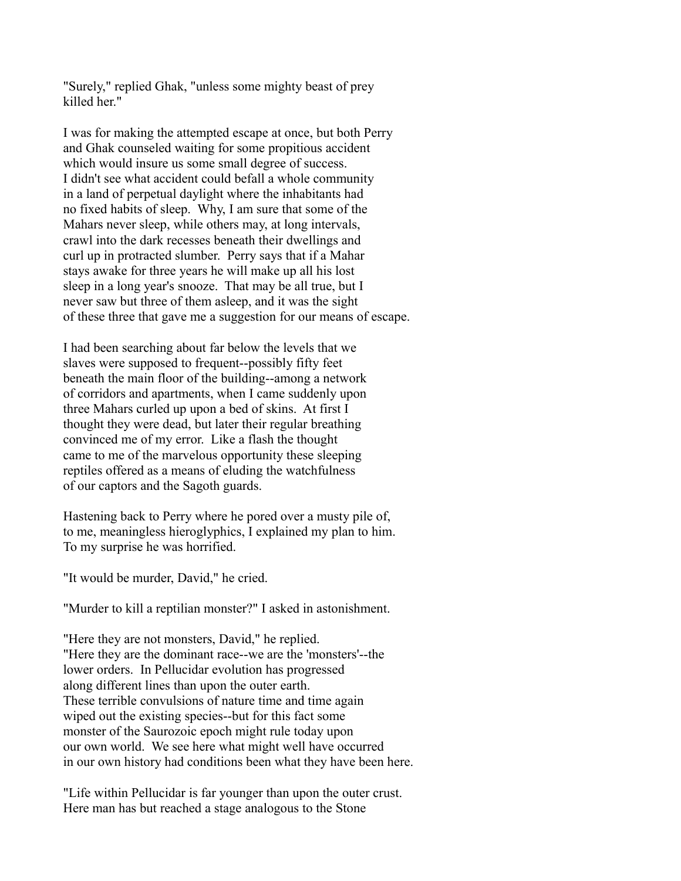"Surely," replied Ghak, "unless some mighty beast of prey killed her."

I was for making the attempted escape at once, but both Perry and Ghak counseled waiting for some propitious accident which would insure us some small degree of success. I didn't see what accident could befall a whole community in a land of perpetual daylight where the inhabitants had no fixed habits of sleep. Why, I am sure that some of the Mahars never sleep, while others may, at long intervals, crawl into the dark recesses beneath their dwellings and curl up in protracted slumber. Perry says that if a Mahar stays awake for three years he will make up all his lost sleep in a long year's snooze. That may be all true, but I never saw but three of them asleep, and it was the sight of these three that gave me a suggestion for our means of escape.

I had been searching about far below the levels that we slaves were supposed to frequent--possibly fifty feet beneath the main floor of the building--among a network of corridors and apartments, when I came suddenly upon three Mahars curled up upon a bed of skins. At first I thought they were dead, but later their regular breathing convinced me of my error. Like a flash the thought came to me of the marvelous opportunity these sleeping reptiles offered as a means of eluding the watchfulness of our captors and the Sagoth guards.

Hastening back to Perry where he pored over a musty pile of, to me, meaningless hieroglyphics, I explained my plan to him. To my surprise he was horrified.

"It would be murder, David," he cried.

"Murder to kill a reptilian monster?" I asked in astonishment.

"Here they are not monsters, David," he replied. "Here they are the dominant race--we are the 'monsters'--the lower orders. In Pellucidar evolution has progressed along different lines than upon the outer earth. These terrible convulsions of nature time and time again wiped out the existing species--but for this fact some monster of the Saurozoic epoch might rule today upon our own world. We see here what might well have occurred in our own history had conditions been what they have been here.

"Life within Pellucidar is far younger than upon the outer crust. Here man has but reached a stage analogous to the Stone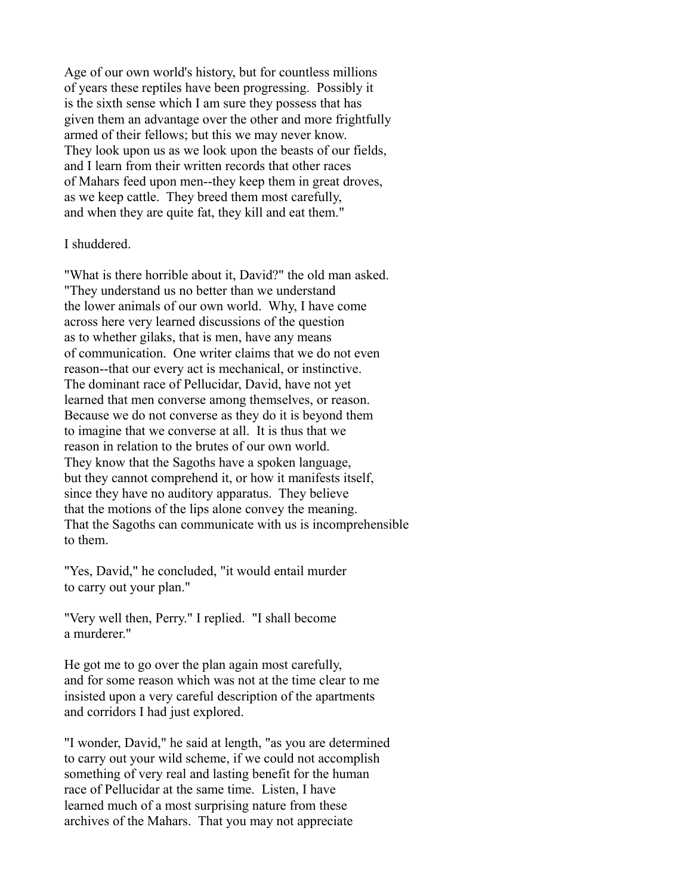Age of our own world's history, but for countless millions of years these reptiles have been progressing. Possibly it is the sixth sense which I am sure they possess that has given them an advantage over the other and more frightfully armed of their fellows; but this we may never know. They look upon us as we look upon the beasts of our fields, and I learn from their written records that other races of Mahars feed upon men--they keep them in great droves, as we keep cattle. They breed them most carefully, and when they are quite fat, they kill and eat them."

I shuddered.

"What is there horrible about it, David?" the old man asked. "They understand us no better than we understand the lower animals of our own world. Why, I have come across here very learned discussions of the question as to whether gilaks, that is men, have any means of communication. One writer claims that we do not even reason--that our every act is mechanical, or instinctive. The dominant race of Pellucidar, David, have not yet learned that men converse among themselves, or reason. Because we do not converse as they do it is beyond them to imagine that we converse at all. It is thus that we reason in relation to the brutes of our own world. They know that the Sagoths have a spoken language, but they cannot comprehend it, or how it manifests itself, since they have no auditory apparatus. They believe that the motions of the lips alone convey the meaning. That the Sagoths can communicate with us is incomprehensible to them.

"Yes, David," he concluded, "it would entail murder to carry out your plan."

"Very well then, Perry." I replied. "I shall become a murderer."

He got me to go over the plan again most carefully, and for some reason which was not at the time clear to me insisted upon a very careful description of the apartments and corridors I had just explored.

"I wonder, David," he said at length, "as you are determined to carry out your wild scheme, if we could not accomplish something of very real and lasting benefit for the human race of Pellucidar at the same time. Listen, I have learned much of a most surprising nature from these archives of the Mahars. That you may not appreciate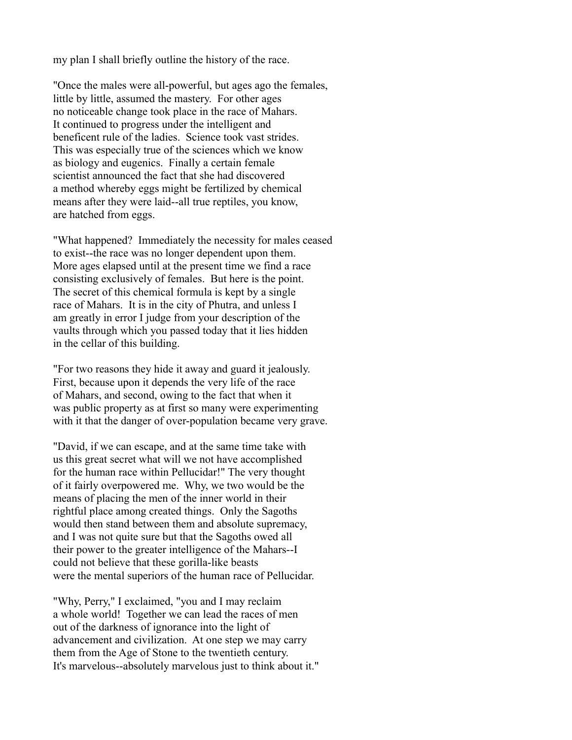my plan I shall briefly outline the history of the race.

"Once the males were all-powerful, but ages ago the females, little by little, assumed the mastery. For other ages no noticeable change took place in the race of Mahars. It continued to progress under the intelligent and beneficent rule of the ladies. Science took vast strides. This was especially true of the sciences which we know as biology and eugenics. Finally a certain female scientist announced the fact that she had discovered a method whereby eggs might be fertilized by chemical means after they were laid--all true reptiles, you know, are hatched from eggs.

"What happened? Immediately the necessity for males ceased to exist--the race was no longer dependent upon them. More ages elapsed until at the present time we find a race consisting exclusively of females. But here is the point. The secret of this chemical formula is kept by a single race of Mahars. It is in the city of Phutra, and unless I am greatly in error I judge from your description of the vaults through which you passed today that it lies hidden in the cellar of this building.

"For two reasons they hide it away and guard it jealously. First, because upon it depends the very life of the race of Mahars, and second, owing to the fact that when it was public property as at first so many were experimenting with it that the danger of over-population became very grave.

"David, if we can escape, and at the same time take with us this great secret what will we not have accomplished for the human race within Pellucidar!" The very thought of it fairly overpowered me. Why, we two would be the means of placing the men of the inner world in their rightful place among created things. Only the Sagoths would then stand between them and absolute supremacy, and I was not quite sure but that the Sagoths owed all their power to the greater intelligence of the Mahars--I could not believe that these gorilla-like beasts were the mental superiors of the human race of Pellucidar.

"Why, Perry," I exclaimed, "you and I may reclaim a whole world! Together we can lead the races of men out of the darkness of ignorance into the light of advancement and civilization. At one step we may carry them from the Age of Stone to the twentieth century. It's marvelous--absolutely marvelous just to think about it."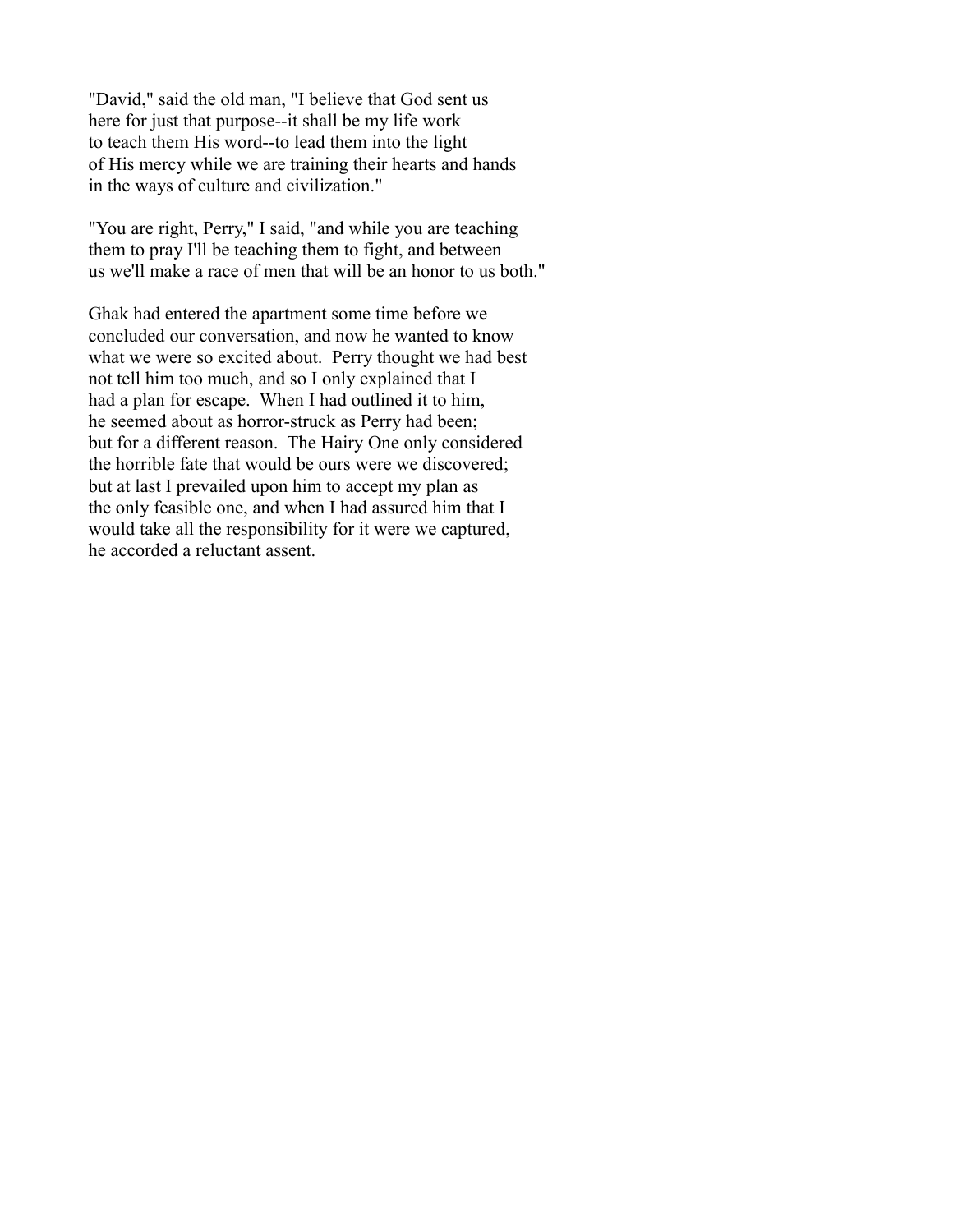"David," said the old man, "I believe that God sent us here for just that purpose--it shall be my life work to teach them His word--to lead them into the light of His mercy while we are training their hearts and hands in the ways of culture and civilization."

"You are right, Perry," I said, "and while you are teaching them to pray I'll be teaching them to fight, and between us we'll make a race of men that will be an honor to us both."

Ghak had entered the apartment some time before we concluded our conversation, and now he wanted to know what we were so excited about. Perry thought we had best not tell him too much, and so I only explained that I had a plan for escape. When I had outlined it to him, he seemed about as horror-struck as Perry had been; but for a different reason. The Hairy One only considered the horrible fate that would be ours were we discovered; but at last I prevailed upon him to accept my plan as the only feasible one, and when I had assured him that I would take all the responsibility for it were we captured, he accorded a reluctant assent.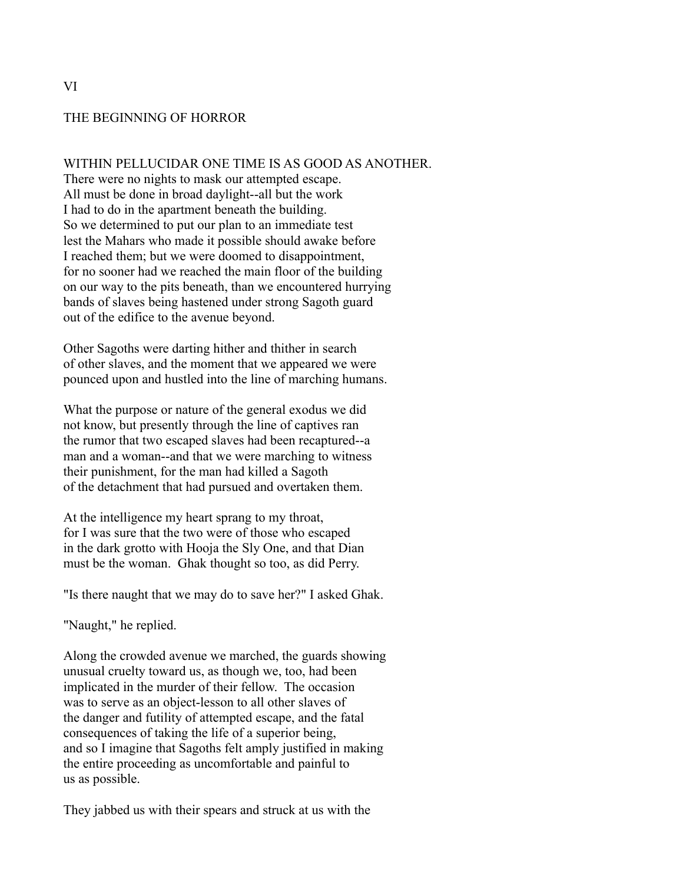# VI

## THE BEGINNING OF HORROR

WITHIN PELLUCIDAR ONE TIME IS AS GOOD AS ANOTHER. There were no nights to mask our attempted escape. All must be done in broad daylight--all but the work I had to do in the apartment beneath the building. So we determined to put our plan to an immediate test lest the Mahars who made it possible should awake before I reached them; but we were doomed to disappointment, for no sooner had we reached the main floor of the building on our way to the pits beneath, than we encountered hurrying bands of slaves being hastened under strong Sagoth guard out of the edifice to the avenue beyond.

Other Sagoths were darting hither and thither in search of other slaves, and the moment that we appeared we were pounced upon and hustled into the line of marching humans.

What the purpose or nature of the general exodus we did not know, but presently through the line of captives ran the rumor that two escaped slaves had been recaptured--a man and a woman--and that we were marching to witness their punishment, for the man had killed a Sagoth of the detachment that had pursued and overtaken them.

At the intelligence my heart sprang to my throat, for I was sure that the two were of those who escaped in the dark grotto with Hooja the Sly One, and that Dian must be the woman. Ghak thought so too, as did Perry.

"Is there naught that we may do to save her?" I asked Ghak.

"Naught," he replied.

Along the crowded avenue we marched, the guards showing unusual cruelty toward us, as though we, too, had been implicated in the murder of their fellow. The occasion was to serve as an object-lesson to all other slaves of the danger and futility of attempted escape, and the fatal consequences of taking the life of a superior being, and so I imagine that Sagoths felt amply justified in making the entire proceeding as uncomfortable and painful to us as possible.

They jabbed us with their spears and struck at us with the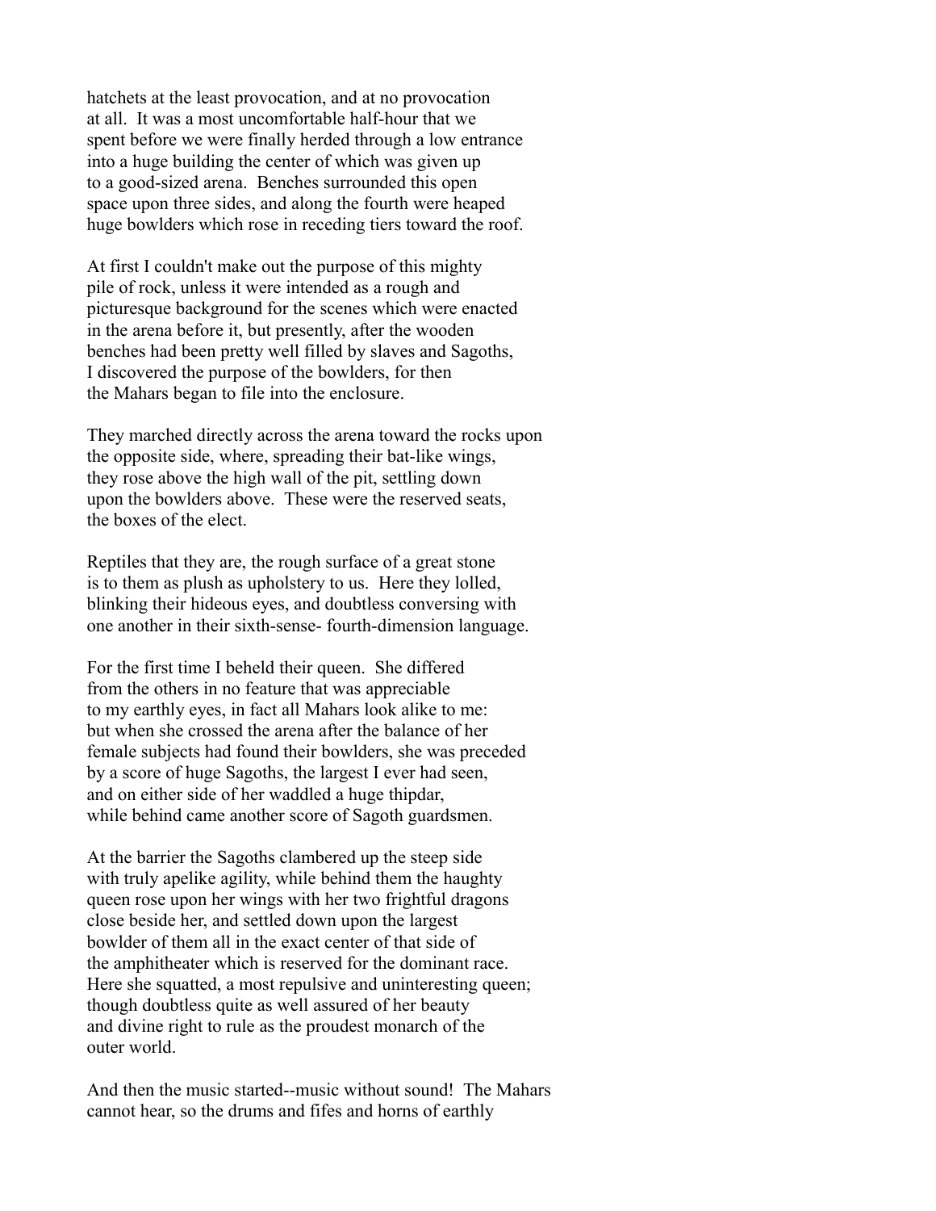hatchets at the least provocation, and at no provocation at all. It was a most uncomfortable half-hour that we spent before we were finally herded through a low entrance into a huge building the center of which was given up to a good-sized arena. Benches surrounded this open space upon three sides, and along the fourth were heaped huge bowlders which rose in receding tiers toward the roof.

At first I couldn't make out the purpose of this mighty pile of rock, unless it were intended as a rough and picturesque background for the scenes which were enacted in the arena before it, but presently, after the wooden benches had been pretty well filled by slaves and Sagoths, I discovered the purpose of the bowlders, for then the Mahars began to file into the enclosure.

They marched directly across the arena toward the rocks upon the opposite side, where, spreading their bat-like wings, they rose above the high wall of the pit, settling down upon the bowlders above. These were the reserved seats, the boxes of the elect.

Reptiles that they are, the rough surface of a great stone is to them as plush as upholstery to us. Here they lolled, blinking their hideous eyes, and doubtless conversing with one another in their sixth-sense- fourth-dimension language.

For the first time I beheld their queen. She differed from the others in no feature that was appreciable to my earthly eyes, in fact all Mahars look alike to me: but when she crossed the arena after the balance of her female subjects had found their bowlders, she was preceded by a score of huge Sagoths, the largest I ever had seen, and on either side of her waddled a huge thipdar, while behind came another score of Sagoth guardsmen.

At the barrier the Sagoths clambered up the steep side with truly apelike agility, while behind them the haughty queen rose upon her wings with her two frightful dragons close beside her, and settled down upon the largest bowlder of them all in the exact center of that side of the amphitheater which is reserved for the dominant race. Here she squatted, a most repulsive and uninteresting queen; though doubtless quite as well assured of her beauty and divine right to rule as the proudest monarch of the outer world.

And then the music started--music without sound! The Mahars cannot hear, so the drums and fifes and horns of earthly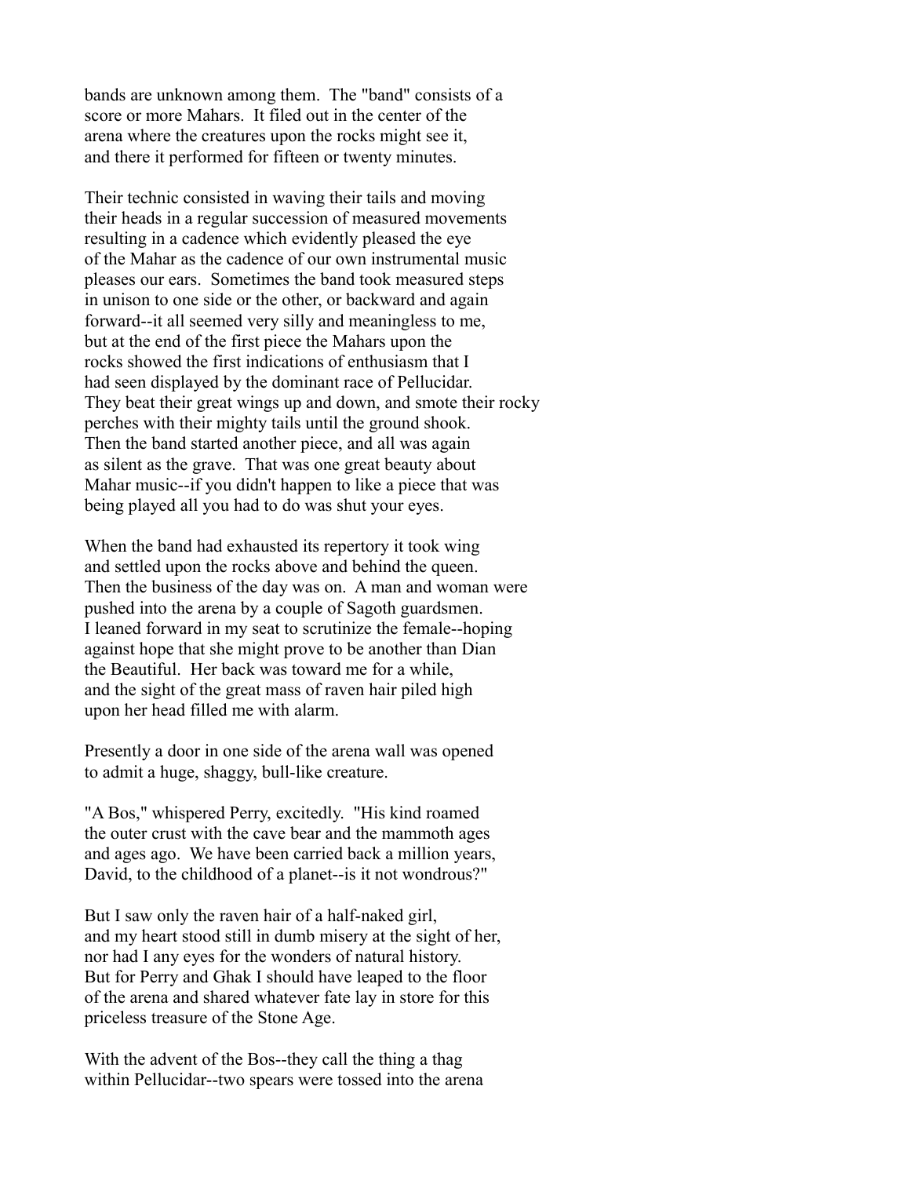bands are unknown among them. The "band" consists of a score or more Mahars. It filed out in the center of the arena where the creatures upon the rocks might see it, and there it performed for fifteen or twenty minutes.

Their technic consisted in waving their tails and moving their heads in a regular succession of measured movements resulting in a cadence which evidently pleased the eye of the Mahar as the cadence of our own instrumental music pleases our ears. Sometimes the band took measured steps in unison to one side or the other, or backward and again forward--it all seemed very silly and meaningless to me, but at the end of the first piece the Mahars upon the rocks showed the first indications of enthusiasm that I had seen displayed by the dominant race of Pellucidar. They beat their great wings up and down, and smote their rocky perches with their mighty tails until the ground shook. Then the band started another piece, and all was again as silent as the grave. That was one great beauty about Mahar music--if you didn't happen to like a piece that was being played all you had to do was shut your eyes.

When the band had exhausted its repertory it took wing and settled upon the rocks above and behind the queen. Then the business of the day was on. A man and woman were pushed into the arena by a couple of Sagoth guardsmen. I leaned forward in my seat to scrutinize the female--hoping against hope that she might prove to be another than Dian the Beautiful. Her back was toward me for a while, and the sight of the great mass of raven hair piled high upon her head filled me with alarm.

Presently a door in one side of the arena wall was opened to admit a huge, shaggy, bull-like creature.

"A Bos," whispered Perry, excitedly. "His kind roamed the outer crust with the cave bear and the mammoth ages and ages ago. We have been carried back a million years, David, to the childhood of a planet--is it not wondrous?"

But I saw only the raven hair of a half-naked girl, and my heart stood still in dumb misery at the sight of her, nor had I any eyes for the wonders of natural history. But for Perry and Ghak I should have leaped to the floor of the arena and shared whatever fate lay in store for this priceless treasure of the Stone Age.

With the advent of the Bos--they call the thing a thag within Pellucidar--two spears were tossed into the arena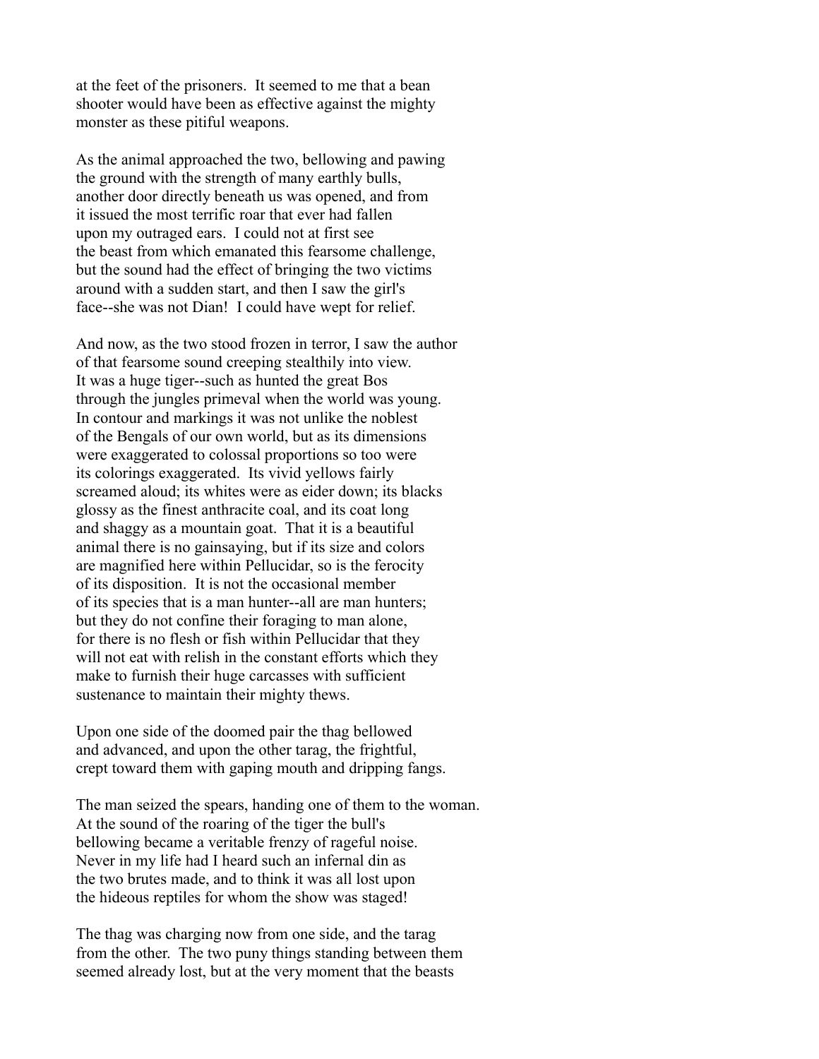at the feet of the prisoners. It seemed to me that a bean shooter would have been as effective against the mighty monster as these pitiful weapons.

As the animal approached the two, bellowing and pawing the ground with the strength of many earthly bulls, another door directly beneath us was opened, and from it issued the most terrific roar that ever had fallen upon my outraged ears. I could not at first see the beast from which emanated this fearsome challenge, but the sound had the effect of bringing the two victims around with a sudden start, and then I saw the girl's face--she was not Dian! I could have wept for relief.

And now, as the two stood frozen in terror, I saw the author of that fearsome sound creeping stealthily into view. It was a huge tiger--such as hunted the great Bos through the jungles primeval when the world was young. In contour and markings it was not unlike the noblest of the Bengals of our own world, but as its dimensions were exaggerated to colossal proportions so too were its colorings exaggerated. Its vivid yellows fairly screamed aloud; its whites were as eider down; its blacks glossy as the finest anthracite coal, and its coat long and shaggy as a mountain goat. That it is a beautiful animal there is no gainsaying, but if its size and colors are magnified here within Pellucidar, so is the ferocity of its disposition. It is not the occasional member of its species that is a man hunter--all are man hunters; but they do not confine their foraging to man alone, for there is no flesh or fish within Pellucidar that they will not eat with relish in the constant efforts which they make to furnish their huge carcasses with sufficient sustenance to maintain their mighty thews.

Upon one side of the doomed pair the thag bellowed and advanced, and upon the other tarag, the frightful, crept toward them with gaping mouth and dripping fangs.

The man seized the spears, handing one of them to the woman. At the sound of the roaring of the tiger the bull's bellowing became a veritable frenzy of rageful noise. Never in my life had I heard such an infernal din as the two brutes made, and to think it was all lost upon the hideous reptiles for whom the show was staged!

The thag was charging now from one side, and the tarag from the other. The two puny things standing between them seemed already lost, but at the very moment that the beasts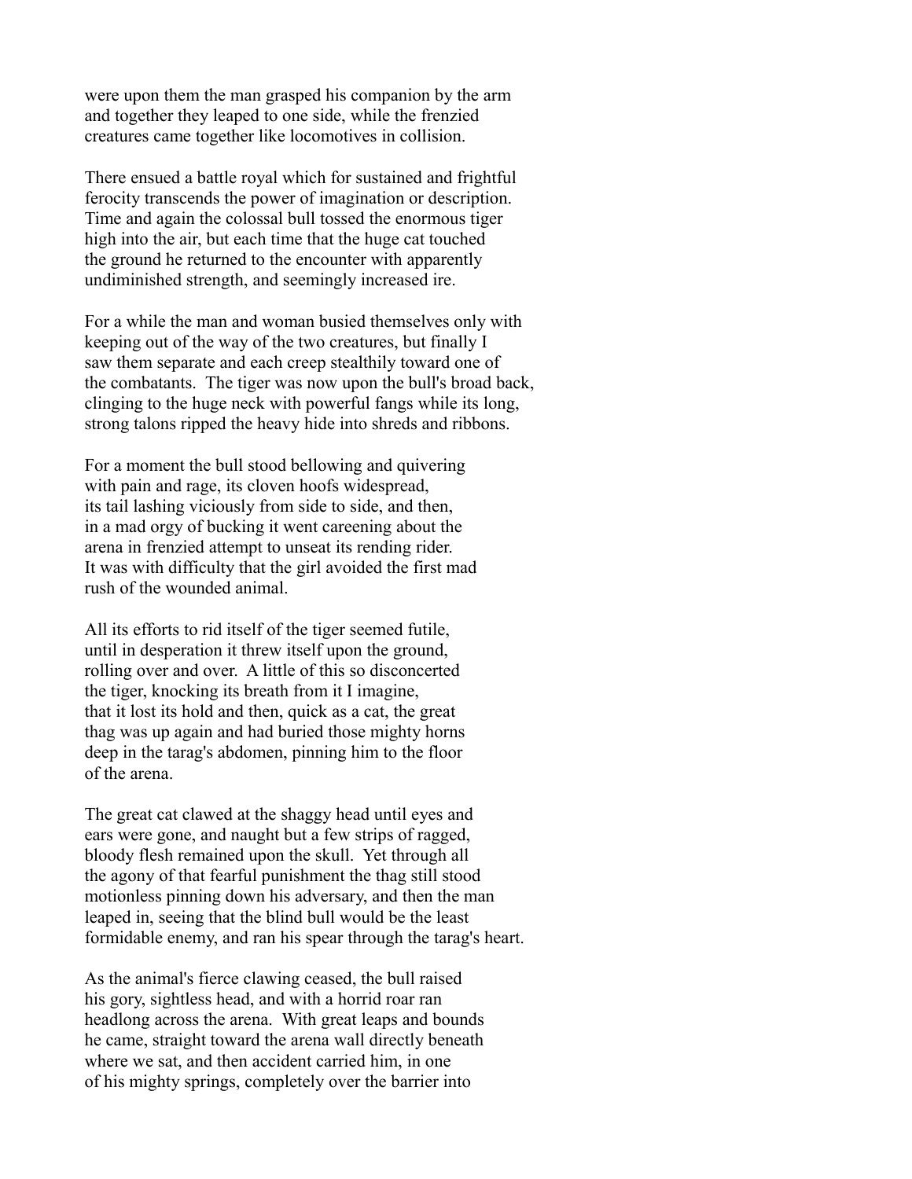were upon them the man grasped his companion by the arm and together they leaped to one side, while the frenzied creatures came together like locomotives in collision.

There ensued a battle royal which for sustained and frightful ferocity transcends the power of imagination or description. Time and again the colossal bull tossed the enormous tiger high into the air, but each time that the huge cat touched the ground he returned to the encounter with apparently undiminished strength, and seemingly increased ire.

For a while the man and woman busied themselves only with keeping out of the way of the two creatures, but finally I saw them separate and each creep stealthily toward one of the combatants. The tiger was now upon the bull's broad back, clinging to the huge neck with powerful fangs while its long, strong talons ripped the heavy hide into shreds and ribbons.

For a moment the bull stood bellowing and quivering with pain and rage, its cloven hoofs widespread, its tail lashing viciously from side to side, and then, in a mad orgy of bucking it went careening about the arena in frenzied attempt to unseat its rending rider. It was with difficulty that the girl avoided the first mad rush of the wounded animal.

All its efforts to rid itself of the tiger seemed futile, until in desperation it threw itself upon the ground, rolling over and over. A little of this so disconcerted the tiger, knocking its breath from it I imagine, that it lost its hold and then, quick as a cat, the great thag was up again and had buried those mighty horns deep in the tarag's abdomen, pinning him to the floor of the arena.

The great cat clawed at the shaggy head until eyes and ears were gone, and naught but a few strips of ragged, bloody flesh remained upon the skull. Yet through all the agony of that fearful punishment the thag still stood motionless pinning down his adversary, and then the man leaped in, seeing that the blind bull would be the least formidable enemy, and ran his spear through the tarag's heart.

As the animal's fierce clawing ceased, the bull raised his gory, sightless head, and with a horrid roar ran headlong across the arena. With great leaps and bounds he came, straight toward the arena wall directly beneath where we sat, and then accident carried him, in one of his mighty springs, completely over the barrier into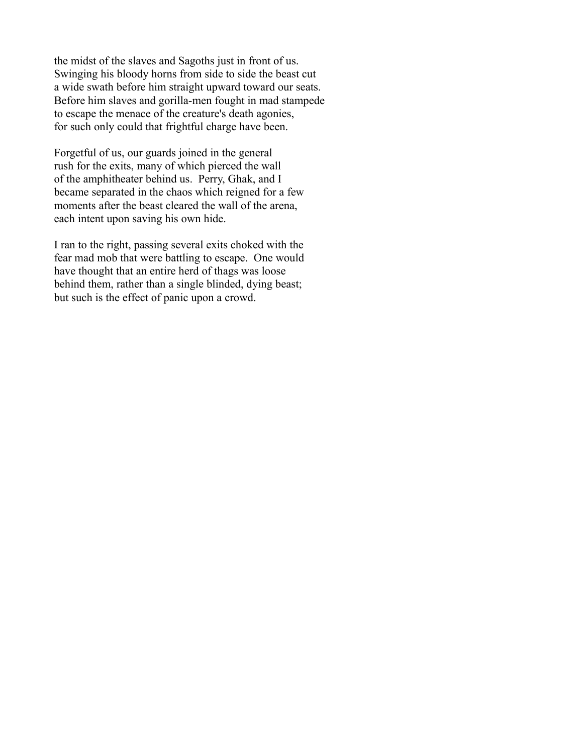the midst of the slaves and Sagoths just in front of us. Swinging his bloody horns from side to side the beast cut a wide swath before him straight upward toward our seats. Before him slaves and gorilla-men fought in mad stampede to escape the menace of the creature's death agonies, for such only could that frightful charge have been.

Forgetful of us, our guards joined in the general rush for the exits, many of which pierced the wall of the amphitheater behind us. Perry, Ghak, and I became separated in the chaos which reigned for a few moments after the beast cleared the wall of the arena, each intent upon saving his own hide.

I ran to the right, passing several exits choked with the fear mad mob that were battling to escape. One would have thought that an entire herd of thags was loose behind them, rather than a single blinded, dying beast; but such is the effect of panic upon a crowd.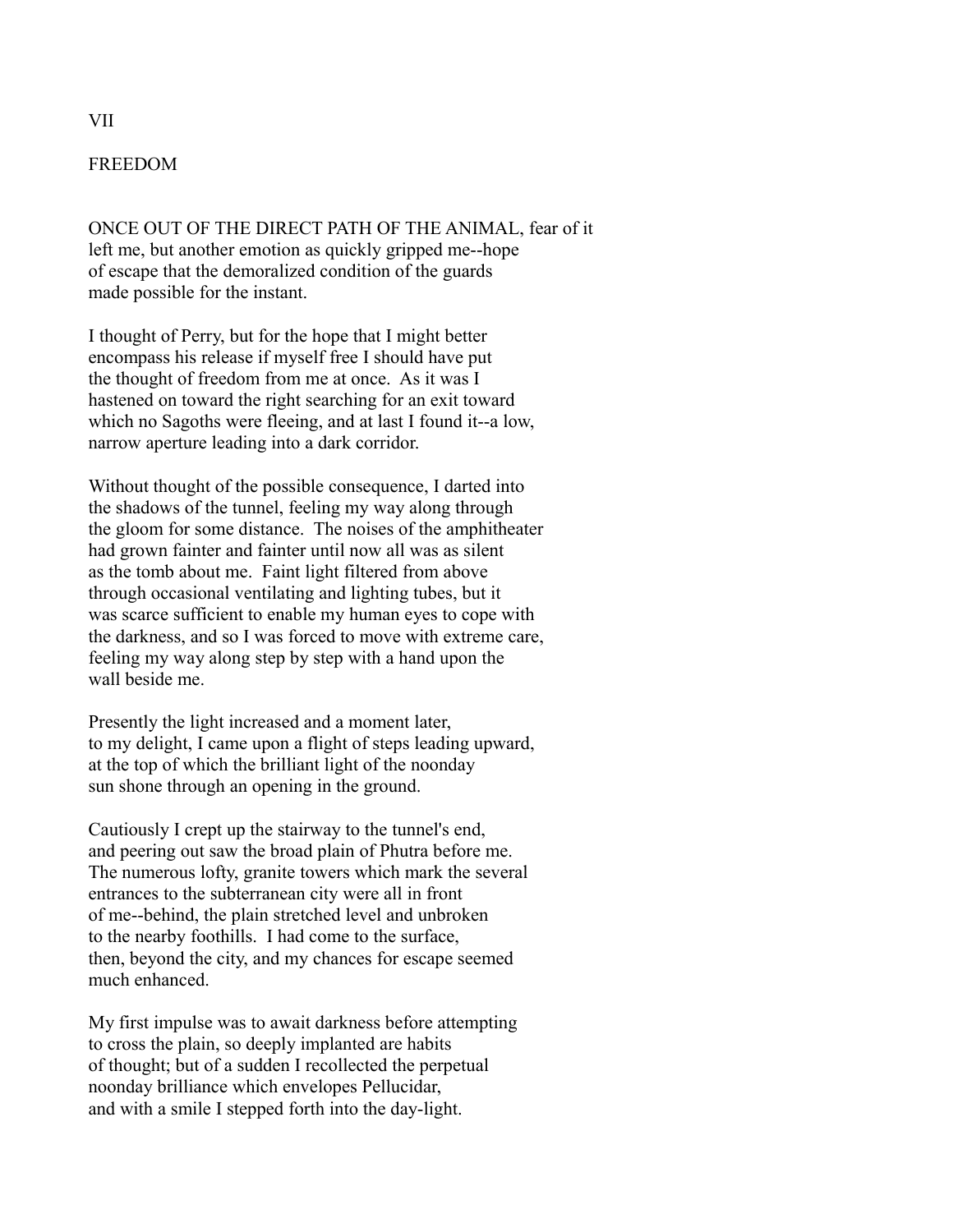## VII

## FREEDOM

ONCE OUT OF THE DIRECT PATH OF THE ANIMAL, fear of it left me, but another emotion as quickly gripped me--hope of escape that the demoralized condition of the guards made possible for the instant.

I thought of Perry, but for the hope that I might better encompass his release if myself free I should have put the thought of freedom from me at once. As it was I hastened on toward the right searching for an exit toward which no Sagoths were fleeing, and at last I found it--a low, narrow aperture leading into a dark corridor.

Without thought of the possible consequence, I darted into the shadows of the tunnel, feeling my way along through the gloom for some distance. The noises of the amphitheater had grown fainter and fainter until now all was as silent as the tomb about me. Faint light filtered from above through occasional ventilating and lighting tubes, but it was scarce sufficient to enable my human eyes to cope with the darkness, and so I was forced to move with extreme care, feeling my way along step by step with a hand upon the wall beside me.

Presently the light increased and a moment later, to my delight, I came upon a flight of steps leading upward, at the top of which the brilliant light of the noonday sun shone through an opening in the ground.

Cautiously I crept up the stairway to the tunnel's end, and peering out saw the broad plain of Phutra before me. The numerous lofty, granite towers which mark the several entrances to the subterranean city were all in front of me--behind, the plain stretched level and unbroken to the nearby foothills. I had come to the surface, then, beyond the city, and my chances for escape seemed much enhanced.

My first impulse was to await darkness before attempting to cross the plain, so deeply implanted are habits of thought; but of a sudden I recollected the perpetual noonday brilliance which envelopes Pellucidar, and with a smile I stepped forth into the day-light.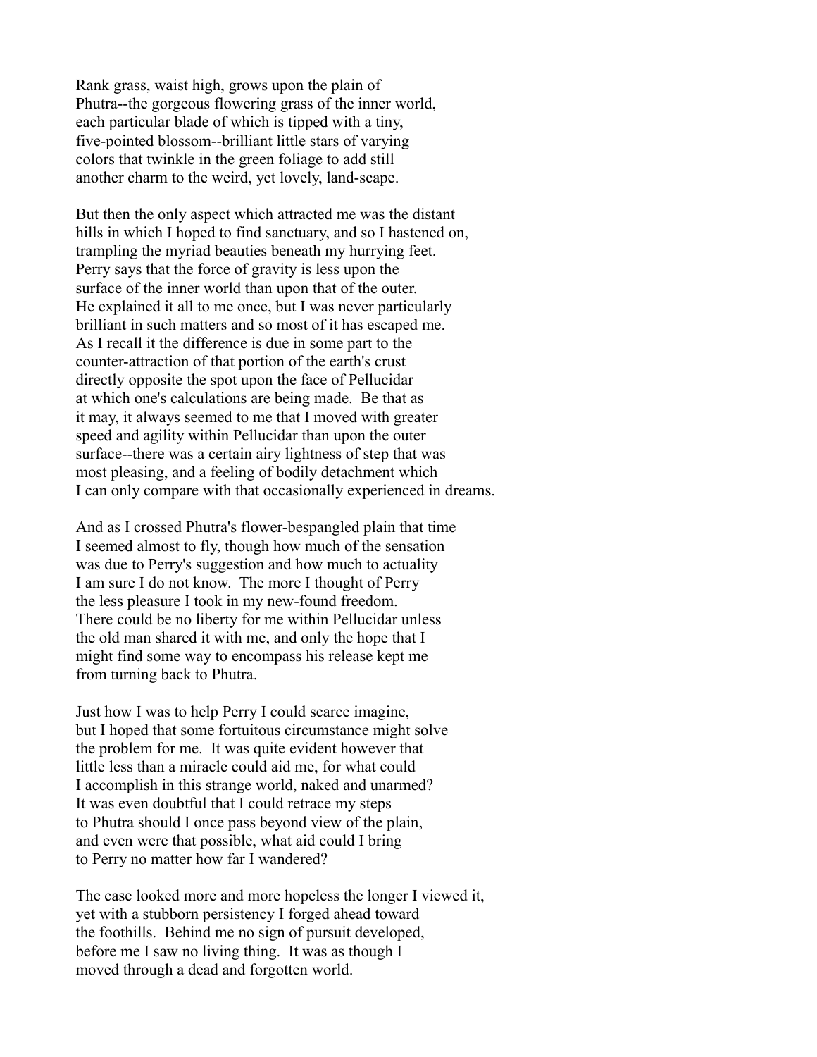Rank grass, waist high, grows upon the plain of
Phutra--the gorgeous flowering grass of the inner world,
each particular blade of which is tipped with a tiny,
five-pointed blossom--brilliant little stars of varying
colors that twinkle in the green foliage to add still
another charm to the weird, yet lovely, land-scape.

But then the only aspect which attracted me was the distant
hills in which I hoped to find sanctuary, and so I hastened on,
trampling the myriad beauties beneath my hurrying feet.
Perry says that the force of gravity is less upon the
surface of the inner world than upon that of the outer.
He explained it all to me once, but I was never particularly
brilliant in such matters and so most of it has escaped me.
As I recall it the difference is due in some part to the
counter-attraction of that portion of the earth's crust
directly opposite the spot upon the face of Pellucidar
at which one's calculations are being made. Be that as
it may, it always seemed to me that I moved with greater
speed and agility within Pellucidar than upon the outer
surface--there was a certain airy lightness of step that was
most pleasing, and a feeling of bodily detachment which
I can only compare with that occasionally experienced in dreams.

And as I crossed Phutra's flower-bespangled plain that time
I seemed almost to fly, though how much of the sensation
was due to Perry's suggestion and how much to actuality
I am sure I do not know. The more I thought of Perry
the less pleasure I took in my new-found freedom.
There could be no liberty for me within Pellucidar unless
the old man shared it with me, and only the hope that I
might find some way to encompass his release kept me
from turning back to Phutra.

Just how I was to help Perry I could scarce imagine,
but I hoped that some fortuitous circumstance might solve
the problem for me. It was quite evident however that
little less than a miracle could aid me, for what could
I accomplish in this strange world, naked and unarmed?
It was even doubtful that I could retrace my steps
to Phutra should I once pass beyond view of the plain,
and even were that possible, what aid could I bring
to Perry no matter how far I wandered?

The case looked more and more hopeless the longer I viewed it,
yet with a stubborn persistency I forged ahead toward
the foothills. Behind me no sign of pursuit developed,
before me I saw no living thing. It was as though I
moved through a dead and forgotten world.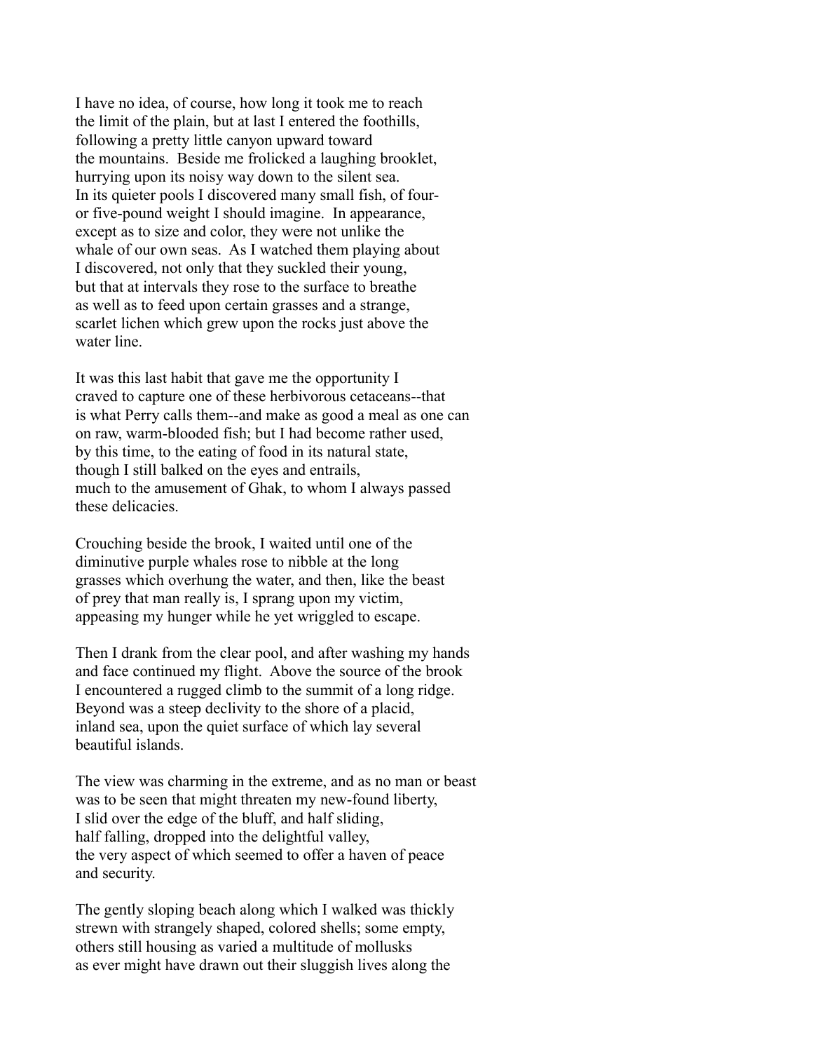I have no idea, of course, how long it took me to reach the limit of the plain, but at last I entered the foothills, following a pretty little canyon upward toward the mountains. Beside me frolicked a laughing brooklet, hurrying upon its noisy way down to the silent sea. In its quieter pools I discovered many small fish, of four- or five-pound weight I should imagine. In appearance, except as to size and color, they were not unlike the whale of our own seas. As I watched them playing about I discovered, not only that they suckled their young, but that at intervals they rose to the surface to breathe as well as to feed upon certain grasses and a strange, scarlet lichen which grew upon the rocks just above the water line.

It was this last habit that gave me the opportunity I craved to capture one of these herbivorous cetaceans--that is what Perry calls them--and make as good a meal as one can on raw, warm-blooded fish; but I had become rather used, by this time, to the eating of food in its natural state, though I still balked on the eyes and entrails, much to the amusement of Ghak, to whom I always passed these delicacies.

Crouching beside the brook, I waited until one of the diminutive purple whales rose to nibble at the long grasses which overhung the water, and then, like the beast of prey that man really is, I sprang upon my victim, appeasing my hunger while he yet wriggled to escape.

Then I drank from the clear pool, and after washing my hands and face continued my flight. Above the source of the brook I encountered a rugged climb to the summit of a long ridge. Beyond was a steep declivity to the shore of a placid, inland sea, upon the quiet surface of which lay several beautiful islands.

The view was charming in the extreme, and as no man or beast was to be seen that might threaten my new-found liberty, I slid over the edge of the bluff, and half sliding, half falling, dropped into the delightful valley, the very aspect of which seemed to offer a haven of peace and security.

The gently sloping beach along which I walked was thickly strewn with strangely shaped, colored shells; some empty, others still housing as varied a multitude of mollusks as ever might have drawn out their sluggish lives along the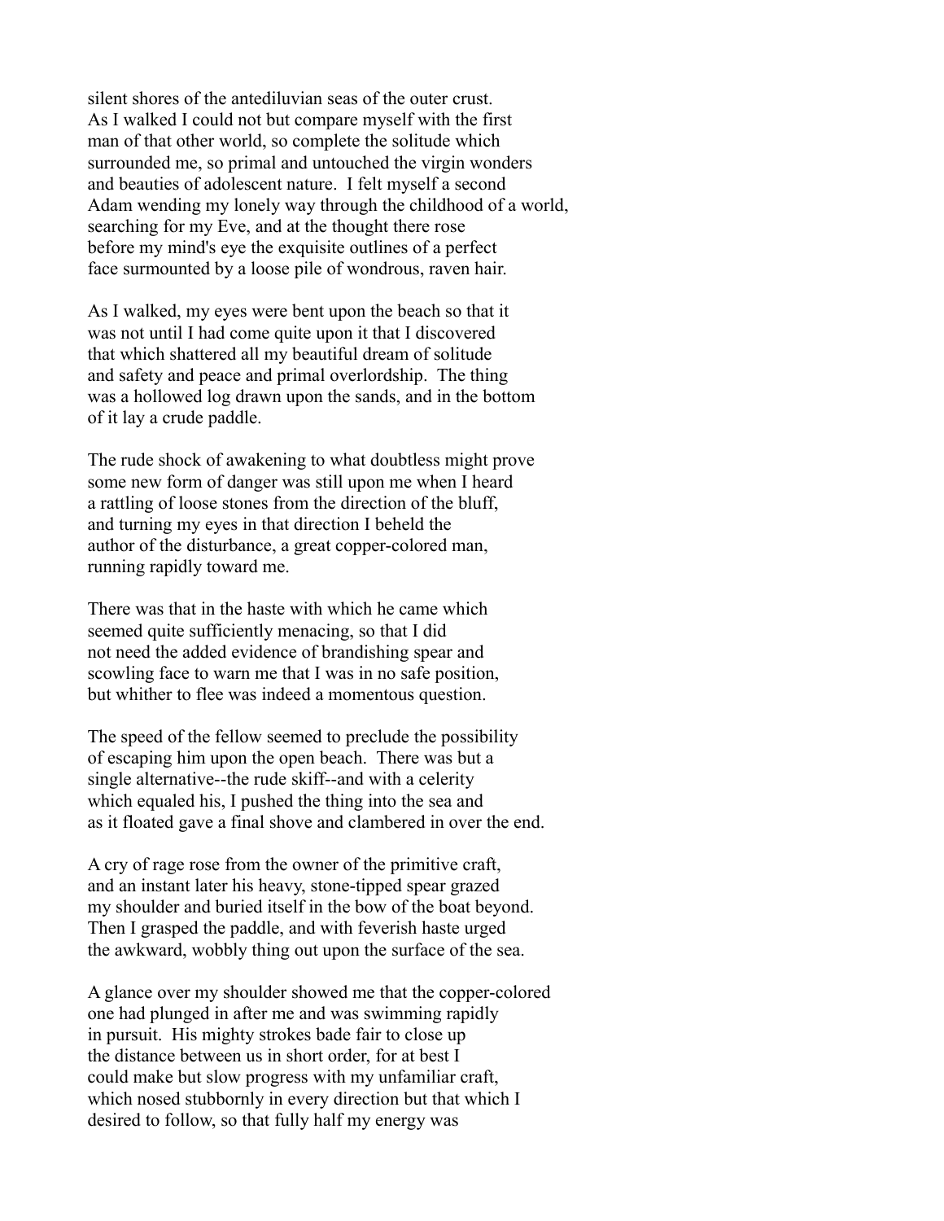silent shores of the antediluvian seas of the outer crust. As I walked I could not but compare myself with the first man of that other world, so complete the solitude which surrounded me, so primal and untouched the virgin wonders and beauties of adolescent nature. I felt myself a second Adam wending my lonely way through the childhood of a world, searching for my Eve, and at the thought there rose before my mind's eye the exquisite outlines of a perfect face surmounted by a loose pile of wondrous, raven hair.

As I walked, my eyes were bent upon the beach so that it was not until I had come quite upon it that I discovered that which shattered all my beautiful dream of solitude and safety and peace and primal overlordship. The thing was a hollowed log drawn upon the sands, and in the bottom of it lay a crude paddle.

The rude shock of awakening to what doubtless might prove some new form of danger was still upon me when I heard a rattling of loose stones from the direction of the bluff, and turning my eyes in that direction I beheld the author of the disturbance, a great copper-colored man, running rapidly toward me.

There was that in the haste with which he came which seemed quite sufficiently menacing, so that I did not need the added evidence of brandishing spear and scowling face to warn me that I was in no safe position, but whither to flee was indeed a momentous question.

The speed of the fellow seemed to preclude the possibility of escaping him upon the open beach. There was but a single alternative--the rude skiff--and with a celerity which equaled his, I pushed the thing into the sea and as it floated gave a final shove and clambered in over the end.

A cry of rage rose from the owner of the primitive craft, and an instant later his heavy, stone-tipped spear grazed my shoulder and buried itself in the bow of the boat beyond. Then I grasped the paddle, and with feverish haste urged the awkward, wobbly thing out upon the surface of the sea.

A glance over my shoulder showed me that the copper-colored one had plunged in after me and was swimming rapidly in pursuit. His mighty strokes bade fair to close up the distance between us in short order, for at best I could make but slow progress with my unfamiliar craft, which nosed stubbornly in every direction but that which I desired to follow, so that fully half my energy was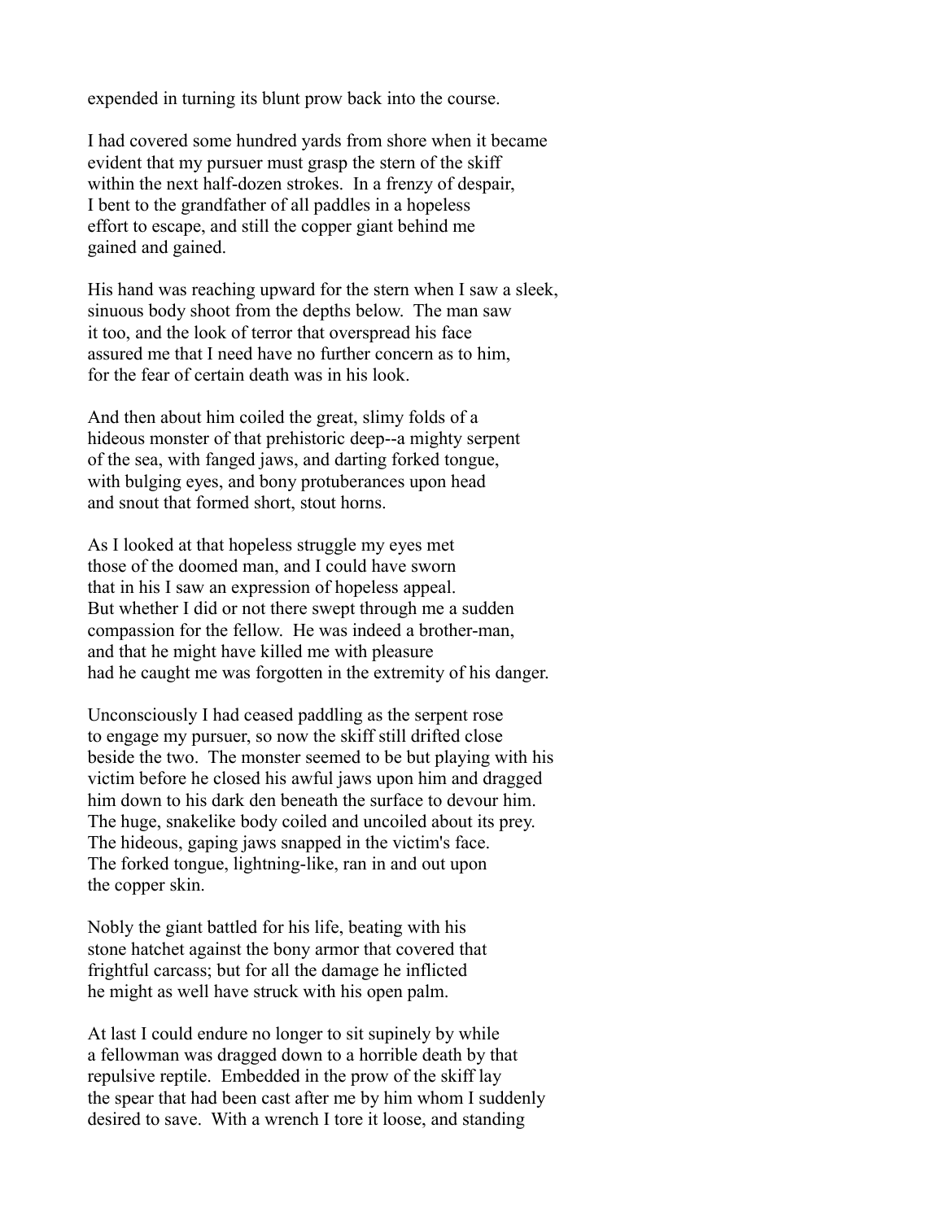expended in turning its blunt prow back into the course.

I had covered some hundred yards from shore when it became evident that my pursuer must grasp the stern of the skiff within the next half-dozen strokes. In a frenzy of despair, I bent to the grandfather of all paddles in a hopeless effort to escape, and still the copper giant behind me gained and gained.

His hand was reaching upward for the stern when I saw a sleek, sinuous body shoot from the depths below. The man saw it too, and the look of terror that overspread his face assured me that I need have no further concern as to him, for the fear of certain death was in his look.

And then about him coiled the great, slimy folds of a hideous monster of that prehistoric deep--a mighty serpent of the sea, with fanged jaws, and darting forked tongue, with bulging eyes, and bony protuberances upon head and snout that formed short, stout horns.

As I looked at that hopeless struggle my eyes met those of the doomed man, and I could have sworn that in his I saw an expression of hopeless appeal. But whether I did or not there swept through me a sudden compassion for the fellow. He was indeed a brother-man, and that he might have killed me with pleasure had he caught me was forgotten in the extremity of his danger.

Unconsciously I had ceased paddling as the serpent rose to engage my pursuer, so now the skiff still drifted close beside the two. The monster seemed to be but playing with his victim before he closed his awful jaws upon him and dragged him down to his dark den beneath the surface to devour him. The huge, snakelike body coiled and uncoiled about its prey. The hideous, gaping jaws snapped in the victim's face. The forked tongue, lightning-like, ran in and out upon the copper skin.

Nobly the giant battled for his life, beating with his stone hatchet against the bony armor that covered that frightful carcass; but for all the damage he inflicted he might as well have struck with his open palm.

At last I could endure no longer to sit supinely by while a fellowman was dragged down to a horrible death by that repulsive reptile. Embedded in the prow of the skiff lay the spear that had been cast after me by him whom I suddenly desired to save. With a wrench I tore it loose, and standing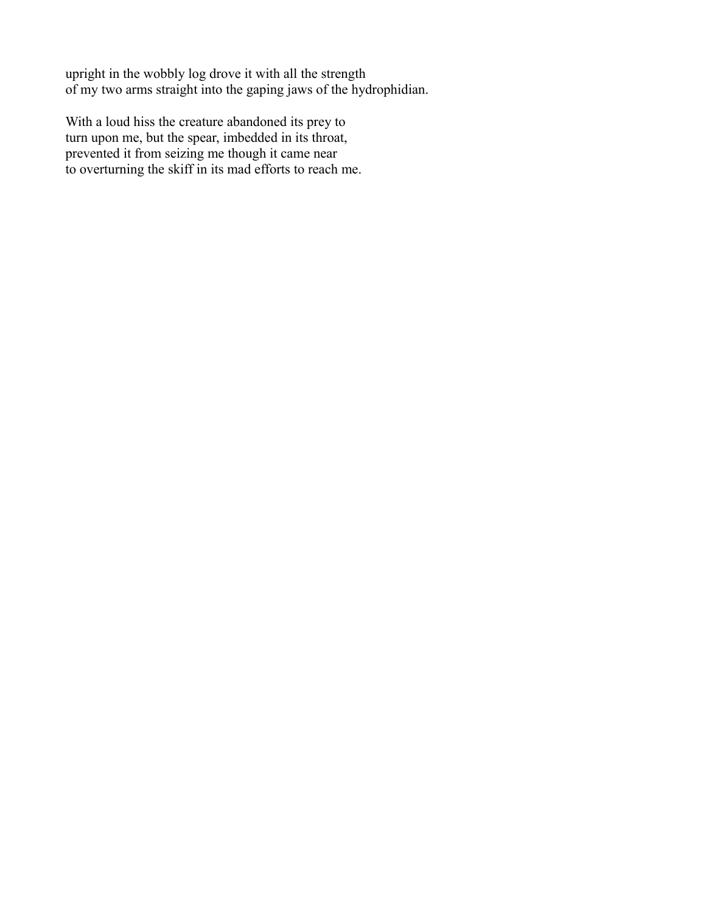upright in the wobbly log drove it with all the strength
of my two arms straight into the gaping jaws of the hydrophidian.

With a loud hiss the creature abandoned its prey to
turn upon me, but the spear, imbedded in its throat,
prevented it from seizing me though it came near
to overturning the skiff in its mad efforts to reach me.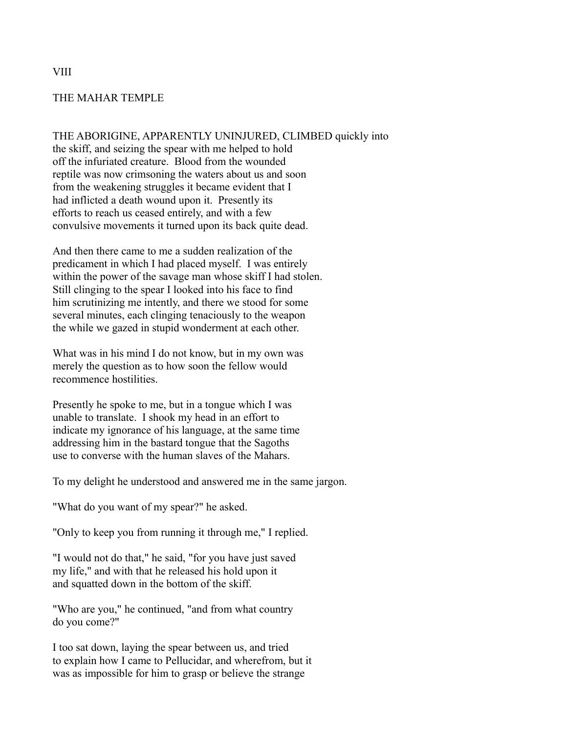# VIII

## THE MAHAR TEMPLE

THE ABORIGINE, APPARENTLY UNINJURED, CLIMBED quickly into the skiff, and seizing the spear with me helped to hold off the infuriated creature. Blood from the wounded reptile was now crimsoning the waters about us and soon from the weakening struggles it became evident that I had inflicted a death wound upon it. Presently its efforts to reach us ceased entirely, and with a few convulsive movements it turned upon its back quite dead.

And then there came to me a sudden realization of the predicament in which I had placed myself. I was entirely within the power of the savage man whose skiff I had stolen. Still clinging to the spear I looked into his face to find him scrutinizing me intently, and there we stood for some several minutes, each clinging tenaciously to the weapon the while we gazed in stupid wonderment at each other.

What was in his mind I do not know, but in my own was merely the question as to how soon the fellow would recommence hostilities.

Presently he spoke to me, but in a tongue which I was unable to translate. I shook my head in an effort to indicate my ignorance of his language, at the same time addressing him in the bastard tongue that the Sagoths use to converse with the human slaves of the Mahars.

To my delight he understood and answered me in the same jargon.

"What do you want of my spear?" he asked.

"Only to keep you from running it through me," I replied.

"I would not do that," he said, "for you have just saved my life," and with that he released his hold upon it and squatted down in the bottom of the skiff.

"Who are you," he continued, "and from what country do you come?"

I too sat down, laying the spear between us, and tried to explain how I came to Pellucidar, and wherefrom, but it was as impossible for him to grasp or believe the strange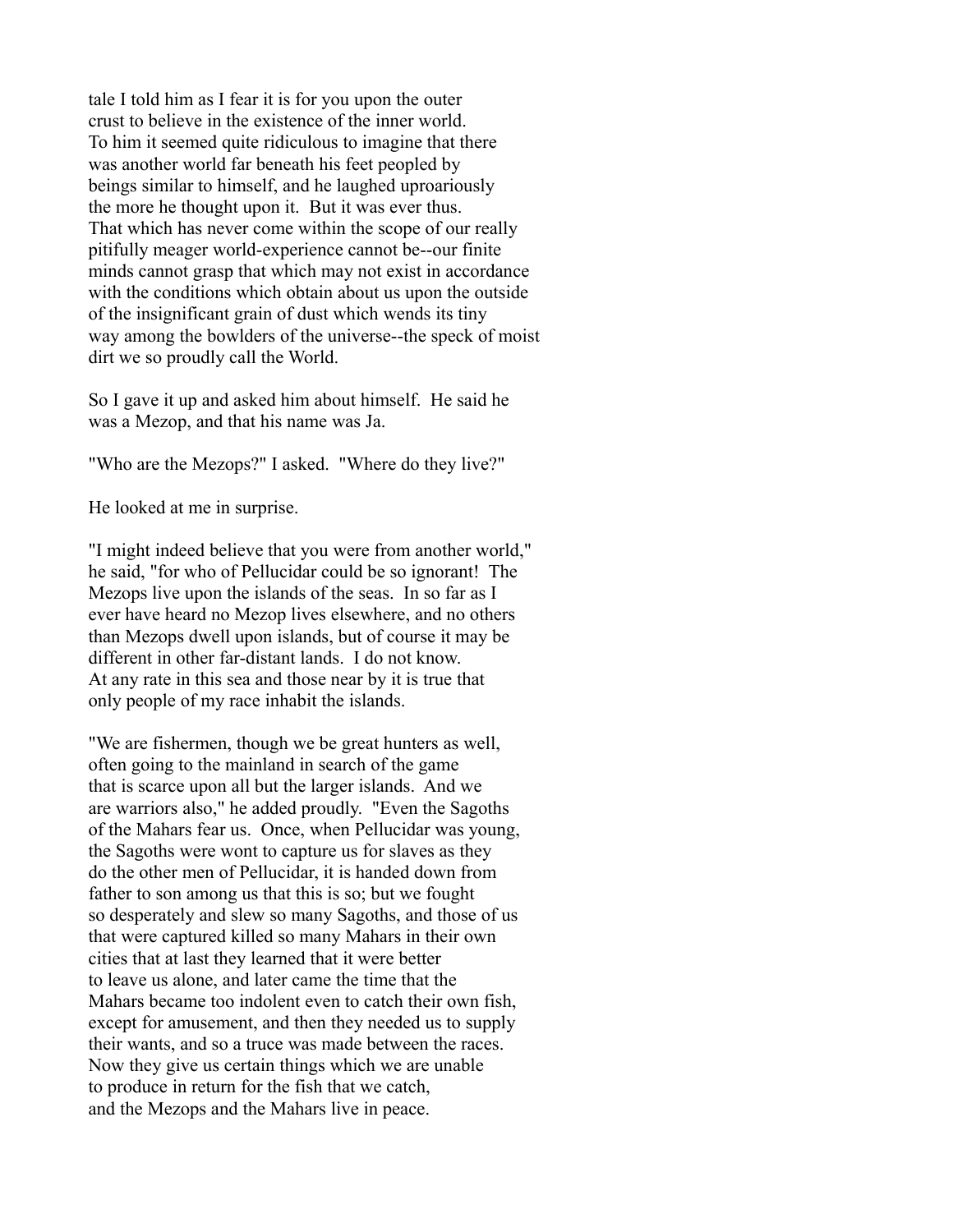tale I told him as I fear it is for you upon the outer crust to believe in the existence of the inner world. To him it seemed quite ridiculous to imagine that there was another world far beneath his feet peopled by beings similar to himself, and he laughed uproariously the more he thought upon it. But it was ever thus. That which has never come within the scope of our really pitifully meager world-experience cannot be--our finite minds cannot grasp that which may not exist in accordance with the conditions which obtain about us upon the outside of the insignificant grain of dust which wends its tiny way among the bowlders of the universe--the speck of moist dirt we so proudly call the World.

So I gave it up and asked him about himself. He said he was a Mezop, and that his name was Ja.

"Who are the Mezops?" I asked. "Where do they live?"

He looked at me in surprise.

"I might indeed believe that you were from another world," he said, "for who of Pellucidar could be so ignorant! The Mezops live upon the islands of the seas. In so far as I ever have heard no Mezop lives elsewhere, and no others than Mezops dwell upon islands, but of course it may be different in other far-distant lands. I do not know. At any rate in this sea and those near by it is true that only people of my race inhabit the islands.

"We are fishermen, though we be great hunters as well, often going to the mainland in search of the game that is scarce upon all but the larger islands. And we are warriors also," he added proudly. "Even the Sagoths of the Mahars fear us. Once, when Pellucidar was young, the Sagoths were wont to capture us for slaves as they do the other men of Pellucidar, it is handed down from father to son among us that this is so; but we fought so desperately and slew so many Sagoths, and those of us that were captured killed so many Mahars in their own cities that at last they learned that it were better to leave us alone, and later came the time that the Mahars became too indolent even to catch their own fish, except for amusement, and then they needed us to supply their wants, and so a truce was made between the races. Now they give us certain things which we are unable to produce in return for the fish that we catch, and the Mezops and the Mahars live in peace.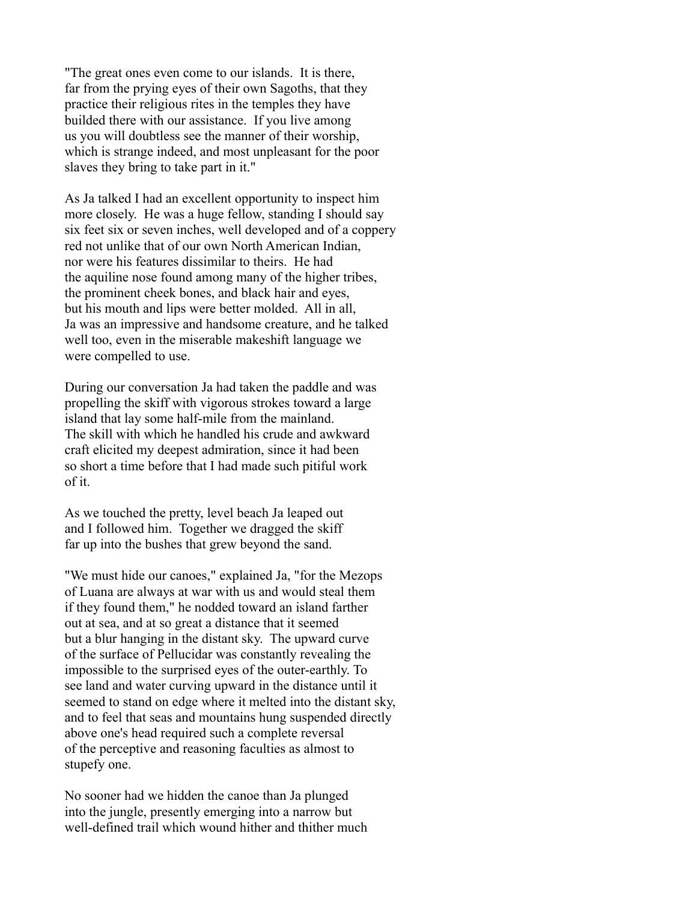"The great ones even come to our islands. It is there, far from the prying eyes of their own Sagoths, that they practice their religious rites in the temples they have builded there with our assistance. If you live among us you will doubtless see the manner of their worship, which is strange indeed, and most unpleasant for the poor slaves they bring to take part in it."

As Ja talked I had an excellent opportunity to inspect him more closely. He was a huge fellow, standing I should say six feet six or seven inches, well developed and of a coppery red not unlike that of our own North American Indian, nor were his features dissimilar to theirs. He had the aquiline nose found among many of the higher tribes, the prominent cheek bones, and black hair and eyes, but his mouth and lips were better molded. All in all, Ja was an impressive and handsome creature, and he talked well too, even in the miserable makeshift language we were compelled to use.

During our conversation Ja had taken the paddle and was propelling the skiff with vigorous strokes toward a large island that lay some half-mile from the mainland. The skill with which he handled his crude and awkward craft elicited my deepest admiration, since it had been so short a time before that I had made such pitiful work of it.

As we touched the pretty, level beach Ja leaped out and I followed him. Together we dragged the skiff far up into the bushes that grew beyond the sand.

"We must hide our canoes," explained Ja, "for the Mezops of Luana are always at war with us and would steal them if they found them," he nodded toward an island farther out at sea, and at so great a distance that it seemed but a blur hanging in the distant sky. The upward curve of the surface of Pellucidar was constantly revealing the impossible to the surprised eyes of the outer-earthly. To see land and water curving upward in the distance until it seemed to stand on edge where it melted into the distant sky, and to feel that seas and mountains hung suspended directly above one's head required such a complete reversal of the perceptive and reasoning faculties as almost to stupefy one.

No sooner had we hidden the canoe than Ja plunged into the jungle, presently emerging into a narrow but well-defined trail which wound hither and thither much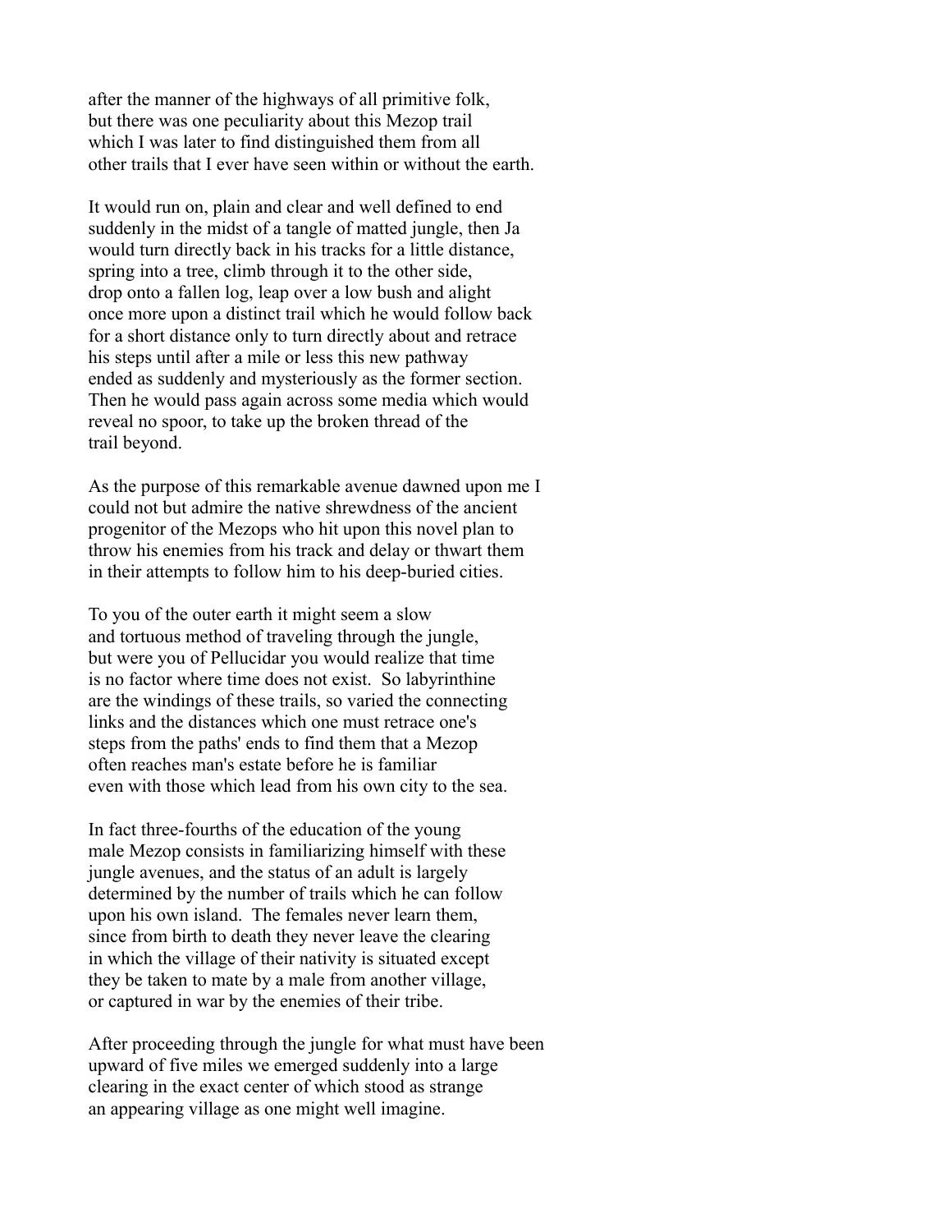after the manner of the highways of all primitive folk, but there was one peculiarity about this Mezop trail which I was later to find distinguished them from all other trails that I ever have seen within or without the earth.

It would run on, plain and clear and well defined to end suddenly in the midst of a tangle of matted jungle, then Ja would turn directly back in his tracks for a little distance, spring into a tree, climb through it to the other side, drop onto a fallen log, leap over a low bush and alight once more upon a distinct trail which he would follow back for a short distance only to turn directly about and retrace his steps until after a mile or less this new pathway ended as suddenly and mysteriously as the former section. Then he would pass again across some media which would reveal no spoor, to take up the broken thread of the trail beyond.

As the purpose of this remarkable avenue dawned upon me I could not but admire the native shrewdness of the ancient progenitor of the Mezops who hit upon this novel plan to throw his enemies from his track and delay or thwart them in their attempts to follow him to his deep-buried cities.

To you of the outer earth it might seem a slow and tortuous method of traveling through the jungle, but were you of Pellucidar you would realize that time is no factor where time does not exist. So labyrinthine are the windings of these trails, so varied the connecting links and the distances which one must retrace one's steps from the paths' ends to find them that a Mezop often reaches man's estate before he is familiar even with those which lead from his own city to the sea.

In fact three-fourths of the education of the young male Mezop consists in familiarizing himself with these jungle avenues, and the status of an adult is largely determined by the number of trails which he can follow upon his own island. The females never learn them, since from birth to death they never leave the clearing in which the village of their nativity is situated except they be taken to mate by a male from another village, or captured in war by the enemies of their tribe.

After proceeding through the jungle for what must have been upward of five miles we emerged suddenly into a large clearing in the exact center of which stood as strange an appearing village as one might well imagine.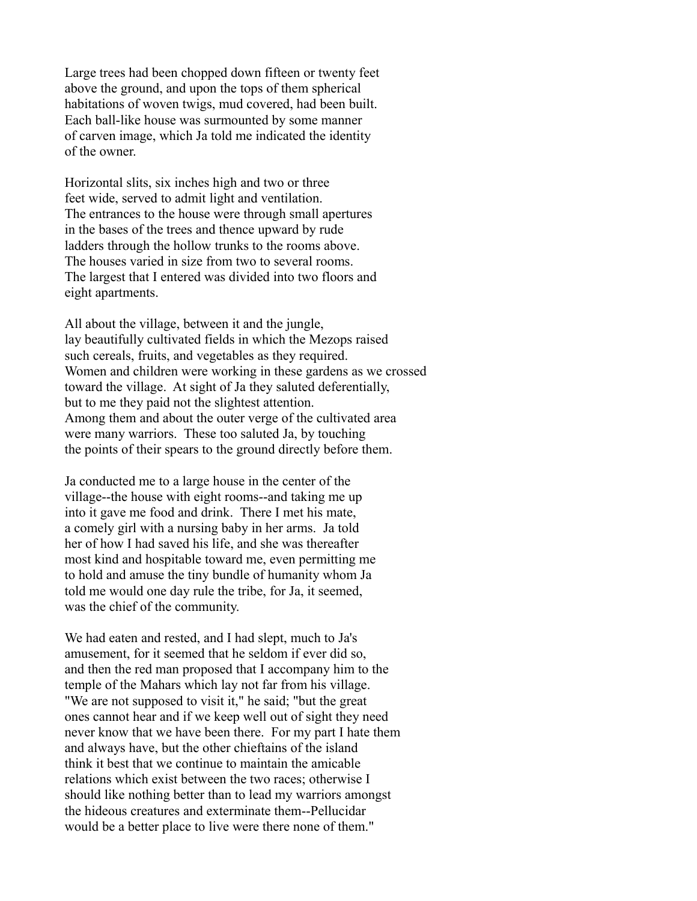Large trees had been chopped down fifteen or twenty feet above the ground, and upon the tops of them spherical habitations of woven twigs, mud covered, had been built. Each ball-like house was surmounted by some manner of carven image, which Ja told me indicated the identity of the owner.

Horizontal slits, six inches high and two or three feet wide, served to admit light and ventilation. The entrances to the house were through small apertures in the bases of the trees and thence upward by rude ladders through the hollow trunks to the rooms above. The houses varied in size from two to several rooms. The largest that I entered was divided into two floors and eight apartments.

All about the village, between it and the jungle, lay beautifully cultivated fields in which the Mezops raised such cereals, fruits, and vegetables as they required. Women and children were working in these gardens as we crossed toward the village. At sight of Ja they saluted deferentially, but to me they paid not the slightest attention. Among them and about the outer verge of the cultivated area were many warriors. These too saluted Ja, by touching the points of their spears to the ground directly before them.

Ja conducted me to a large house in the center of the village--the house with eight rooms--and taking me up into it gave me food and drink. There I met his mate, a comely girl with a nursing baby in her arms. Ja told her of how I had saved his life, and she was thereafter most kind and hospitable toward me, even permitting me to hold and amuse the tiny bundle of humanity whom Ja told me would one day rule the tribe, for Ja, it seemed, was the chief of the community.

We had eaten and rested, and I had slept, much to Ja's amusement, for it seemed that he seldom if ever did so, and then the red man proposed that I accompany him to the temple of the Mahars which lay not far from his village. "We are not supposed to visit it," he said; "but the great ones cannot hear and if we keep well out of sight they need never know that we have been there. For my part I hate them and always have, but the other chieftains of the island think it best that we continue to maintain the amicable relations which exist between the two races; otherwise I should like nothing better than to lead my warriors amongst the hideous creatures and exterminate them--Pellucidar would be a better place to live were there none of them."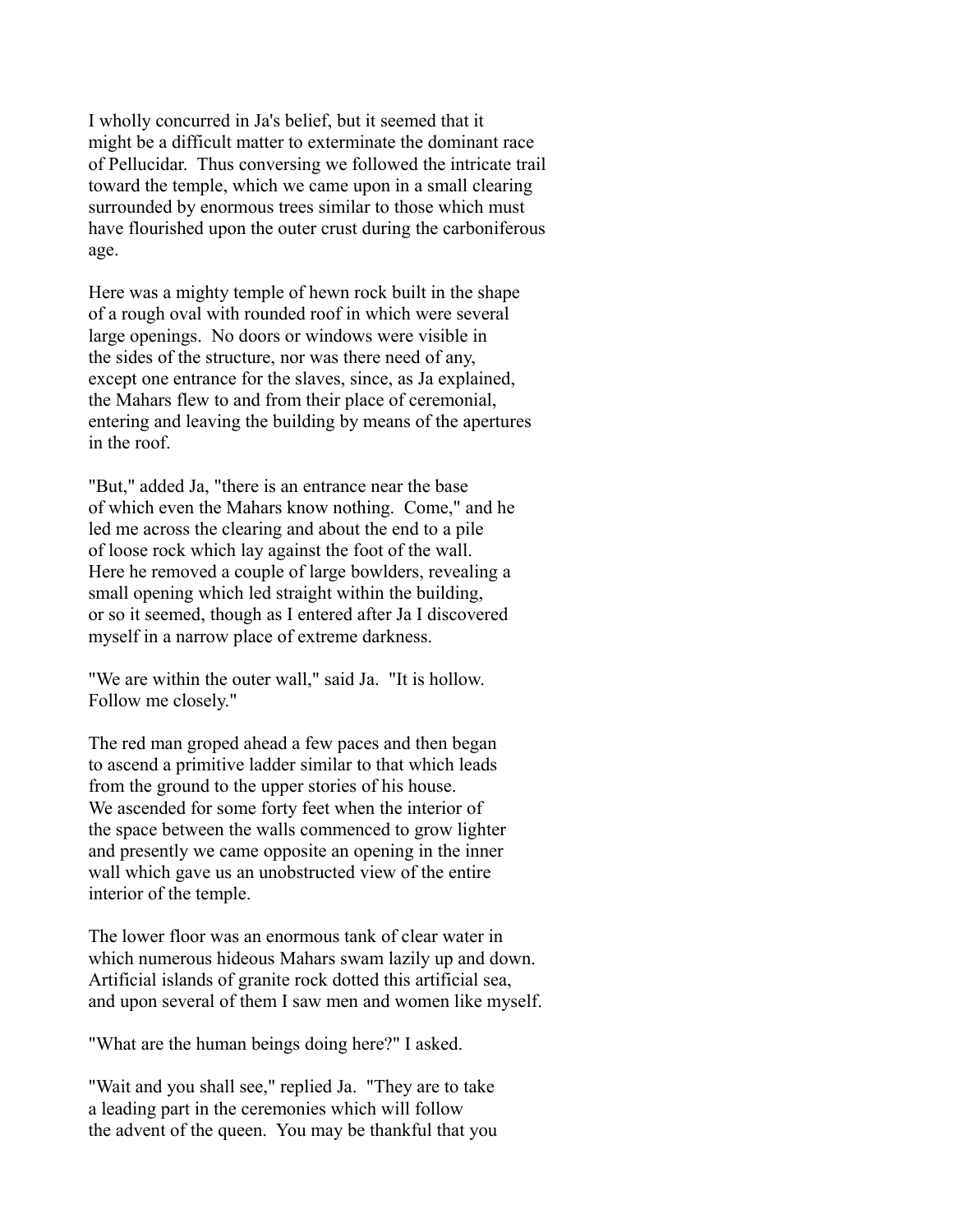I wholly concurred in Ja's belief, but it seemed that it might be a difficult matter to exterminate the dominant race of Pellucidar. Thus conversing we followed the intricate trail toward the temple, which we came upon in a small clearing surrounded by enormous trees similar to those which must have flourished upon the outer crust during the carboniferous age.

Here was a mighty temple of hewn rock built in the shape of a rough oval with rounded roof in which were several large openings. No doors or windows were visible in the sides of the structure, nor was there need of any, except one entrance for the slaves, since, as Ja explained, the Mahars flew to and from their place of ceremonial, entering and leaving the building by means of the apertures in the roof.

"But," added Ja, "there is an entrance near the base of which even the Mahars know nothing. Come," and he led me across the clearing and about the end to a pile of loose rock which lay against the foot of the wall. Here he removed a couple of large bowlders, revealing a small opening which led straight within the building, or so it seemed, though as I entered after Ja I discovered myself in a narrow place of extreme darkness.

"We are within the outer wall," said Ja. "It is hollow. Follow me closely."

The red man groped ahead a few paces and then began to ascend a primitive ladder similar to that which leads from the ground to the upper stories of his house. We ascended for some forty feet when the interior of the space between the walls commenced to grow lighter and presently we came opposite an opening in the inner wall which gave us an unobstructed view of the entire interior of the temple.

The lower floor was an enormous tank of clear water in which numerous hideous Mahars swam lazily up and down. Artificial islands of granite rock dotted this artificial sea, and upon several of them I saw men and women like myself.

"What are the human beings doing here?" I asked.

"Wait and you shall see," replied Ja. "They are to take a leading part in the ceremonies which will follow the advent of the queen. You may be thankful that you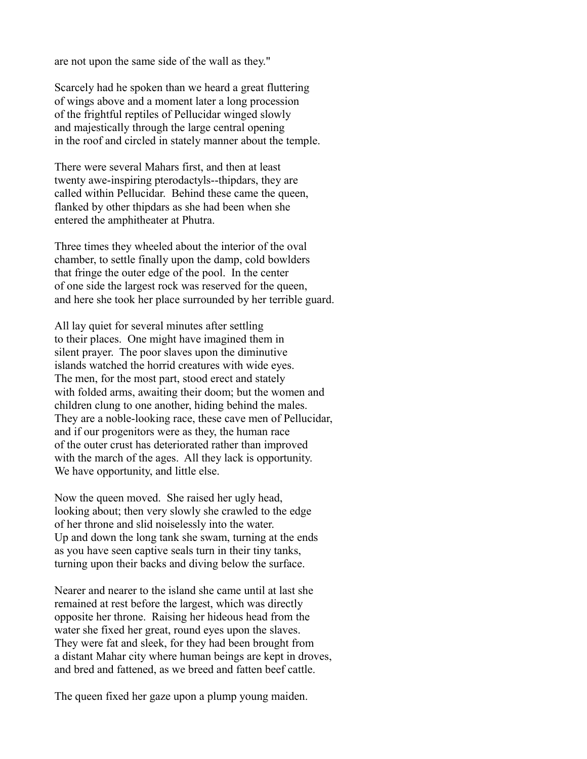are not upon the same side of the wall as they."

Scarcely had he spoken than we heard a great fluttering of wings above and a moment later a long procession of the frightful reptiles of Pellucidar winged slowly and majestically through the large central opening in the roof and circled in stately manner about the temple.

There were several Mahars first, and then at least twenty awe-inspiring pterodactyls--thipdars, they are called within Pellucidar. Behind these came the queen, flanked by other thipdars as she had been when she entered the amphitheater at Phutra.

Three times they wheeled about the interior of the oval chamber, to settle finally upon the damp, cold bowlders that fringe the outer edge of the pool. In the center of one side the largest rock was reserved for the queen, and here she took her place surrounded by her terrible guard.

All lay quiet for several minutes after settling to their places. One might have imagined them in silent prayer. The poor slaves upon the diminutive islands watched the horrid creatures with wide eyes. The men, for the most part, stood erect and stately with folded arms, awaiting their doom; but the women and children clung to one another, hiding behind the males. They are a noble-looking race, these cave men of Pellucidar, and if our progenitors were as they, the human race of the outer crust has deteriorated rather than improved with the march of the ages. All they lack is opportunity. We have opportunity, and little else.

Now the queen moved. She raised her ugly head, looking about; then very slowly she crawled to the edge of her throne and slid noiselessly into the water. Up and down the long tank she swam, turning at the ends as you have seen captive seals turn in their tiny tanks, turning upon their backs and diving below the surface.

Nearer and nearer to the island she came until at last she remained at rest before the largest, which was directly opposite her throne. Raising her hideous head from the water she fixed her great, round eyes upon the slaves. They were fat and sleek, for they had been brought from a distant Mahar city where human beings are kept in droves, and bred and fattened, as we breed and fatten beef cattle.

The queen fixed her gaze upon a plump young maiden.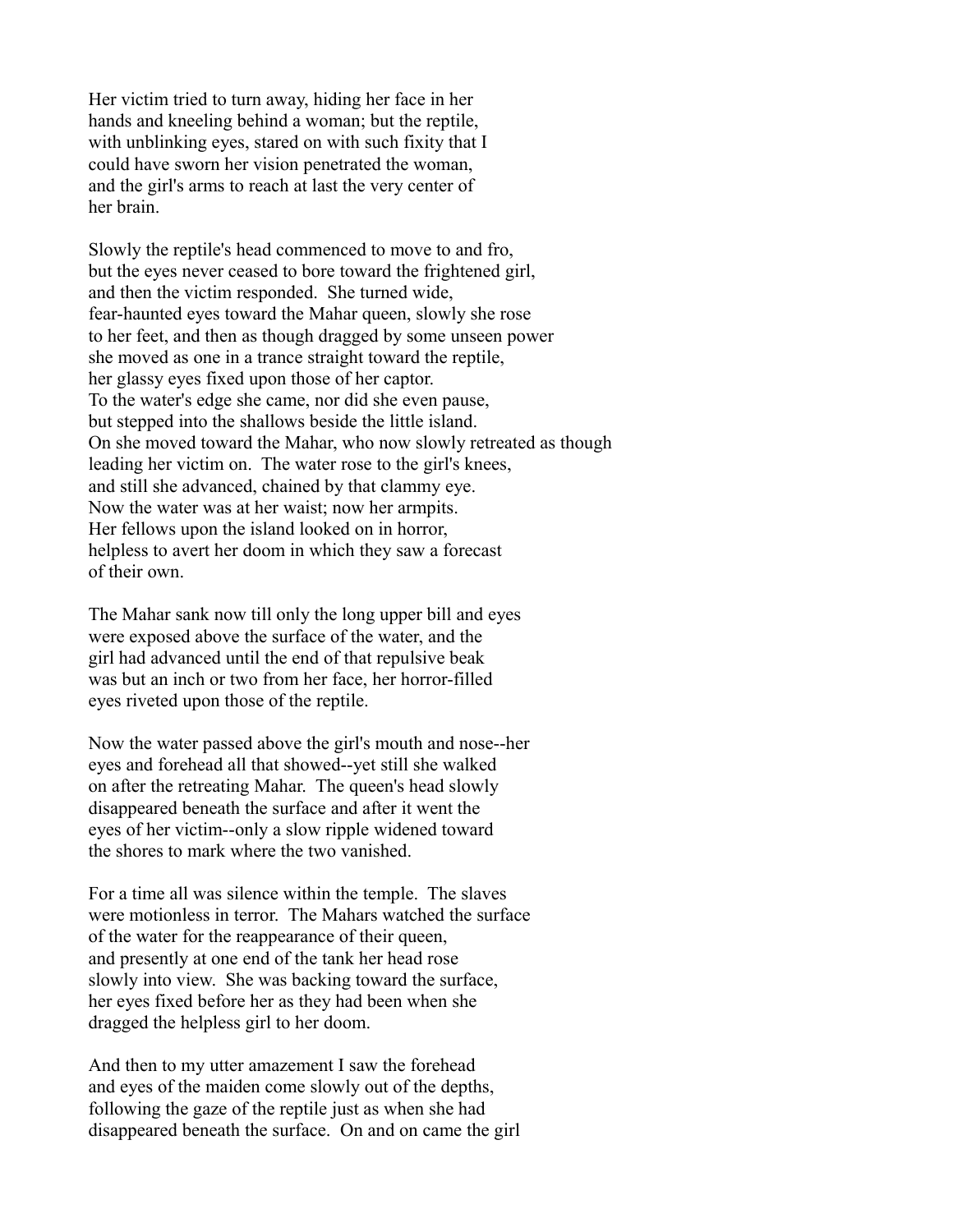Her victim tried to turn away, hiding her face in her hands and kneeling behind a woman; but the reptile, with unblinking eyes, stared on with such fixity that I could have sworn her vision penetrated the woman, and the girl's arms to reach at last the very center of her brain.

Slowly the reptile's head commenced to move to and fro, but the eyes never ceased to bore toward the frightened girl, and then the victim responded. She turned wide, fear-haunted eyes toward the Mahar queen, slowly she rose to her feet, and then as though dragged by some unseen power she moved as one in a trance straight toward the reptile, her glassy eyes fixed upon those of her captor. To the water's edge she came, nor did she even pause, but stepped into the shallows beside the little island. On she moved toward the Mahar, who now slowly retreated as though leading her victim on. The water rose to the girl's knees, and still she advanced, chained by that clammy eye. Now the water was at her waist; now her armpits. Her fellows upon the island looked on in horror, helpless to avert her doom in which they saw a forecast of their own.

The Mahar sank now till only the long upper bill and eyes were exposed above the surface of the water, and the girl had advanced until the end of that repulsive beak was but an inch or two from her face, her horror-filled eyes riveted upon those of the reptile.

Now the water passed above the girl's mouth and nose--her eyes and forehead all that showed--yet still she walked on after the retreating Mahar. The queen's head slowly disappeared beneath the surface and after it went the eyes of her victim--only a slow ripple widened toward the shores to mark where the two vanished.

For a time all was silence within the temple. The slaves were motionless in terror. The Mahars watched the surface of the water for the reappearance of their queen, and presently at one end of the tank her head rose slowly into view. She was backing toward the surface, her eyes fixed before her as they had been when she dragged the helpless girl to her doom.

And then to my utter amazement I saw the forehead and eyes of the maiden come slowly out of the depths, following the gaze of the reptile just as when she had disappeared beneath the surface. On and on came the girl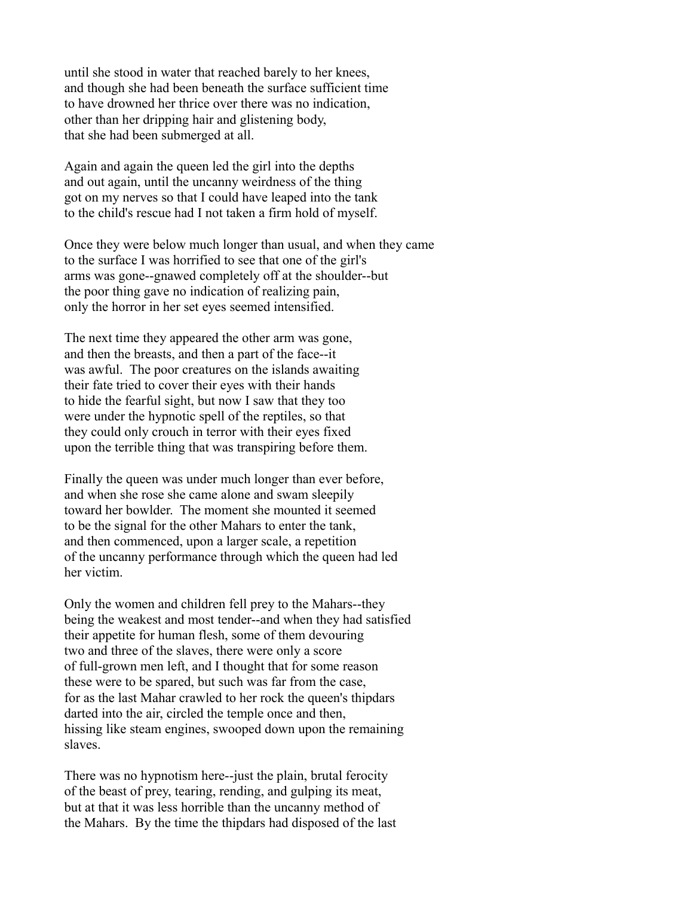until she stood in water that reached barely to her knees, and though she had been beneath the surface sufficient time to have drowned her thrice over there was no indication, other than her dripping hair and glistening body, that she had been submerged at all.

Again and again the queen led the girl into the depths and out again, until the uncanny weirdness of the thing got on my nerves so that I could have leaped into the tank to the child's rescue had I not taken a firm hold of myself.

Once they were below much longer than usual, and when they came to the surface I was horrified to see that one of the girl's arms was gone--gnawed completely off at the shoulder--but the poor thing gave no indication of realizing pain, only the horror in her set eyes seemed intensified.

The next time they appeared the other arm was gone, and then the breasts, and then a part of the face--it was awful. The poor creatures on the islands awaiting their fate tried to cover their eyes with their hands to hide the fearful sight, but now I saw that they too were under the hypnotic spell of the reptiles, so that they could only crouch in terror with their eyes fixed upon the terrible thing that was transpiring before them.

Finally the queen was under much longer than ever before, and when she rose she came alone and swam sleepily toward her bowlder. The moment she mounted it seemed to be the signal for the other Mahars to enter the tank, and then commenced, upon a larger scale, a repetition of the uncanny performance through which the queen had led her victim.

Only the women and children fell prey to the Mahars--they being the weakest and most tender--and when they had satisfied their appetite for human flesh, some of them devouring two and three of the slaves, there were only a score of full-grown men left, and I thought that for some reason these were to be spared, but such was far from the case, for as the last Mahar crawled to her rock the queen's thipdars darted into the air, circled the temple once and then, hissing like steam engines, swooped down upon the remaining slaves.

There was no hypnotism here--just the plain, brutal ferocity of the beast of prey, tearing, rending, and gulping its meat, but at that it was less horrible than the uncanny method of the Mahars. By the time the thipdars had disposed of the last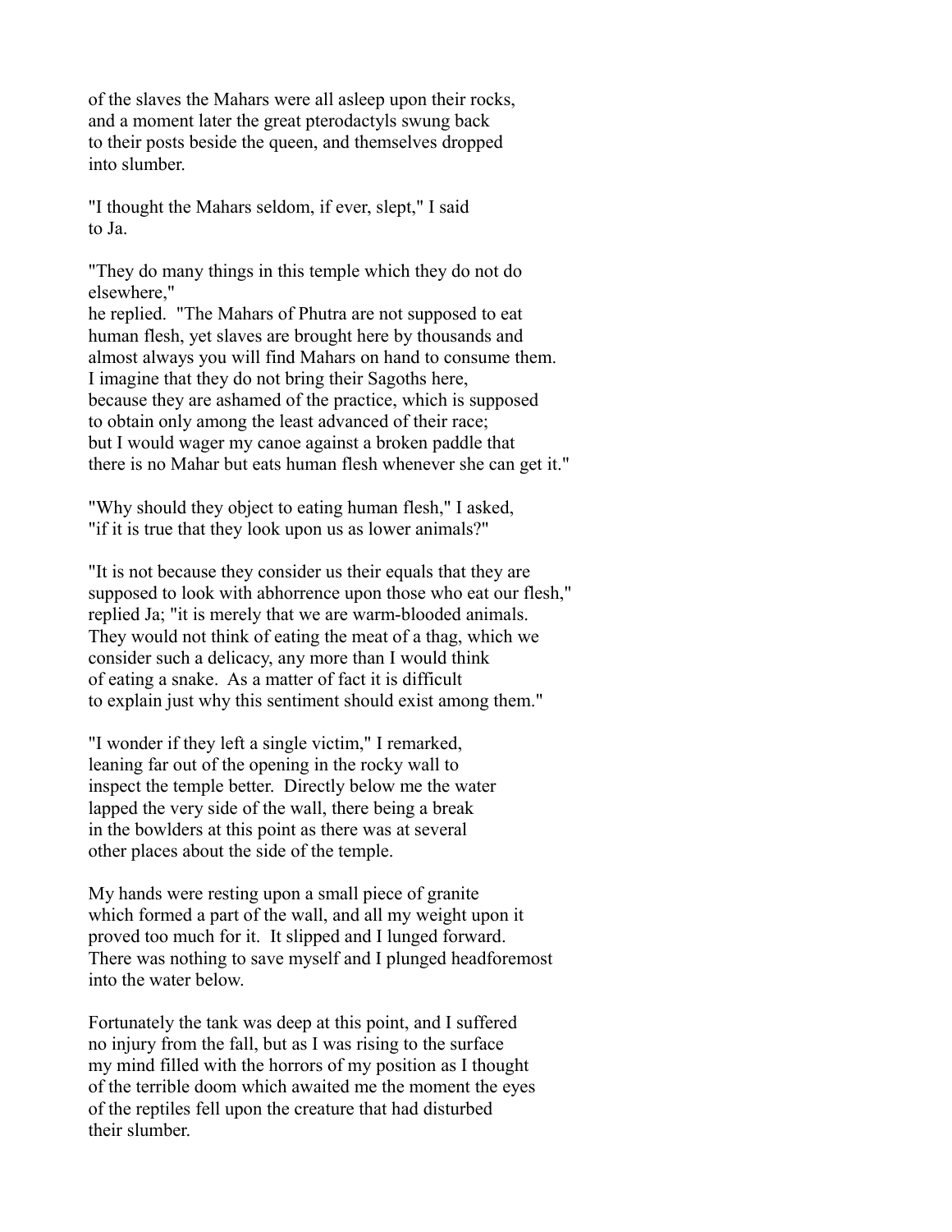of the slaves the Mahars were all asleep upon their rocks, and a moment later the great pterodactyls swung back to their posts beside the queen, and themselves dropped into slumber.

"I thought the Mahars seldom, if ever, slept," I said to Ja.

"They do many things in this temple which they do not do elsewhere," he replied. "The Mahars of Phutra are not supposed to eat human flesh, yet slaves are brought here by thousands and almost always you will find Mahars on hand to consume them. I imagine that they do not bring their Sagoths here, because they are ashamed of the practice, which is supposed to obtain only among the least advanced of their race; but I would wager my canoe against a broken paddle that there is no Mahar but eats human flesh whenever she can get it."

"Why should they object to eating human flesh," I asked, "if it is true that they look upon us as lower animals?"

"It is not because they consider us their equals that they are supposed to look with abhorrence upon those who eat our flesh," replied Ja; "it is merely that we are warm-blooded animals. They would not think of eating the meat of a thag, which we consider such a delicacy, any more than I would think of eating a snake. As a matter of fact it is difficult to explain just why this sentiment should exist among them."

"I wonder if they left a single victim," I remarked, leaning far out of the opening in the rocky wall to inspect the temple better. Directly below me the water lapped the very side of the wall, there being a break in the bowlders at this point as there was at several other places about the side of the temple.

My hands were resting upon a small piece of granite which formed a part of the wall, and all my weight upon it proved too much for it. It slipped and I lunged forward. There was nothing to save myself and I plunged headforemost into the water below.

Fortunately the tank was deep at this point, and I suffered no injury from the fall, but as I was rising to the surface my mind filled with the horrors of my position as I thought of the terrible doom which awaited me the moment the eyes of the reptiles fell upon the creature that had disturbed their slumber.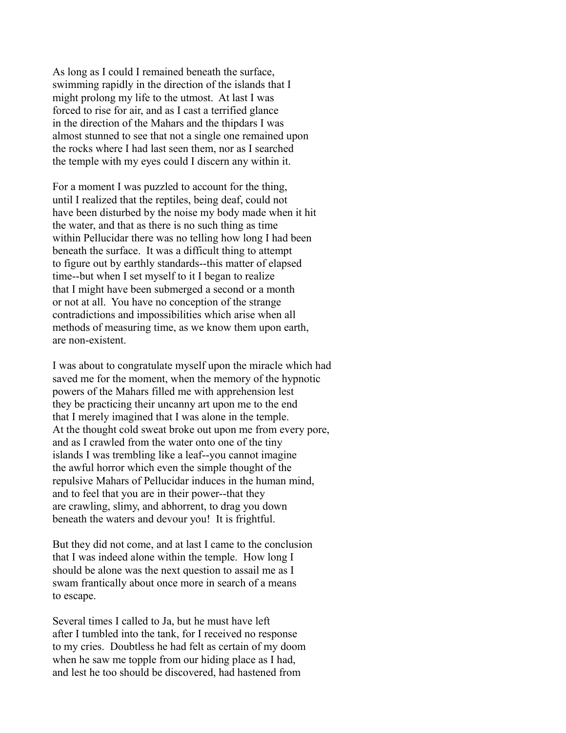As long as I could I remained beneath the surface, swimming rapidly in the direction of the islands that I might prolong my life to the utmost. At last I was forced to rise for air, and as I cast a terrified glance in the direction of the Mahars and the thipdars I was almost stunned to see that not a single one remained upon the rocks where I had last seen them, nor as I searched the temple with my eyes could I discern any within it.

For a moment I was puzzled to account for the thing, until I realized that the reptiles, being deaf, could not have been disturbed by the noise my body made when it hit the water, and that as there is no such thing as time within Pellucidar there was no telling how long I had been beneath the surface. It was a difficult thing to attempt to figure out by earthly standards--this matter of elapsed time--but when I set myself to it I began to realize that I might have been submerged a second or a month or not at all. You have no conception of the strange contradictions and impossibilities which arise when all methods of measuring time, as we know them upon earth, are non-existent.

I was about to congratulate myself upon the miracle which had saved me for the moment, when the memory of the hypnotic powers of the Mahars filled me with apprehension lest they be practicing their uncanny art upon me to the end that I merely imagined that I was alone in the temple. At the thought cold sweat broke out upon me from every pore, and as I crawled from the water onto one of the tiny islands I was trembling like a leaf--you cannot imagine the awful horror which even the simple thought of the repulsive Mahars of Pellucidar induces in the human mind, and to feel that you are in their power--that they are crawling, slimy, and abhorrent, to drag you down beneath the waters and devour you! It is frightful.

But they did not come, and at last I came to the conclusion that I was indeed alone within the temple. How long I should be alone was the next question to assail me as I swam frantically about once more in search of a means to escape.

Several times I called to Ja, but he must have left after I tumbled into the tank, for I received no response to my cries. Doubtless he had felt as certain of my doom when he saw me topple from our hiding place as I had, and lest he too should be discovered, had hastened from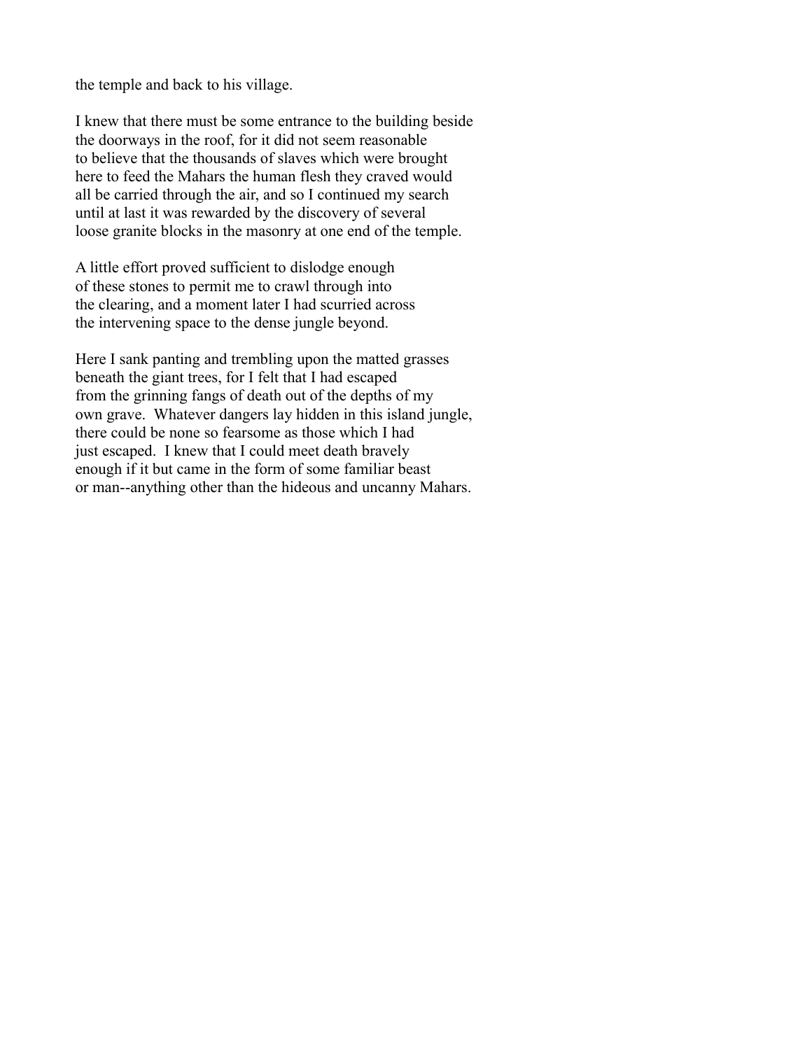the temple and back to his village.

I knew that there must be some entrance to the building beside the doorways in the roof, for it did not seem reasonable to believe that the thousands of slaves which were brought here to feed the Mahars the human flesh they craved would all be carried through the air, and so I continued my search until at last it was rewarded by the discovery of several loose granite blocks in the masonry at one end of the temple.

A little effort proved sufficient to dislodge enough of these stones to permit me to crawl through into the clearing, and a moment later I had scurried across the intervening space to the dense jungle beyond.

Here I sank panting and trembling upon the matted grasses beneath the giant trees, for I felt that I had escaped from the grinning fangs of death out of the depths of my own grave. Whatever dangers lay hidden in this island jungle, there could be none so fearsome as those which I had just escaped. I knew that I could meet death bravely enough if it but came in the form of some familiar beast or man--anything other than the hideous and uncanny Mahars.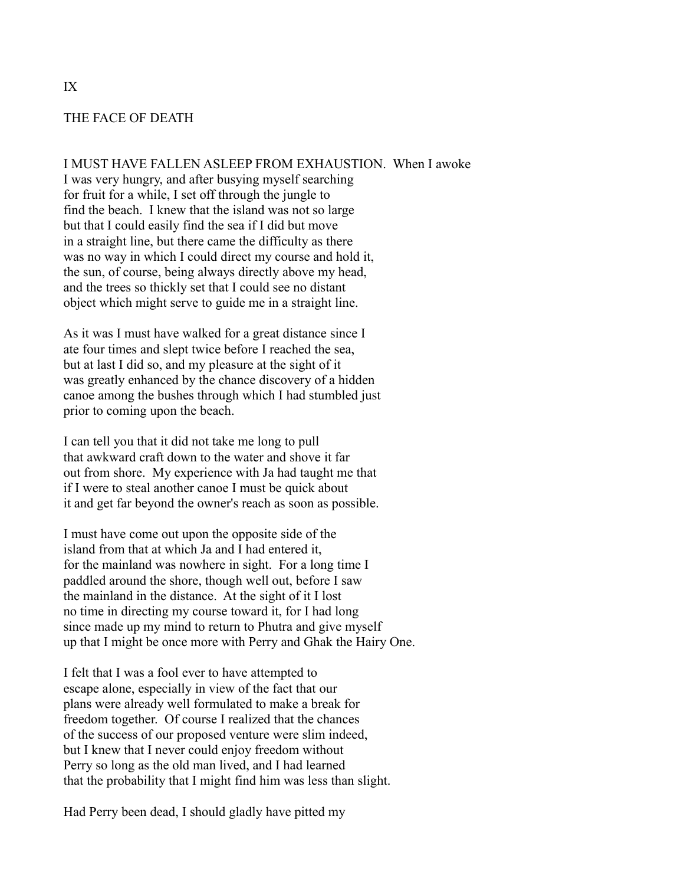# IX

## THE FACE OF DEATH

I MUST HAVE FALLEN ASLEEP FROM EXHAUSTION. When I awoke I was very hungry, and after busying myself searching for fruit for a while, I set off through the jungle to find the beach. I knew that the island was not so large but that I could easily find the sea if I did but move in a straight line, but there came the difficulty as there was no way in which I could direct my course and hold it, the sun, of course, being always directly above my head, and the trees so thickly set that I could see no distant object which might serve to guide me in a straight line.

As it was I must have walked for a great distance since I ate four times and slept twice before I reached the sea, but at last I did so, and my pleasure at the sight of it was greatly enhanced by the chance discovery of a hidden canoe among the bushes through which I had stumbled just prior to coming upon the beach.

I can tell you that it did not take me long to pull that awkward craft down to the water and shove it far out from shore. My experience with Ja had taught me that if I were to steal another canoe I must be quick about it and get far beyond the owner's reach as soon as possible.

I must have come out upon the opposite side of the island from that at which Ja and I had entered it, for the mainland was nowhere in sight. For a long time I paddled around the shore, though well out, before I saw the mainland in the distance. At the sight of it I lost no time in directing my course toward it, for I had long since made up my mind to return to Phutra and give myself up that I might be once more with Perry and Ghak the Hairy One.

I felt that I was a fool ever to have attempted to escape alone, especially in view of the fact that our plans were already well formulated to make a break for freedom together. Of course I realized that the chances of the success of our proposed venture were slim indeed, but I knew that I never could enjoy freedom without Perry so long as the old man lived, and I had learned that the probability that I might find him was less than slight.

Had Perry been dead, I should gladly have pitted my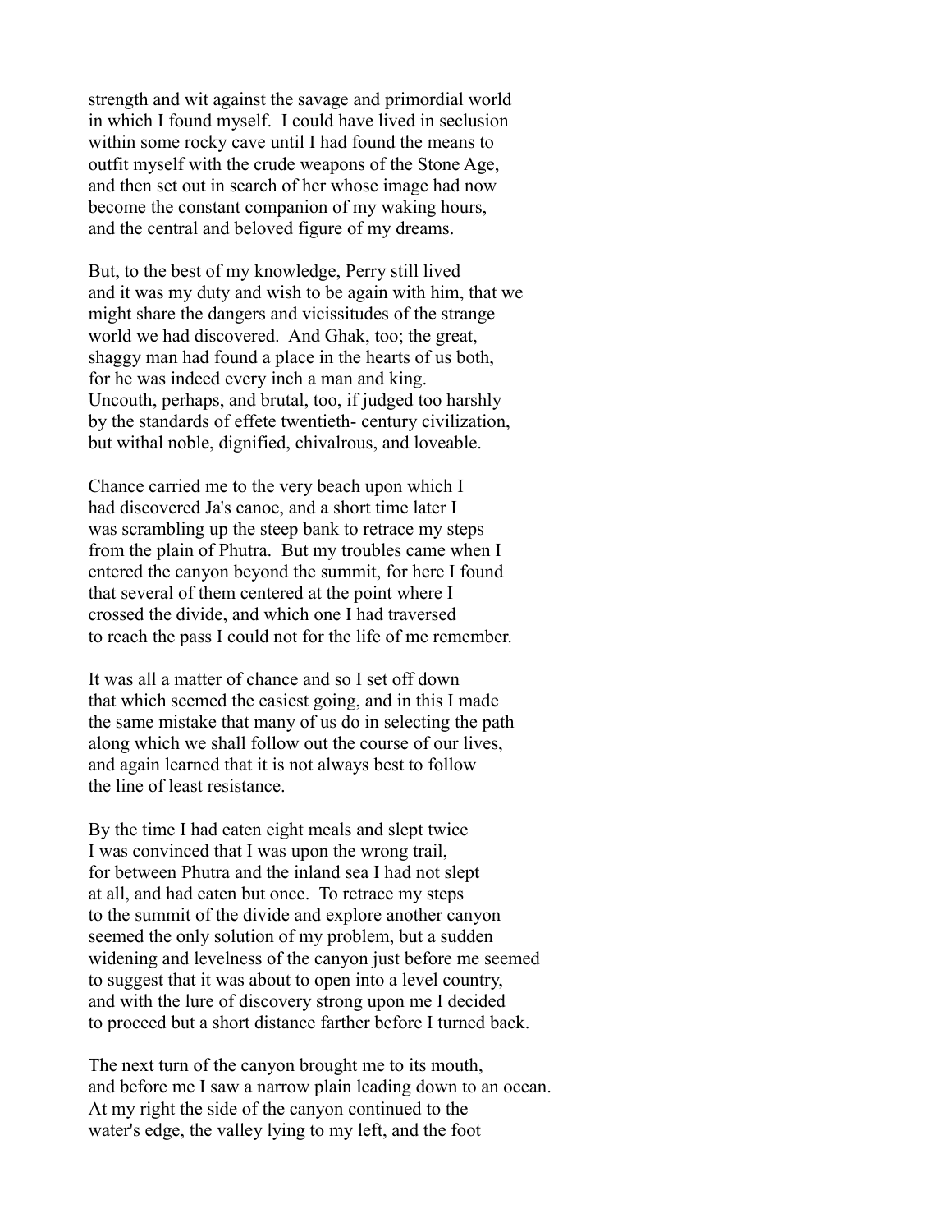strength and wit against the savage and primordial world in which I found myself. I could have lived in seclusion within some rocky cave until I had found the means to outfit myself with the crude weapons of the Stone Age, and then set out in search of her whose image had now become the constant companion of my waking hours, and the central and beloved figure of my dreams.

But, to the best of my knowledge, Perry still lived and it was my duty and wish to be again with him, that we might share the dangers and vicissitudes of the strange world we had discovered. And Ghak, too; the great, shaggy man had found a place in the hearts of us both, for he was indeed every inch a man and king. Uncouth, perhaps, and brutal, too, if judged too harshly by the standards of effete twentieth- century civilization, but withal noble, dignified, chivalrous, and loveable.

Chance carried me to the very beach upon which I had discovered Ja's canoe, and a short time later I was scrambling up the steep bank to retrace my steps from the plain of Phutra. But my troubles came when I entered the canyon beyond the summit, for here I found that several of them centered at the point where I crossed the divide, and which one I had traversed to reach the pass I could not for the life of me remember.

It was all a matter of chance and so I set off down that which seemed the easiest going, and in this I made the same mistake that many of us do in selecting the path along which we shall follow out the course of our lives, and again learned that it is not always best to follow the line of least resistance.

By the time I had eaten eight meals and slept twice I was convinced that I was upon the wrong trail, for between Phutra and the inland sea I had not slept at all, and had eaten but once. To retrace my steps to the summit of the divide and explore another canyon seemed the only solution of my problem, but a sudden widening and levelness of the canyon just before me seemed to suggest that it was about to open into a level country, and with the lure of discovery strong upon me I decided to proceed but a short distance farther before I turned back.

The next turn of the canyon brought me to its mouth, and before me I saw a narrow plain leading down to an ocean. At my right the side of the canyon continued to the water's edge, the valley lying to my left, and the foot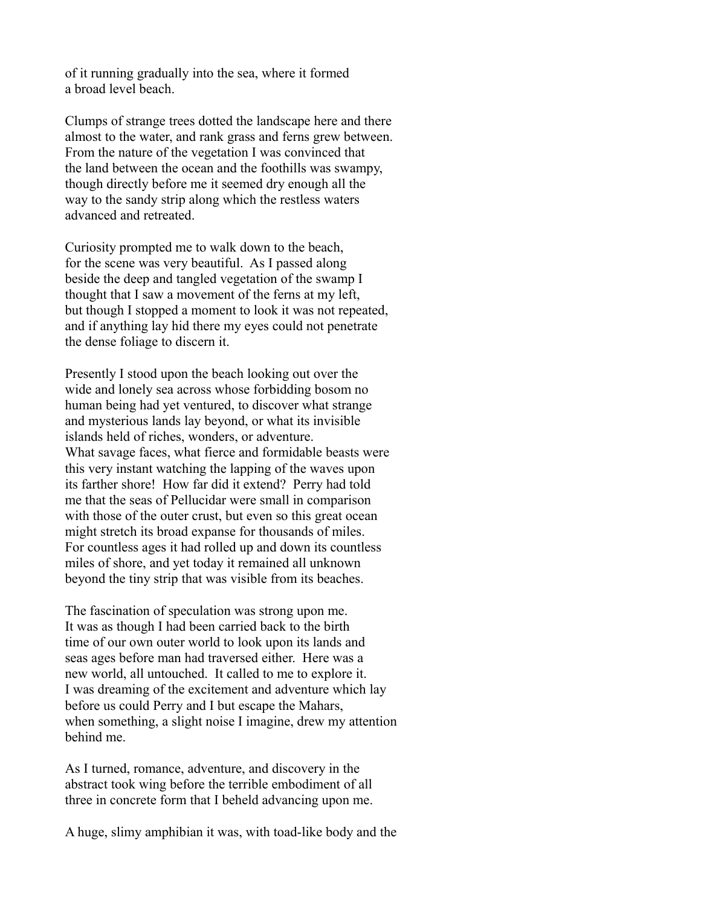of it running gradually into the sea, where it formed a broad level beach.

Clumps of strange trees dotted the landscape here and there almost to the water, and rank grass and ferns grew between. From the nature of the vegetation I was convinced that the land between the ocean and the foothills was swampy, though directly before me it seemed dry enough all the way to the sandy strip along which the restless waters advanced and retreated.

Curiosity prompted me to walk down to the beach, for the scene was very beautiful. As I passed along beside the deep and tangled vegetation of the swamp I thought that I saw a movement of the ferns at my left, but though I stopped a moment to look it was not repeated, and if anything lay hid there my eyes could not penetrate the dense foliage to discern it.

Presently I stood upon the beach looking out over the wide and lonely sea across whose forbidding bosom no human being had yet ventured, to discover what strange and mysterious lands lay beyond, or what its invisible islands held of riches, wonders, or adventure. What savage faces, what fierce and formidable beasts were this very instant watching the lapping of the waves upon its farther shore! How far did it extend? Perry had told me that the seas of Pellucidar were small in comparison with those of the outer crust, but even so this great ocean might stretch its broad expanse for thousands of miles. For countless ages it had rolled up and down its countless miles of shore, and yet today it remained all unknown beyond the tiny strip that was visible from its beaches.

The fascination of speculation was strong upon me. It was as though I had been carried back to the birth time of our own outer world to look upon its lands and seas ages before man had traversed either. Here was a new world, all untouched. It called to me to explore it. I was dreaming of the excitement and adventure which lay before us could Perry and I but escape the Mahars, when something, a slight noise I imagine, drew my attention behind me.

As I turned, romance, adventure, and discovery in the abstract took wing before the terrible embodiment of all three in concrete form that I beheld advancing upon me.

A huge, slimy amphibian it was, with toad-like body and the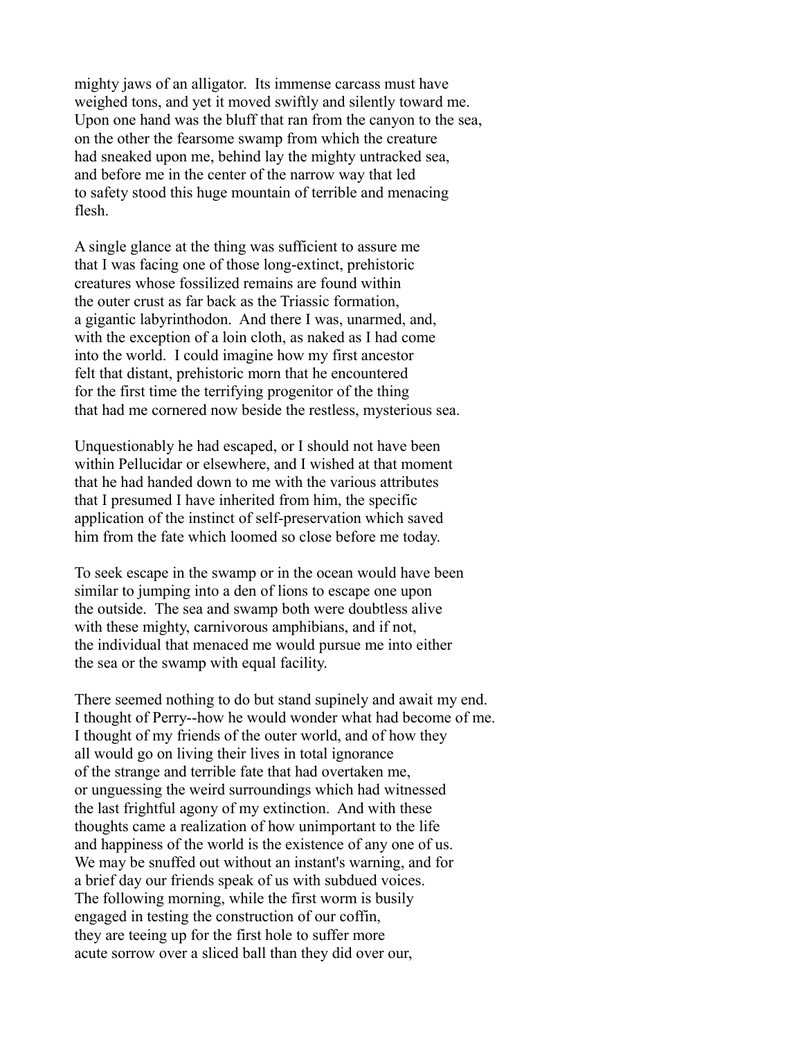mighty jaws of an alligator. Its immense carcass must have weighed tons, and yet it moved swiftly and silently toward me. Upon one hand was the bluff that ran from the canyon to the sea, on the other the fearsome swamp from which the creature had sneaked upon me, behind lay the mighty untracked sea, and before me in the center of the narrow way that led to safety stood this huge mountain of terrible and menacing flesh.

A single glance at the thing was sufficient to assure me that I was facing one of those long-extinct, prehistoric creatures whose fossilized remains are found within the outer crust as far back as the Triassic formation, a gigantic labyrinthodon. And there I was, unarmed, and, with the exception of a loin cloth, as naked as I had come into the world. I could imagine how my first ancestor felt that distant, prehistoric morn that he encountered for the first time the terrifying progenitor of the thing that had me cornered now beside the restless, mysterious sea.

Unquestionably he had escaped, or I should not have been within Pellucidar or elsewhere, and I wished at that moment that he had handed down to me with the various attributes that I presumed I have inherited from him, the specific application of the instinct of self-preservation which saved him from the fate which loomed so close before me today.

To seek escape in the swamp or in the ocean would have been similar to jumping into a den of lions to escape one upon the outside. The sea and swamp both were doubtless alive with these mighty, carnivorous amphibians, and if not, the individual that menaced me would pursue me into either the sea or the swamp with equal facility.

There seemed nothing to do but stand supinely and await my end. I thought of Perry--how he would wonder what had become of me. I thought of my friends of the outer world, and of how they all would go on living their lives in total ignorance of the strange and terrible fate that had overtaken me, or unguessing the weird surroundings which had witnessed the last frightful agony of my extinction. And with these thoughts came a realization of how unimportant to the life and happiness of the world is the existence of any one of us. We may be snuffed out without an instant's warning, and for a brief day our friends speak of us with subdued voices. The following morning, while the first worm is busily engaged in testing the construction of our coffin, they are teeing up for the first hole to suffer more acute sorrow over a sliced ball than they did over our,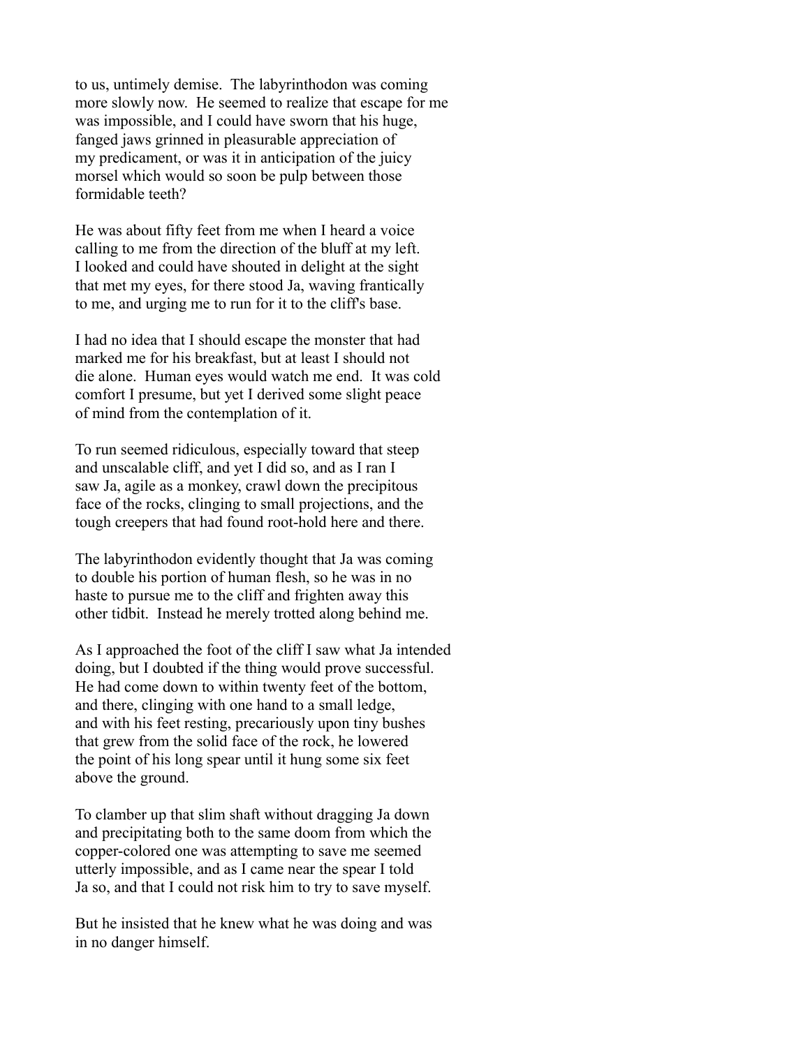to us, untimely demise. The labyrinthodon was coming more slowly now. He seemed to realize that escape for me was impossible, and I could have sworn that his huge, fanged jaws grinned in pleasurable appreciation of my predicament, or was it in anticipation of the juicy morsel which would so soon be pulp between those formidable teeth?

He was about fifty feet from me when I heard a voice calling to me from the direction of the bluff at my left. I looked and could have shouted in delight at the sight that met my eyes, for there stood Ja, waving frantically to me, and urging me to run for it to the cliff's base.

I had no idea that I should escape the monster that had marked me for his breakfast, but at least I should not die alone. Human eyes would watch me end. It was cold comfort I presume, but yet I derived some slight peace of mind from the contemplation of it.

To run seemed ridiculous, especially toward that steep and unscalable cliff, and yet I did so, and as I ran I saw Ja, agile as a monkey, crawl down the precipitous face of the rocks, clinging to small projections, and the tough creepers that had found root-hold here and there.

The labyrinthodon evidently thought that Ja was coming to double his portion of human flesh, so he was in no haste to pursue me to the cliff and frighten away this other tidbit. Instead he merely trotted along behind me.

As I approached the foot of the cliff I saw what Ja intended doing, but I doubted if the thing would prove successful. He had come down to within twenty feet of the bottom, and there, clinging with one hand to a small ledge, and with his feet resting, precariously upon tiny bushes that grew from the solid face of the rock, he lowered the point of his long spear until it hung some six feet above the ground.

To clamber up that slim shaft without dragging Ja down and precipitating both to the same doom from which the copper-colored one was attempting to save me seemed utterly impossible, and as I came near the spear I told Ja so, and that I could not risk him to try to save myself.

But he insisted that he knew what he was doing and was in no danger himself.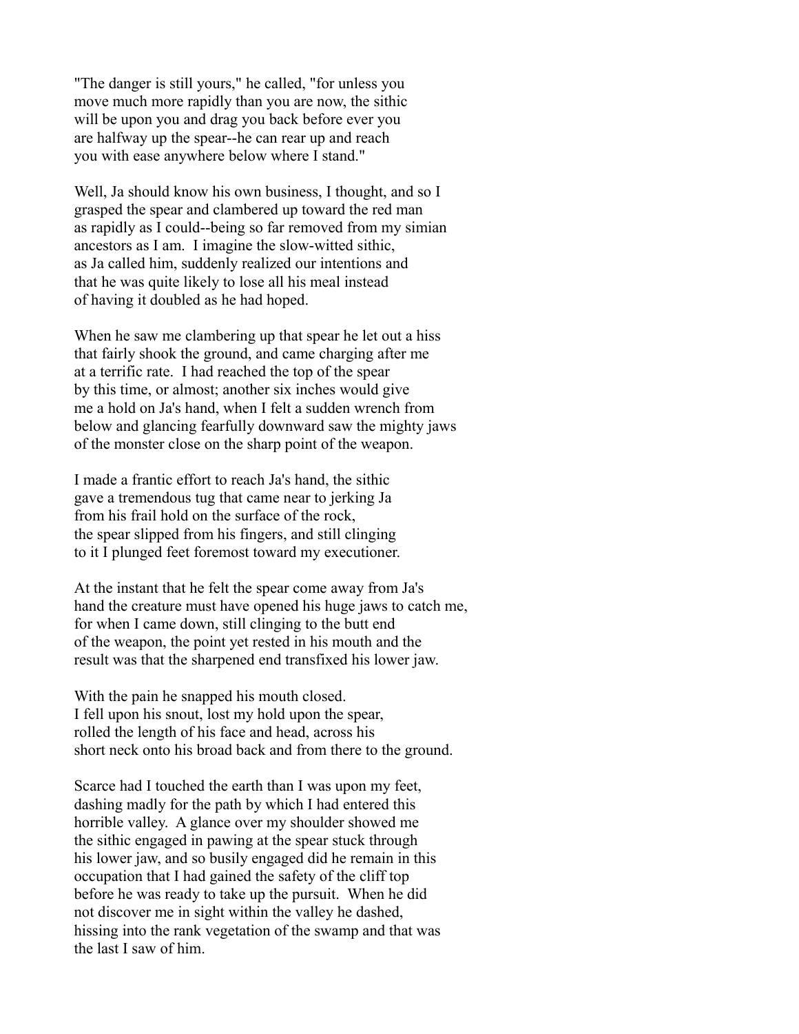"The danger is still yours," he called, "for unless you move much more rapidly than you are now, the sithic will be upon you and drag you back before ever you are halfway up the spear--he can rear up and reach you with ease anywhere below where I stand."

Well, Ja should know his own business, I thought, and so I grasped the spear and clambered up toward the red man as rapidly as I could--being so far removed from my simian ancestors as I am. I imagine the slow-witted sithic, as Ja called him, suddenly realized our intentions and that he was quite likely to lose all his meal instead of having it doubled as he had hoped.

When he saw me clambering up that spear he let out a hiss that fairly shook the ground, and came charging after me at a terrific rate. I had reached the top of the spear by this time, or almost; another six inches would give me a hold on Ja's hand, when I felt a sudden wrench from below and glancing fearfully downward saw the mighty jaws of the monster close on the sharp point of the weapon.

I made a frantic effort to reach Ja's hand, the sithic gave a tremendous tug that came near to jerking Ja from his frail hold on the surface of the rock, the spear slipped from his fingers, and still clinging to it I plunged feet foremost toward my executioner.

At the instant that he felt the spear come away from Ja's hand the creature must have opened his huge jaws to catch me, for when I came down, still clinging to the butt end of the weapon, the point yet rested in his mouth and the result was that the sharpened end transfixed his lower jaw.

With the pain he snapped his mouth closed. I fell upon his snout, lost my hold upon the spear, rolled the length of his face and head, across his short neck onto his broad back and from there to the ground.

Scarce had I touched the earth than I was upon my feet, dashing madly for the path by which I had entered this horrible valley. A glance over my shoulder showed me the sithic engaged in pawing at the spear stuck through his lower jaw, and so busily engaged did he remain in this occupation that I had gained the safety of the cliff top before he was ready to take up the pursuit. When he did not discover me in sight within the valley he dashed, hissing into the rank vegetation of the swamp and that was the last I saw of him.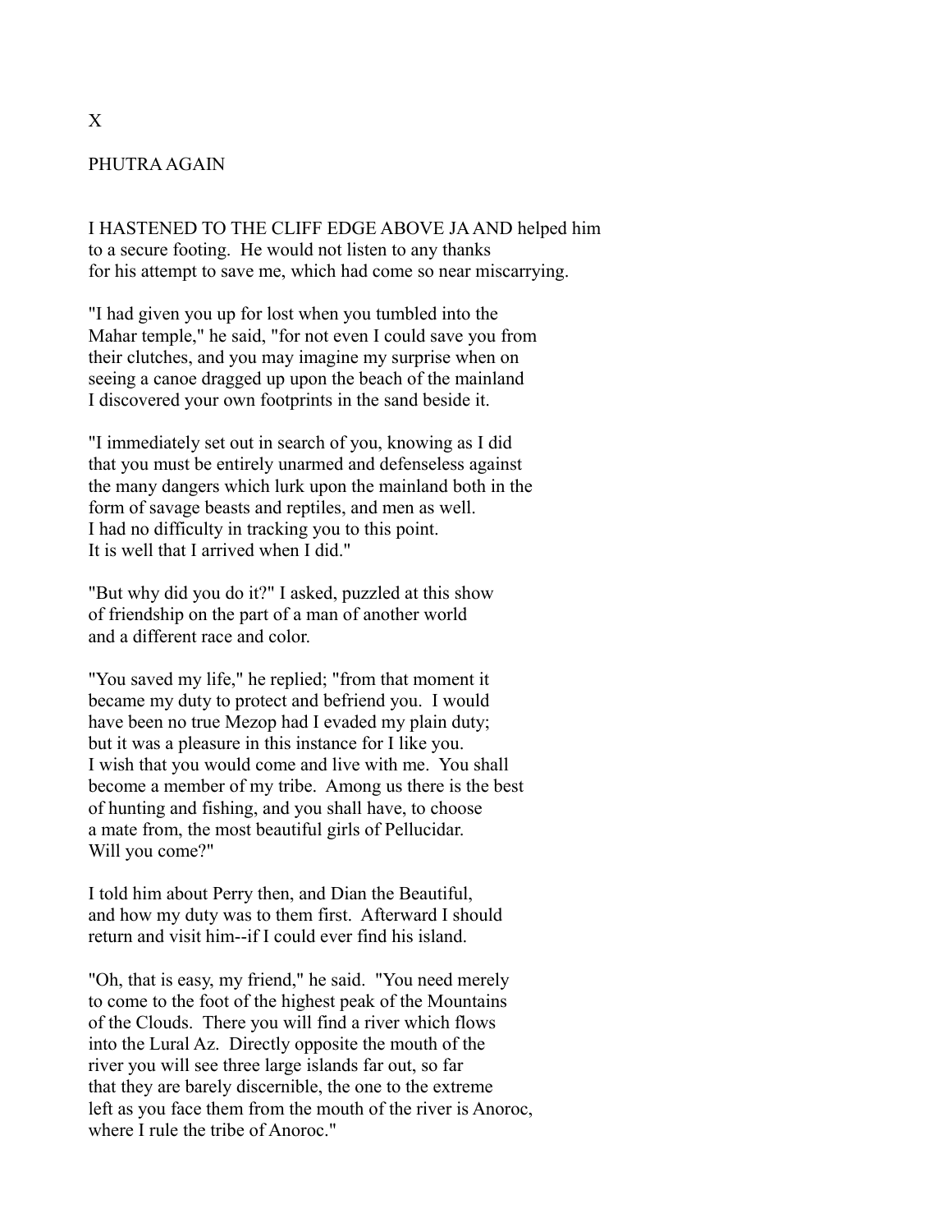# X

## PHUTRA AGAIN

I HASTENED TO THE CLIFF EDGE ABOVE JA AND helped him to a secure footing. He would not listen to any thanks for his attempt to save me, which had come so near miscarrying.

"I had given you up for lost when you tumbled into the Mahar temple," he said, "for not even I could save you from their clutches, and you may imagine my surprise when on seeing a canoe dragged up upon the beach of the mainland I discovered your own footprints in the sand beside it.

"I immediately set out in search of you, knowing as I did that you must be entirely unarmed and defenseless against the many dangers which lurk upon the mainland both in the form of savage beasts and reptiles, and men as well. I had no difficulty in tracking you to this point. It is well that I arrived when I did."

"But why did you do it?" I asked, puzzled at this show of friendship on the part of a man of another world and a different race and color.

"You saved my life," he replied; "from that moment it became my duty to protect and befriend you. I would have been no true Mezop had I evaded my plain duty; but it was a pleasure in this instance for I like you. I wish that you would come and live with me. You shall become a member of my tribe. Among us there is the best of hunting and fishing, and you shall have, to choose a mate from, the most beautiful girls of Pellucidar. Will you come?"

I told him about Perry then, and Dian the Beautiful, and how my duty was to them first. Afterward I should return and visit him--if I could ever find his island.

"Oh, that is easy, my friend," he said. "You need merely to come to the foot of the highest peak of the Mountains of the Clouds. There you will find a river which flows into the Lural Az. Directly opposite the mouth of the river you will see three large islands far out, so far that they are barely discernible, the one to the extreme left as you face them from the mouth of the river is Anoroc, where I rule the tribe of Anoroc."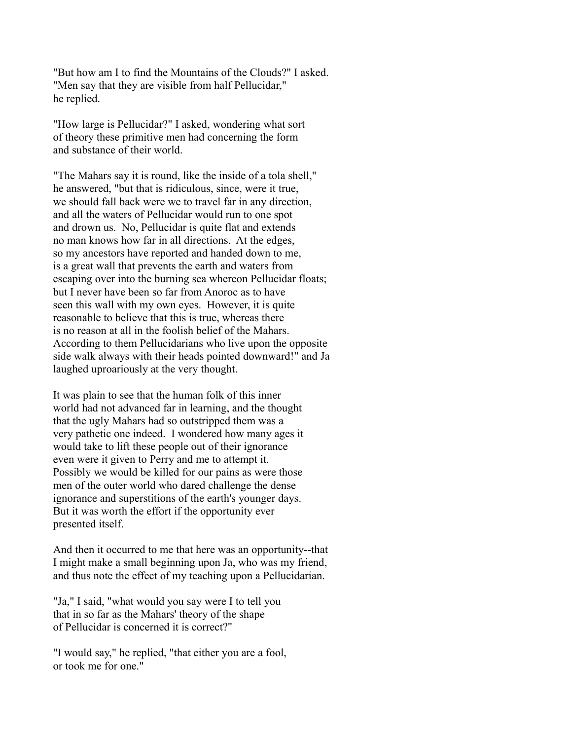"But how am I to find the Mountains of the Clouds?" I asked. "Men say that they are visible from half Pellucidar," he replied.

"How large is Pellucidar?" I asked, wondering what sort of theory these primitive men had concerning the form and substance of their world.

"The Mahars say it is round, like the inside of a tola shell," he answered, "but that is ridiculous, since, were it true, we should fall back were we to travel far in any direction, and all the waters of Pellucidar would run to one spot and drown us. No, Pellucidar is quite flat and extends no man knows how far in all directions. At the edges, so my ancestors have reported and handed down to me, is a great wall that prevents the earth and waters from escaping over into the burning sea whereon Pellucidar floats; but I never have been so far from Anoroc as to have seen this wall with my own eyes. However, it is quite reasonable to believe that this is true, whereas there is no reason at all in the foolish belief of the Mahars. According to them Pellucidarians who live upon the opposite side walk always with their heads pointed downward!" and Ja laughed uproariously at the very thought.

It was plain to see that the human folk of this inner world had not advanced far in learning, and the thought that the ugly Mahars had so outstripped them was a very pathetic one indeed. I wondered how many ages it would take to lift these people out of their ignorance even were it given to Perry and me to attempt it. Possibly we would be killed for our pains as were those men of the outer world who dared challenge the dense ignorance and superstitions of the earth's younger days. But it was worth the effort if the opportunity ever presented itself.

And then it occurred to me that here was an opportunity--that I might make a small beginning upon Ja, who was my friend, and thus note the effect of my teaching upon a Pellucidarian.

"Ja," I said, "what would you say were I to tell you that in so far as the Mahars' theory of the shape of Pellucidar is concerned it is correct?"

"I would say," he replied, "that either you are a fool, or took me for one."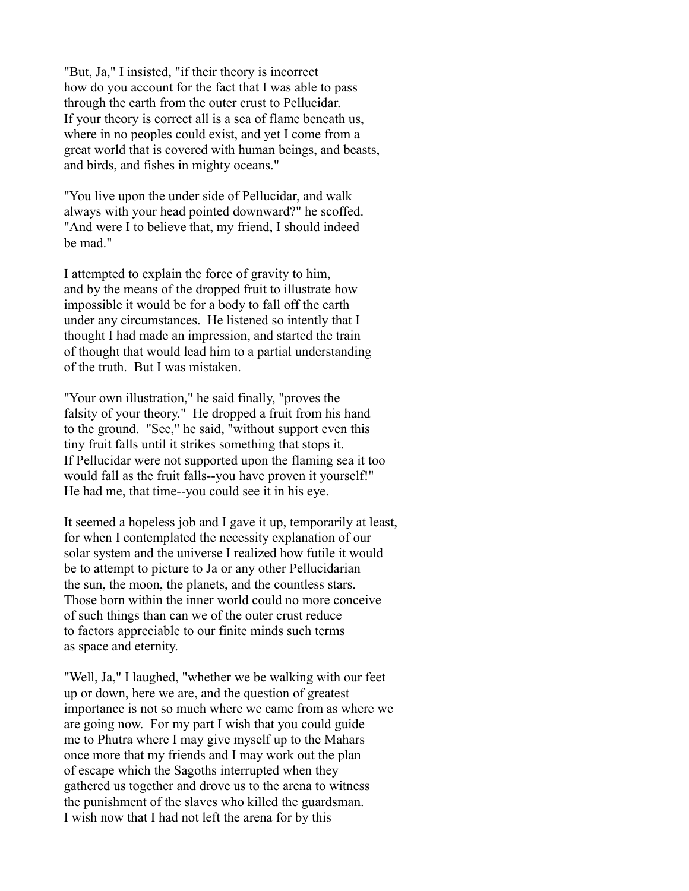"But, Ja," I insisted, "if their theory is incorrect how do you account for the fact that I was able to pass through the earth from the outer crust to Pellucidar. If your theory is correct all is a sea of flame beneath us, where in no peoples could exist, and yet I come from a great world that is covered with human beings, and beasts, and birds, and fishes in mighty oceans."

"You live upon the under side of Pellucidar, and walk always with your head pointed downward?" he scoffed. "And were I to believe that, my friend, I should indeed be mad."

I attempted to explain the force of gravity to him, and by the means of the dropped fruit to illustrate how impossible it would be for a body to fall off the earth under any circumstances. He listened so intently that I thought I had made an impression, and started the train of thought that would lead him to a partial understanding of the truth. But I was mistaken.

"Your own illustration," he said finally, "proves the falsity of your theory." He dropped a fruit from his hand to the ground. "See," he said, "without support even this tiny fruit falls until it strikes something that stops it. If Pellucidar were not supported upon the flaming sea it too would fall as the fruit falls--you have proven it yourself!" He had me, that time--you could see it in his eye.

It seemed a hopeless job and I gave it up, temporarily at least, for when I contemplated the necessity explanation of our solar system and the universe I realized how futile it would be to attempt to picture to Ja or any other Pellucidarian the sun, the moon, the planets, and the countless stars. Those born within the inner world could no more conceive of such things than can we of the outer crust reduce to factors appreciable to our finite minds such terms as space and eternity.

"Well, Ja," I laughed, "whether we be walking with our feet up or down, here we are, and the question of greatest importance is not so much where we came from as where we are going now. For my part I wish that you could guide me to Phutra where I may give myself up to the Mahars once more that my friends and I may work out the plan of escape which the Sagoths interrupted when they gathered us together and drove us to the arena to witness the punishment of the slaves who killed the guardsman. I wish now that I had not left the arena for by this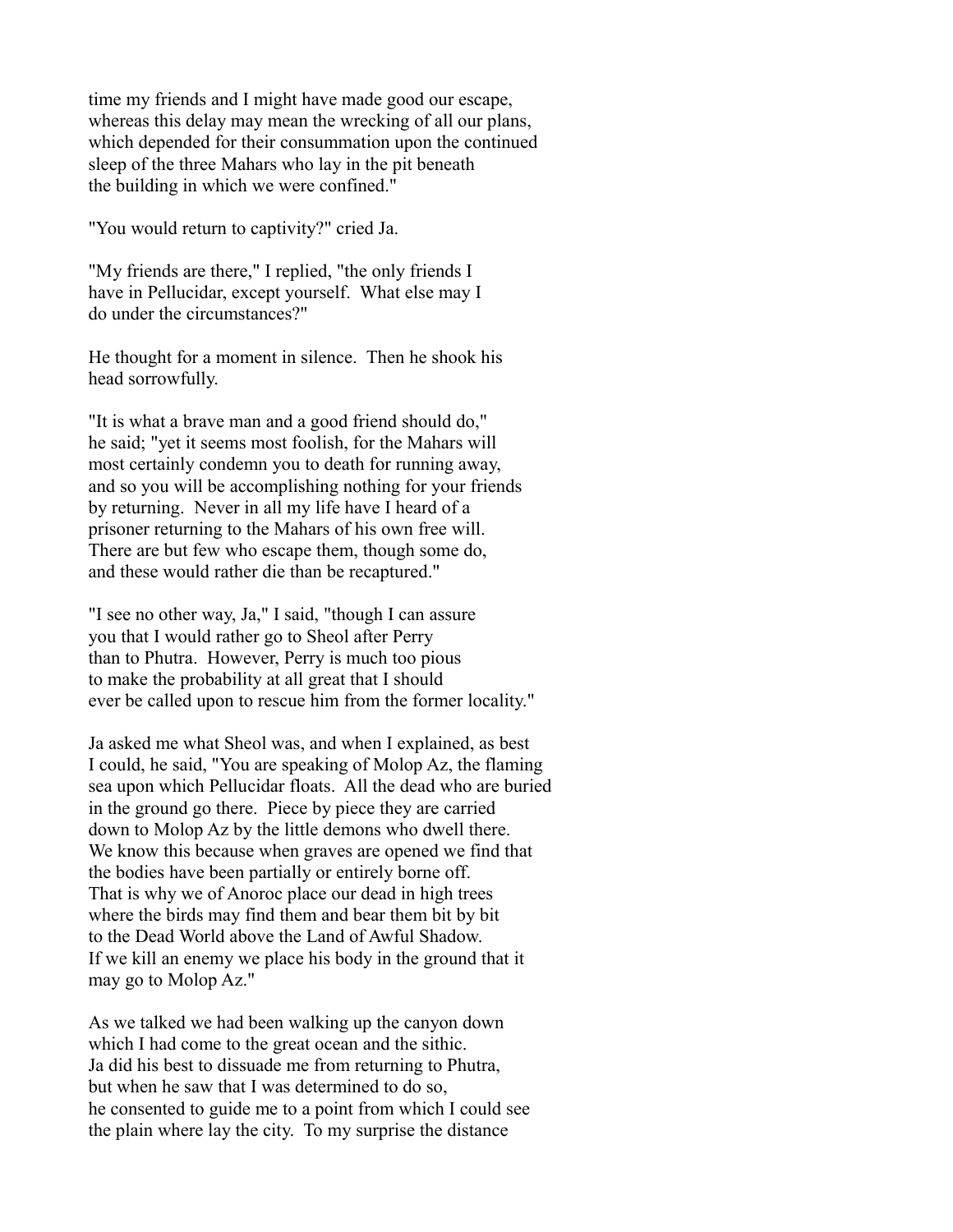time my friends and I might have made good our escape, whereas this delay may mean the wrecking of all our plans, which depended for their consummation upon the continued sleep of the three Mahars who lay in the pit beneath the building in which we were confined."

"You would return to captivity?" cried Ja.

"My friends are there," I replied, "the only friends I have in Pellucidar, except yourself. What else may I do under the circumstances?"

He thought for a moment in silence. Then he shook his head sorrowfully.

"It is what a brave man and a good friend should do," he said; "yet it seems most foolish, for the Mahars will most certainly condemn you to death for running away, and so you will be accomplishing nothing for your friends by returning. Never in all my life have I heard of a prisoner returning to the Mahars of his own free will. There are but few who escape them, though some do, and these would rather die than be recaptured."

"I see no other way, Ja," I said, "though I can assure you that I would rather go to Sheol after Perry than to Phutra. However, Perry is much too pious to make the probability at all great that I should ever be called upon to rescue him from the former locality."

Ja asked me what Sheol was, and when I explained, as best I could, he said, "You are speaking of Molop Az, the flaming sea upon which Pellucidar floats. All the dead who are buried in the ground go there. Piece by piece they are carried down to Molop Az by the little demons who dwell there. We know this because when graves are opened we find that the bodies have been partially or entirely borne off. That is why we of Anoroc place our dead in high trees where the birds may find them and bear them bit by bit to the Dead World above the Land of Awful Shadow. If we kill an enemy we place his body in the ground that it may go to Molop Az."

As we talked we had been walking up the canyon down which I had come to the great ocean and the sithic. Ja did his best to dissuade me from returning to Phutra, but when he saw that I was determined to do so, he consented to guide me to a point from which I could see the plain where lay the city. To my surprise the distance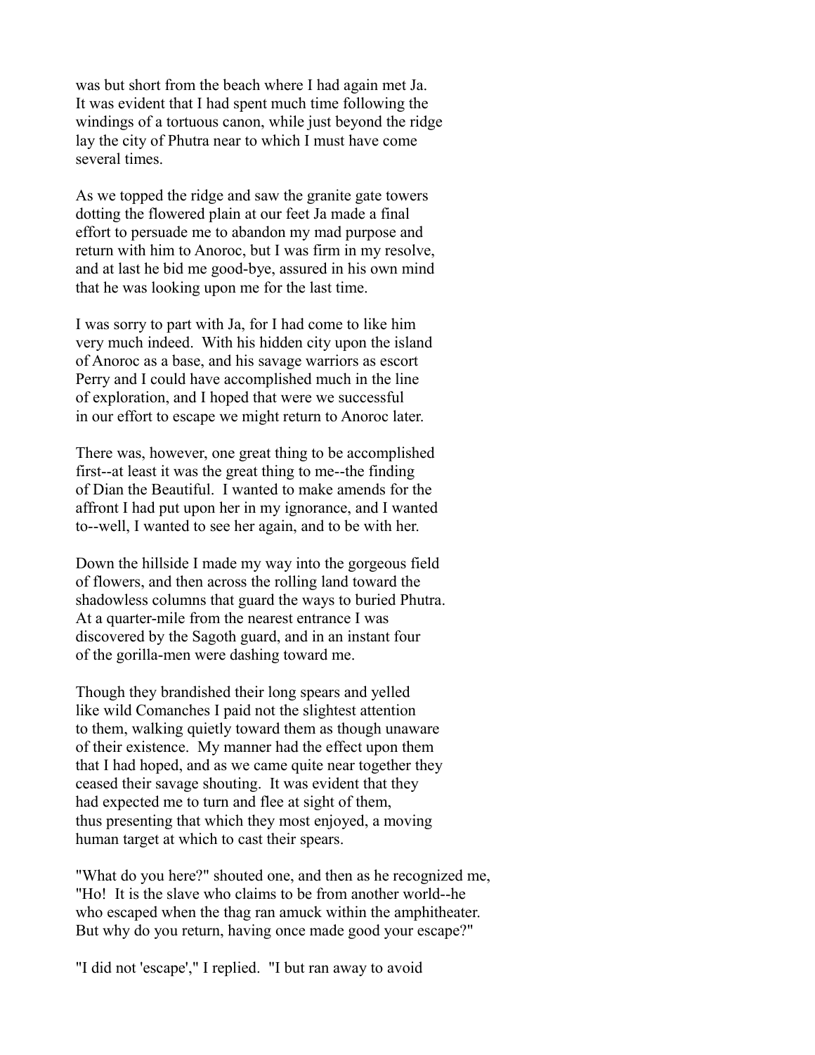was but short from the beach where I had again met Ja. It was evident that I had spent much time following the windings of a tortuous canon, while just beyond the ridge lay the city of Phutra near to which I must have come several times.

As we topped the ridge and saw the granite gate towers dotting the flowered plain at our feet Ja made a final effort to persuade me to abandon my mad purpose and return with him to Anoroc, but I was firm in my resolve, and at last he bid me good-bye, assured in his own mind that he was looking upon me for the last time.

I was sorry to part with Ja, for I had come to like him very much indeed. With his hidden city upon the island of Anoroc as a base, and his savage warriors as escort Perry and I could have accomplished much in the line of exploration, and I hoped that were we successful in our effort to escape we might return to Anoroc later.

There was, however, one great thing to be accomplished first--at least it was the great thing to me--the finding of Dian the Beautiful. I wanted to make amends for the affront I had put upon her in my ignorance, and I wanted to--well, I wanted to see her again, and to be with her.

Down the hillside I made my way into the gorgeous field of flowers, and then across the rolling land toward the shadowless columns that guard the ways to buried Phutra. At a quarter-mile from the nearest entrance I was discovered by the Sagoth guard, and in an instant four of the gorilla-men were dashing toward me.

Though they brandished their long spears and yelled like wild Comanches I paid not the slightest attention to them, walking quietly toward them as though unaware of their existence. My manner had the effect upon them that I had hoped, and as we came quite near together they ceased their savage shouting. It was evident that they had expected me to turn and flee at sight of them, thus presenting that which they most enjoyed, a moving human target at which to cast their spears.

"What do you here?" shouted one, and then as he recognized me, "Ho! It is the slave who claims to be from another world--he who escaped when the thag ran amuck within the amphitheater. But why do you return, having once made good your escape?"

"I did not 'escape'," I replied. "I but ran away to avoid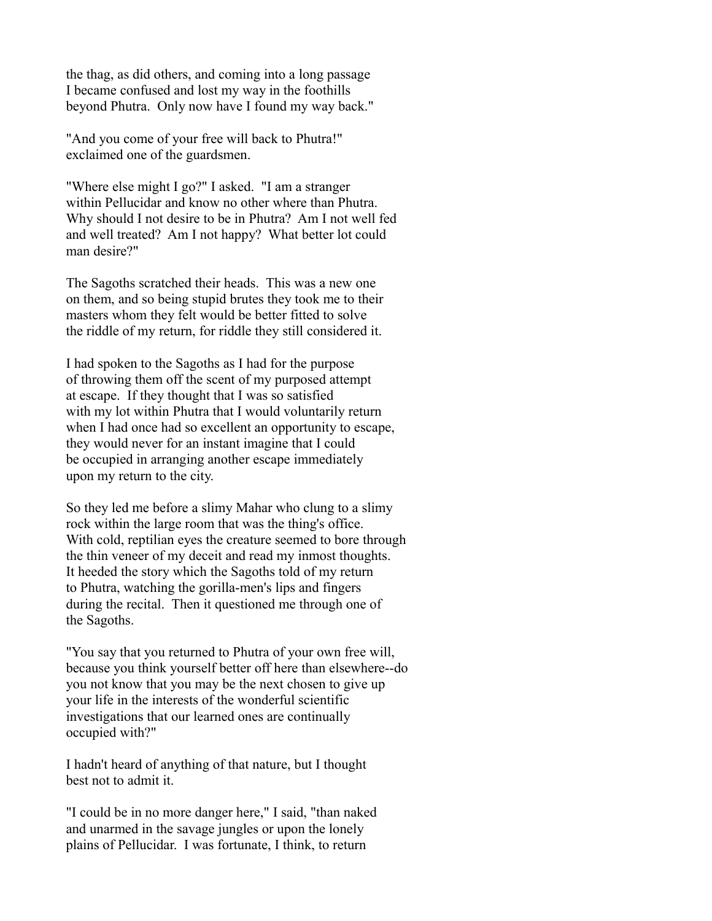the thag, as did others, and coming into a long passage I became confused and lost my way in the foothills beyond Phutra. Only now have I found my way back."

"And you come of your free will back to Phutra!" exclaimed one of the guardsmen.

"Where else might I go?" I asked. "I am a stranger within Pellucidar and know no other where than Phutra. Why should I not desire to be in Phutra? Am I not well fed and well treated? Am I not happy? What better lot could man desire?"

The Sagoths scratched their heads. This was a new one on them, and so being stupid brutes they took me to their masters whom they felt would be better fitted to solve the riddle of my return, for riddle they still considered it.

I had spoken to the Sagoths as I had for the purpose of throwing them off the scent of my purposed attempt at escape. If they thought that I was so satisfied with my lot within Phutra that I would voluntarily return when I had once had so excellent an opportunity to escape, they would never for an instant imagine that I could be occupied in arranging another escape immediately upon my return to the city.

So they led me before a slimy Mahar who clung to a slimy rock within the large room that was the thing's office. With cold, reptilian eyes the creature seemed to bore through the thin veneer of my deceit and read my inmost thoughts. It heeded the story which the Sagoths told of my return to Phutra, watching the gorilla-men's lips and fingers during the recital. Then it questioned me through one of the Sagoths.

"You say that you returned to Phutra of your own free will, because you think yourself better off here than elsewhere--do you not know that you may be the next chosen to give up your life in the interests of the wonderful scientific investigations that our learned ones are continually occupied with?"

I hadn't heard of anything of that nature, but I thought best not to admit it.

"I could be in no more danger here," I said, "than naked and unarmed in the savage jungles or upon the lonely plains of Pellucidar. I was fortunate, I think, to return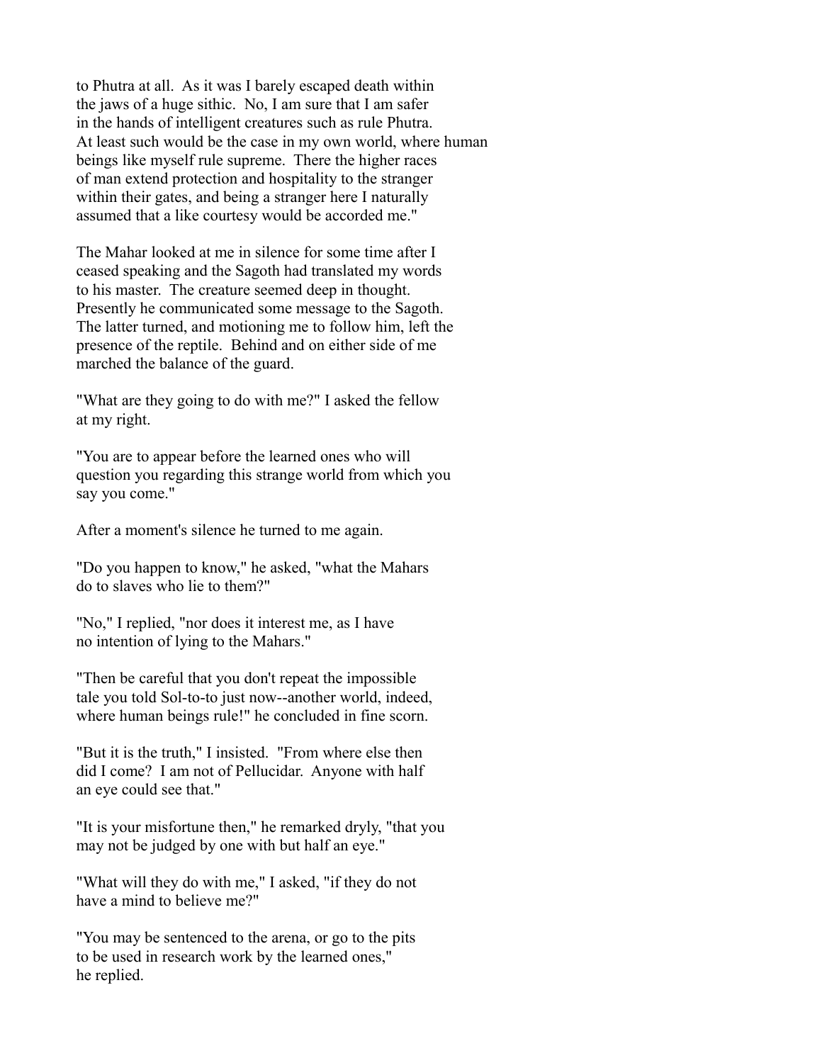to Phutra at all. As it was I barely escaped death within the jaws of a huge sithic. No, I am sure that I am safer in the hands of intelligent creatures such as rule Phutra. At least such would be the case in my own world, where human beings like myself rule supreme. There the higher races of man extend protection and hospitality to the stranger within their gates, and being a stranger here I naturally assumed that a like courtesy would be accorded me."

The Mahar looked at me in silence for some time after I ceased speaking and the Sagoth had translated my words to his master. The creature seemed deep in thought. Presently he communicated some message to the Sagoth. The latter turned, and motioning me to follow him, left the presence of the reptile. Behind and on either side of me marched the balance of the guard.

"What are they going to do with me?" I asked the fellow at my right.

"You are to appear before the learned ones who will question you regarding this strange world from which you say you come."

After a moment's silence he turned to me again.

"Do you happen to know," he asked, "what the Mahars do to slaves who lie to them?"

"No," I replied, "nor does it interest me, as I have no intention of lying to the Mahars."

"Then be careful that you don't repeat the impossible tale you told Sol-to-to just now--another world, indeed, where human beings rule!" he concluded in fine scorn.

"But it is the truth," I insisted. "From where else then did I come? I am not of Pellucidar. Anyone with half an eye could see that."

"It is your misfortune then," he remarked dryly, "that you may not be judged by one with but half an eye."

"What will they do with me," I asked, "if they do not have a mind to believe me?"

"You may be sentenced to the arena, or go to the pits to be used in research work by the learned ones," he replied.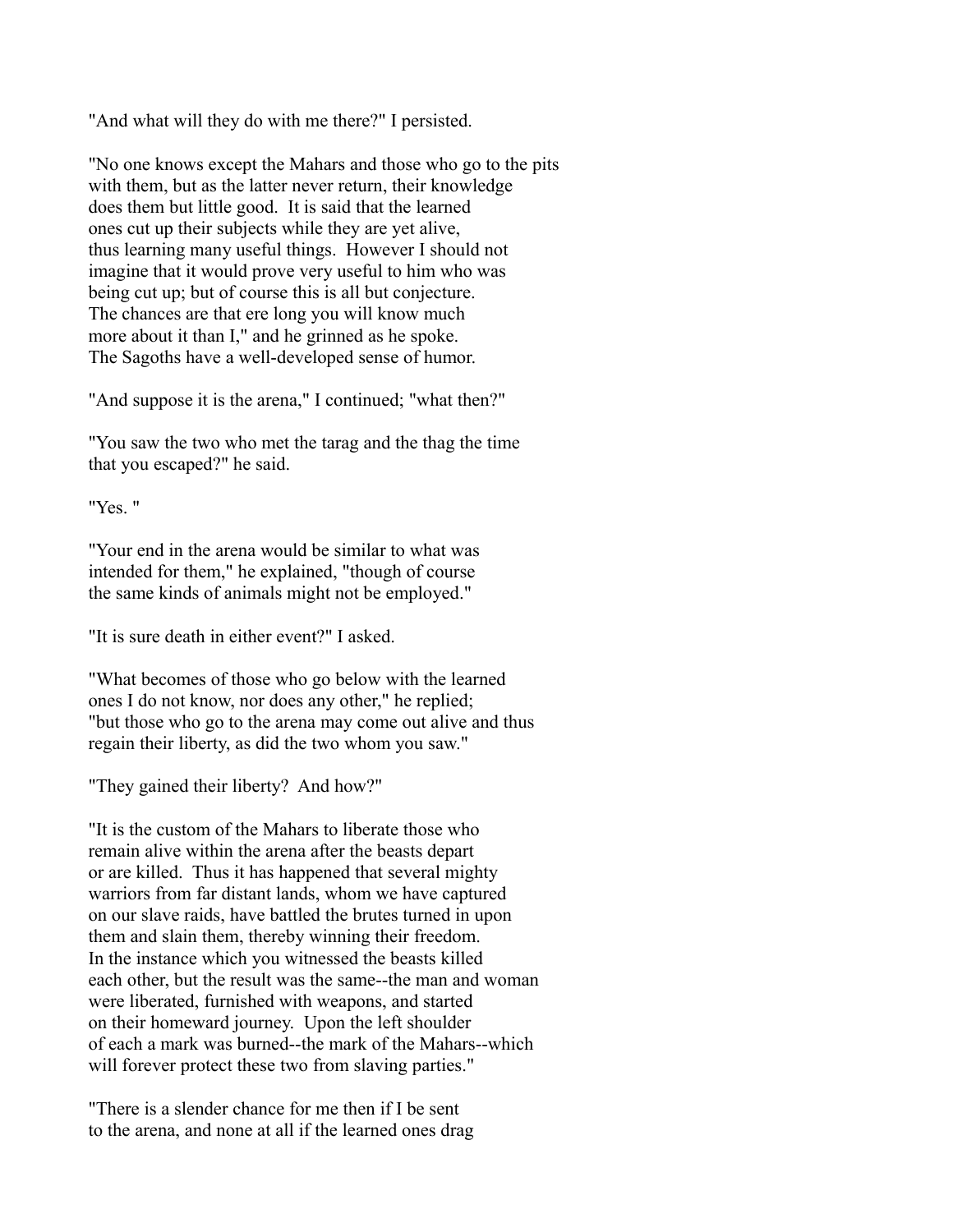"And what will they do with me there?" I persisted.

"No one knows except the Mahars and those who go to the pits with them, but as the latter never return, their knowledge does them but little good. It is said that the learned ones cut up their subjects while they are yet alive, thus learning many useful things. However I should not imagine that it would prove very useful to him who was being cut up; but of course this is all but conjecture. The chances are that ere long you will know much more about it than I," and he grinned as he spoke. The Sagoths have a well-developed sense of humor.

"And suppose it is the arena," I continued; "what then?"

"You saw the two who met the tarag and the thag the time that you escaped?" he said.

"Yes. "

"Your end in the arena would be similar to what was intended for them," he explained, "though of course the same kinds of animals might not be employed."

"It is sure death in either event?" I asked.

"What becomes of those who go below with the learned ones I do not know, nor does any other," he replied; "but those who go to the arena may come out alive and thus regain their liberty, as did the two whom you saw."

"They gained their liberty? And how?"

"It is the custom of the Mahars to liberate those who remain alive within the arena after the beasts depart or are killed. Thus it has happened that several mighty warriors from far distant lands, whom we have captured on our slave raids, have battled the brutes turned in upon them and slain them, thereby winning their freedom. In the instance which you witnessed the beasts killed each other, but the result was the same--the man and woman were liberated, furnished with weapons, and started on their homeward journey. Upon the left shoulder of each a mark was burned--the mark of the Mahars--which will forever protect these two from slaving parties."

"There is a slender chance for me then if I be sent to the arena, and none at all if the learned ones drag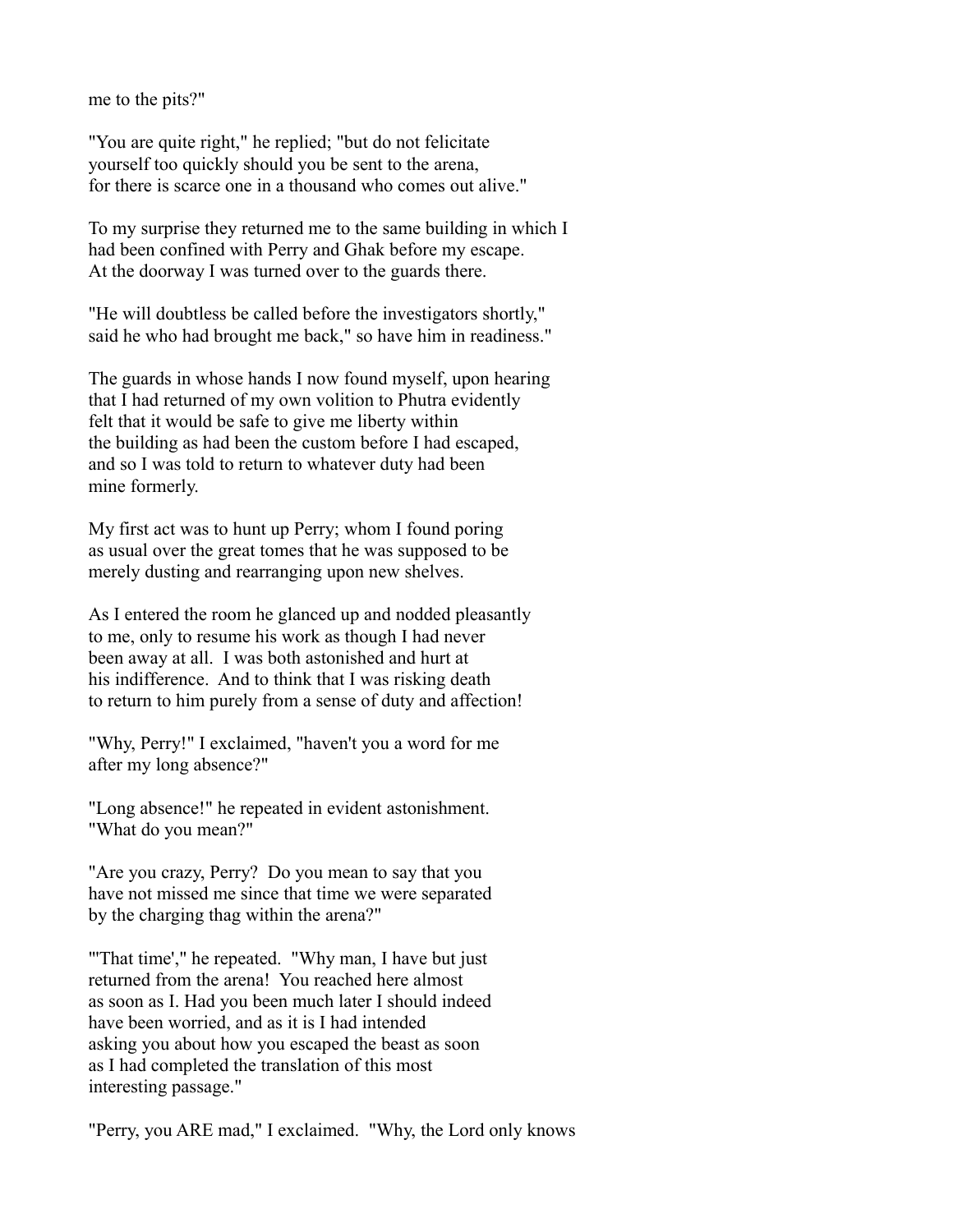me to the pits?"

"You are quite right," he replied; "but do not felicitate yourself too quickly should you be sent to the arena, for there is scarce one in a thousand who comes out alive."

To my surprise they returned me to the same building in which I had been confined with Perry and Ghak before my escape. At the doorway I was turned over to the guards there.

"He will doubtless be called before the investigators shortly," said he who had brought me back," so have him in readiness."

The guards in whose hands I now found myself, upon hearing that I had returned of my own volition to Phutra evidently felt that it would be safe to give me liberty within the building as had been the custom before I had escaped, and so I was told to return to whatever duty had been mine formerly.

My first act was to hunt up Perry; whom I found poring as usual over the great tomes that he was supposed to be merely dusting and rearranging upon new shelves.

As I entered the room he glanced up and nodded pleasantly to me, only to resume his work as though I had never been away at all. I was both astonished and hurt at his indifference. And to think that I was risking death to return to him purely from a sense of duty and affection!

"Why, Perry!" I exclaimed, "haven't you a word for me after my long absence?"

"Long absence!" he repeated in evident astonishment. "What do you mean?"

"Are you crazy, Perry? Do you mean to say that you have not missed me since that time we were separated by the charging thag within the arena?"

"'That time'," he repeated. "Why man, I have but just returned from the arena! You reached here almost as soon as I. Had you been much later I should indeed have been worried, and as it is I had intended asking you about how you escaped the beast as soon as I had completed the translation of this most interesting passage."

"Perry, you ARE mad," I exclaimed. "Why, the Lord only knows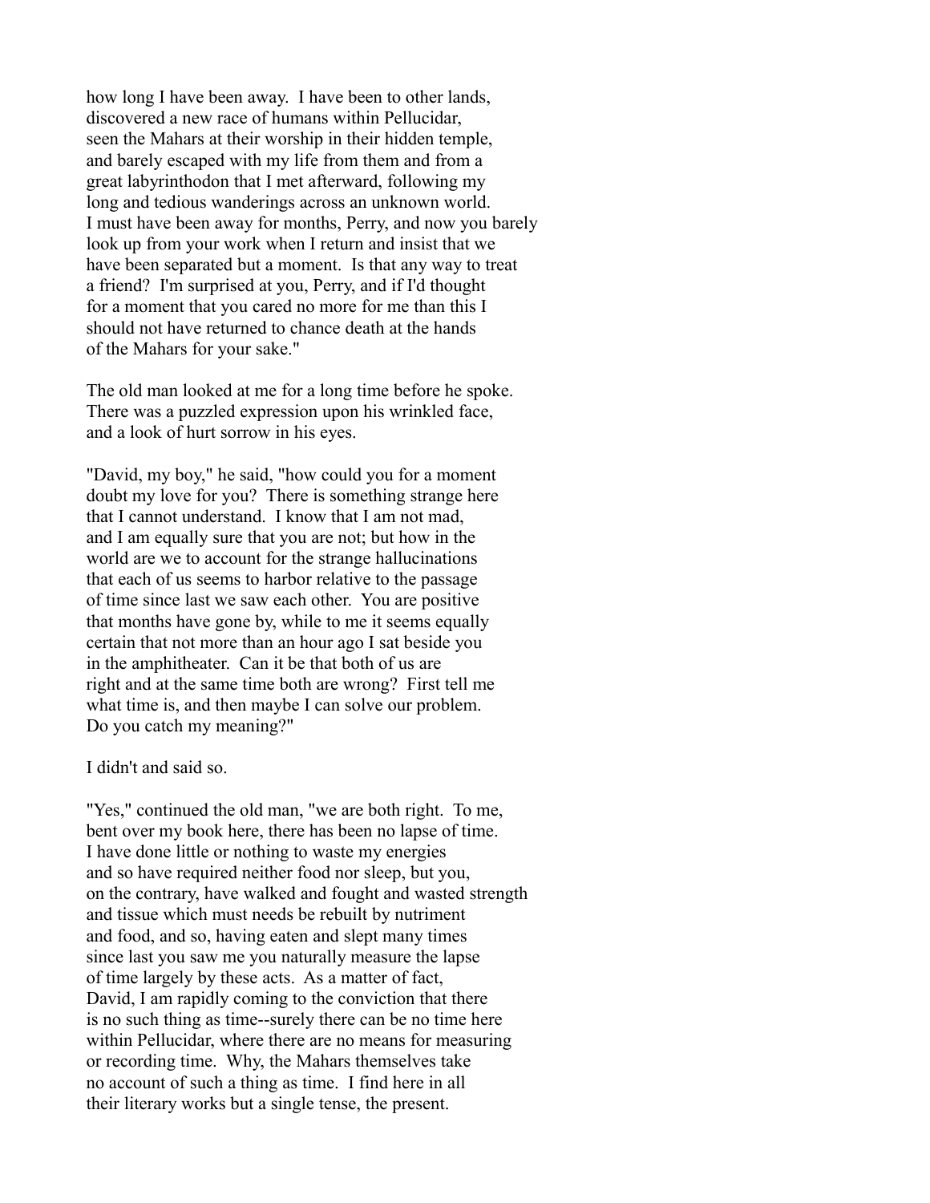how long I have been away. I have been to other lands, discovered a new race of humans within Pellucidar, seen the Mahars at their worship in their hidden temple, and barely escaped with my life from them and from a great labyrinthodon that I met afterward, following my long and tedious wanderings across an unknown world. I must have been away for months, Perry, and now you barely look up from your work when I return and insist that we have been separated but a moment. Is that any way to treat a friend? I'm surprised at you, Perry, and if I'd thought for a moment that you cared no more for me than this I should not have returned to chance death at the hands of the Mahars for your sake."

The old man looked at me for a long time before he spoke. There was a puzzled expression upon his wrinkled face, and a look of hurt sorrow in his eyes.

"David, my boy," he said, "how could you for a moment doubt my love for you? There is something strange here that I cannot understand. I know that I am not mad, and I am equally sure that you are not; but how in the world are we to account for the strange hallucinations that each of us seems to harbor relative to the passage of time since last we saw each other. You are positive that months have gone by, while to me it seems equally certain that not more than an hour ago I sat beside you in the amphitheater. Can it be that both of us are right and at the same time both are wrong? First tell me what time is, and then maybe I can solve our problem. Do you catch my meaning?"

I didn't and said so.

"Yes," continued the old man, "we are both right. To me, bent over my book here, there has been no lapse of time. I have done little or nothing to waste my energies and so have required neither food nor sleep, but you, on the contrary, have walked and fought and wasted strength and tissue which must needs be rebuilt by nutriment and food, and so, having eaten and slept many times since last you saw me you naturally measure the lapse of time largely by these acts. As a matter of fact, David, I am rapidly coming to the conviction that there is no such thing as time--surely there can be no time here within Pellucidar, where there are no means for measuring or recording time. Why, the Mahars themselves take no account of such a thing as time. I find here in all their literary works but a single tense, the present.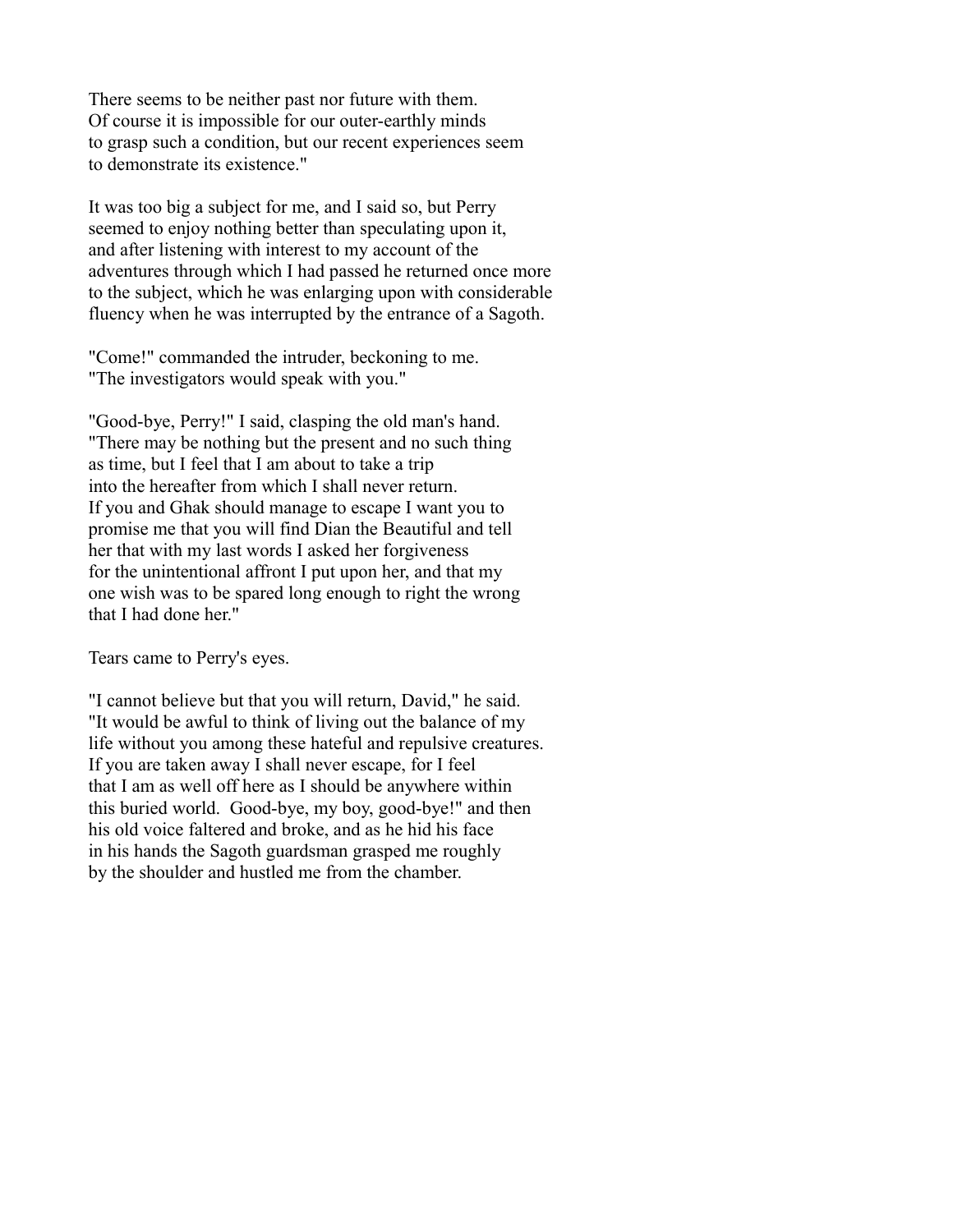There seems to be neither past nor future with them. Of course it is impossible for our outer-earthly minds to grasp such a condition, but our recent experiences seem to demonstrate its existence."

It was too big a subject for me, and I said so, but Perry seemed to enjoy nothing better than speculating upon it, and after listening with interest to my account of the adventures through which I had passed he returned once more to the subject, which he was enlarging upon with considerable fluency when he was interrupted by the entrance of a Sagoth.

"Come!" commanded the intruder, beckoning to me. "The investigators would speak with you."

"Good-bye, Perry!" I said, clasping the old man's hand. "There may be nothing but the present and no such thing as time, but I feel that I am about to take a trip into the hereafter from which I shall never return. If you and Ghak should manage to escape I want you to promise me that you will find Dian the Beautiful and tell her that with my last words I asked her forgiveness for the unintentional affront I put upon her, and that my one wish was to be spared long enough to right the wrong that I had done her."

Tears came to Perry's eyes.

"I cannot believe but that you will return, David," he said. "It would be awful to think of living out the balance of my life without you among these hateful and repulsive creatures. If you are taken away I shall never escape, for I feel that I am as well off here as I should be anywhere within this buried world. Good-bye, my boy, good-bye!" and then his old voice faltered and broke, and as he hid his face in his hands the Sagoth guardsman grasped me roughly by the shoulder and hustled me from the chamber.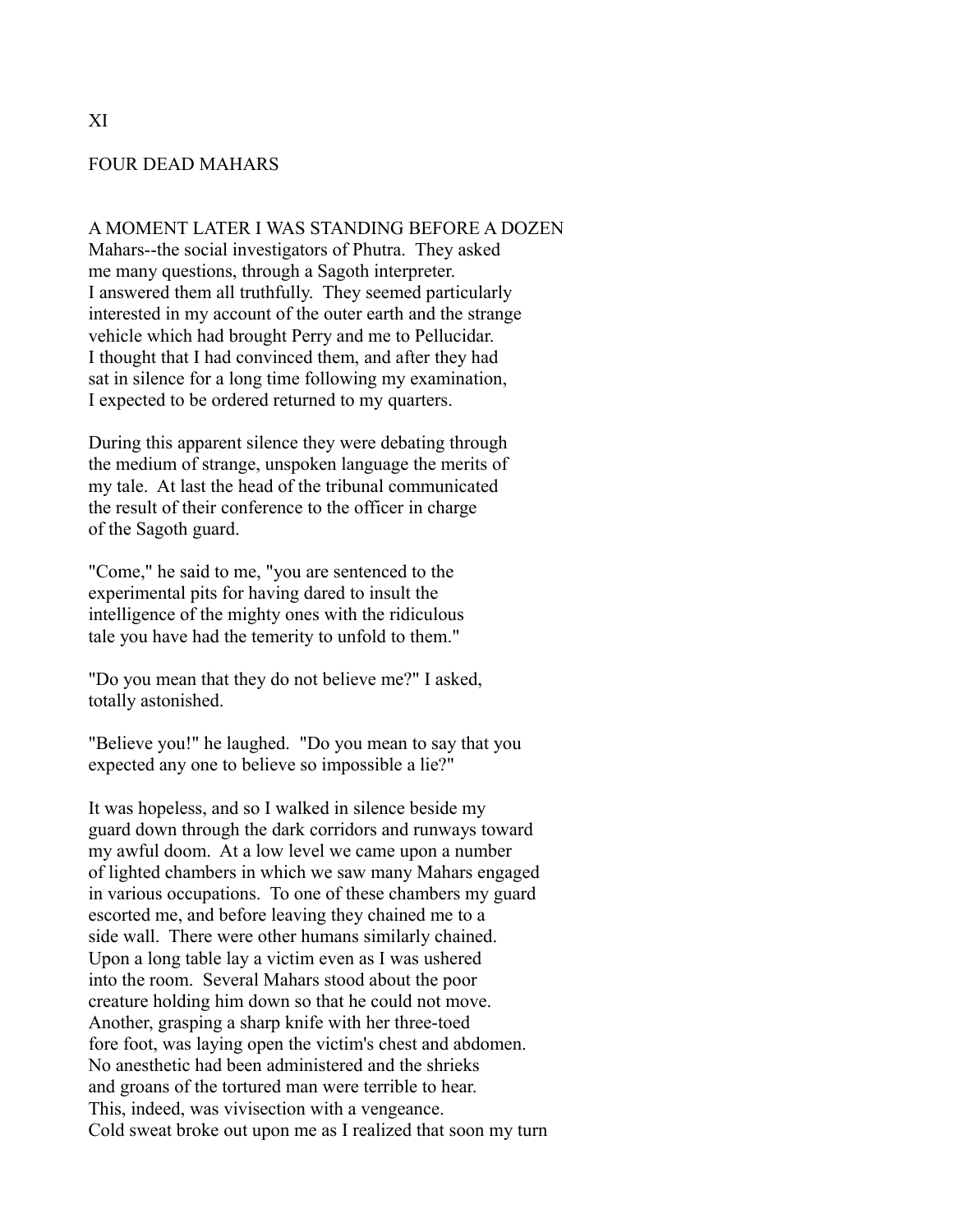# XI

## FOUR DEAD MAHARS

A MOMENT LATER I WAS STANDING BEFORE A DOZEN Mahars--the social investigators of Phutra. They asked me many questions, through a Sagoth interpreter. I answered them all truthfully. They seemed particularly interested in my account of the outer earth and the strange vehicle which had brought Perry and me to Pellucidar. I thought that I had convinced them, and after they had sat in silence for a long time following my examination, I expected to be ordered returned to my quarters.

During this apparent silence they were debating through the medium of strange, unspoken language the merits of my tale. At last the head of the tribunal communicated the result of their conference to the officer in charge of the Sagoth guard.

"Come," he said to me, "you are sentenced to the experimental pits for having dared to insult the intelligence of the mighty ones with the ridiculous tale you have had the temerity to unfold to them."

"Do you mean that they do not believe me?" I asked, totally astonished.

"Believe you!" he laughed. "Do you mean to say that you expected any one to believe so impossible a lie?"

It was hopeless, and so I walked in silence beside my guard down through the dark corridors and runways toward my awful doom. At a low level we came upon a number of lighted chambers in which we saw many Mahars engaged in various occupations. To one of these chambers my guard escorted me, and before leaving they chained me to a side wall. There were other humans similarly chained. Upon a long table lay a victim even as I was ushered into the room. Several Mahars stood about the poor creature holding him down so that he could not move. Another, grasping a sharp knife with her three-toed fore foot, was laying open the victim's chest and abdomen. No anesthetic had been administered and the shrieks and groans of the tortured man were terrible to hear. This, indeed, was vivisection with a vengeance. Cold sweat broke out upon me as I realized that soon my turn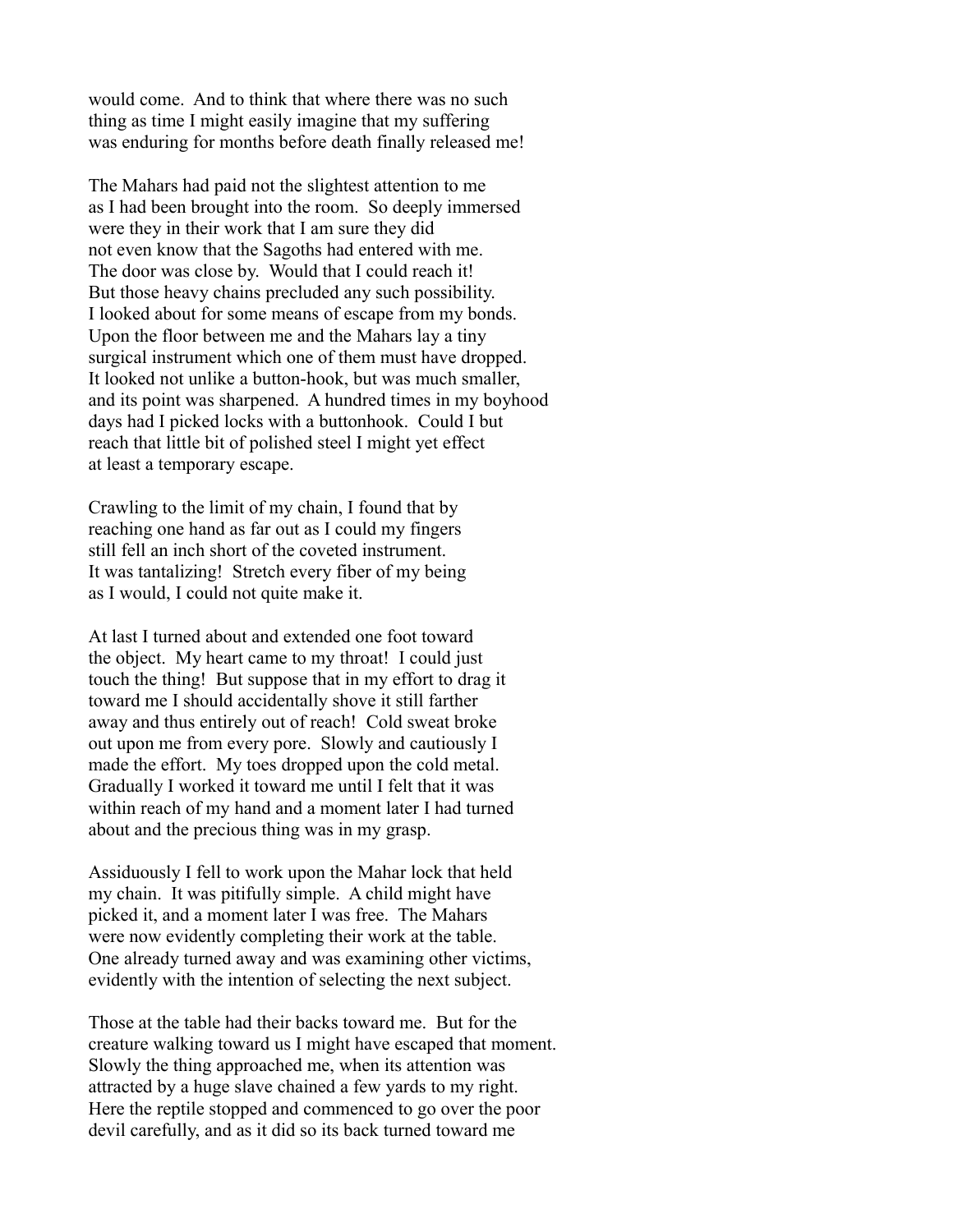would come. And to think that where there was no such thing as time I might easily imagine that my suffering was enduring for months before death finally released me!

The Mahars had paid not the slightest attention to me as I had been brought into the room. So deeply immersed were they in their work that I am sure they did not even know that the Sagoths had entered with me. The door was close by. Would that I could reach it! But those heavy chains precluded any such possibility. I looked about for some means of escape from my bonds. Upon the floor between me and the Mahars lay a tiny surgical instrument which one of them must have dropped. It looked not unlike a button-hook, but was much smaller, and its point was sharpened. A hundred times in my boyhood days had I picked locks with a buttonhook. Could I but reach that little bit of polished steel I might yet effect at least a temporary escape.

Crawling to the limit of my chain, I found that by reaching one hand as far out as I could my fingers still fell an inch short of the coveted instrument. It was tantalizing! Stretch every fiber of my being as I would, I could not quite make it.

At last I turned about and extended one foot toward the object. My heart came to my throat! I could just touch the thing! But suppose that in my effort to drag it toward me I should accidentally shove it still farther away and thus entirely out of reach! Cold sweat broke out upon me from every pore. Slowly and cautiously I made the effort. My toes dropped upon the cold metal. Gradually I worked it toward me until I felt that it was within reach of my hand and a moment later I had turned about and the precious thing was in my grasp.

Assiduously I fell to work upon the Mahar lock that held my chain. It was pitifully simple. A child might have picked it, and a moment later I was free. The Mahars were now evidently completing their work at the table. One already turned away and was examining other victims, evidently with the intention of selecting the next subject.

Those at the table had their backs toward me. But for the creature walking toward us I might have escaped that moment. Slowly the thing approached me, when its attention was attracted by a huge slave chained a few yards to my right. Here the reptile stopped and commenced to go over the poor devil carefully, and as it did so its back turned toward me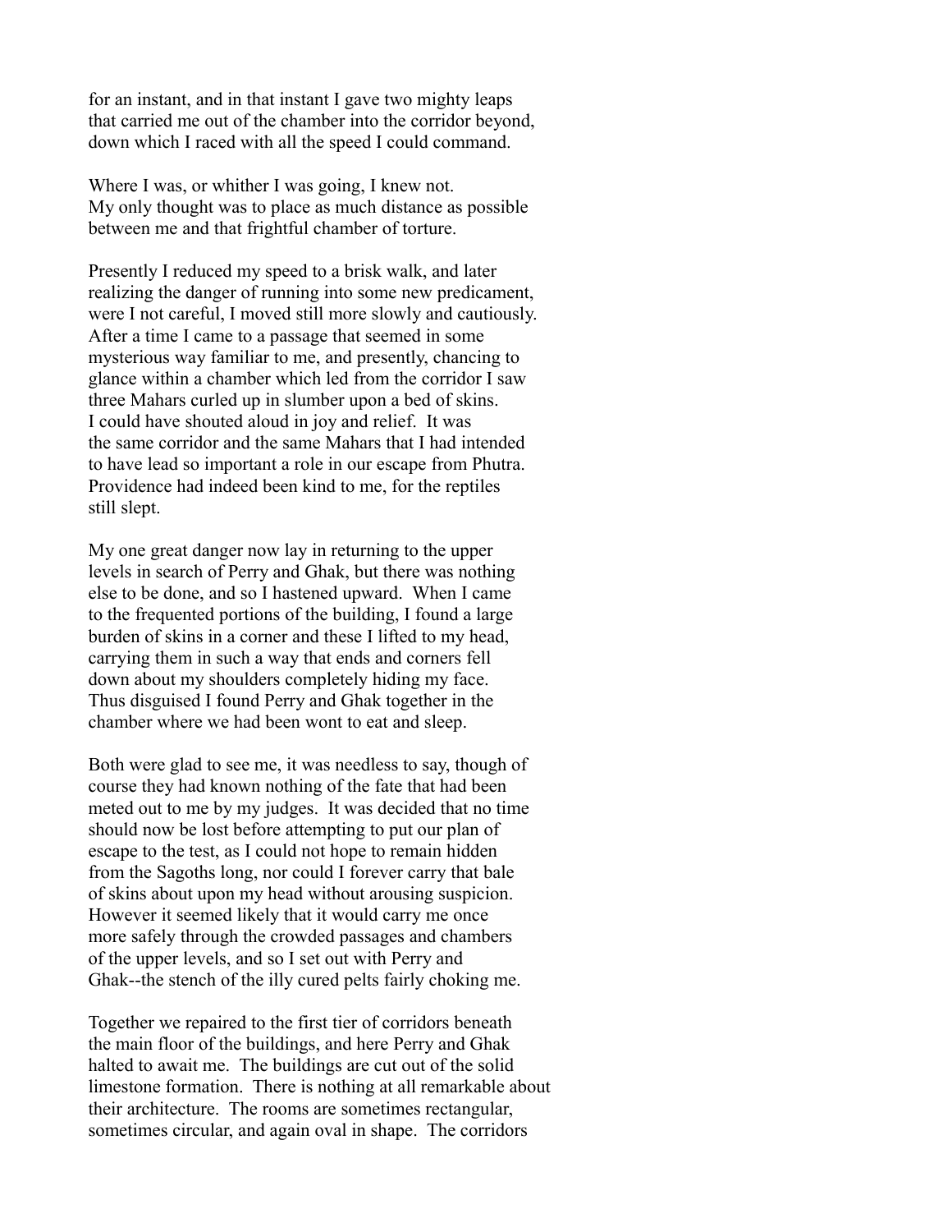for an instant, and in that instant I gave two mighty leaps that carried me out of the chamber into the corridor beyond, down which I raced with all the speed I could command.

Where I was, or whither I was going, I knew not. My only thought was to place as much distance as possible between me and that frightful chamber of torture.

Presently I reduced my speed to a brisk walk, and later realizing the danger of running into some new predicament, were I not careful, I moved still more slowly and cautiously. After a time I came to a passage that seemed in some mysterious way familiar to me, and presently, chancing to glance within a chamber which led from the corridor I saw three Mahars curled up in slumber upon a bed of skins. I could have shouted aloud in joy and relief. It was the same corridor and the same Mahars that I had intended to have lead so important a role in our escape from Phutra. Providence had indeed been kind to me, for the reptiles still slept.

My one great danger now lay in returning to the upper levels in search of Perry and Ghak, but there was nothing else to be done, and so I hastened upward. When I came to the frequented portions of the building, I found a large burden of skins in a corner and these I lifted to my head, carrying them in such a way that ends and corners fell down about my shoulders completely hiding my face. Thus disguised I found Perry and Ghak together in the chamber where we had been wont to eat and sleep.

Both were glad to see me, it was needless to say, though of course they had known nothing of the fate that had been meted out to me by my judges. It was decided that no time should now be lost before attempting to put our plan of escape to the test, as I could not hope to remain hidden from the Sagoths long, nor could I forever carry that bale of skins about upon my head without arousing suspicion. However it seemed likely that it would carry me once more safely through the crowded passages and chambers of the upper levels, and so I set out with Perry and Ghak--the stench of the illy cured pelts fairly choking me.

Together we repaired to the first tier of corridors beneath the main floor of the buildings, and here Perry and Ghak halted to await me. The buildings are cut out of the solid limestone formation. There is nothing at all remarkable about their architecture. The rooms are sometimes rectangular, sometimes circular, and again oval in shape. The corridors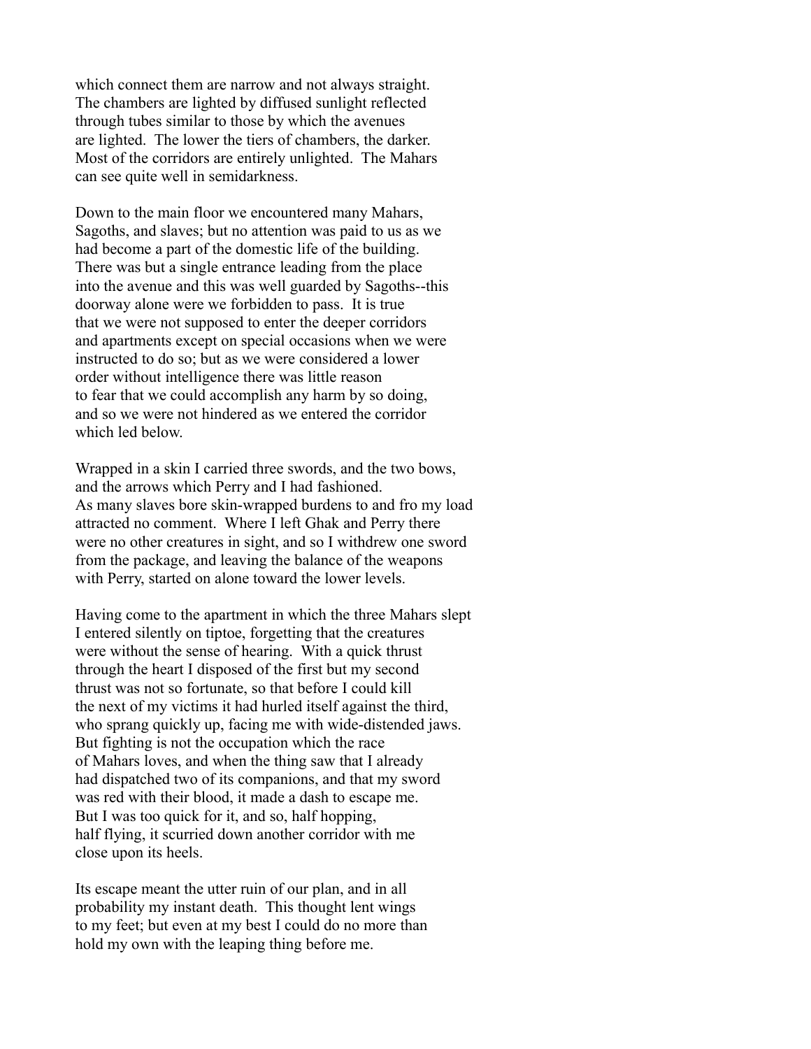which connect them are narrow and not always straight. The chambers are lighted by diffused sunlight reflected through tubes similar to those by which the avenues are lighted. The lower the tiers of chambers, the darker. Most of the corridors are entirely unlighted. The Mahars can see quite well in semidarkness.

Down to the main floor we encountered many Mahars, Sagoths, and slaves; but no attention was paid to us as we had become a part of the domestic life of the building. There was but a single entrance leading from the place into the avenue and this was well guarded by Sagoths--this doorway alone were we forbidden to pass. It is true that we were not supposed to enter the deeper corridors and apartments except on special occasions when we were instructed to do so; but as we were considered a lower order without intelligence there was little reason to fear that we could accomplish any harm by so doing, and so we were not hindered as we entered the corridor which led below.

Wrapped in a skin I carried three swords, and the two bows, and the arrows which Perry and I had fashioned. As many slaves bore skin-wrapped burdens to and fro my load attracted no comment. Where I left Ghak and Perry there were no other creatures in sight, and so I withdrew one sword from the package, and leaving the balance of the weapons with Perry, started on alone toward the lower levels.

Having come to the apartment in which the three Mahars slept I entered silently on tiptoe, forgetting that the creatures were without the sense of hearing. With a quick thrust through the heart I disposed of the first but my second thrust was not so fortunate, so that before I could kill the next of my victims it had hurled itself against the third, who sprang quickly up, facing me with wide-distended jaws. But fighting is not the occupation which the race of Mahars loves, and when the thing saw that I already had dispatched two of its companions, and that my sword was red with their blood, it made a dash to escape me. But I was too quick for it, and so, half hopping, half flying, it scurried down another corridor with me close upon its heels.

Its escape meant the utter ruin of our plan, and in all probability my instant death. This thought lent wings to my feet; but even at my best I could do no more than hold my own with the leaping thing before me.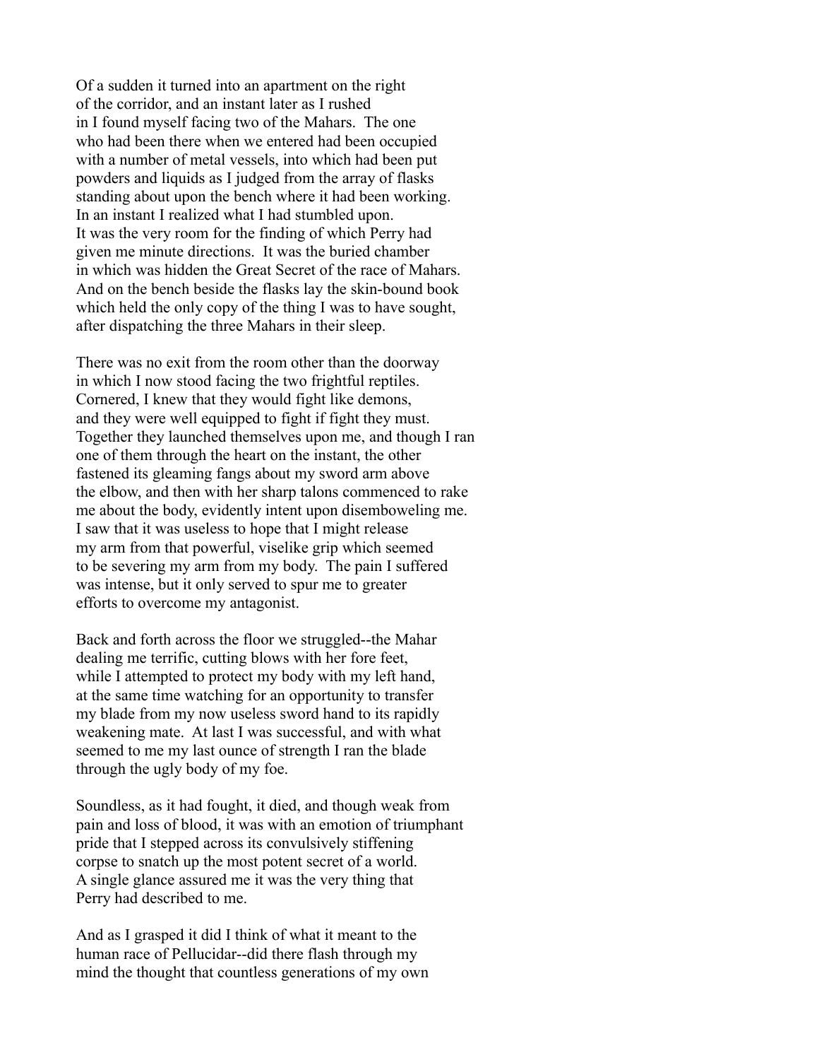Of a sudden it turned into an apartment on the right of the corridor, and an instant later as I rushed in I found myself facing two of the Mahars. The one who had been there when we entered had been occupied with a number of metal vessels, into which had been put powders and liquids as I judged from the array of flasks standing about upon the bench where it had been working. In an instant I realized what I had stumbled upon. It was the very room for the finding of which Perry had given me minute directions. It was the buried chamber in which was hidden the Great Secret of the race of Mahars. And on the bench beside the flasks lay the skin-bound book which held the only copy of the thing I was to have sought, after dispatching the three Mahars in their sleep.

There was no exit from the room other than the doorway in which I now stood facing the two frightful reptiles. Cornered, I knew that they would fight like demons, and they were well equipped to fight if fight they must. Together they launched themselves upon me, and though I ran one of them through the heart on the instant, the other fastened its gleaming fangs about my sword arm above the elbow, and then with her sharp talons commenced to rake me about the body, evidently intent upon disemboweling me. I saw that it was useless to hope that I might release my arm from that powerful, viselike grip which seemed to be severing my arm from my body. The pain I suffered was intense, but it only served to spur me to greater efforts to overcome my antagonist.

Back and forth across the floor we struggled--the Mahar dealing me terrific, cutting blows with her fore feet, while I attempted to protect my body with my left hand, at the same time watching for an opportunity to transfer my blade from my now useless sword hand to its rapidly weakening mate. At last I was successful, and with what seemed to me my last ounce of strength I ran the blade through the ugly body of my foe.

Soundless, as it had fought, it died, and though weak from pain and loss of blood, it was with an emotion of triumphant pride that I stepped across its convulsively stiffening corpse to snatch up the most potent secret of a world. A single glance assured me it was the very thing that Perry had described to me.

And as I grasped it did I think of what it meant to the human race of Pellucidar--did there flash through my mind the thought that countless generations of my own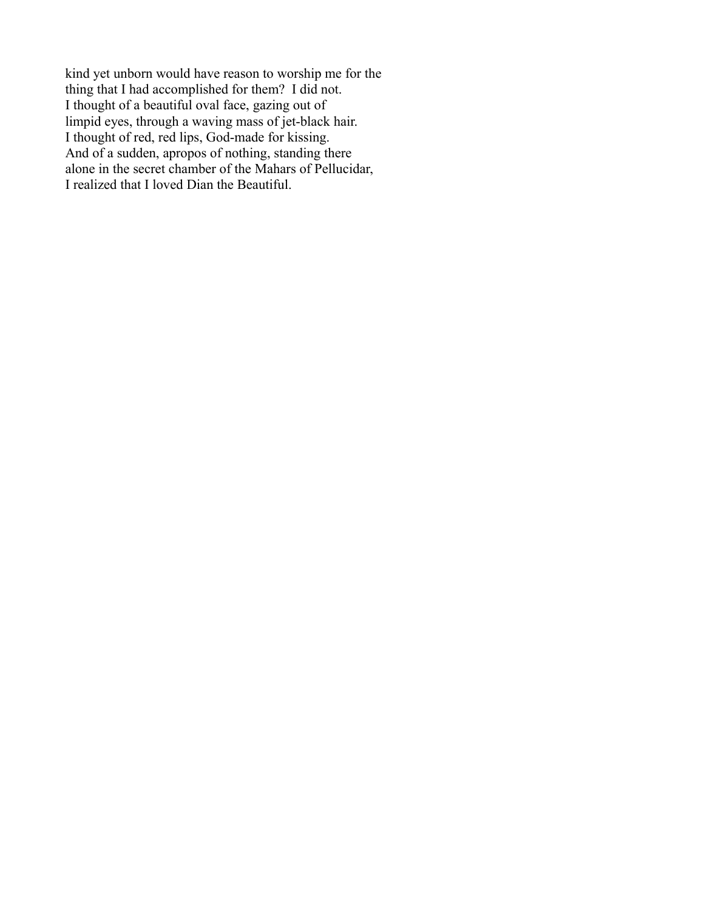kind yet unborn would have reason to worship me for the thing that I had accomplished for them? I did not.

I thought of a beautiful oval face, gazing out of limpid eyes, through a waving mass of jet-black hair.

I thought of red, red lips, God-made for kissing.

And of a sudden, apropos of nothing, standing there alone in the secret chamber of the Mahars of Pellucidar, I realized that I loved Dian the Beautiful.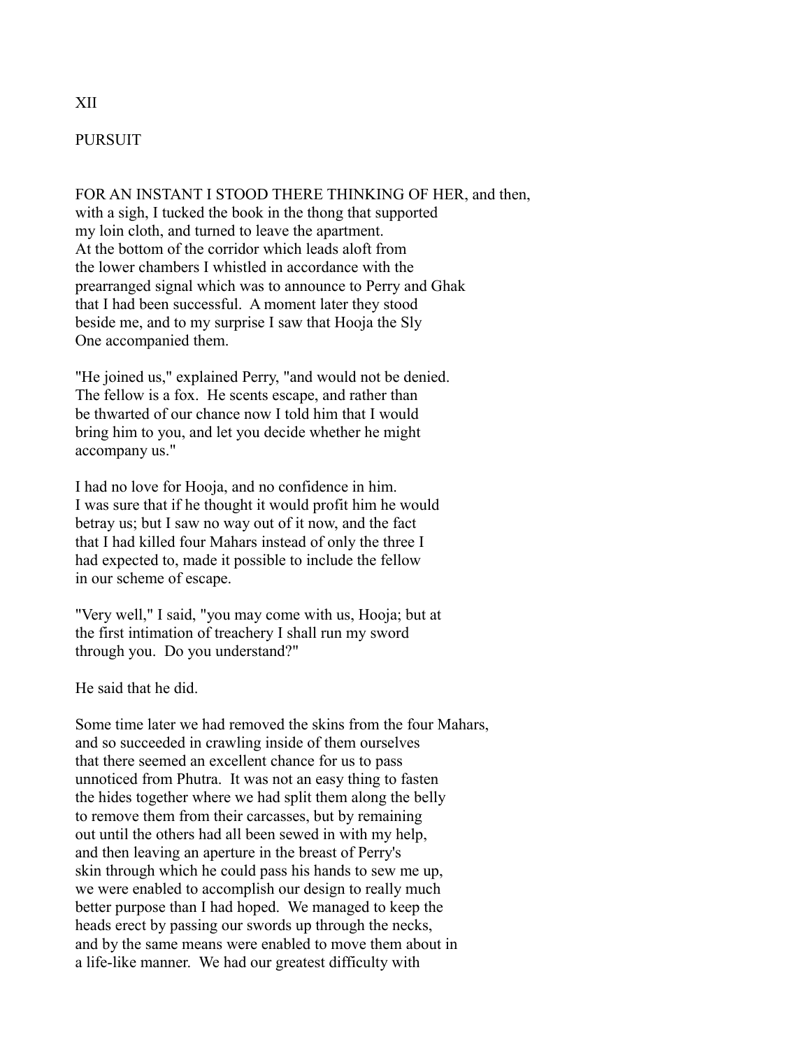# XII

## PURSUIT

FOR AN INSTANT I STOOD THERE THINKING OF HER, and then, with a sigh, I tucked the book in the thong that supported my loin cloth, and turned to leave the apartment. At the bottom of the corridor which leads aloft from the lower chambers I whistled in accordance with the prearranged signal which was to announce to Perry and Ghak that I had been successful. A moment later they stood beside me, and to my surprise I saw that Hooja the Sly One accompanied them.

"He joined us," explained Perry, "and would not be denied. The fellow is a fox. He scents escape, and rather than be thwarted of our chance now I told him that I would bring him to you, and let you decide whether he might accompany us."

I had no love for Hooja, and no confidence in him. I was sure that if he thought it would profit him he would betray us; but I saw no way out of it now, and the fact that I had killed four Mahars instead of only the three I had expected to, made it possible to include the fellow in our scheme of escape.

"Very well," I said, "you may come with us, Hooja; but at the first intimation of treachery I shall run my sword through you. Do you understand?"

He said that he did.

Some time later we had removed the skins from the four Mahars, and so succeeded in crawling inside of them ourselves that there seemed an excellent chance for us to pass unnoticed from Phutra. It was not an easy thing to fasten the hides together where we had split them along the belly to remove them from their carcasses, but by remaining out until the others had all been sewed in with my help, and then leaving an aperture in the breast of Perry's skin through which he could pass his hands to sew me up, we were enabled to accomplish our design to really much better purpose than I had hoped. We managed to keep the heads erect by passing our swords up through the necks, and by the same means were enabled to move them about in a life-like manner. We had our greatest difficulty with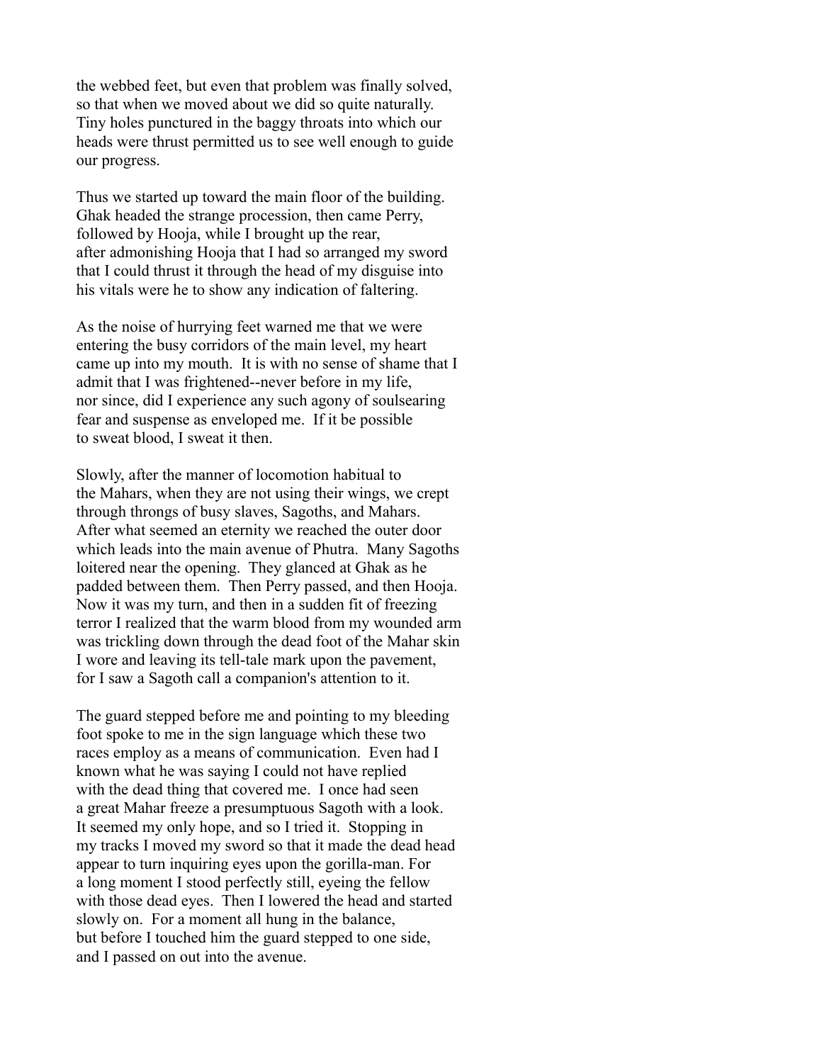the webbed feet, but even that problem was finally solved, so that when we moved about we did so quite naturally. Tiny holes punctured in the baggy throats into which our heads were thrust permitted us to see well enough to guide our progress.

Thus we started up toward the main floor of the building. Ghak headed the strange procession, then came Perry, followed by Hooja, while I brought up the rear, after admonishing Hooja that I had so arranged my sword that I could thrust it through the head of my disguise into his vitals were he to show any indication of faltering.

As the noise of hurrying feet warned me that we were entering the busy corridors of the main level, my heart came up into my mouth. It is with no sense of shame that I admit that I was frightened--never before in my life, nor since, did I experience any such agony of soulsearing fear and suspense as enveloped me. If it be possible to sweat blood, I sweat it then.

Slowly, after the manner of locomotion habitual to the Mahars, when they are not using their wings, we crept through throngs of busy slaves, Sagoths, and Mahars. After what seemed an eternity we reached the outer door which leads into the main avenue of Phutra. Many Sagoths loitered near the opening. They glanced at Ghak as he padded between them. Then Perry passed, and then Hooja. Now it was my turn, and then in a sudden fit of freezing terror I realized that the warm blood from my wounded arm was trickling down through the dead foot of the Mahar skin I wore and leaving its tell-tale mark upon the pavement, for I saw a Sagoth call a companion's attention to it.

The guard stepped before me and pointing to my bleeding foot spoke to me in the sign language which these two races employ as a means of communication. Even had I known what he was saying I could not have replied with the dead thing that covered me. I once had seen a great Mahar freeze a presumptuous Sagoth with a look. It seemed my only hope, and so I tried it. Stopping in my tracks I moved my sword so that it made the dead head appear to turn inquiring eyes upon the gorilla-man. For a long moment I stood perfectly still, eyeing the fellow with those dead eyes. Then I lowered the head and started slowly on. For a moment all hung in the balance, but before I touched him the guard stepped to one side, and I passed on out into the avenue.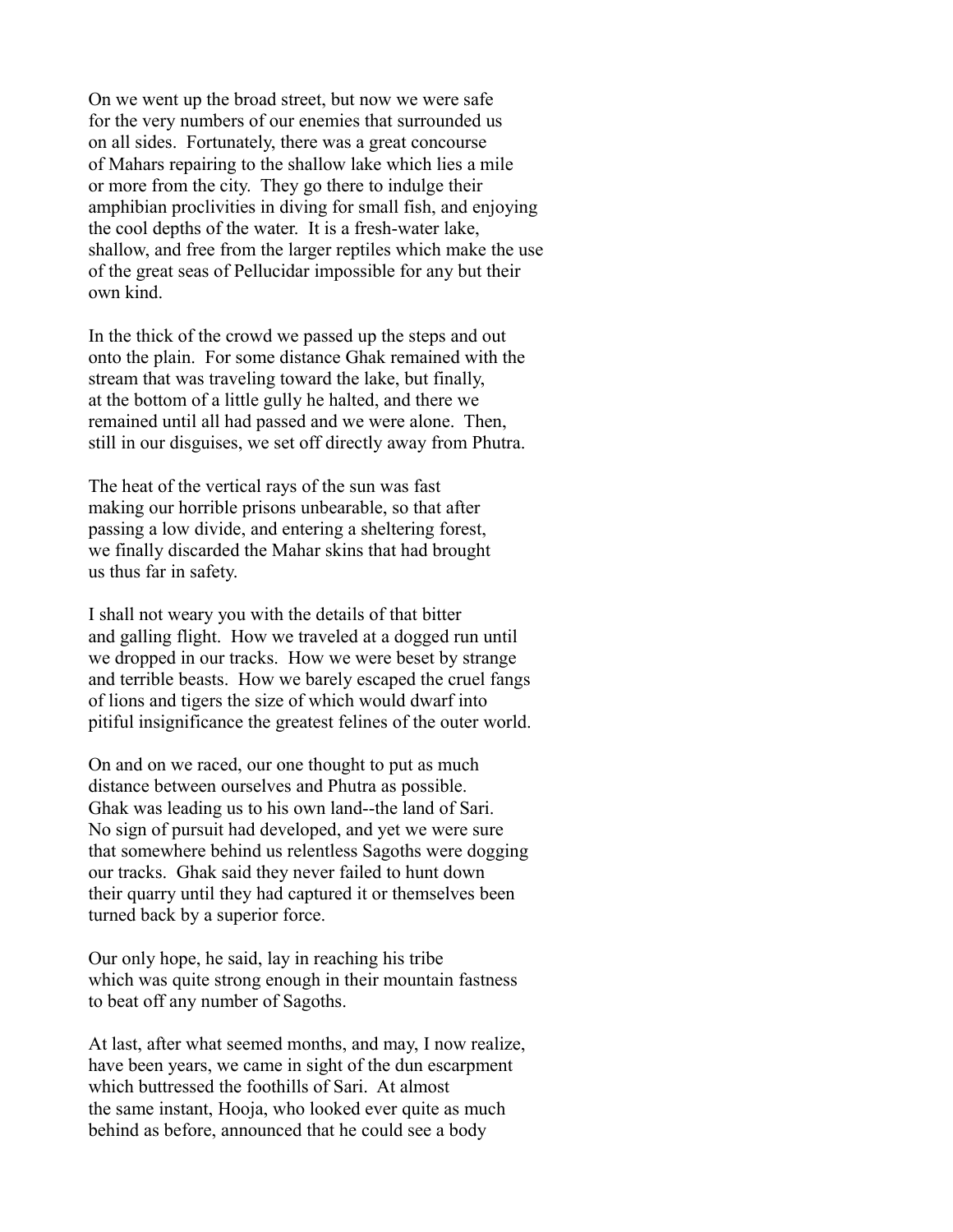On we went up the broad street, but now we were safe for the very numbers of our enemies that surrounded us on all sides. Fortunately, there was a great concourse of Mahars repairing to the shallow lake which lies a mile or more from the city. They go there to indulge their amphibian proclivities in diving for small fish, and enjoying the cool depths of the water. It is a fresh-water lake, shallow, and free from the larger reptiles which make the use of the great seas of Pellucidar impossible for any but their own kind.

In the thick of the crowd we passed up the steps and out onto the plain. For some distance Ghak remained with the stream that was traveling toward the lake, but finally, at the bottom of a little gully he halted, and there we remained until all had passed and we were alone. Then, still in our disguises, we set off directly away from Phutra.

The heat of the vertical rays of the sun was fast making our horrible prisons unbearable, so that after passing a low divide, and entering a sheltering forest, we finally discarded the Mahar skins that had brought us thus far in safety.

I shall not weary you with the details of that bitter and galling flight. How we traveled at a dogged run until we dropped in our tracks. How we were beset by strange and terrible beasts. How we barely escaped the cruel fangs of lions and tigers the size of which would dwarf into pitiful insignificance the greatest felines of the outer world.

On and on we raced, our one thought to put as much distance between ourselves and Phutra as possible. Ghak was leading us to his own land--the land of Sari. No sign of pursuit had developed, and yet we were sure that somewhere behind us relentless Sagoths were dogging our tracks. Ghak said they never failed to hunt down their quarry until they had captured it or themselves been turned back by a superior force.

Our only hope, he said, lay in reaching his tribe which was quite strong enough in their mountain fastness to beat off any number of Sagoths.

At last, after what seemed months, and may, I now realize, have been years, we came in sight of the dun escarpment which buttressed the foothills of Sari. At almost the same instant, Hooja, who looked ever quite as much behind as before, announced that he could see a body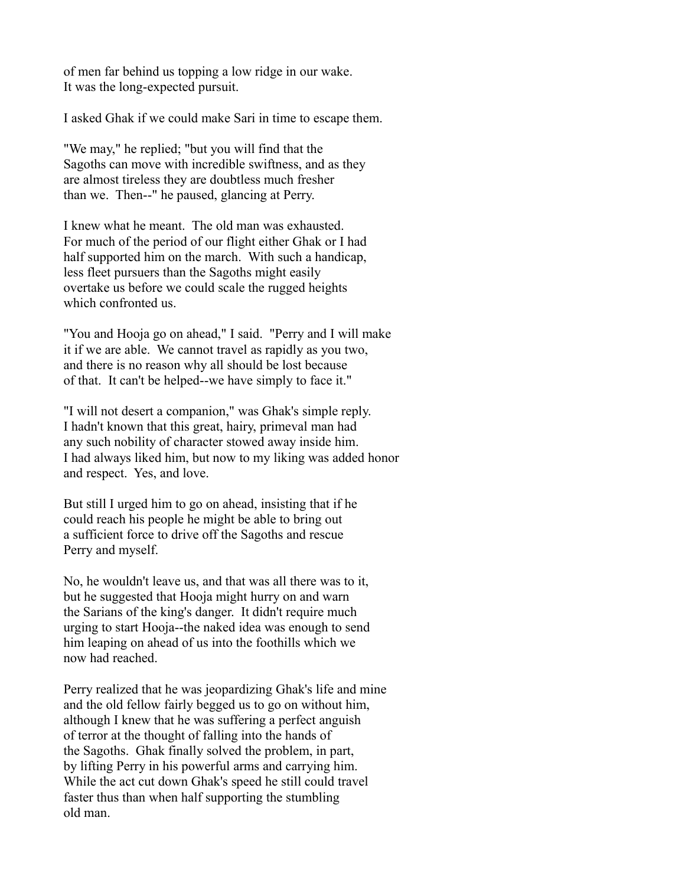of men far behind us topping a low ridge in our wake. It was the long-expected pursuit.

I asked Ghak if we could make Sari in time to escape them.

"We may," he replied; "but you will find that the Sagoths can move with incredible swiftness, and as they are almost tireless they are doubtless much fresher than we. Then--" he paused, glancing at Perry.

I knew what he meant. The old man was exhausted. For much of the period of our flight either Ghak or I had half supported him on the march. With such a handicap, less fleet pursuers than the Sagoths might easily overtake us before we could scale the rugged heights which confronted us.

"You and Hooja go on ahead," I said. "Perry and I will make it if we are able. We cannot travel as rapidly as you two, and there is no reason why all should be lost because of that. It can't be helped--we have simply to face it."

"I will not desert a companion," was Ghak's simple reply. I hadn't known that this great, hairy, primeval man had any such nobility of character stowed away inside him. I had always liked him, but now to my liking was added honor and respect. Yes, and love.

But still I urged him to go on ahead, insisting that if he could reach his people he might be able to bring out a sufficient force to drive off the Sagoths and rescue Perry and myself.

No, he wouldn't leave us, and that was all there was to it, but he suggested that Hooja might hurry on and warn the Sarians of the king's danger. It didn't require much urging to start Hooja--the naked idea was enough to send him leaping on ahead of us into the foothills which we now had reached.

Perry realized that he was jeopardizing Ghak's life and mine and the old fellow fairly begged us to go on without him, although I knew that he was suffering a perfect anguish of terror at the thought of falling into the hands of the Sagoths. Ghak finally solved the problem, in part, by lifting Perry in his powerful arms and carrying him. While the act cut down Ghak's speed he still could travel faster thus than when half supporting the stumbling old man.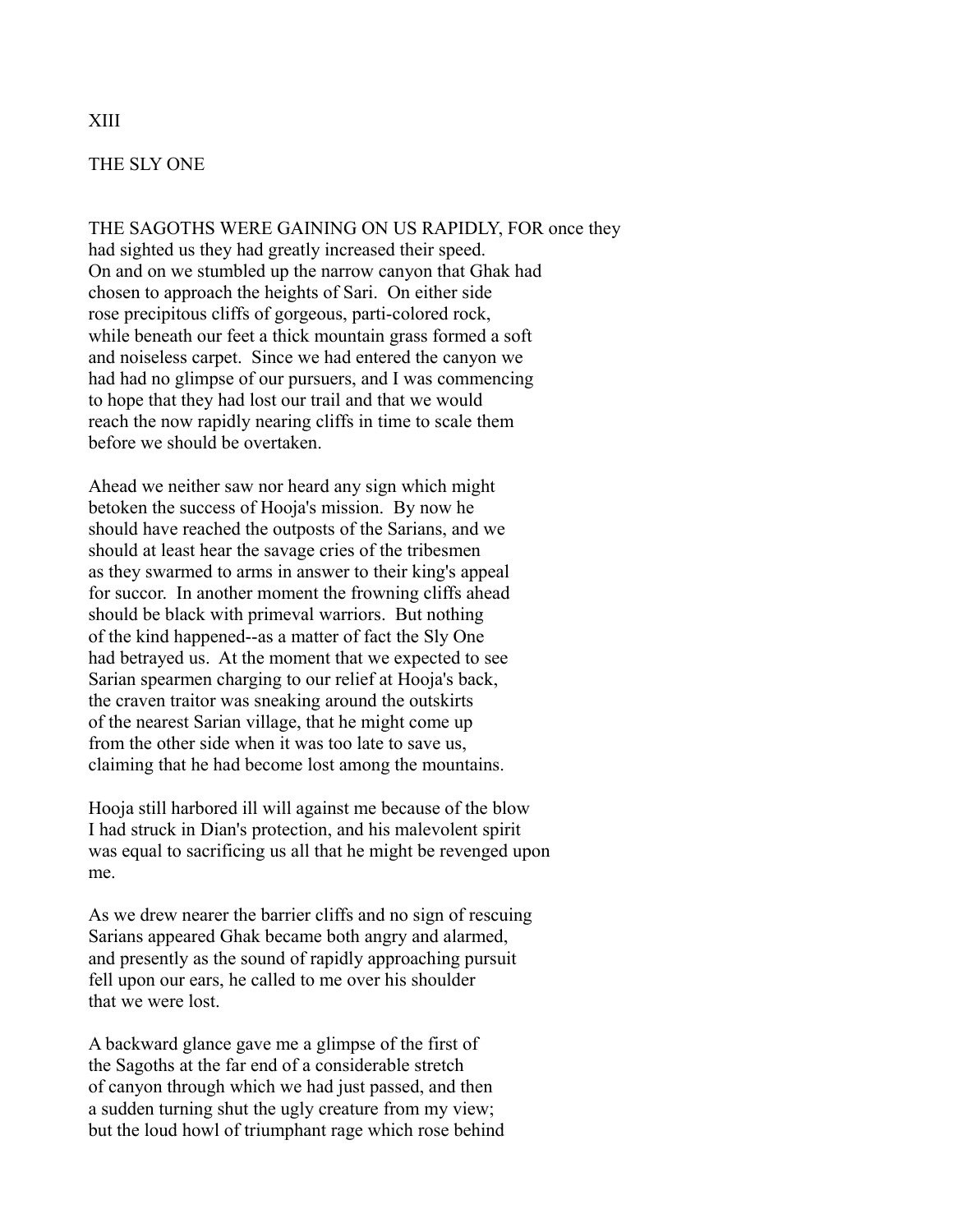# XIII

## THE SLY ONE

THE SAGOTHS WERE GAINING ON US RAPIDLY, FOR once they had sighted us they had greatly increased their speed. On and on we stumbled up the narrow canyon that Ghak had chosen to approach the heights of Sari. On either side rose precipitous cliffs of gorgeous, parti-colored rock, while beneath our feet a thick mountain grass formed a soft and noiseless carpet. Since we had entered the canyon we had had no glimpse of our pursuers, and I was commencing to hope that they had lost our trail and that we would reach the now rapidly nearing cliffs in time to scale them before we should be overtaken.

Ahead we neither saw nor heard any sign which might betoken the success of Hooja's mission. By now he should have reached the outposts of the Sarians, and we should at least hear the savage cries of the tribesmen as they swarmed to arms in answer to their king's appeal for succor. In another moment the frowning cliffs ahead should be black with primeval warriors. But nothing of the kind happened--as a matter of fact the Sly One had betrayed us. At the moment that we expected to see Sarian spearmen charging to our relief at Hooja's back, the craven traitor was sneaking around the outskirts of the nearest Sarian village, that he might come up from the other side when it was too late to save us, claiming that he had become lost among the mountains.

Hooja still harbored ill will against me because of the blow I had struck in Dian's protection, and his malevolent spirit was equal to sacrificing us all that he might be revenged upon me.

As we drew nearer the barrier cliffs and no sign of rescuing Sarians appeared Ghak became both angry and alarmed, and presently as the sound of rapidly approaching pursuit fell upon our ears, he called to me over his shoulder that we were lost.

A backward glance gave me a glimpse of the first of the Sagoths at the far end of a considerable stretch of canyon through which we had just passed, and then a sudden turning shut the ugly creature from my view; but the loud howl of triumphant rage which rose behind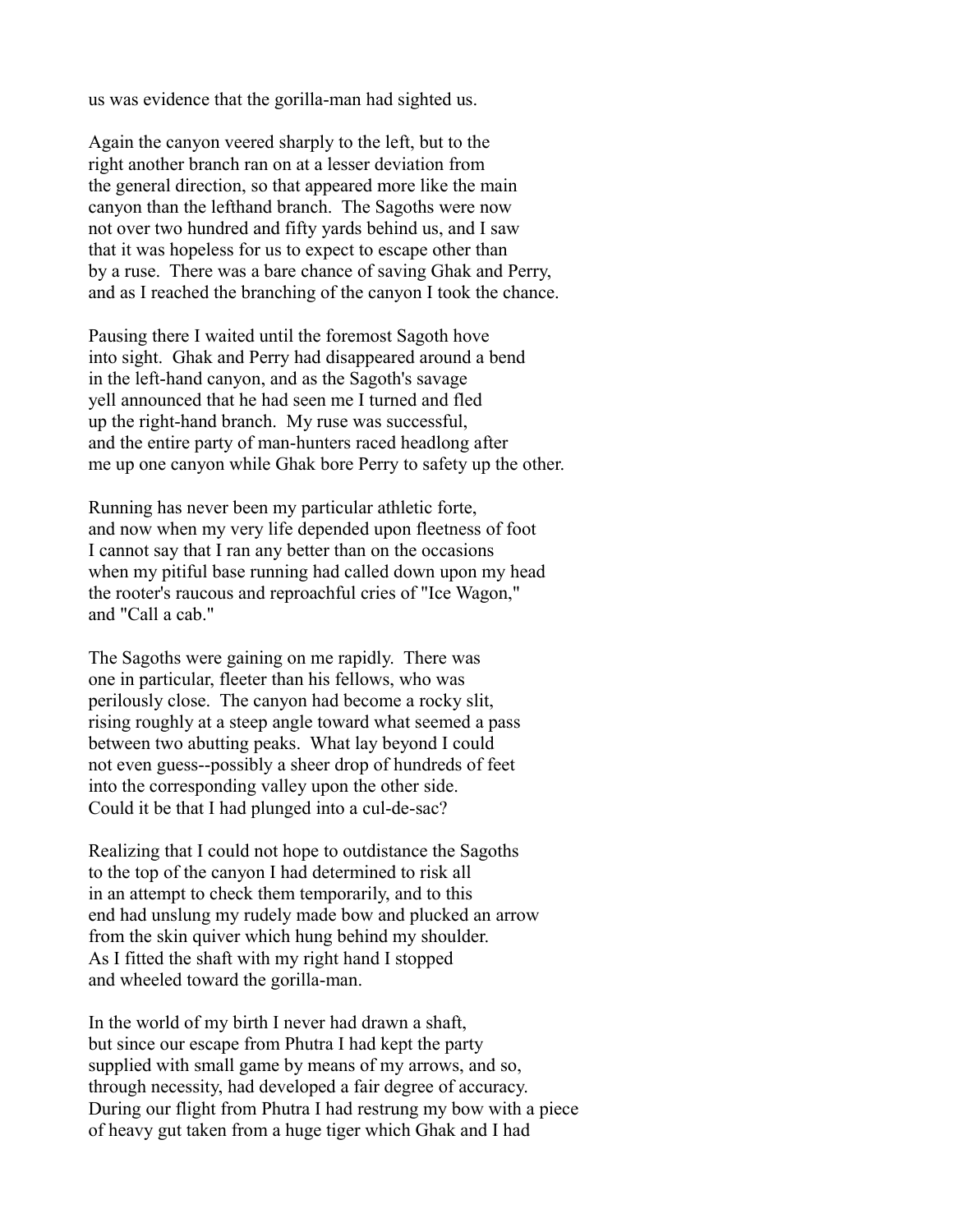us was evidence that the gorilla-man had sighted us.

Again the canyon veered sharply to the left, but to the right another branch ran on at a lesser deviation from the general direction, so that appeared more like the main canyon than the lefthand branch. The Sagoths were now not over two hundred and fifty yards behind us, and I saw that it was hopeless for us to expect to escape other than by a ruse. There was a bare chance of saving Ghak and Perry, and as I reached the branching of the canyon I took the chance.

Pausing there I waited until the foremost Sagoth hove into sight. Ghak and Perry had disappeared around a bend in the left-hand canyon, and as the Sagoth's savage yell announced that he had seen me I turned and fled up the right-hand branch. My ruse was successful, and the entire party of man-hunters raced headlong after me up one canyon while Ghak bore Perry to safety up the other.

Running has never been my particular athletic forte, and now when my very life depended upon fleetness of foot I cannot say that I ran any better than on the occasions when my pitiful base running had called down upon my head the rooter's raucous and reproachful cries of "Ice Wagon," and "Call a cab."

The Sagoths were gaining on me rapidly. There was one in particular, fleeter than his fellows, who was perilously close. The canyon had become a rocky slit, rising roughly at a steep angle toward what seemed a pass between two abutting peaks. What lay beyond I could not even guess--possibly a sheer drop of hundreds of feet into the corresponding valley upon the other side. Could it be that I had plunged into a cul-de-sac?

Realizing that I could not hope to outdistance the Sagoths to the top of the canyon I had determined to risk all in an attempt to check them temporarily, and to this end had unslung my rudely made bow and plucked an arrow from the skin quiver which hung behind my shoulder. As I fitted the shaft with my right hand I stopped and wheeled toward the gorilla-man.

In the world of my birth I never had drawn a shaft, but since our escape from Phutra I had kept the party supplied with small game by means of my arrows, and so, through necessity, had developed a fair degree of accuracy. During our flight from Phutra I had restrung my bow with a piece of heavy gut taken from a huge tiger which Ghak and I had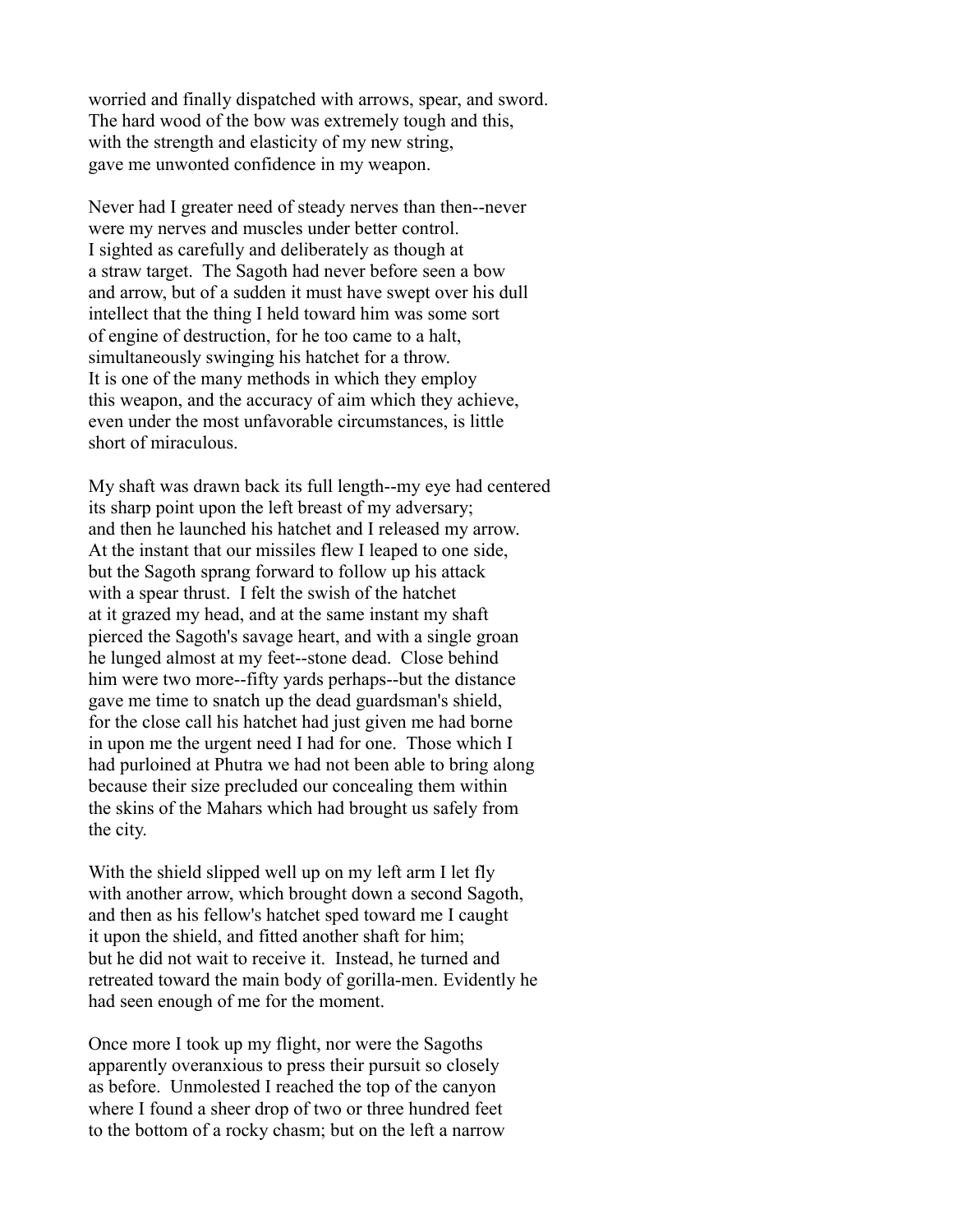worried and finally dispatched with arrows, spear, and sword. The hard wood of the bow was extremely tough and this, with the strength and elasticity of my new string, gave me unwonted confidence in my weapon.

Never had I greater need of steady nerves than then--never were my nerves and muscles under better control. I sighted as carefully and deliberately as though at a straw target. The Sagoth had never before seen a bow and arrow, but of a sudden it must have swept over his dull intellect that the thing I held toward him was some sort of engine of destruction, for he too came to a halt, simultaneously swinging his hatchet for a throw. It is one of the many methods in which they employ this weapon, and the accuracy of aim which they achieve, even under the most unfavorable circumstances, is little short of miraculous.

My shaft was drawn back its full length--my eye had centered its sharp point upon the left breast of my adversary; and then he launched his hatchet and I released my arrow. At the instant that our missiles flew I leaped to one side, but the Sagoth sprang forward to follow up his attack with a spear thrust. I felt the swish of the hatchet at it grazed my head, and at the same instant my shaft pierced the Sagoth's savage heart, and with a single groan he lunged almost at my feet--stone dead. Close behind him were two more--fifty yards perhaps--but the distance gave me time to snatch up the dead guardsman's shield, for the close call his hatchet had just given me had borne in upon me the urgent need I had for one. Those which I had purloined at Phutra we had not been able to bring along because their size precluded our concealing them within the skins of the Mahars which had brought us safely from the city.

With the shield slipped well up on my left arm I let fly with another arrow, which brought down a second Sagoth, and then as his fellow's hatchet sped toward me I caught it upon the shield, and fitted another shaft for him; but he did not wait to receive it. Instead, he turned and retreated toward the main body of gorilla-men. Evidently he had seen enough of me for the moment.

Once more I took up my flight, nor were the Sagoths apparently overanxious to press their pursuit so closely as before. Unmolested I reached the top of the canyon where I found a sheer drop of two or three hundred feet to the bottom of a rocky chasm; but on the left a narrow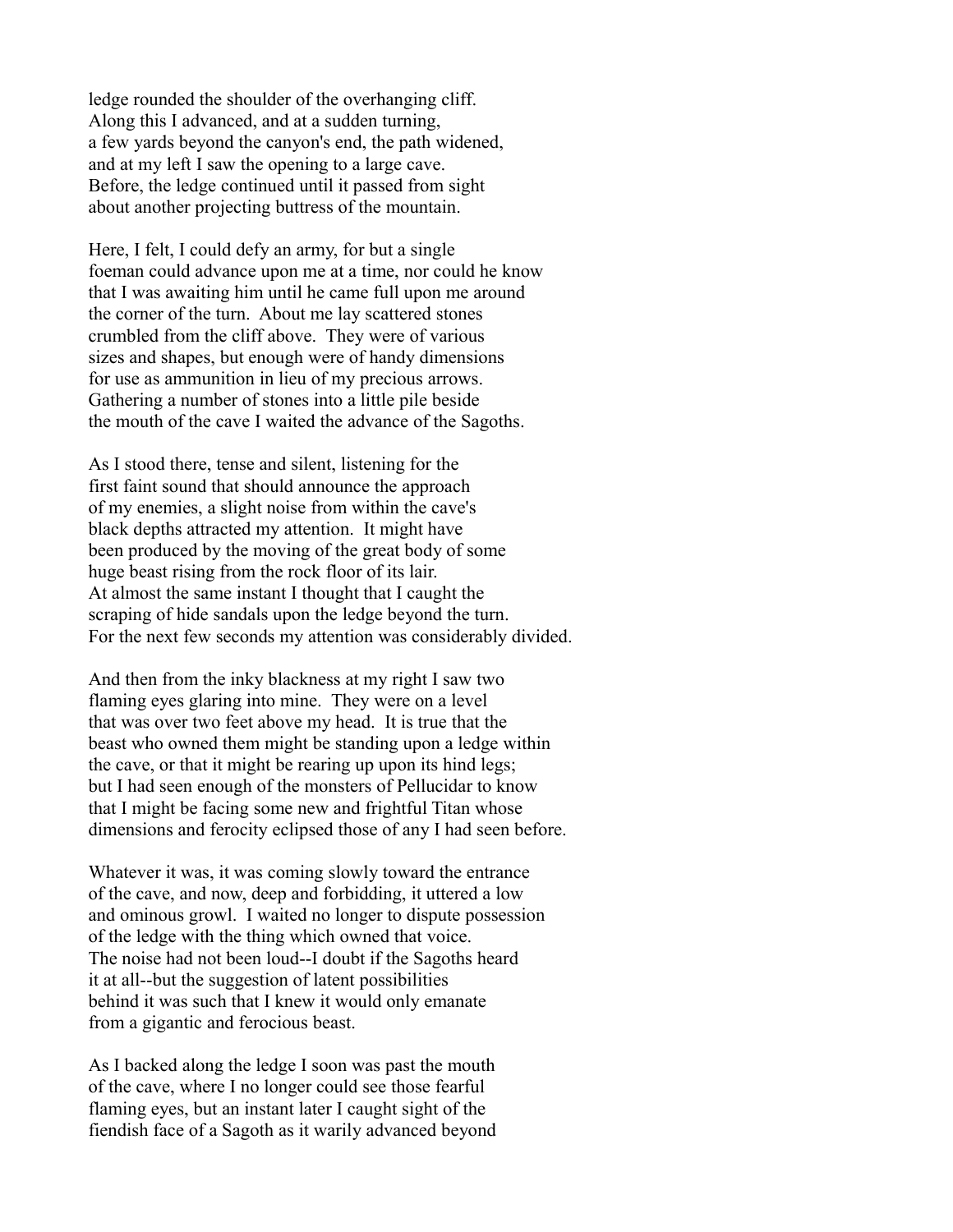ledge rounded the shoulder of the overhanging cliff.
Along this I advanced, and at a sudden turning,
a few yards beyond the canyon's end, the path widened,
and at my left I saw the opening to a large cave.
Before, the ledge continued until it passed from sight
about another projecting buttress of the mountain.

Here, I felt, I could defy an army, for but a single
foeman could advance upon me at a time, nor could he know
that I was awaiting him until he came full upon me around
the corner of the turn. About me lay scattered stones
crumbled from the cliff above. They were of various
sizes and shapes, but enough were of handy dimensions
for use as ammunition in lieu of my precious arrows.
Gathering a number of stones into a little pile beside
the mouth of the cave I waited the advance of the Sagoths.

As I stood there, tense and silent, listening for the
first faint sound that should announce the approach
of my enemies, a slight noise from within the cave's
black depths attracted my attention. It might have
been produced by the moving of the great body of some
huge beast rising from the rock floor of its lair.
At almost the same instant I thought that I caught the
scraping of hide sandals upon the ledge beyond the turn.
For the next few seconds my attention was considerably divided.

And then from the inky blackness at my right I saw two
flaming eyes glaring into mine. They were on a level
that was over two feet above my head. It is true that the
beast who owned them might be standing upon a ledge within
the cave, or that it might be rearing up upon its hind legs;
but I had seen enough of the monsters of Pellucidar to know
that I might be facing some new and frightful Titan whose
dimensions and ferocity eclipsed those of any I had seen before.

Whatever it was, it was coming slowly toward the entrance
of the cave, and now, deep and forbidding, it uttered a low
and ominous growl. I waited no longer to dispute possession
of the ledge with the thing which owned that voice.
The noise had not been loud--I doubt if the Sagoths heard
it at all--but the suggestion of latent possibilities
behind it was such that I knew it would only emanate
from a gigantic and ferocious beast.

As I backed along the ledge I soon was past the mouth
of the cave, where I no longer could see those fearful
flaming eyes, but an instant later I caught sight of the
fiendish face of a Sagoth as it warily advanced beyond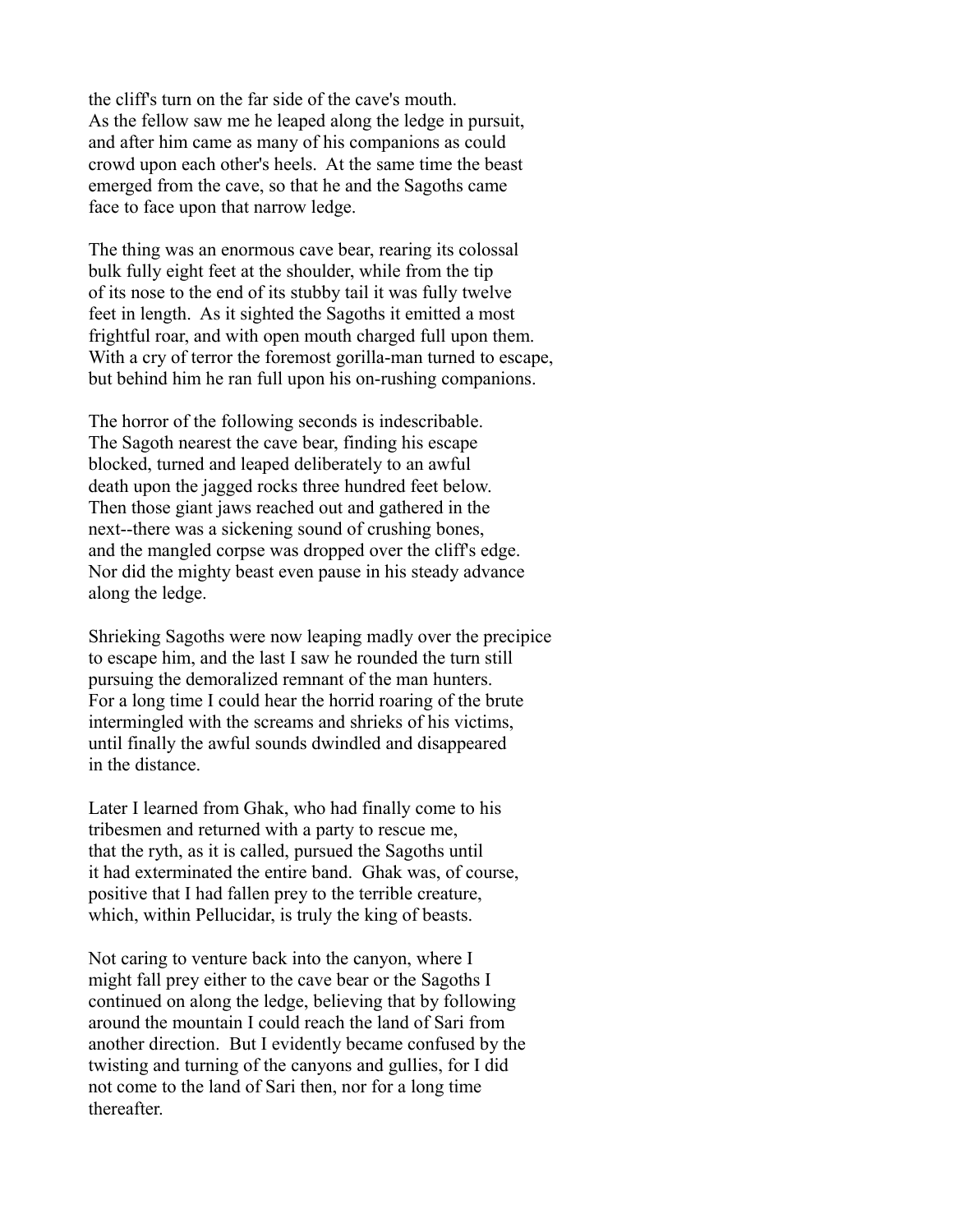the cliff's turn on the far side of the cave's mouth. As the fellow saw me he leaped along the ledge in pursuit, and after him came as many of his companions as could crowd upon each other's heels. At the same time the beast emerged from the cave, so that he and the Sagoths came face to face upon that narrow ledge.

The thing was an enormous cave bear, rearing its colossal bulk fully eight feet at the shoulder, while from the tip of its nose to the end of its stubby tail it was fully twelve feet in length. As it sighted the Sagoths it emitted a most frightful roar, and with open mouth charged full upon them. With a cry of terror the foremost gorilla-man turned to escape, but behind him he ran full upon his on-rushing companions.

The horror of the following seconds is indescribable. The Sagoth nearest the cave bear, finding his escape blocked, turned and leaped deliberately to an awful death upon the jagged rocks three hundred feet below. Then those giant jaws reached out and gathered in the next--there was a sickening sound of crushing bones, and the mangled corpse was dropped over the cliff's edge. Nor did the mighty beast even pause in his steady advance along the ledge.

Shrieking Sagoths were now leaping madly over the precipice to escape him, and the last I saw he rounded the turn still pursuing the demoralized remnant of the man hunters. For a long time I could hear the horrid roaring of the brute intermingled with the screams and shrieks of his victims, until finally the awful sounds dwindled and disappeared in the distance.

Later I learned from Ghak, who had finally come to his tribesmen and returned with a party to rescue me, that the ryth, as it is called, pursued the Sagoths until it had exterminated the entire band. Ghak was, of course, positive that I had fallen prey to the terrible creature, which, within Pellucidar, is truly the king of beasts.

Not caring to venture back into the canyon, where I might fall prey either to the cave bear or the Sagoths I continued on along the ledge, believing that by following around the mountain I could reach the land of Sari from another direction. But I evidently became confused by the twisting and turning of the canyons and gullies, for I did not come to the land of Sari then, nor for a long time thereafter.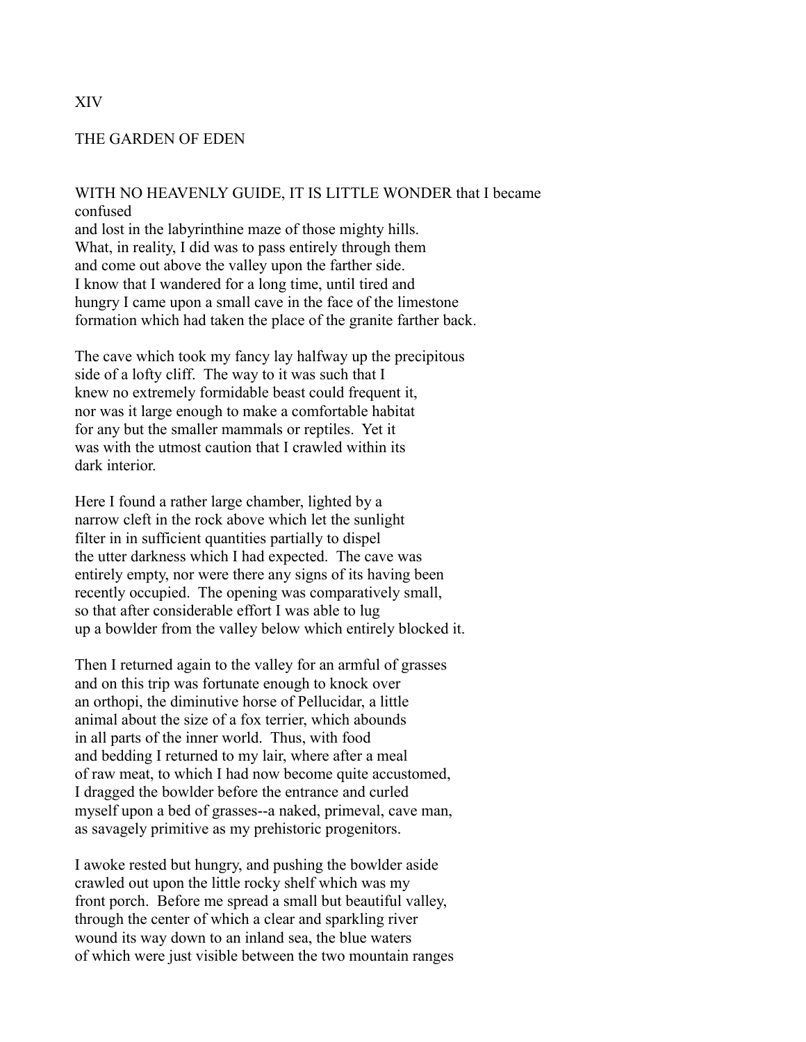# XIV

## THE GARDEN OF EDEN

WITH NO HEAVENLY GUIDE, IT IS LITTLE WONDER that I became confused
and lost in the labyrinthine maze of those mighty hills.
What, in reality, I did was to pass entirely through them
and come out above the valley upon the farther side.
I know that I wandered for a long time, until tired and
hungry I came upon a small cave in the face of the limestone
formation which had taken the place of the granite farther back.

The cave which took my fancy lay halfway up the precipitous
side of a lofty cliff. The way to it was such that I
knew no extremely formidable beast could frequent it,
nor was it large enough to make a comfortable habitat
for any but the smaller mammals or reptiles. Yet it
was with the utmost caution that I crawled within its
dark interior.

Here I found a rather large chamber, lighted by a
narrow cleft in the rock above which let the sunlight
filter in in sufficient quantities partially to dispel
the utter darkness which I had expected. The cave was
entirely empty, nor were there any signs of its having been
recently occupied. The opening was comparatively small,
so that after considerable effort I was able to lug
up a bowlder from the valley below which entirely blocked it.

Then I returned again to the valley for an armful of grasses
and on this trip was fortunate enough to knock over
an orthopi, the diminutive horse of Pellucidar, a little
animal about the size of a fox terrier, which abounds
in all parts of the inner world. Thus, with food
and bedding I returned to my lair, where after a meal
of raw meat, to which I had now become quite accustomed,
I dragged the bowlder before the entrance and curled
myself upon a bed of grasses--a naked, primeval, cave man,
as savagely primitive as my prehistoric progenitors.

I awoke rested but hungry, and pushing the bowlder aside
crawled out upon the little rocky shelf which was my
front porch. Before me spread a small but beautiful valley,
through the center of which a clear and sparkling river
wound its way down to an inland sea, the blue waters
of which were just visible between the two mountain ranges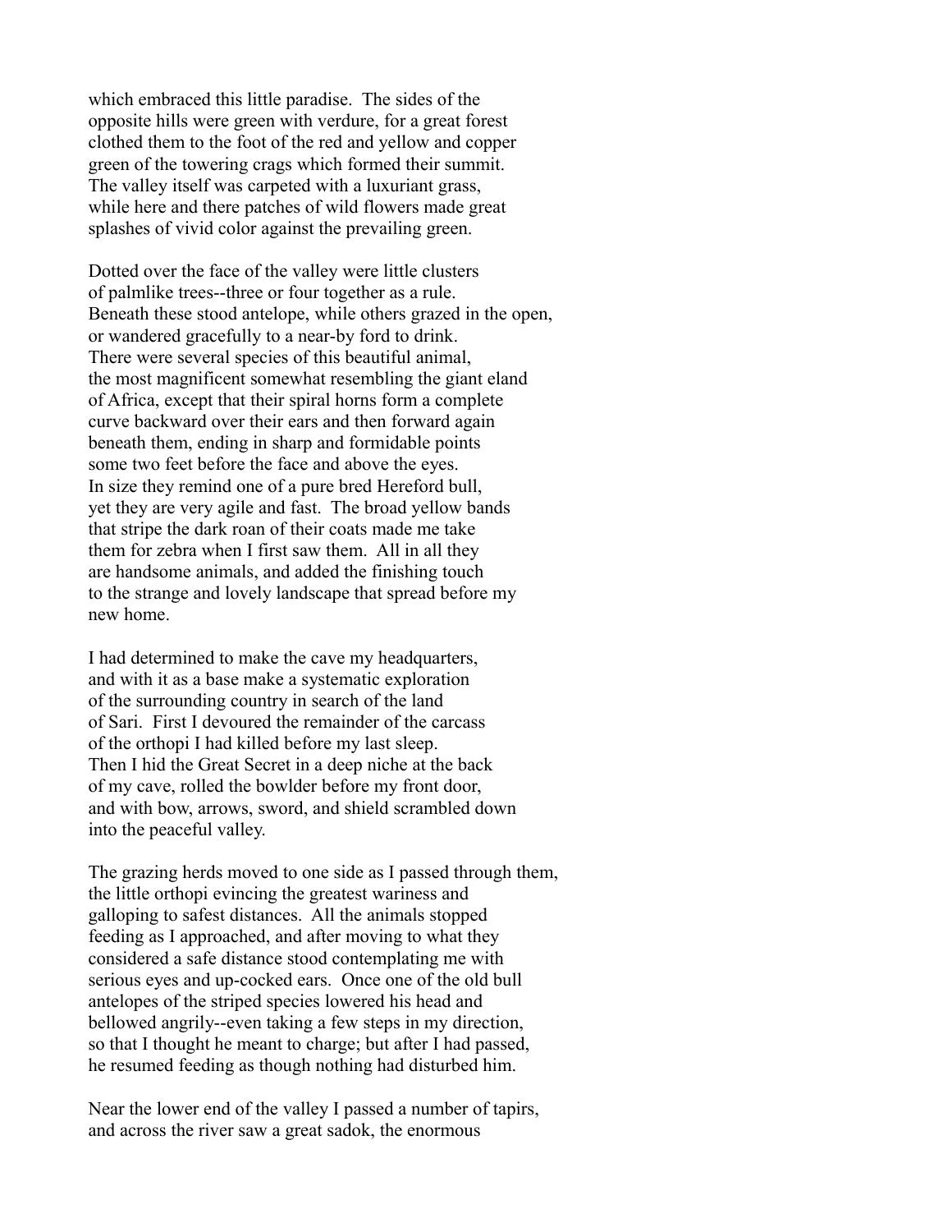which embraced this little paradise. The sides of the opposite hills were green with verdure, for a great forest clothed them to the foot of the red and yellow and copper green of the towering crags which formed their summit. The valley itself was carpeted with a luxuriant grass, while here and there patches of wild flowers made great splashes of vivid color against the prevailing green.

Dotted over the face of the valley were little clusters of palmlike trees--three or four together as a rule. Beneath these stood antelope, while others grazed in the open, or wandered gracefully to a near-by ford to drink. There were several species of this beautiful animal, the most magnificent somewhat resembling the giant eland of Africa, except that their spiral horns form a complete curve backward over their ears and then forward again beneath them, ending in sharp and formidable points some two feet before the face and above the eyes. In size they remind one of a pure bred Hereford bull, yet they are very agile and fast. The broad yellow bands that stripe the dark roan of their coats made me take them for zebra when I first saw them. All in all they are handsome animals, and added the finishing touch to the strange and lovely landscape that spread before my new home.

I had determined to make the cave my headquarters, and with it as a base make a systematic exploration of the surrounding country in search of the land of Sari. First I devoured the remainder of the carcass of the orthopi I had killed before my last sleep. Then I hid the Great Secret in a deep niche at the back of my cave, rolled the bowlder before my front door, and with bow, arrows, sword, and shield scrambled down into the peaceful valley.

The grazing herds moved to one side as I passed through them, the little orthopi evincing the greatest wariness and galloping to safest distances. All the animals stopped feeding as I approached, and after moving to what they considered a safe distance stood contemplating me with serious eyes and up-cocked ears. Once one of the old bull antelopes of the striped species lowered his head and bellowed angrily--even taking a few steps in my direction, so that I thought he meant to charge; but after I had passed, he resumed feeding as though nothing had disturbed him.

Near the lower end of the valley I passed a number of tapirs, and across the river saw a great sadok, the enormous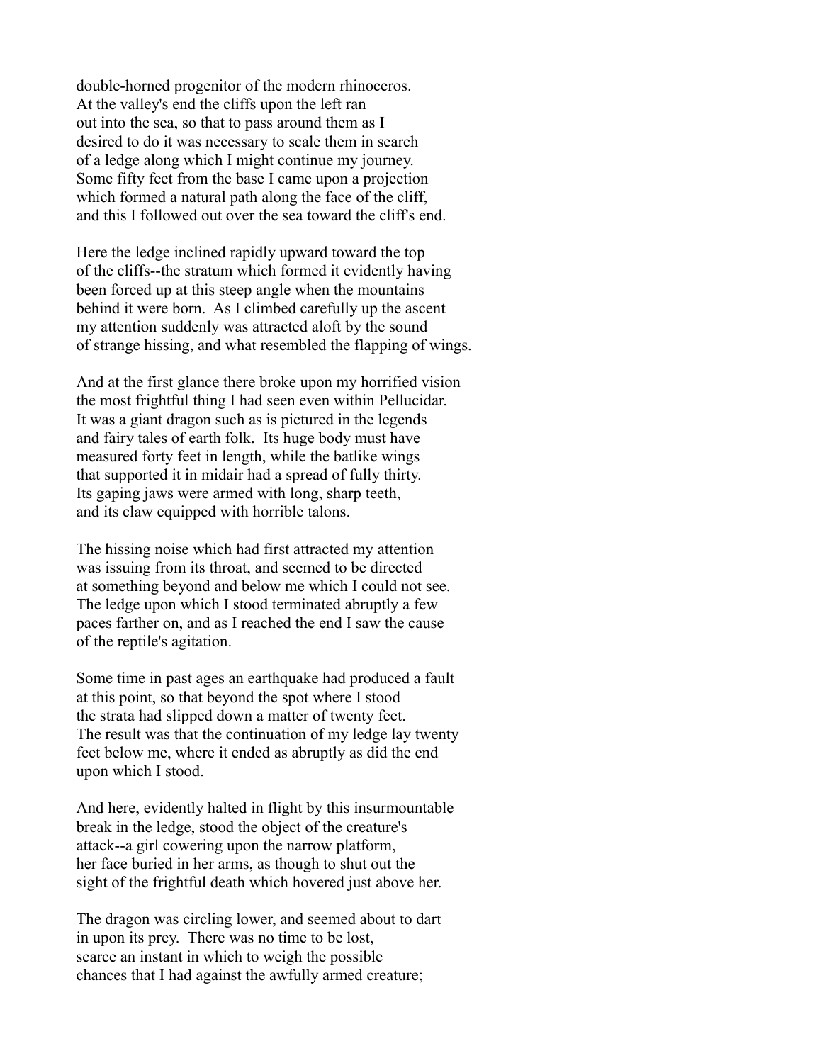double-horned progenitor of the modern rhinoceros.
At the valley's end the cliffs upon the left ran
out into the sea, so that to pass around them as I
desired to do it was necessary to scale them in search
of a ledge along which I might continue my journey.
Some fifty feet from the base I came upon a projection
which formed a natural path along the face of the cliff,
and this I followed out over the sea toward the cliff's end.

Here the ledge inclined rapidly upward toward the top
of the cliffs--the stratum which formed it evidently having
been forced up at this steep angle when the mountains
behind it were born. As I climbed carefully up the ascent
my attention suddenly was attracted aloft by the sound
of strange hissing, and what resembled the flapping of wings.

And at the first glance there broke upon my horrified vision
the most frightful thing I had seen even within Pellucidar.
It was a giant dragon such as is pictured in the legends
and fairy tales of earth folk. Its huge body must have
measured forty feet in length, while the batlike wings
that supported it in midair had a spread of fully thirty.
Its gaping jaws were armed with long, sharp teeth,
and its claw equipped with horrible talons.

The hissing noise which had first attracted my attention
was issuing from its throat, and seemed to be directed
at something beyond and below me which I could not see.
The ledge upon which I stood terminated abruptly a few
paces farther on, and as I reached the end I saw the cause
of the reptile's agitation.

Some time in past ages an earthquake had produced a fault
at this point, so that beyond the spot where I stood
the strata had slipped down a matter of twenty feet.
The result was that the continuation of my ledge lay twenty
feet below me, where it ended as abruptly as did the end
upon which I stood.

And here, evidently halted in flight by this insurmountable
break in the ledge, stood the object of the creature's
attack--a girl cowering upon the narrow platform,
her face buried in her arms, as though to shut out the
sight of the frightful death which hovered just above her.

The dragon was circling lower, and seemed about to dart
in upon its prey. There was no time to be lost,
scarce an instant in which to weigh the possible
chances that I had against the awfully armed creature;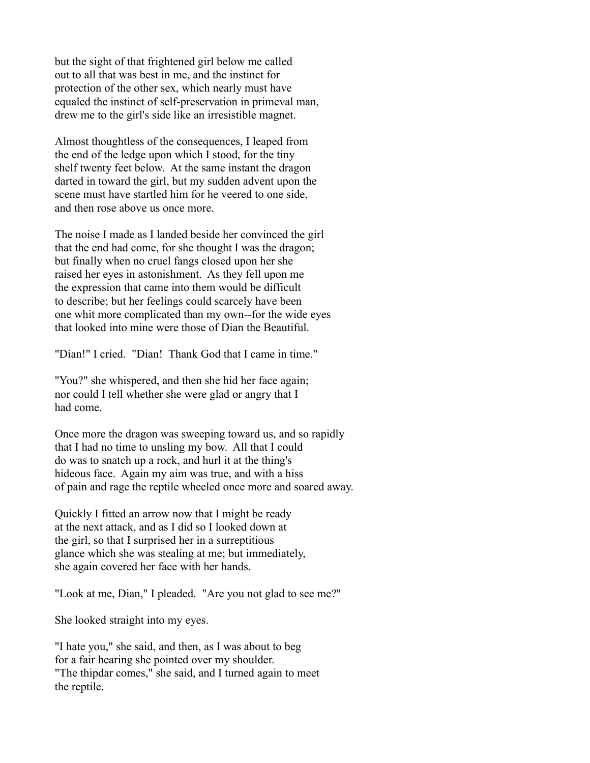but the sight of that frightened girl below me called out to all that was best in me, and the instinct for protection of the other sex, which nearly must have equaled the instinct of self-preservation in primeval man, drew me to the girl's side like an irresistible magnet.

Almost thoughtless of the consequences, I leaped from the end of the ledge upon which I stood, for the tiny shelf twenty feet below. At the same instant the dragon darted in toward the girl, but my sudden advent upon the scene must have startled him for he veered to one side, and then rose above us once more.

The noise I made as I landed beside her convinced the girl that the end had come, for she thought I was the dragon; but finally when no cruel fangs closed upon her she raised her eyes in astonishment. As they fell upon me the expression that came into them would be difficult to describe; but her feelings could scarcely have been one whit more complicated than my own--for the wide eyes that looked into mine were those of Dian the Beautiful.

"Dian!" I cried. "Dian! Thank God that I came in time."

"You?" she whispered, and then she hid her face again; nor could I tell whether she were glad or angry that I had come.

Once more the dragon was sweeping toward us, and so rapidly that I had no time to unsling my bow. All that I could do was to snatch up a rock, and hurl it at the thing's hideous face. Again my aim was true, and with a hiss of pain and rage the reptile wheeled once more and soared away.

Quickly I fitted an arrow now that I might be ready at the next attack, and as I did so I looked down at the girl, so that I surprised her in a surreptitious glance which she was stealing at me; but immediately, she again covered her face with her hands.

"Look at me, Dian," I pleaded. "Are you not glad to see me?"

She looked straight into my eyes.

"I hate you," she said, and then, as I was about to beg for a fair hearing she pointed over my shoulder. "The thipdar comes," she said, and I turned again to meet the reptile.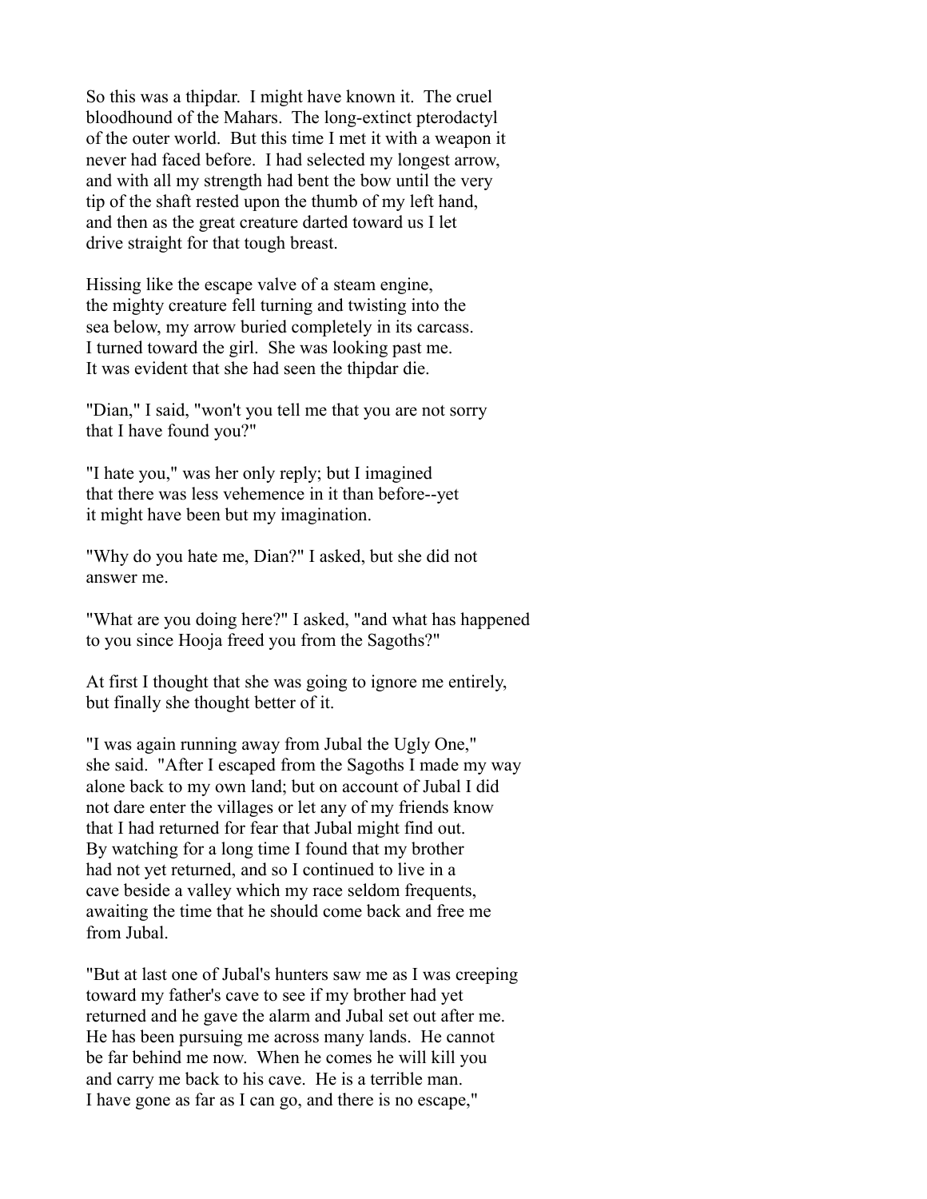So this was a thipdar. I might have known it. The cruel bloodhound of the Mahars. The long-extinct pterodactyl of the outer world. But this time I met it with a weapon it never had faced before. I had selected my longest arrow, and with all my strength had bent the bow until the very tip of the shaft rested upon the thumb of my left hand, and then as the great creature darted toward us I let drive straight for that tough breast.

Hissing like the escape valve of a steam engine, the mighty creature fell turning and twisting into the sea below, my arrow buried completely in its carcass. I turned toward the girl. She was looking past me. It was evident that she had seen the thipdar die.

"Dian," I said, "won't you tell me that you are not sorry that I have found you?"

"I hate you," was her only reply; but I imagined that there was less vehemence in it than before--yet it might have been but my imagination.

"Why do you hate me, Dian?" I asked, but she did not answer me.

"What are you doing here?" I asked, "and what has happened to you since Hooja freed you from the Sagoths?"

At first I thought that she was going to ignore me entirely, but finally she thought better of it.

"I was again running away from Jubal the Ugly One," she said. "After I escaped from the Sagoths I made my way alone back to my own land; but on account of Jubal I did not dare enter the villages or let any of my friends know that I had returned for fear that Jubal might find out. By watching for a long time I found that my brother had not yet returned, and so I continued to live in a cave beside a valley which my race seldom frequents, awaiting the time that he should come back and free me from Jubal.

"But at last one of Jubal's hunters saw me as I was creeping toward my father's cave to see if my brother had yet returned and he gave the alarm and Jubal set out after me. He has been pursuing me across many lands. He cannot be far behind me now. When he comes he will kill you and carry me back to his cave. He is a terrible man. I have gone as far as I can go, and there is no escape,"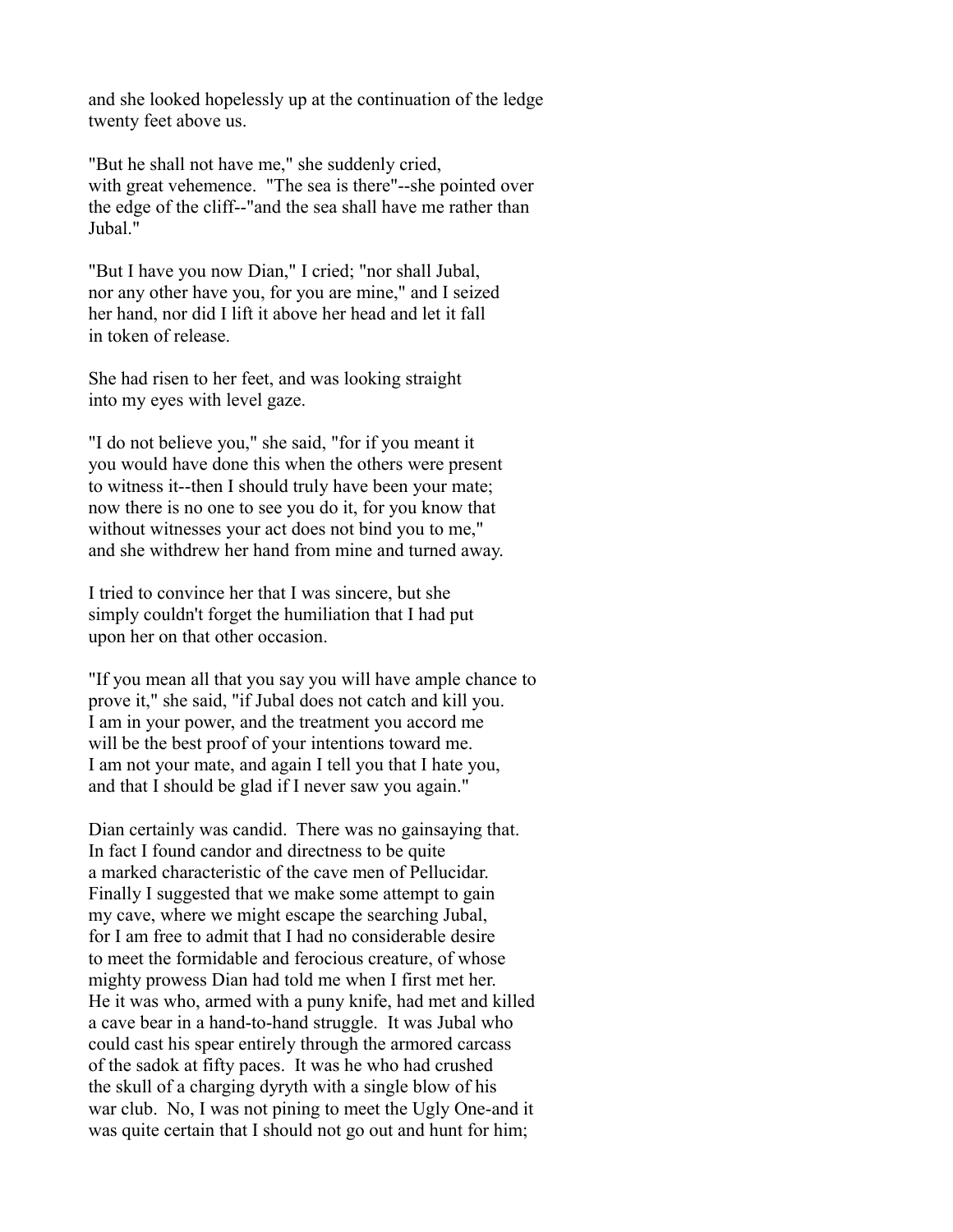and she looked hopelessly up at the continuation of the ledge twenty feet above us.

"But he shall not have me," she suddenly cried, with great vehemence. "The sea is there"--she pointed over the edge of the cliff--"and the sea shall have me rather than Jubal."

"But I have you now Dian," I cried; "nor shall Jubal, nor any other have you, for you are mine," and I seized her hand, nor did I lift it above her head and let it fall in token of release.

She had risen to her feet, and was looking straight into my eyes with level gaze.

"I do not believe you," she said, "for if you meant it you would have done this when the others were present to witness it--then I should truly have been your mate; now there is no one to see you do it, for you know that without witnesses your act does not bind you to me," and she withdrew her hand from mine and turned away.

I tried to convince her that I was sincere, but she simply couldn't forget the humiliation that I had put upon her on that other occasion.

"If you mean all that you say you will have ample chance to prove it," she said, "if Jubal does not catch and kill you. I am in your power, and the treatment you accord me will be the best proof of your intentions toward me. I am not your mate, and again I tell you that I hate you, and that I should be glad if I never saw you again."

Dian certainly was candid. There was no gainsaying that. In fact I found candor and directness to be quite a marked characteristic of the cave men of Pellucidar. Finally I suggested that we make some attempt to gain my cave, where we might escape the searching Jubal, for I am free to admit that I had no considerable desire to meet the formidable and ferocious creature, of whose mighty prowess Dian had told me when I first met her. He it was who, armed with a puny knife, had met and killed a cave bear in a hand-to-hand struggle. It was Jubal who could cast his spear entirely through the armored carcass of the sadok at fifty paces. It was he who had crushed the skull of a charging dyryth with a single blow of his war club. No, I was not pining to meet the Ugly One-and it was quite certain that I should not go out and hunt for him;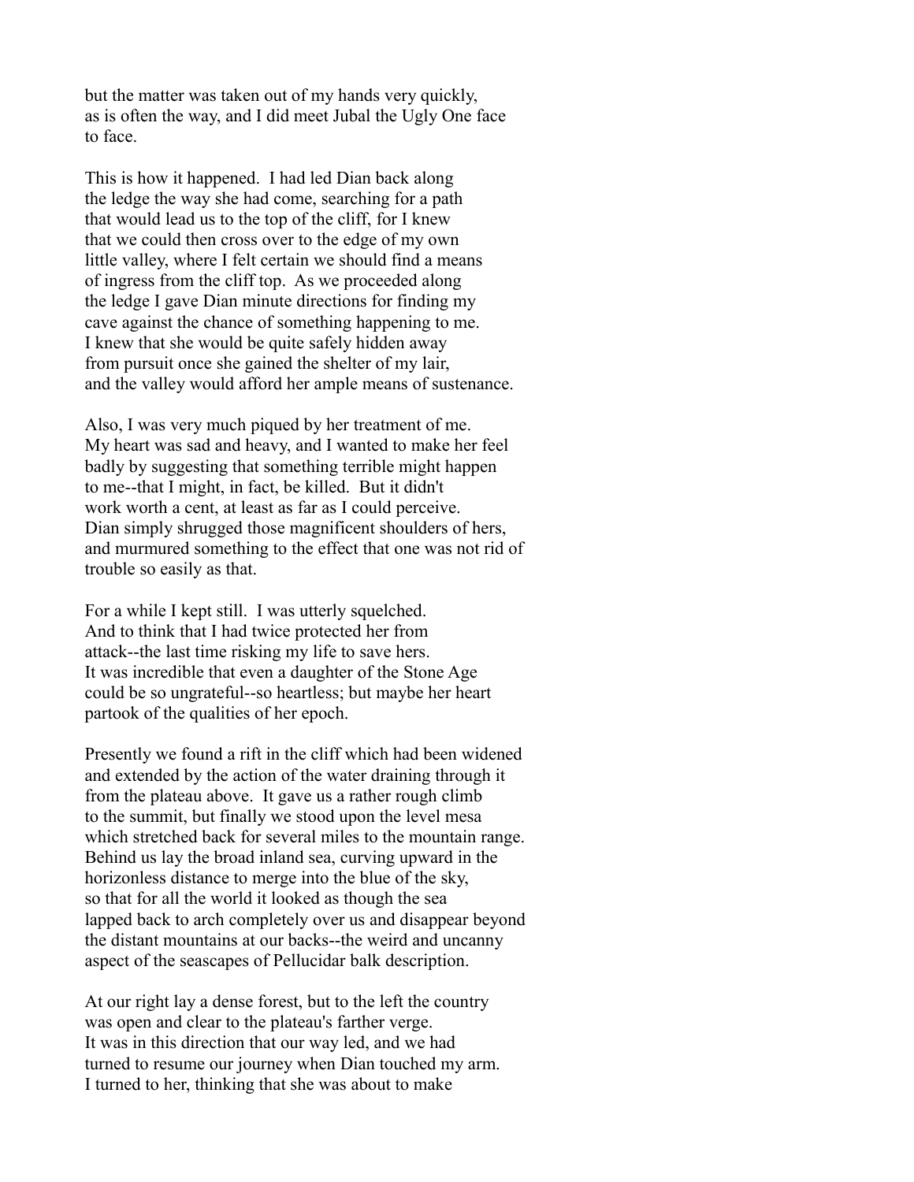but the matter was taken out of my hands very quickly, as is often the way, and I did meet Jubal the Ugly One face to face.

This is how it happened. I had led Dian back along the ledge the way she had come, searching for a path that would lead us to the top of the cliff, for I knew that we could then cross over to the edge of my own little valley, where I felt certain we should find a means of ingress from the cliff top. As we proceeded along the ledge I gave Dian minute directions for finding my cave against the chance of something happening to me. I knew that she would be quite safely hidden away from pursuit once she gained the shelter of my lair, and the valley would afford her ample means of sustenance.

Also, I was very much piqued by her treatment of me. My heart was sad and heavy, and I wanted to make her feel badly by suggesting that something terrible might happen to me--that I might, in fact, be killed. But it didn't work worth a cent, at least as far as I could perceive. Dian simply shrugged those magnificent shoulders of hers, and murmured something to the effect that one was not rid of trouble so easily as that.

For a while I kept still. I was utterly squelched. And to think that I had twice protected her from attack--the last time risking my life to save hers. It was incredible that even a daughter of the Stone Age could be so ungrateful--so heartless; but maybe her heart partook of the qualities of her epoch.

Presently we found a rift in the cliff which had been widened and extended by the action of the water draining through it from the plateau above. It gave us a rather rough climb to the summit, but finally we stood upon the level mesa which stretched back for several miles to the mountain range. Behind us lay the broad inland sea, curving upward in the horizonless distance to merge into the blue of the sky, so that for all the world it looked as though the sea lapped back to arch completely over us and disappear beyond the distant mountains at our backs--the weird and uncanny aspect of the seascapes of Pellucidar balk description.

At our right lay a dense forest, but to the left the country was open and clear to the plateau's farther verge. It was in this direction that our way led, and we had turned to resume our journey when Dian touched my arm. I turned to her, thinking that she was about to make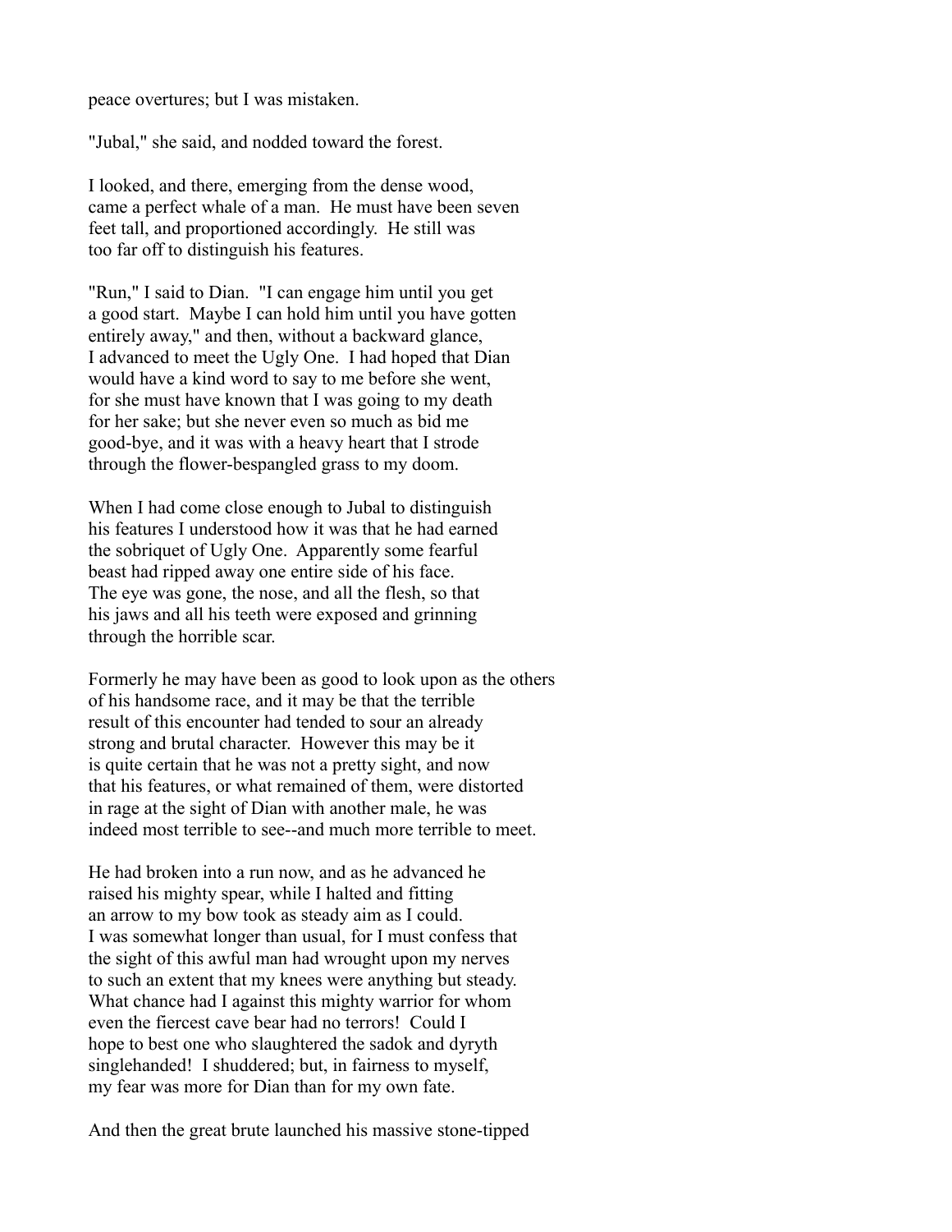peace overtures; but I was mistaken.

"Jubal," she said, and nodded toward the forest.

I looked, and there, emerging from the dense wood, came a perfect whale of a man. He must have been seven feet tall, and proportioned accordingly. He still was too far off to distinguish his features.

"Run," I said to Dian. "I can engage him until you get a good start. Maybe I can hold him until you have gotten entirely away," and then, without a backward glance, I advanced to meet the Ugly One. I had hoped that Dian would have a kind word to say to me before she went, for she must have known that I was going to my death for her sake; but she never even so much as bid me good-bye, and it was with a heavy heart that I strode through the flower-bespangled grass to my doom.

When I had come close enough to Jubal to distinguish his features I understood how it was that he had earned the sobriquet of Ugly One. Apparently some fearful beast had ripped away one entire side of his face. The eye was gone, the nose, and all the flesh, so that his jaws and all his teeth were exposed and grinning through the horrible scar.

Formerly he may have been as good to look upon as the others of his handsome race, and it may be that the terrible result of this encounter had tended to sour an already strong and brutal character. However this may be it is quite certain that he was not a pretty sight, and now that his features, or what remained of them, were distorted in rage at the sight of Dian with another male, he was indeed most terrible to see--and much more terrible to meet.

He had broken into a run now, and as he advanced he raised his mighty spear, while I halted and fitting an arrow to my bow took as steady aim as I could. I was somewhat longer than usual, for I must confess that the sight of this awful man had wrought upon my nerves to such an extent that my knees were anything but steady. What chance had I against this mighty warrior for whom even the fiercest cave bear had no terrors! Could I hope to best one who slaughtered the sadok and dyryth singlehanded! I shuddered; but, in fairness to myself, my fear was more for Dian than for my own fate.

And then the great brute launched his massive stone-tipped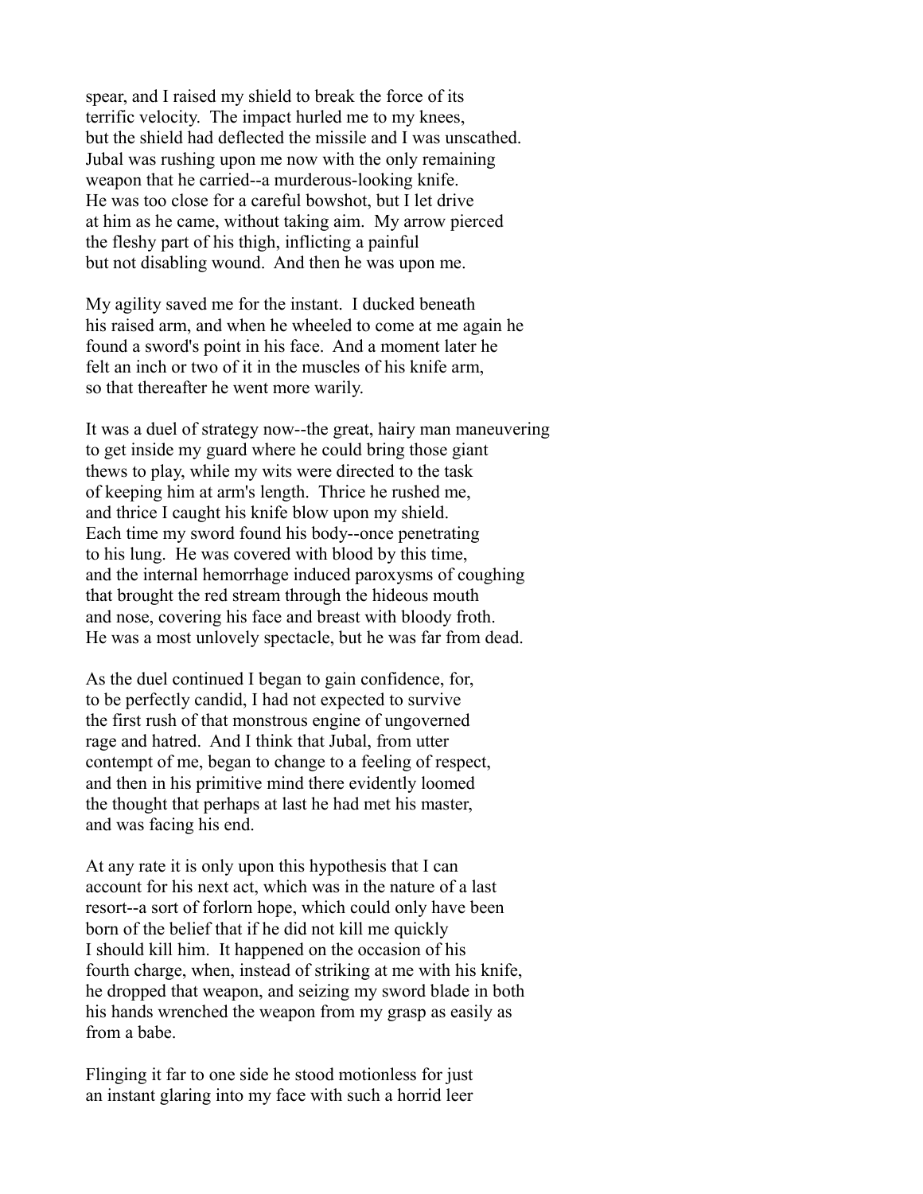spear, and I raised my shield to break the force of its terrific velocity. The impact hurled me to my knees, but the shield had deflected the missile and I was unscathed. Jubal was rushing upon me now with the only remaining weapon that he carried--a murderous-looking knife. He was too close for a careful bowshot, but I let drive at him as he came, without taking aim. My arrow pierced the fleshy part of his thigh, inflicting a painful but not disabling wound. And then he was upon me.

My agility saved me for the instant. I ducked beneath his raised arm, and when he wheeled to come at me again he found a sword's point in his face. And a moment later he felt an inch or two of it in the muscles of his knife arm, so that thereafter he went more warily.

It was a duel of strategy now--the great, hairy man maneuvering to get inside my guard where he could bring those giant thews to play, while my wits were directed to the task of keeping him at arm's length. Thrice he rushed me, and thrice I caught his knife blow upon my shield. Each time my sword found his body--once penetrating to his lung. He was covered with blood by this time, and the internal hemorrhage induced paroxysms of coughing that brought the red stream through the hideous mouth and nose, covering his face and breast with bloody froth. He was a most unlovely spectacle, but he was far from dead.

As the duel continued I began to gain confidence, for, to be perfectly candid, I had not expected to survive the first rush of that monstrous engine of ungoverned rage and hatred. And I think that Jubal, from utter contempt of me, began to change to a feeling of respect, and then in his primitive mind there evidently loomed the thought that perhaps at last he had met his master, and was facing his end.

At any rate it is only upon this hypothesis that I can account for his next act, which was in the nature of a last resort--a sort of forlorn hope, which could only have been born of the belief that if he did not kill me quickly I should kill him. It happened on the occasion of his fourth charge, when, instead of striking at me with his knife, he dropped that weapon, and seizing my sword blade in both his hands wrenched the weapon from my grasp as easily as from a babe.

Flinging it far to one side he stood motionless for just an instant glaring into my face with such a horrid leer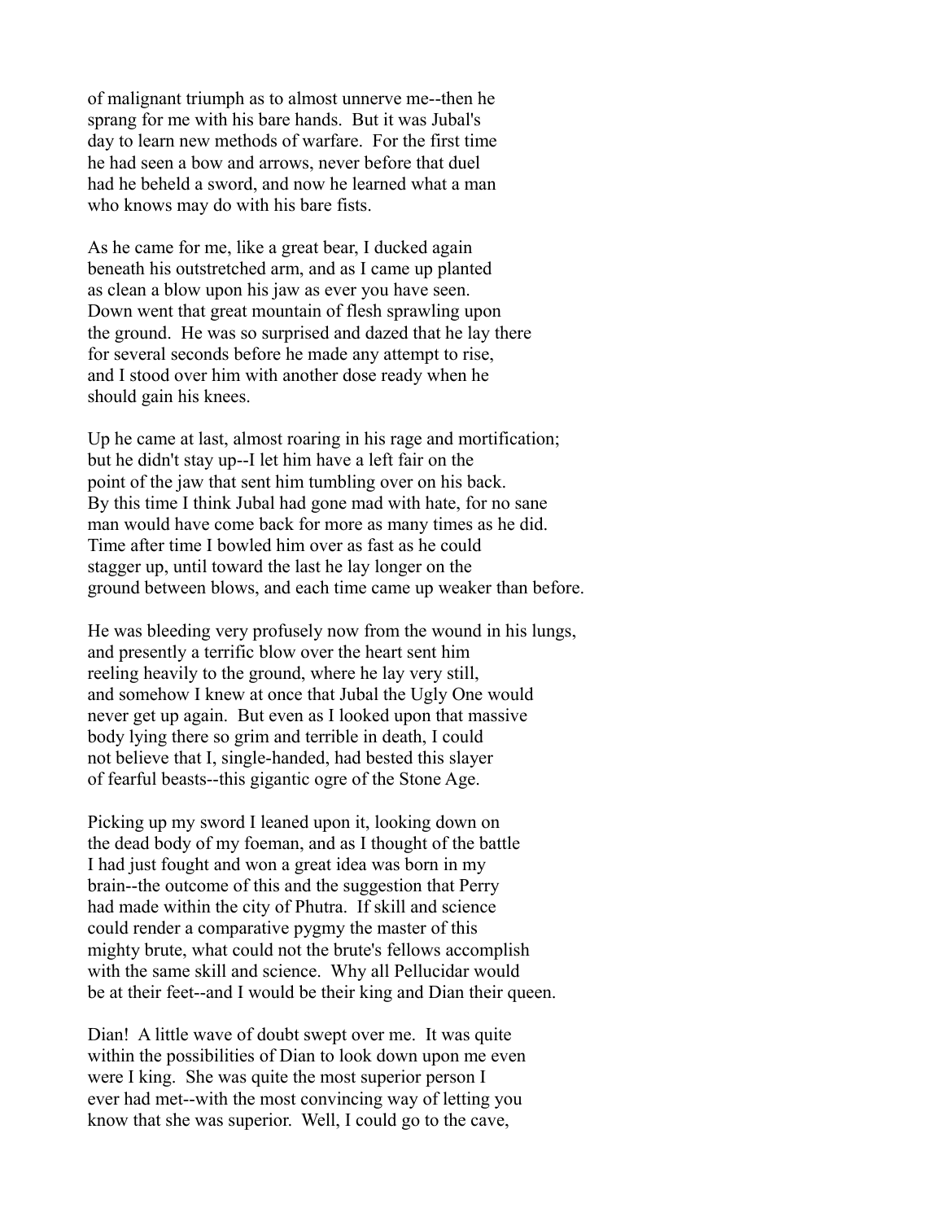of malignant triumph as to almost unnerve me--then he sprang for me with his bare hands. But it was Jubal's day to learn new methods of warfare. For the first time he had seen a bow and arrows, never before that duel had he beheld a sword, and now he learned what a man who knows may do with his bare fists.

As he came for me, like a great bear, I ducked again beneath his outstretched arm, and as I came up planted as clean a blow upon his jaw as ever you have seen. Down went that great mountain of flesh sprawling upon the ground. He was so surprised and dazed that he lay there for several seconds before he made any attempt to rise, and I stood over him with another dose ready when he should gain his knees.

Up he came at last, almost roaring in his rage and mortification; but he didn't stay up--I let him have a left fair on the point of the jaw that sent him tumbling over on his back. By this time I think Jubal had gone mad with hate, for no sane man would have come back for more as many times as he did. Time after time I bowled him over as fast as he could stagger up, until toward the last he lay longer on the ground between blows, and each time came up weaker than before.

He was bleeding very profusely now from the wound in his lungs, and presently a terrific blow over the heart sent him reeling heavily to the ground, where he lay very still, and somehow I knew at once that Jubal the Ugly One would never get up again. But even as I looked upon that massive body lying there so grim and terrible in death, I could not believe that I, single-handed, had bested this slayer of fearful beasts--this gigantic ogre of the Stone Age.

Picking up my sword I leaned upon it, looking down on the dead body of my foeman, and as I thought of the battle I had just fought and won a great idea was born in my brain--the outcome of this and the suggestion that Perry had made within the city of Phutra. If skill and science could render a comparative pygmy the master of this mighty brute, what could not the brute's fellows accomplish with the same skill and science. Why all Pellucidar would be at their feet--and I would be their king and Dian their queen.

Dian! A little wave of doubt swept over me. It was quite within the possibilities of Dian to look down upon me even were I king. She was quite the most superior person I ever had met--with the most convincing way of letting you know that she was superior. Well, I could go to the cave,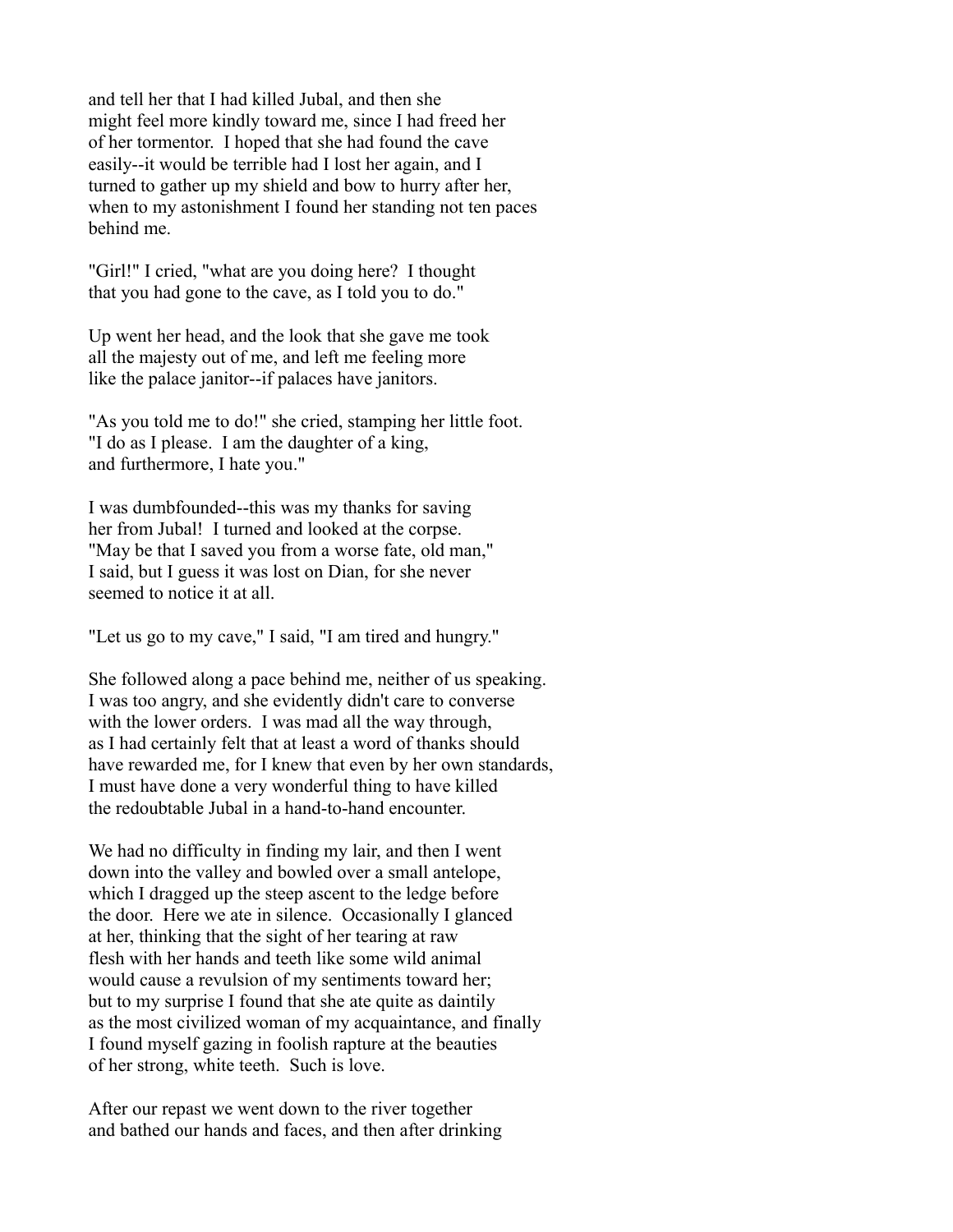and tell her that I had killed Jubal, and then she might feel more kindly toward me, since I had freed her of her tormentor. I hoped that she had found the cave easily--it would be terrible had I lost her again, and I turned to gather up my shield and bow to hurry after her, when to my astonishment I found her standing not ten paces behind me.

"Girl!" I cried, "what are you doing here? I thought that you had gone to the cave, as I told you to do."

Up went her head, and the look that she gave me took all the majesty out of me, and left me feeling more like the palace janitor--if palaces have janitors.

"As you told me to do!" she cried, stamping her little foot. "I do as I please. I am the daughter of a king, and furthermore, I hate you."

I was dumbfounded--this was my thanks for saving her from Jubal! I turned and looked at the corpse. "May be that I saved you from a worse fate, old man," I said, but I guess it was lost on Dian, for she never seemed to notice it at all.

"Let us go to my cave," I said, "I am tired and hungry."

She followed along a pace behind me, neither of us speaking. I was too angry, and she evidently didn't care to converse with the lower orders. I was mad all the way through, as I had certainly felt that at least a word of thanks should have rewarded me, for I knew that even by her own standards, I must have done a very wonderful thing to have killed the redoubtable Jubal in a hand-to-hand encounter.

We had no difficulty in finding my lair, and then I went down into the valley and bowled over a small antelope, which I dragged up the steep ascent to the ledge before the door. Here we ate in silence. Occasionally I glanced at her, thinking that the sight of her tearing at raw flesh with her hands and teeth like some wild animal would cause a revulsion of my sentiments toward her; but to my surprise I found that she ate quite as daintily as the most civilized woman of my acquaintance, and finally I found myself gazing in foolish rapture at the beauties of her strong, white teeth. Such is love.

After our repast we went down to the river together and bathed our hands and faces, and then after drinking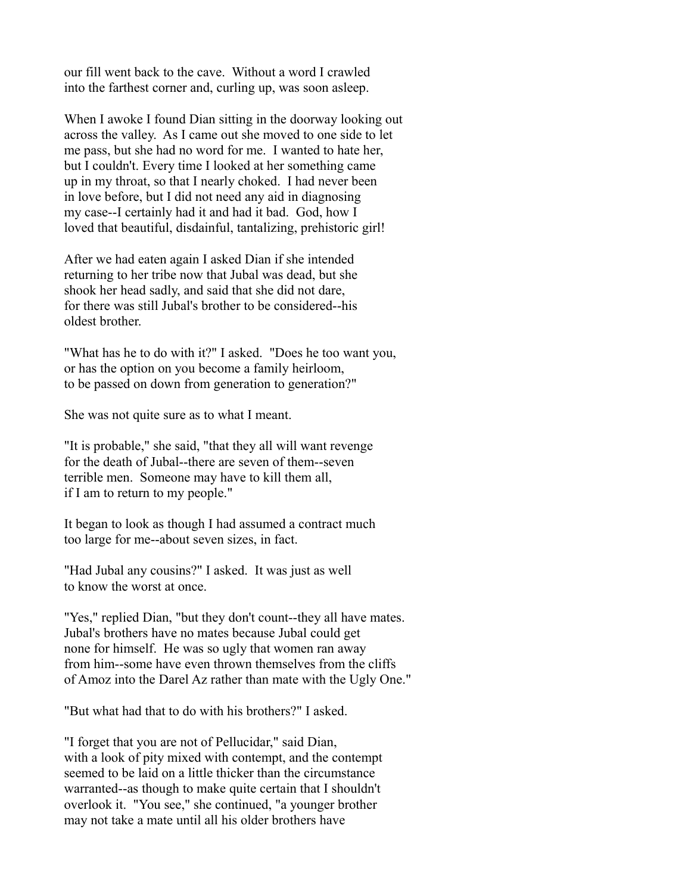our fill went back to the cave. Without a word I crawled into the farthest corner and, curling up, was soon asleep.

When I awoke I found Dian sitting in the doorway looking out across the valley. As I came out she moved to one side to let me pass, but she had no word for me. I wanted to hate her, but I couldn't. Every time I looked at her something came up in my throat, so that I nearly choked. I had never been in love before, but I did not need any aid in diagnosing my case--I certainly had it and had it bad. God, how I loved that beautiful, disdainful, tantalizing, prehistoric girl!

After we had eaten again I asked Dian if she intended returning to her tribe now that Jubal was dead, but she shook her head sadly, and said that she did not dare, for there was still Jubal's brother to be considered--his oldest brother.

"What has he to do with it?" I asked. "Does he too want you, or has the option on you become a family heirloom, to be passed on down from generation to generation?"

She was not quite sure as to what I meant.

"It is probable," she said, "that they all will want revenge for the death of Jubal--there are seven of them--seven terrible men. Someone may have to kill them all, if I am to return to my people."

It began to look as though I had assumed a contract much too large for me--about seven sizes, in fact.

"Had Jubal any cousins?" I asked. It was just as well to know the worst at once.

"Yes," replied Dian, "but they don't count--they all have mates. Jubal's brothers have no mates because Jubal could get none for himself. He was so ugly that women ran away from him--some have even thrown themselves from the cliffs of Amoz into the Darel Az rather than mate with the Ugly One."

"But what had that to do with his brothers?" I asked.

"I forget that you are not of Pellucidar," said Dian, with a look of pity mixed with contempt, and the contempt seemed to be laid on a little thicker than the circumstance warranted--as though to make quite certain that I shouldn't overlook it. "You see," she continued, "a younger brother may not take a mate until all his older brothers have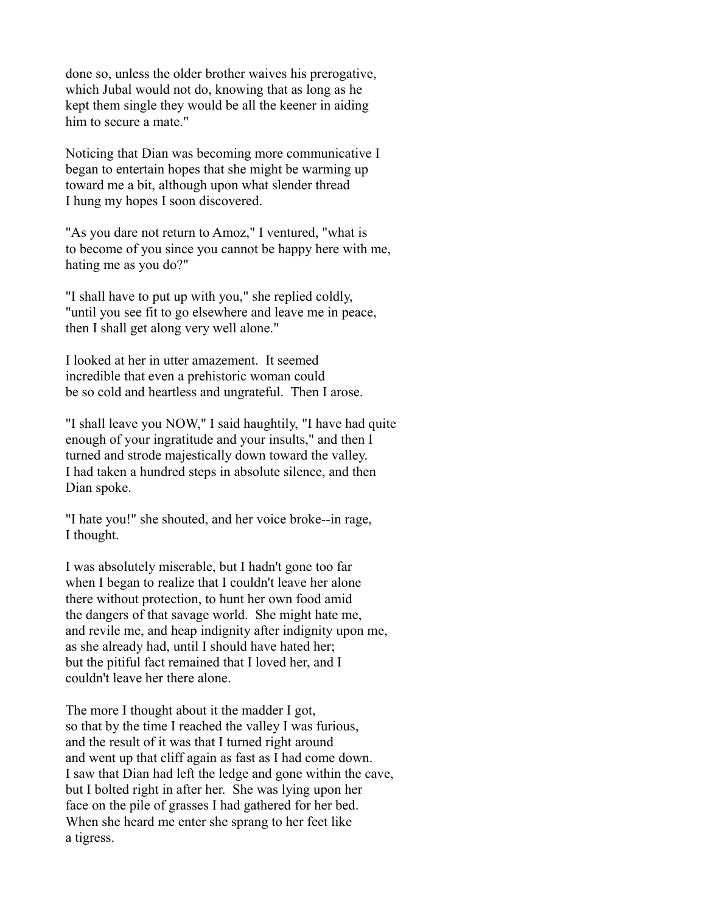done so, unless the older brother waives his prerogative, which Jubal would not do, knowing that as long as he kept them single they would be all the keener in aiding him to secure a mate."

Noticing that Dian was becoming more communicative I began to entertain hopes that she might be warming up toward me a bit, although upon what slender thread I hung my hopes I soon discovered.

"As you dare not return to Amoz," I ventured, "what is to become of you since you cannot be happy here with me, hating me as you do?"

"I shall have to put up with you," she replied coldly, "until you see fit to go elsewhere and leave me in peace, then I shall get along very well alone."

I looked at her in utter amazement. It seemed incredible that even a prehistoric woman could be so cold and heartless and ungrateful. Then I arose.

"I shall leave you NOW," I said haughtily, "I have had quite enough of your ingratitude and your insults," and then I turned and strode majestically down toward the valley. I had taken a hundred steps in absolute silence, and then Dian spoke.

"I hate you!" she shouted, and her voice broke--in rage, I thought.

I was absolutely miserable, but I hadn't gone too far when I began to realize that I couldn't leave her alone there without protection, to hunt her own food amid the dangers of that savage world. She might hate me, and revile me, and heap indignity after indignity upon me, as she already had, until I should have hated her; but the pitiful fact remained that I loved her, and I couldn't leave her there alone.

The more I thought about it the madder I got, so that by the time I reached the valley I was furious, and the result of it was that I turned right around and went up that cliff again as fast as I had come down. I saw that Dian had left the ledge and gone within the cave, but I bolted right in after her. She was lying upon her face on the pile of grasses I had gathered for her bed. When she heard me enter she sprang to her feet like a tigress.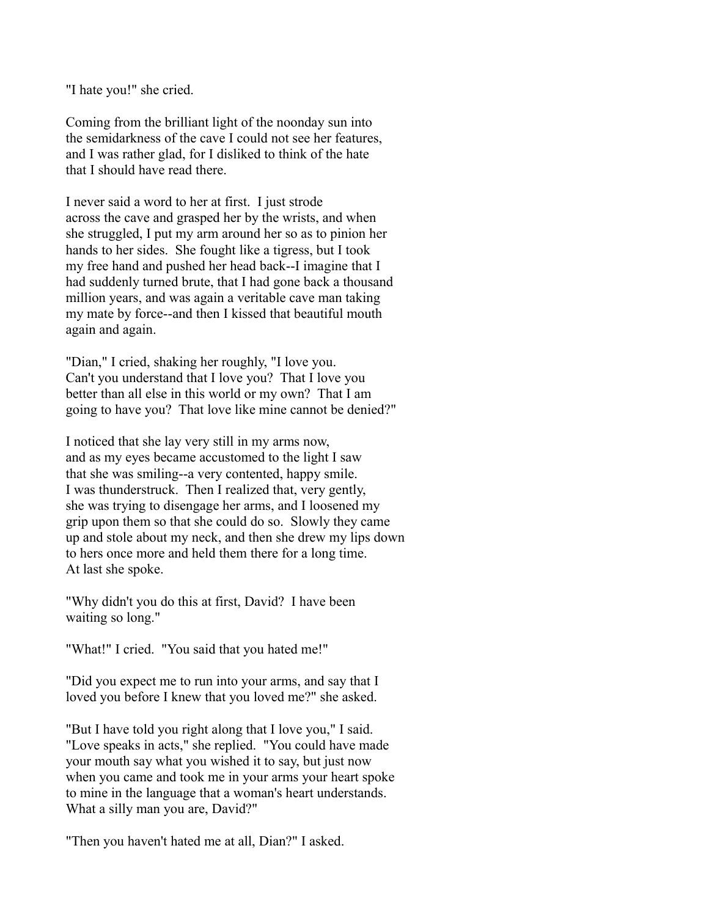"I hate you!" she cried.

Coming from the brilliant light of the noonday sun into the semidarkness of the cave I could not see her features, and I was rather glad, for I disliked to think of the hate that I should have read there.

I never said a word to her at first. I just strode across the cave and grasped her by the wrists, and when she struggled, I put my arm around her so as to pinion her hands to her sides. She fought like a tigress, but I took my free hand and pushed her head back--I imagine that I had suddenly turned brute, that I had gone back a thousand million years, and was again a veritable cave man taking my mate by force--and then I kissed that beautiful mouth again and again.

"Dian," I cried, shaking her roughly, "I love you. Can't you understand that I love you? That I love you better than all else in this world or my own? That I am going to have you? That love like mine cannot be denied?"

I noticed that she lay very still in my arms now, and as my eyes became accustomed to the light I saw that she was smiling--a very contented, happy smile. I was thunderstruck. Then I realized that, very gently, she was trying to disengage her arms, and I loosened my grip upon them so that she could do so. Slowly they came up and stole about my neck, and then she drew my lips down to hers once more and held them there for a long time. At last she spoke.

"Why didn't you do this at first, David? I have been waiting so long."

"What!" I cried. "You said that you hated me!"

"Did you expect me to run into your arms, and say that I loved you before I knew that you loved me?" she asked.

"But I have told you right along that I love you," I said. "Love speaks in acts," she replied. "You could have made your mouth say what you wished it to say, but just now when you came and took me in your arms your heart spoke to mine in the language that a woman's heart understands. What a silly man you are, David?"

"Then you haven't hated me at all, Dian?" I asked.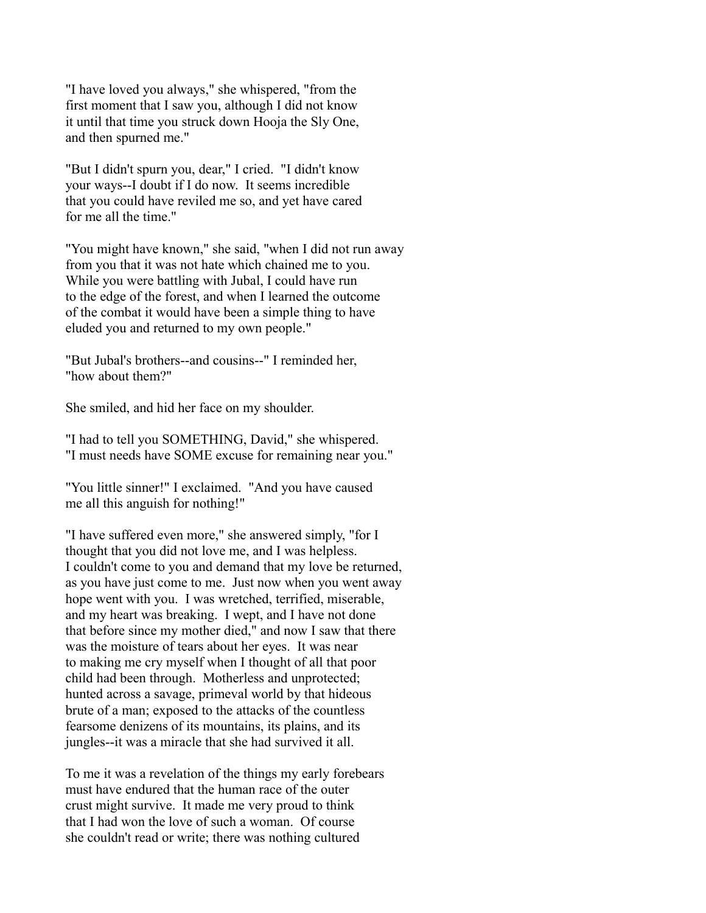"I have loved you always," she whispered, "from the first moment that I saw you, although I did not know it until that time you struck down Hooja the Sly One, and then spurned me."

"But I didn't spurn you, dear," I cried. "I didn't know your ways--I doubt if I do now. It seems incredible that you could have reviled me so, and yet have cared for me all the time."

"You might have known," she said, "when I did not run away from you that it was not hate which chained me to you. While you were battling with Jubal, I could have run to the edge of the forest, and when I learned the outcome of the combat it would have been a simple thing to have eluded you and returned to my own people."

"But Jubal's brothers--and cousins--" I reminded her, "how about them?"

She smiled, and hid her face on my shoulder.

"I had to tell you SOMETHING, David," she whispered. "I must needs have SOME excuse for remaining near you."

"You little sinner!" I exclaimed. "And you have caused me all this anguish for nothing!"

"I have suffered even more," she answered simply, "for I thought that you did not love me, and I was helpless. I couldn't come to you and demand that my love be returned, as you have just come to me. Just now when you went away hope went with you. I was wretched, terrified, miserable, and my heart was breaking. I wept, and I have not done that before since my mother died," and now I saw that there was the moisture of tears about her eyes. It was near to making me cry myself when I thought of all that poor child had been through. Motherless and unprotected; hunted across a savage, primeval world by that hideous brute of a man; exposed to the attacks of the countless fearsome denizens of its mountains, its plains, and its jungles--it was a miracle that she had survived it all.

To me it was a revelation of the things my early forebears must have endured that the human race of the outer crust might survive. It made me very proud to think that I had won the love of such a woman. Of course she couldn't read or write; there was nothing cultured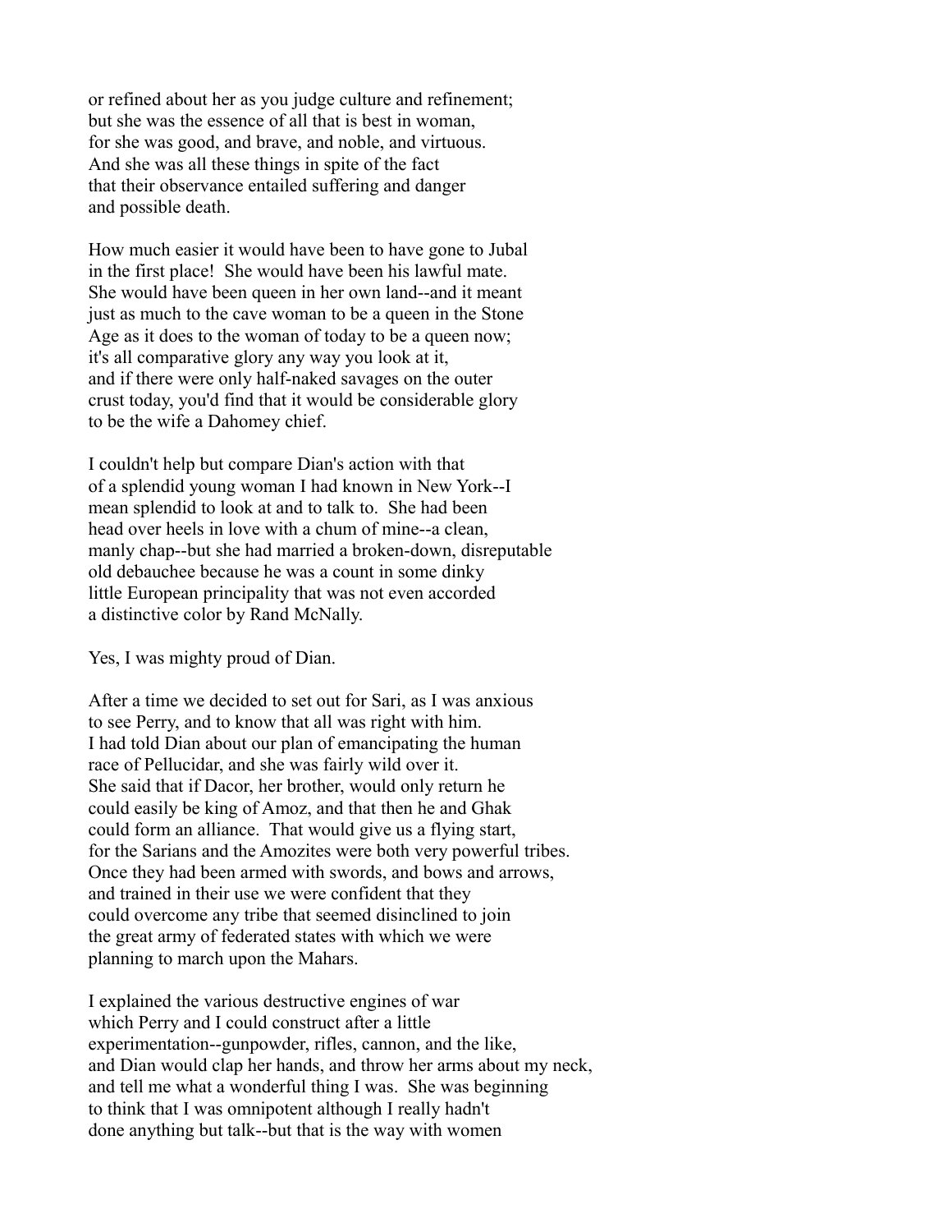or refined about her as you judge culture and refinement; but she was the essence of all that is best in woman, for she was good, and brave, and noble, and virtuous. And she was all these things in spite of the fact that their observance entailed suffering and danger and possible death.

How much easier it would have been to have gone to Jubal in the first place! She would have been his lawful mate. She would have been queen in her own land--and it meant just as much to the cave woman to be a queen in the Stone Age as it does to the woman of today to be a queen now; it's all comparative glory any way you look at it, and if there were only half-naked savages on the outer crust today, you'd find that it would be considerable glory to be the wife a Dahomey chief.

I couldn't help but compare Dian's action with that of a splendid young woman I had known in New York--I mean splendid to look at and to talk to. She had been head over heels in love with a chum of mine--a clean, manly chap--but she had married a broken-down, disreputable old debauchee because he was a count in some dinky little European principality that was not even accorded a distinctive color by Rand McNally.

Yes, I was mighty proud of Dian.

After a time we decided to set out for Sari, as I was anxious to see Perry, and to know that all was right with him. I had told Dian about our plan of emancipating the human race of Pellucidar, and she was fairly wild over it. She said that if Dacor, her brother, would only return he could easily be king of Amoz, and that then he and Ghak could form an alliance. That would give us a flying start, for the Sarians and the Amozites were both very powerful tribes. Once they had been armed with swords, and bows and arrows, and trained in their use we were confident that they could overcome any tribe that seemed disinclined to join the great army of federated states with which we were planning to march upon the Mahars.

I explained the various destructive engines of war which Perry and I could construct after a little experimentation--gunpowder, rifles, cannon, and the like, and Dian would clap her hands, and throw her arms about my neck, and tell me what a wonderful thing I was. She was beginning to think that I was omnipotent although I really hadn't done anything but talk--but that is the way with women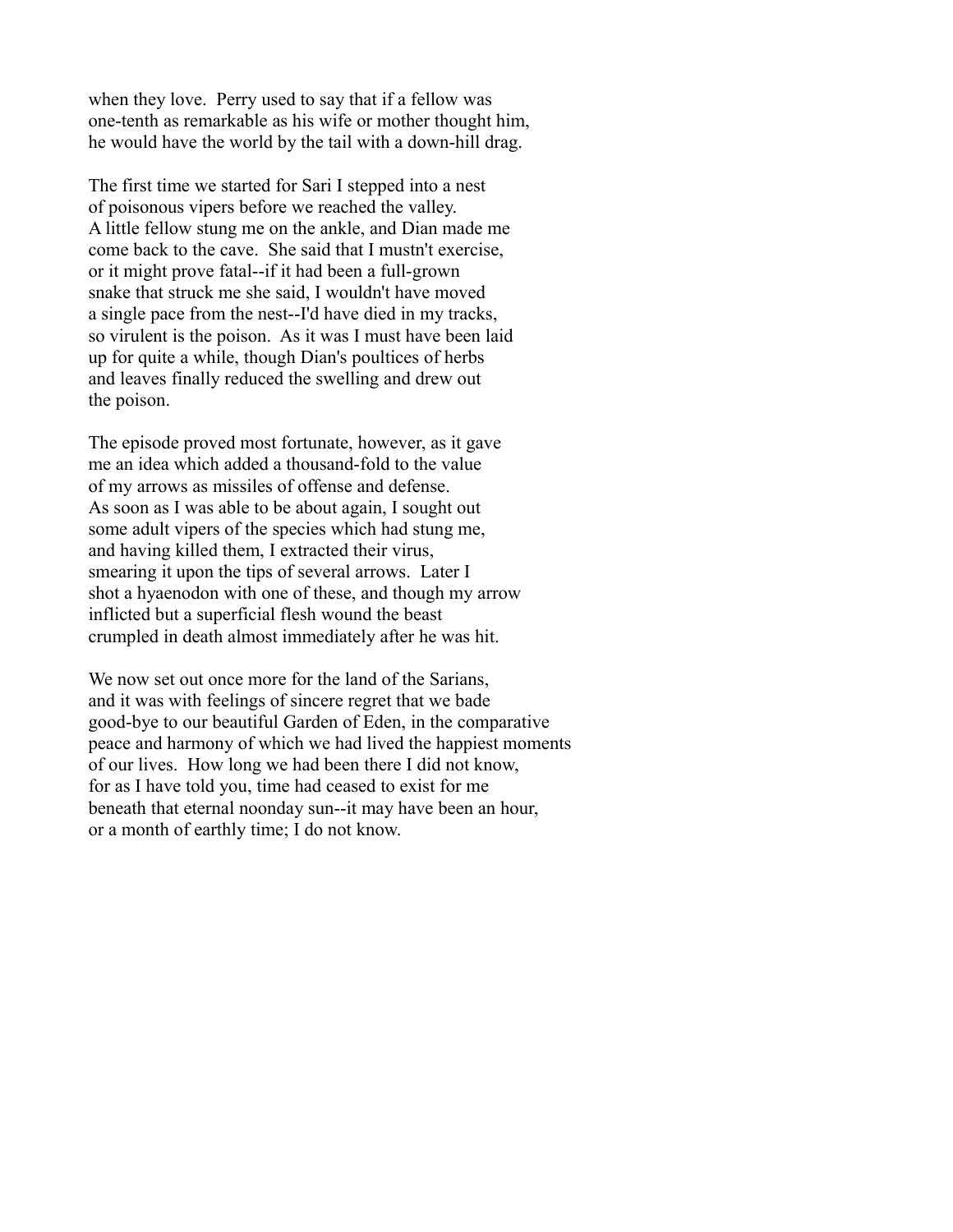when they love. Perry used to say that if a fellow was one-tenth as remarkable as his wife or mother thought him, he would have the world by the tail with a down-hill drag.

The first time we started for Sari I stepped into a nest of poisonous vipers before we reached the valley. A little fellow stung me on the ankle, and Dian made me come back to the cave. She said that I mustn't exercise, or it might prove fatal--if it had been a full-grown snake that struck me she said, I wouldn't have moved a single pace from the nest--I'd have died in my tracks, so virulent is the poison. As it was I must have been laid up for quite a while, though Dian's poultices of herbs and leaves finally reduced the swelling and drew out the poison.

The episode proved most fortunate, however, as it gave me an idea which added a thousand-fold to the value of my arrows as missiles of offense and defense. As soon as I was able to be about again, I sought out some adult vipers of the species which had stung me, and having killed them, I extracted their virus, smearing it upon the tips of several arrows. Later I shot a hyaenodon with one of these, and though my arrow inflicted but a superficial flesh wound the beast crumpled in death almost immediately after he was hit.

We now set out once more for the land of the Sarians, and it was with feelings of sincere regret that we bade good-bye to our beautiful Garden of Eden, in the comparative peace and harmony of which we had lived the happiest moments of our lives. How long we had been there I did not know, for as I have told you, time had ceased to exist for me beneath that eternal noonday sun--it may have been an hour, or a month of earthly time; I do not know.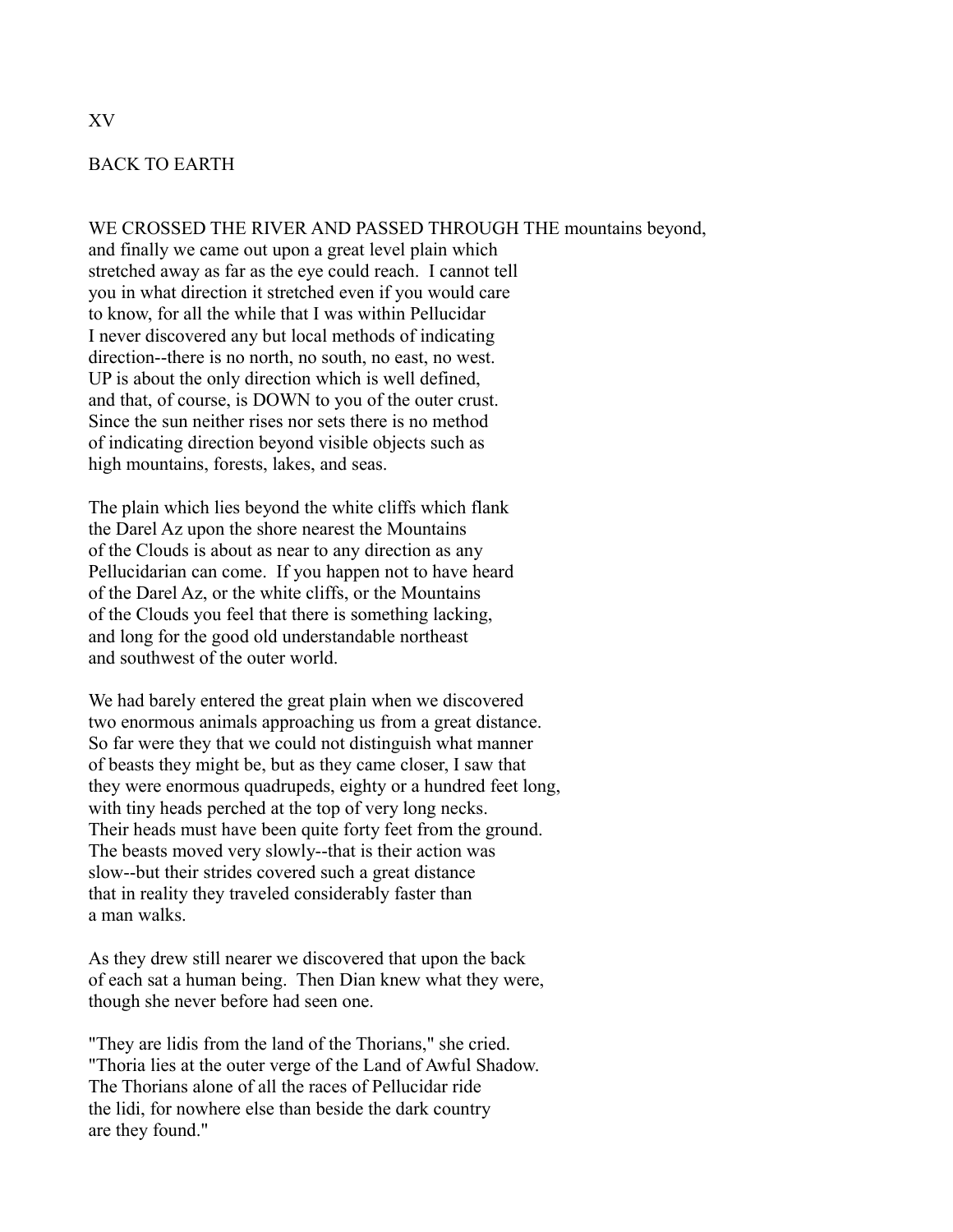# XV

## BACK TO EARTH

WE CROSSED THE RIVER AND PASSED THROUGH THE mountains beyond, and finally we came out upon a great level plain which stretched away as far as the eye could reach. I cannot tell you in what direction it stretched even if you would care to know, for all the while that I was within Pellucidar I never discovered any but local methods of indicating direction--there is no north, no south, no east, no west. UP is about the only direction which is well defined, and that, of course, is DOWN to you of the outer crust. Since the sun neither rises nor sets there is no method of indicating direction beyond visible objects such as high mountains, forests, lakes, and seas.

The plain which lies beyond the white cliffs which flank the Darel Az upon the shore nearest the Mountains of the Clouds is about as near to any direction as any Pellucidarian can come. If you happen not to have heard of the Darel Az, or the white cliffs, or the Mountains of the Clouds you feel that there is something lacking, and long for the good old understandable northeast and southwest of the outer world.

We had barely entered the great plain when we discovered two enormous animals approaching us from a great distance. So far were they that we could not distinguish what manner of beasts they might be, but as they came closer, I saw that they were enormous quadrupeds, eighty or a hundred feet long, with tiny heads perched at the top of very long necks. Their heads must have been quite forty feet from the ground. The beasts moved very slowly--that is their action was slow--but their strides covered such a great distance that in reality they traveled considerably faster than a man walks.

As they drew still nearer we discovered that upon the back of each sat a human being. Then Dian knew what they were, though she never before had seen one.

"They are lidis from the land of the Thorians," she cried. "Thoria lies at the outer verge of the Land of Awful Shadow. The Thorians alone of all the races of Pellucidar ride the lidi, for nowhere else than beside the dark country are they found."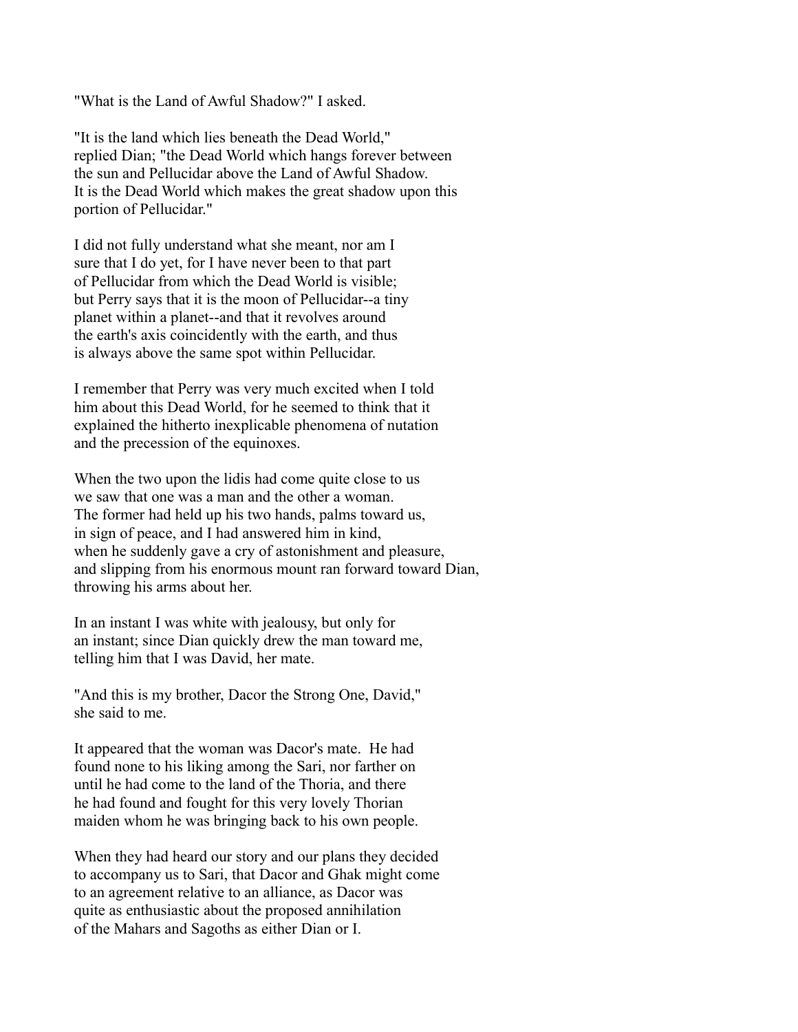"What is the Land of Awful Shadow?" I asked.

"It is the land which lies beneath the Dead World," replied Dian; "the Dead World which hangs forever between the sun and Pellucidar above the Land of Awful Shadow. It is the Dead World which makes the great shadow upon this portion of Pellucidar."

I did not fully understand what she meant, nor am I sure that I do yet, for I have never been to that part of Pellucidar from which the Dead World is visible; but Perry says that it is the moon of Pellucidar--a tiny planet within a planet--and that it revolves around the earth's axis coincidently with the earth, and thus is always above the same spot within Pellucidar.

I remember that Perry was very much excited when I told him about this Dead World, for he seemed to think that it explained the hitherto inexplicable phenomena of nutation and the precession of the equinoxes.

When the two upon the lidis had come quite close to us we saw that one was a man and the other a woman. The former had held up his two hands, palms toward us, in sign of peace, and I had answered him in kind, when he suddenly gave a cry of astonishment and pleasure, and slipping from his enormous mount ran forward toward Dian, throwing his arms about her.

In an instant I was white with jealousy, but only for an instant; since Dian quickly drew the man toward me, telling him that I was David, her mate.

"And this is my brother, Dacor the Strong One, David," she said to me.

It appeared that the woman was Dacor's mate. He had found none to his liking among the Sari, nor farther on until he had come to the land of the Thoria, and there he had found and fought for this very lovely Thorian maiden whom he was bringing back to his own people.

When they had heard our story and our plans they decided to accompany us to Sari, that Dacor and Ghak might come to an agreement relative to an alliance, as Dacor was quite as enthusiastic about the proposed annihilation of the Mahars and Sagoths as either Dian or I.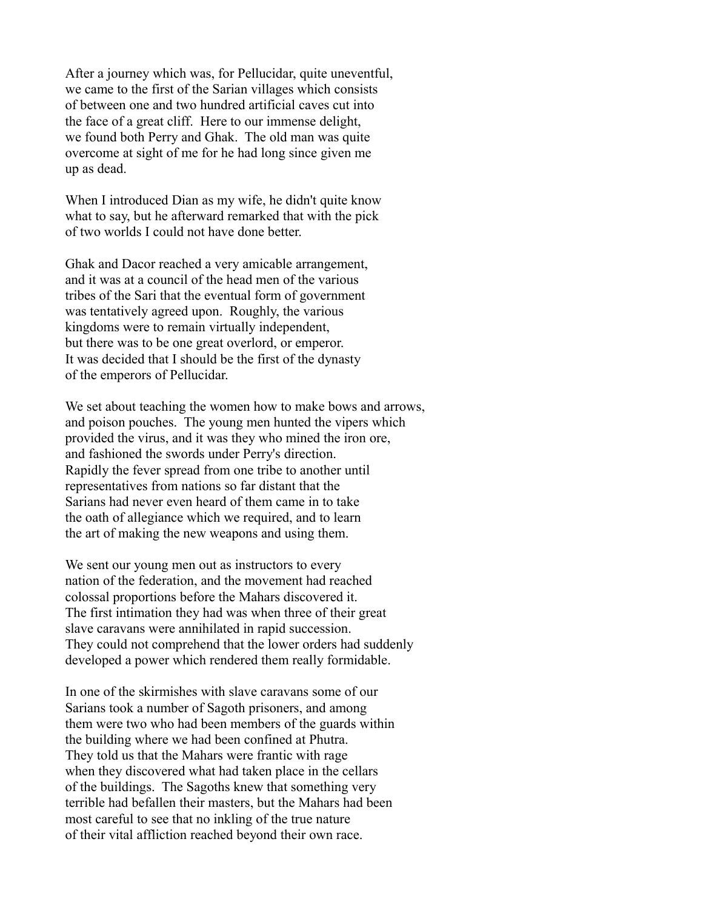After a journey which was, for Pellucidar, quite uneventful, we came to the first of the Sarian villages which consists of between one and two hundred artificial caves cut into the face of a great cliff. Here to our immense delight, we found both Perry and Ghak. The old man was quite overcome at sight of me for he had long since given me up as dead.

When I introduced Dian as my wife, he didn't quite know what to say, but he afterward remarked that with the pick of two worlds I could not have done better.

Ghak and Dacor reached a very amicable arrangement, and it was at a council of the head men of the various tribes of the Sari that the eventual form of government was tentatively agreed upon. Roughly, the various kingdoms were to remain virtually independent, but there was to be one great overlord, or emperor. It was decided that I should be the first of the dynasty of the emperors of Pellucidar.

We set about teaching the women how to make bows and arrows, and poison pouches. The young men hunted the vipers which provided the virus, and it was they who mined the iron ore, and fashioned the swords under Perry's direction. Rapidly the fever spread from one tribe to another until representatives from nations so far distant that the Sarians had never even heard of them came in to take the oath of allegiance which we required, and to learn the art of making the new weapons and using them.

We sent our young men out as instructors to every nation of the federation, and the movement had reached colossal proportions before the Mahars discovered it. The first intimation they had was when three of their great slave caravans were annihilated in rapid succession. They could not comprehend that the lower orders had suddenly developed a power which rendered them really formidable.

In one of the skirmishes with slave caravans some of our Sarians took a number of Sagoth prisoners, and among them were two who had been members of the guards within the building where we had been confined at Phutra. They told us that the Mahars were frantic with rage when they discovered what had taken place in the cellars of the buildings. The Sagoths knew that something very terrible had befallen their masters, but the Mahars had been most careful to see that no inkling of the true nature of their vital affliction reached beyond their own race.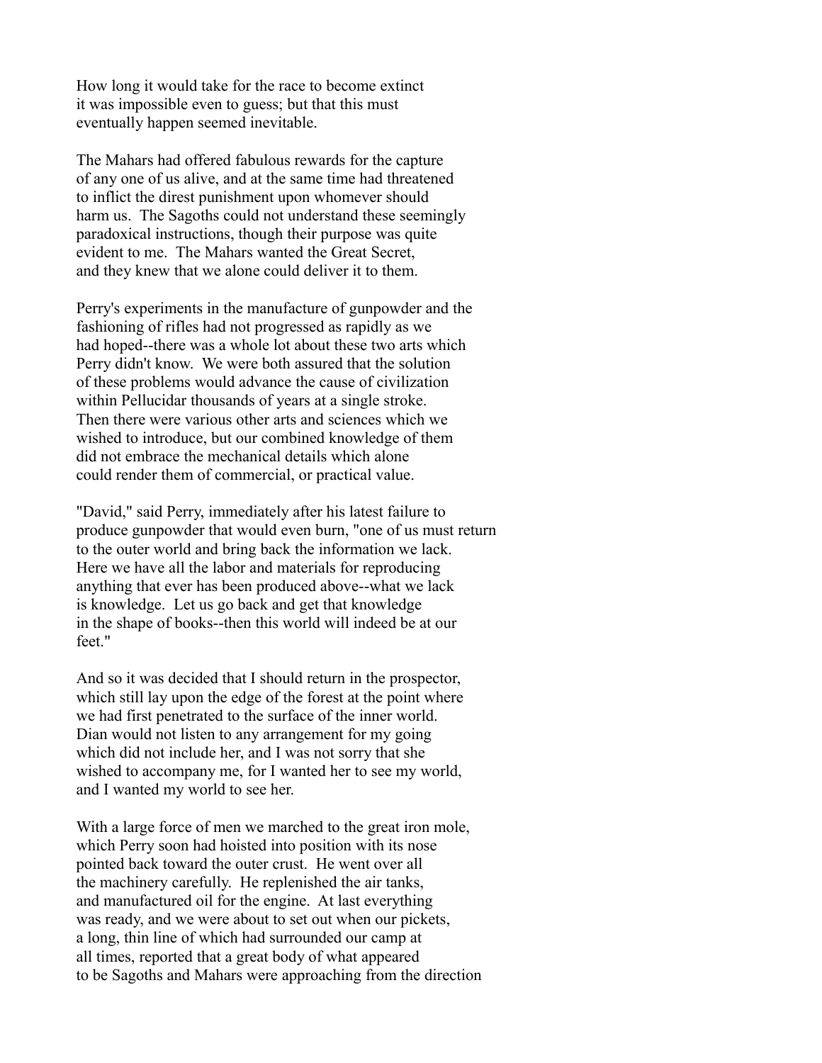How long it would take for the race to become extinct it was impossible even to guess; but that this must eventually happen seemed inevitable.

The Mahars had offered fabulous rewards for the capture of any one of us alive, and at the same time had threatened to inflict the direst punishment upon whomever should harm us. The Sagoths could not understand these seemingly paradoxical instructions, though their purpose was quite evident to me. The Mahars wanted the Great Secret, and they knew that we alone could deliver it to them.

Perry's experiments in the manufacture of gunpowder and the fashioning of rifles had not progressed as rapidly as we had hoped--there was a whole lot about these two arts which Perry didn't know. We were both assured that the solution of these problems would advance the cause of civilization within Pellucidar thousands of years at a single stroke. Then there were various other arts and sciences which we wished to introduce, but our combined knowledge of them did not embrace the mechanical details which alone could render them of commercial, or practical value.

"David," said Perry, immediately after his latest failure to produce gunpowder that would even burn, "one of us must return to the outer world and bring back the information we lack. Here we have all the labor and materials for reproducing anything that ever has been produced above--what we lack is knowledge. Let us go back and get that knowledge in the shape of books--then this world will indeed be at our feet."

And so it was decided that I should return in the prospector, which still lay upon the edge of the forest at the point where we had first penetrated to the surface of the inner world. Dian would not listen to any arrangement for my going which did not include her, and I was not sorry that she wished to accompany me, for I wanted her to see my world, and I wanted my world to see her.

With a large force of men we marched to the great iron mole, which Perry soon had hoisted into position with its nose pointed back toward the outer crust. He went over all the machinery carefully. He replenished the air tanks, and manufactured oil for the engine. At last everything was ready, and we were about to set out when our pickets, a long, thin line of which had surrounded our camp at all times, reported that a great body of what appeared to be Sagoths and Mahars were approaching from the direction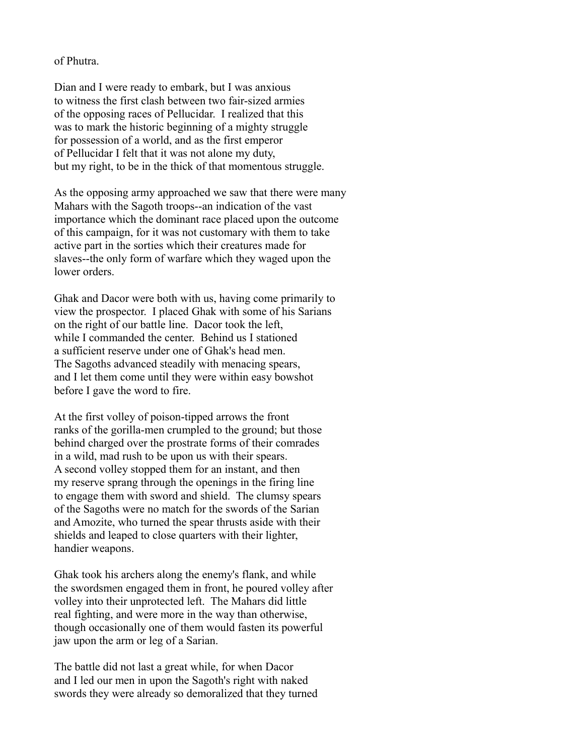of Phutra.

Dian and I were ready to embark, but I was anxious to witness the first clash between two fair-sized armies of the opposing races of Pellucidar. I realized that this was to mark the historic beginning of a mighty struggle for possession of a world, and as the first emperor of Pellucidar I felt that it was not alone my duty, but my right, to be in the thick of that momentous struggle.

As the opposing army approached we saw that there were many Mahars with the Sagoth troops--an indication of the vast importance which the dominant race placed upon the outcome of this campaign, for it was not customary with them to take active part in the sorties which their creatures made for slaves--the only form of warfare which they waged upon the lower orders.

Ghak and Dacor were both with us, having come primarily to view the prospector. I placed Ghak with some of his Sarians on the right of our battle line. Dacor took the left, while I commanded the center. Behind us I stationed a sufficient reserve under one of Ghak's head men. The Sagoths advanced steadily with menacing spears, and I let them come until they were within easy bowshot before I gave the word to fire.

At the first volley of poison-tipped arrows the front ranks of the gorilla-men crumpled to the ground; but those behind charged over the prostrate forms of their comrades in a wild, mad rush to be upon us with their spears. A second volley stopped them for an instant, and then my reserve sprang through the openings in the firing line to engage them with sword and shield. The clumsy spears of the Sagoths were no match for the swords of the Sarian and Amozite, who turned the spear thrusts aside with their shields and leaped to close quarters with their lighter, handier weapons.

Ghak took his archers along the enemy's flank, and while the swordsmen engaged them in front, he poured volley after volley into their unprotected left. The Mahars did little real fighting, and were more in the way than otherwise, though occasionally one of them would fasten its powerful jaw upon the arm or leg of a Sarian.

The battle did not last a great while, for when Dacor and I led our men in upon the Sagoth's right with naked swords they were already so demoralized that they turned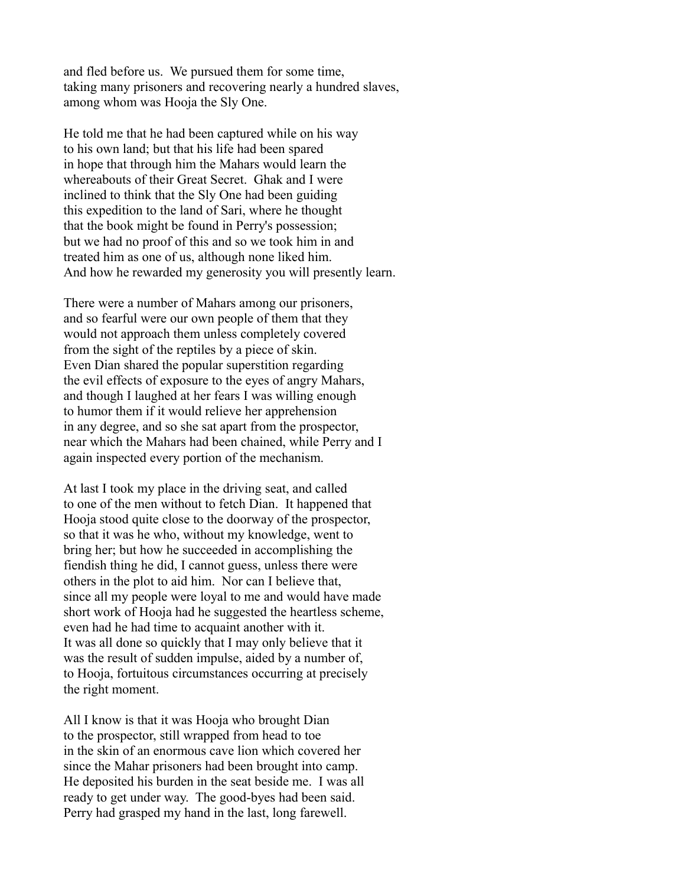and fled before us. We pursued them for some time, taking many prisoners and recovering nearly a hundred slaves, among whom was Hooja the Sly One.

He told me that he had been captured while on his way to his own land; but that his life had been spared in hope that through him the Mahars would learn the whereabouts of their Great Secret. Ghak and I were inclined to think that the Sly One had been guiding this expedition to the land of Sari, where he thought that the book might be found in Perry's possession; but we had no proof of this and so we took him in and treated him as one of us, although none liked him. And how he rewarded my generosity you will presently learn.

There were a number of Mahars among our prisoners, and so fearful were our own people of them that they would not approach them unless completely covered from the sight of the reptiles by a piece of skin. Even Dian shared the popular superstition regarding the evil effects of exposure to the eyes of angry Mahars, and though I laughed at her fears I was willing enough to humor them if it would relieve her apprehension in any degree, and so she sat apart from the prospector, near which the Mahars had been chained, while Perry and I again inspected every portion of the mechanism.

At last I took my place in the driving seat, and called to one of the men without to fetch Dian. It happened that Hooja stood quite close to the doorway of the prospector, so that it was he who, without my knowledge, went to bring her; but how he succeeded in accomplishing the fiendish thing he did, I cannot guess, unless there were others in the plot to aid him. Nor can I believe that, since all my people were loyal to me and would have made short work of Hooja had he suggested the heartless scheme, even had he had time to acquaint another with it. It was all done so quickly that I may only believe that it was the result of sudden impulse, aided by a number of, to Hooja, fortuitous circumstances occurring at precisely the right moment.

All I know is that it was Hooja who brought Dian to the prospector, still wrapped from head to toe in the skin of an enormous cave lion which covered her since the Mahar prisoners had been brought into camp. He deposited his burden in the seat beside me. I was all ready to get under way. The good-byes had been said. Perry had grasped my hand in the last, long farewell.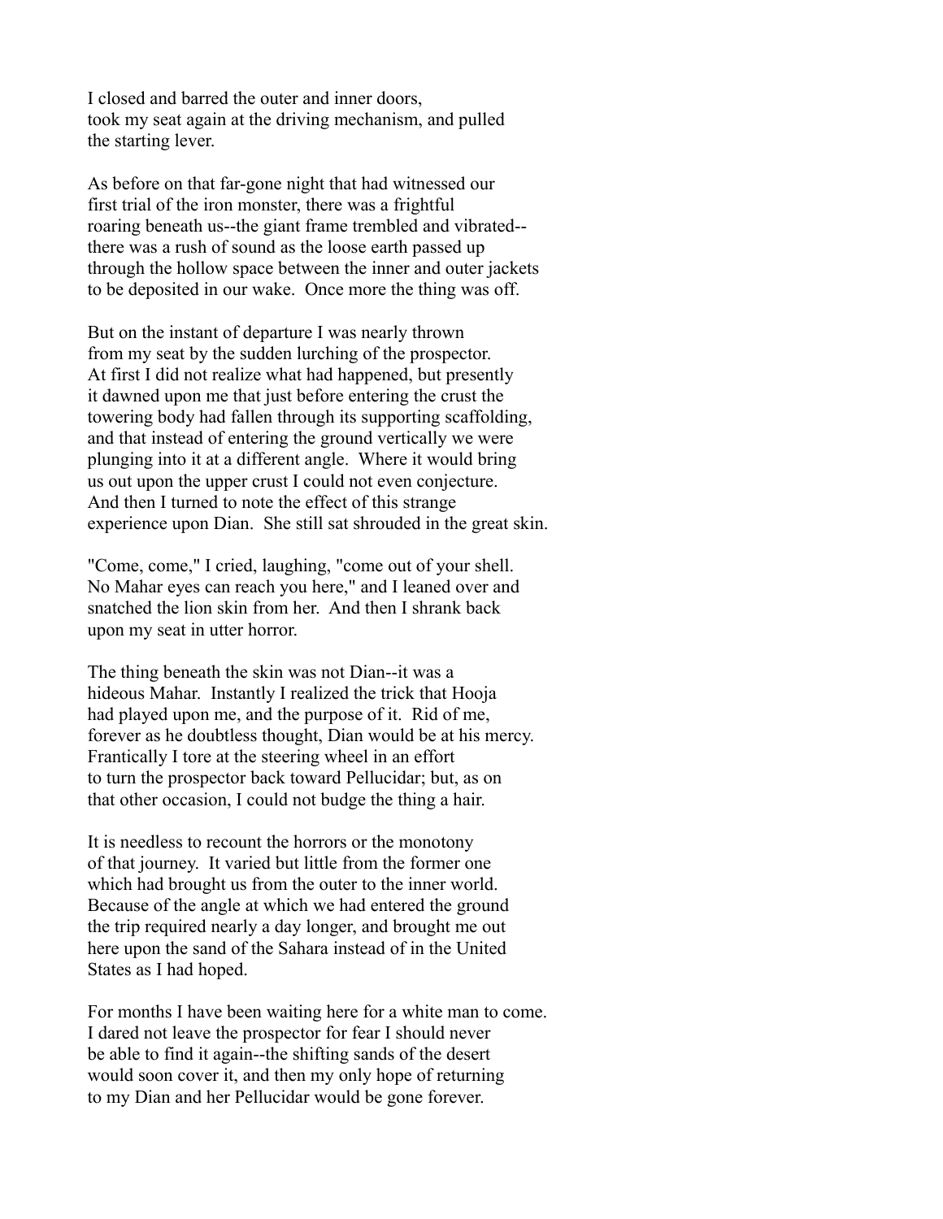I closed and barred the outer and inner doors, took my seat again at the driving mechanism, and pulled the starting lever.

As before on that far-gone night that had witnessed our first trial of the iron monster, there was a frightful roaring beneath us--the giant frame trembled and vibrated--there was a rush of sound as the loose earth passed up through the hollow space between the inner and outer jackets to be deposited in our wake. Once more the thing was off.

But on the instant of departure I was nearly thrown from my seat by the sudden lurching of the prospector. At first I did not realize what had happened, but presently it dawned upon me that just before entering the crust the towering body had fallen through its supporting scaffolding, and that instead of entering the ground vertically we were plunging into it at a different angle. Where it would bring us out upon the upper crust I could not even conjecture. And then I turned to note the effect of this strange experience upon Dian. She still sat shrouded in the great skin.

"Come, come," I cried, laughing, "come out of your shell. No Mahar eyes can reach you here," and I leaned over and snatched the lion skin from her. And then I shrank back upon my seat in utter horror.

The thing beneath the skin was not Dian--it was a hideous Mahar. Instantly I realized the trick that Hooja had played upon me, and the purpose of it. Rid of me, forever as he doubtless thought, Dian would be at his mercy. Frantically I tore at the steering wheel in an effort to turn the prospector back toward Pellucidar; but, as on that other occasion, I could not budge the thing a hair.

It is needless to recount the horrors or the monotony of that journey. It varied but little from the former one which had brought us from the outer to the inner world. Because of the angle at which we had entered the ground the trip required nearly a day longer, and brought me out here upon the sand of the Sahara instead of in the United States as I had hoped.

For months I have been waiting here for a white man to come. I dared not leave the prospector for fear I should never be able to find it again--the shifting sands of the desert would soon cover it, and then my only hope of returning to my Dian and her Pellucidar would be gone forever.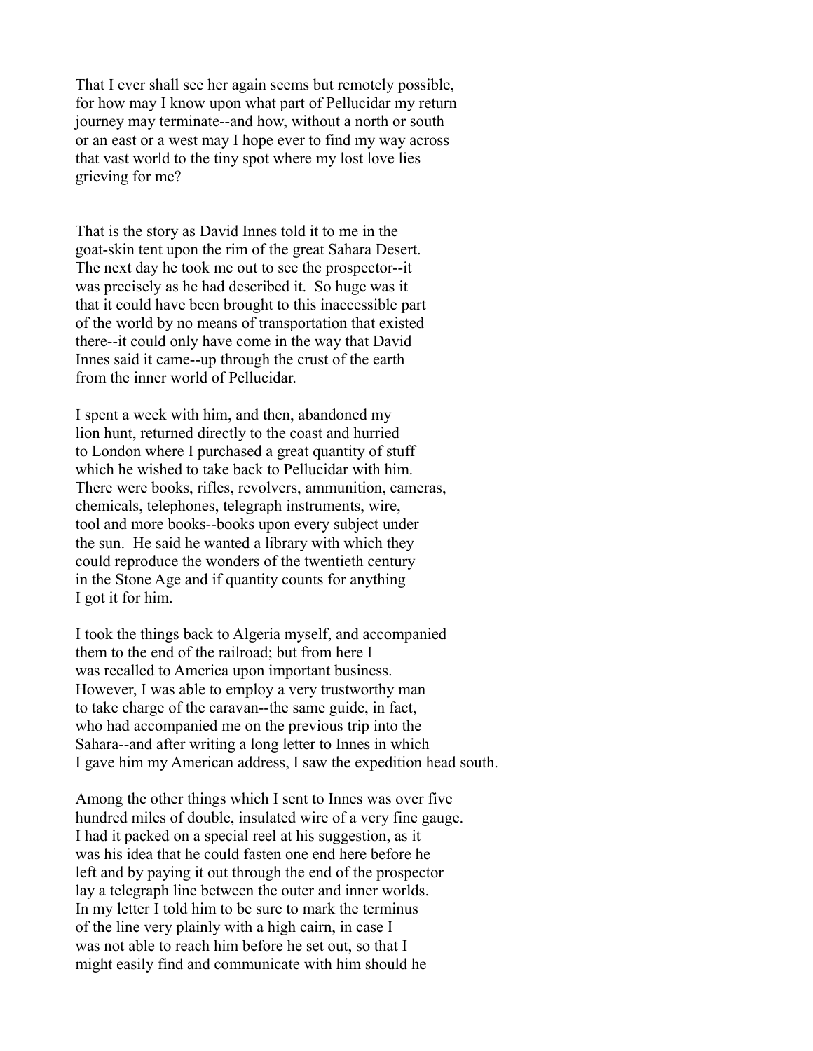That I ever shall see her again seems but remotely possible, for how may I know upon what part of Pellucidar my return journey may terminate--and how, without a north or south or an east or a west may I hope ever to find my way across that vast world to the tiny spot where my lost love lies grieving for me?

That is the story as David Innes told it to me in the goat-skin tent upon the rim of the great Sahara Desert. The next day he took me out to see the prospector--it was precisely as he had described it. So huge was it that it could have been brought to this inaccessible part of the world by no means of transportation that existed there--it could only have come in the way that David Innes said it came--up through the crust of the earth from the inner world of Pellucidar.

I spent a week with him, and then, abandoned my lion hunt, returned directly to the coast and hurried to London where I purchased a great quantity of stuff which he wished to take back to Pellucidar with him. There were books, rifles, revolvers, ammunition, cameras, chemicals, telephones, telegraph instruments, wire, tool and more books--books upon every subject under the sun. He said he wanted a library with which they could reproduce the wonders of the twentieth century in the Stone Age and if quantity counts for anything I got it for him.

I took the things back to Algeria myself, and accompanied them to the end of the railroad; but from here I was recalled to America upon important business. However, I was able to employ a very trustworthy man to take charge of the caravan--the same guide, in fact, who had accompanied me on the previous trip into the Sahara--and after writing a long letter to Innes in which I gave him my American address, I saw the expedition head south.

Among the other things which I sent to Innes was over five hundred miles of double, insulated wire of a very fine gauge. I had it packed on a special reel at his suggestion, as it was his idea that he could fasten one end here before he left and by paying it out through the end of the prospector lay a telegraph line between the outer and inner worlds. In my letter I told him to be sure to mark the terminus of the line very plainly with a high cairn, in case I was not able to reach him before he set out, so that I might easily find and communicate with him should he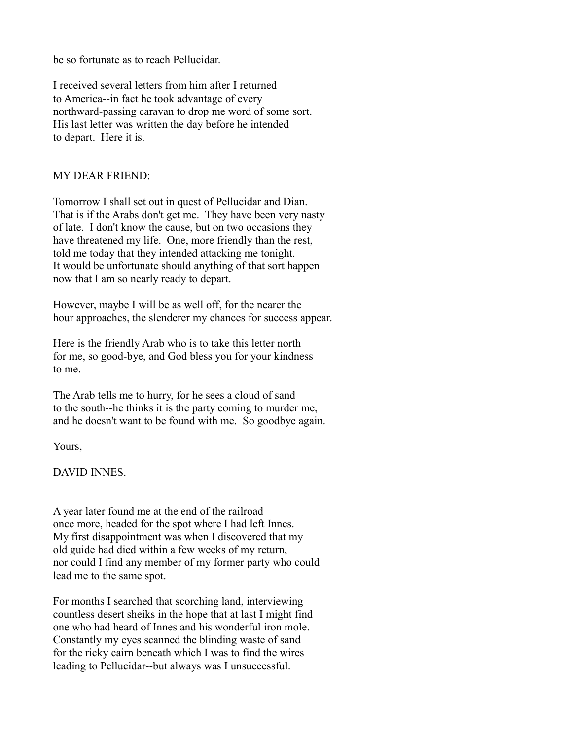be so fortunate as to reach Pellucidar.

I received several letters from him after I returned to America--in fact he took advantage of every northward-passing caravan to drop me word of some sort. His last letter was written the day before he intended to depart. Here it is.

MY DEAR FRIEND:

Tomorrow I shall set out in quest of Pellucidar and Dian. That is if the Arabs don't get me. They have been very nasty of late. I don't know the cause, but on two occasions they have threatened my life. One, more friendly than the rest, told me today that they intended attacking me tonight. It would be unfortunate should anything of that sort happen now that I am so nearly ready to depart.

However, maybe I will be as well off, for the nearer the hour approaches, the slenderer my chances for success appear.

Here is the friendly Arab who is to take this letter north for me, so good-bye, and God bless you for your kindness to me.

The Arab tells me to hurry, for he sees a cloud of sand to the south--he thinks it is the party coming to murder me, and he doesn't want to be found with me. So goodbye again.

Yours,

DAVID INNES.

A year later found me at the end of the railroad once more, headed for the spot where I had left Innes. My first disappointment was when I discovered that my old guide had died within a few weeks of my return, nor could I find any member of my former party who could lead me to the same spot.

For months I searched that scorching land, interviewing countless desert sheiks in the hope that at last I might find one who had heard of Innes and his wonderful iron mole. Constantly my eyes scanned the blinding waste of sand for the ricky cairn beneath which I was to find the wires leading to Pellucidar--but always was I unsuccessful.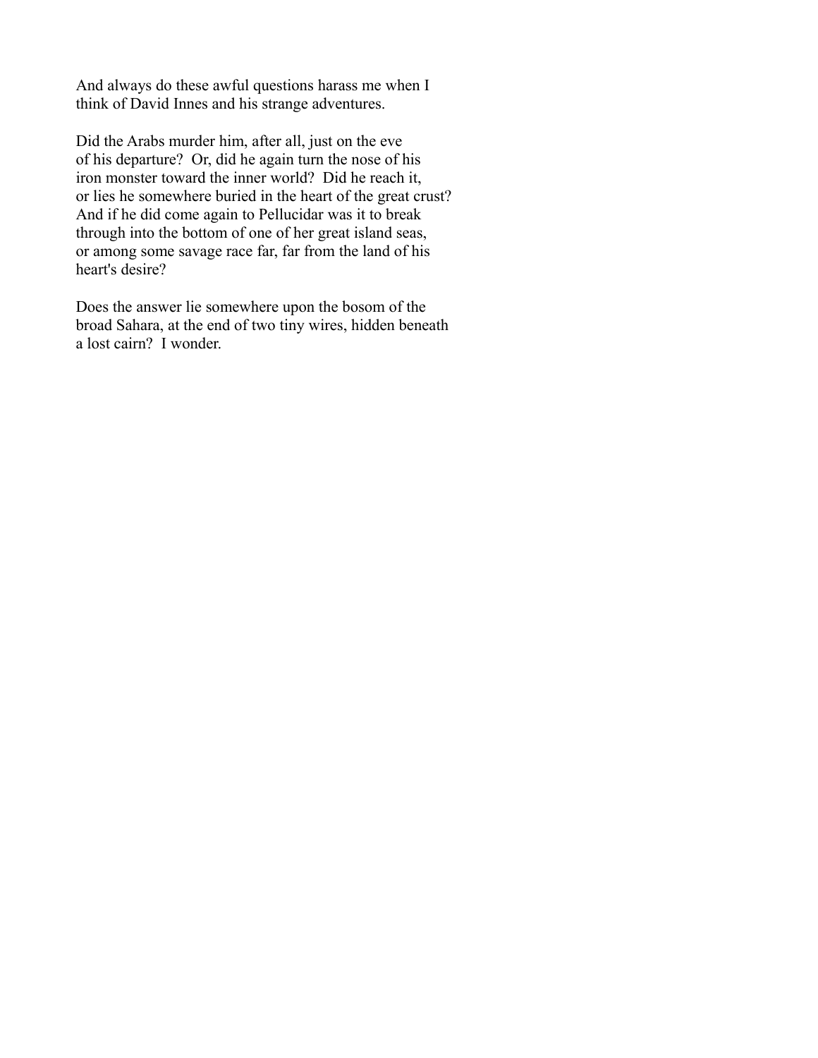And always do these awful questions harass me when I think of David Innes and his strange adventures.

Did the Arabs murder him, after all, just on the eve of his departure? Or, did he again turn the nose of his iron monster toward the inner world? Did he reach it, or lies he somewhere buried in the heart of the great crust? And if he did come again to Pellucidar was it to break through into the bottom of one of her great island seas, or among some savage race far, far from the land of his heart's desire?

Does the answer lie somewhere upon the bosom of the broad Sahara, at the end of two tiny wires, hidden beneath a lost cairn? I wonder.